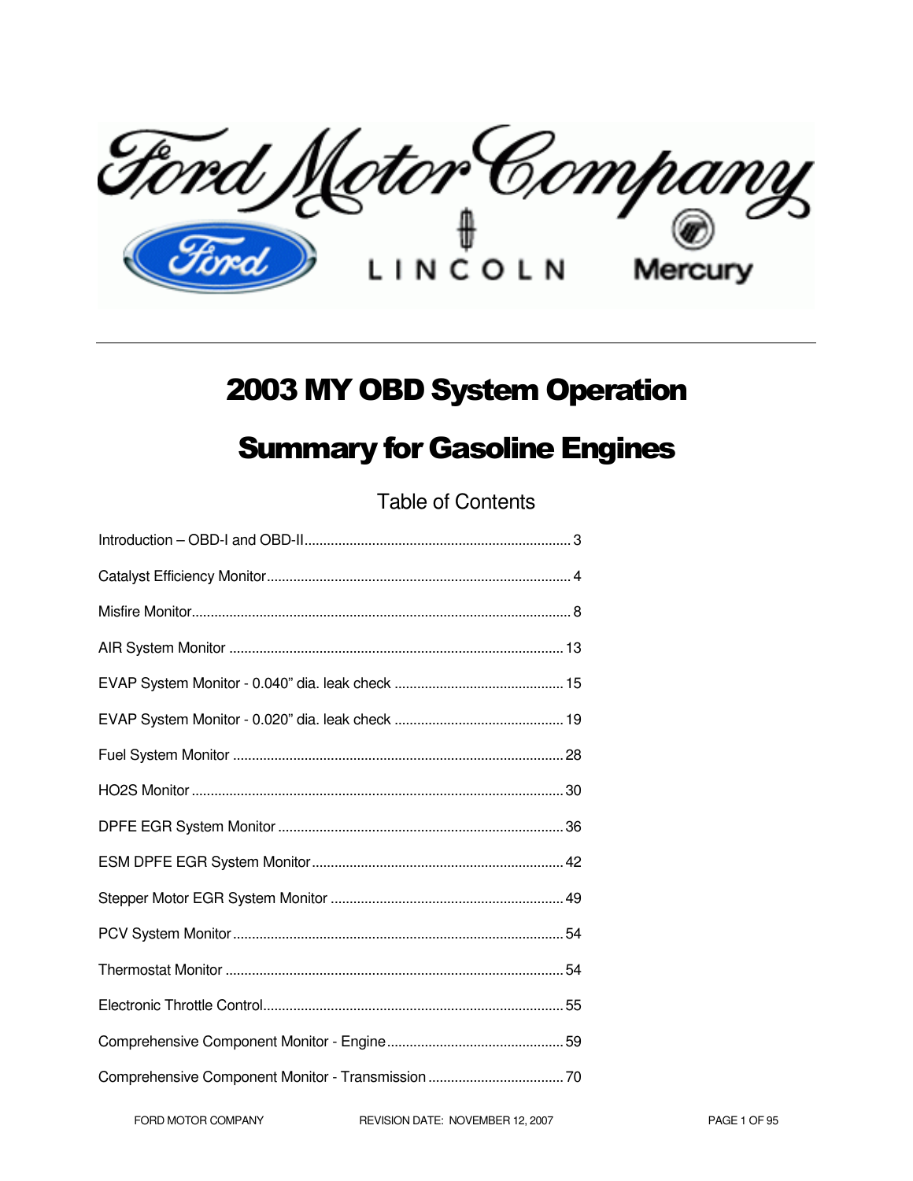# 2003 MY OBD System Operation

# Summary for Gasoline Engines

## Table of Contents

Introduction – OBD-I and OBD-II ........................................................................ 3

Catalyst Efficiency Monitor ................................................................................ 4

Misfire Monitor .................................................................................................... 8

AIR System Monitor ........................................................................................... 13

EVAP System Monitor - 0.040" dia. leak check ............................................... 15

EVAP System Monitor - 0.020" dia. leak check ............................................... 19

Fuel System Monitor .......................................................................................... 28

HO2S Monitor ..................................................................................................... 30

DPFE EGR System Monitor .............................................................................. 36

ESM DPFE EGR System Monitor ..................................................................... 42

Stepper Motor EGR System Monitor ................................................................ 49

PCV System Monitor .......................................................................................... 54

Thermostat Monitor ............................................................................................ 54

Electronic Throttle Control ................................................................................. 55

Comprehensive Component Monitor - Engine ................................................. 59

Comprehensive Component Monitor - Transmission ....................................... 70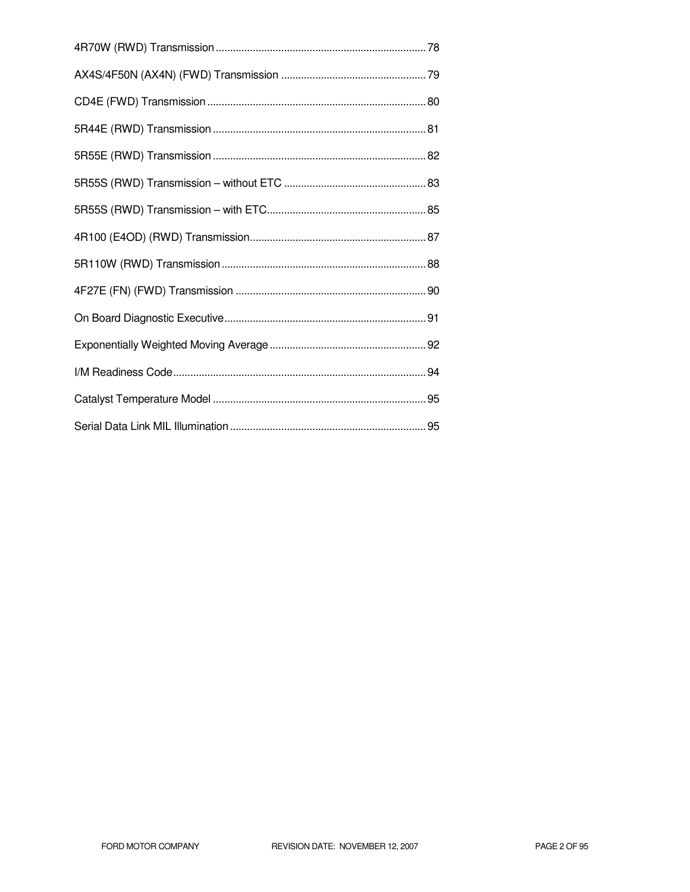4R70W (RWD) Transmission .......................................................................... 78

AX4S/4F50N (AX4N) (FWD) Transmission .................................................... 79

CD4E (FWD) Transmission ............................................................................ 80

5R44E (RWD) Transmission .......................................................................... 81

5R55E (RWD) Transmission .......................................................................... 82

5R55S (RWD) Transmission – without ETC .................................................. 83

5R55S (RWD) Transmission – with ETC........................................................ 85

4R100 (E4OD) (RWD) Transmission............................................................. 87

5R110W (RWD) Transmission ....................................................................... 88

4F27E (FN) (FWD) Transmission .................................................................. 90

On Board Diagnostic Executive...................................................................... 91

Exponentially Weighted Moving Average ....................................................... 92

I/M Readiness Code........................................................................................ 94

Catalyst Temperature Model .......................................................................... 95

Serial Data Link MIL Illumination .................................................................... 95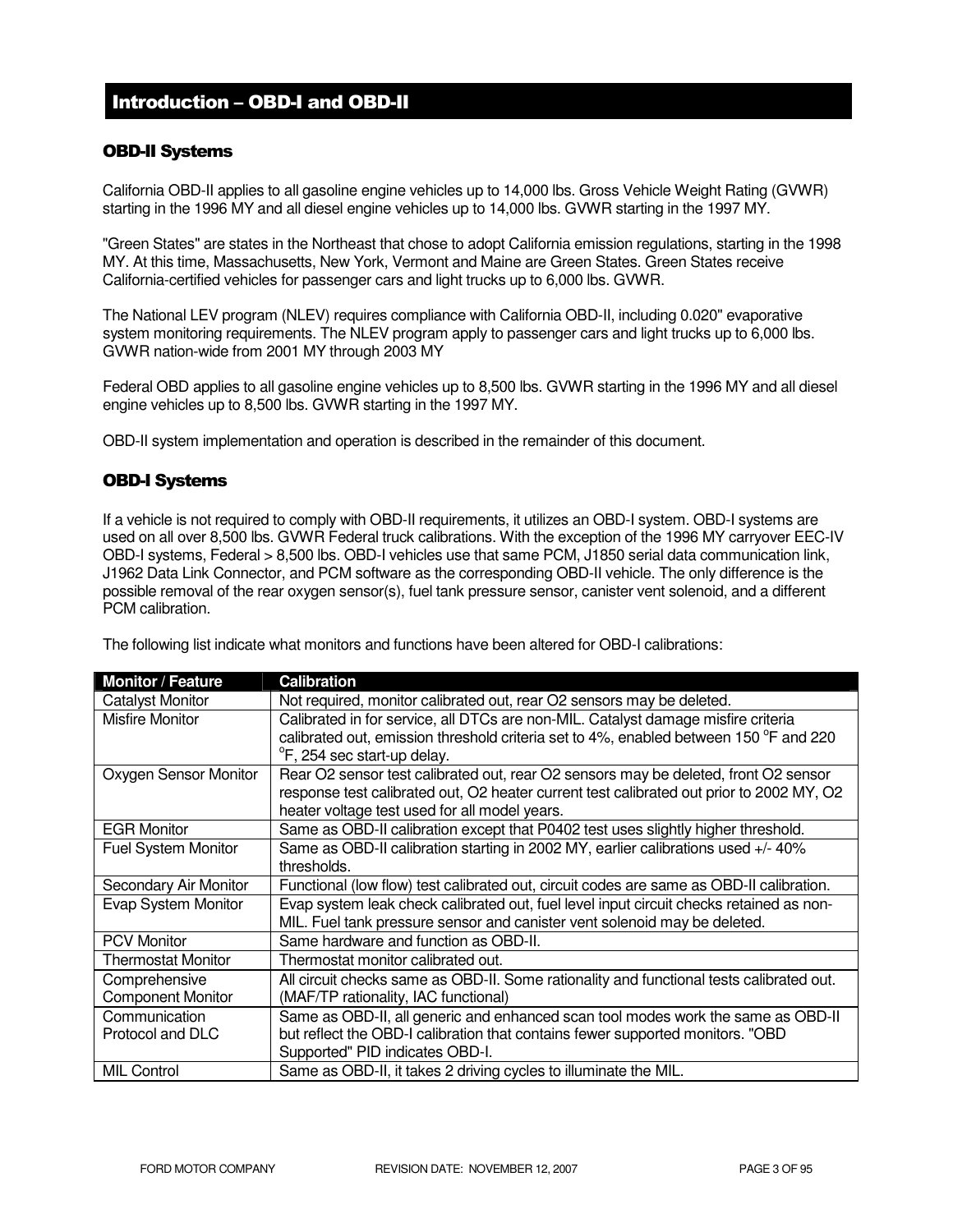# Introduction – OBD-I and OBD-II

## OBD-II Systems

California OBD-II applies to all gasoline engine vehicles up to 14,000 lbs. Gross Vehicle Weight Rating (GVWR) starting in the 1996 MY and all diesel engine vehicles up to 14,000 lbs. GVWR starting in the 1997 MY.

"Green States" are states in the Northeast that chose to adopt California emission regulations, starting in the 1998 MY. At this time, Massachusetts, New York, Vermont and Maine are Green States. Green States receive California-certified vehicles for passenger cars and light trucks up to 6,000 lbs. GVWR.

The National LEV program (NLEV) requires compliance with California OBD-II, including 0.020" evaporative system monitoring requirements. The NLEV program apply to passenger cars and light trucks up to 6,000 lbs. GVWR nation-wide from 2001 MY through 2003 MY

Federal OBD applies to all gasoline engine vehicles up to 8,500 lbs. GVWR starting in the 1996 MY and all diesel engine vehicles up to 8,500 lbs. GVWR starting in the 1997 MY.

OBD-II system implementation and operation is described in the remainder of this document.

## OBD-I Systems

If a vehicle is not required to comply with OBD-II requirements, it utilizes an OBD-I system. OBD-I systems are used on all over 8,500 lbs. GVWR Federal truck calibrations. With the exception of the 1996 MY carryover EEC-IV OBD-I systems, Federal > 8,500 lbs. OBD-I vehicles use that same PCM, J1850 serial data communication link, J1962 Data Link Connector, and PCM software as the corresponding OBD-II vehicle. The only difference is the possible removal of the rear oxygen sensor(s), fuel tank pressure sensor, canister vent solenoid, and a different PCM calibration.

The following list indicate what monitors and functions have been altered for OBD-I calibrations:

| Monitor / Feature | Calibration |
|---|---|
| Catalyst Monitor | Not required, monitor calibrated out, rear O2 sensors may be deleted. |
| Misfire Monitor | Calibrated in for service, all DTCs are non-MIL. Catalyst damage misfire criteria calibrated out, emission threshold criteria set to 4%, enabled between 150 $^{o}$F and 220 $^{o}$F, 254 sec start-up delay. |
| Oxygen Sensor Monitor | Rear O2 sensor test calibrated out, rear O2 sensors may be deleted, front O2 sensor response test calibrated out, O2 heater current test calibrated out prior to 2002 MY, O2 heater voltage test used for all model years. |
| EGR Monitor | Same as OBD-II calibration except that P0402 test uses slightly higher threshold. |
| Fuel System Monitor | Same as OBD-II calibration starting in 2002 MY, earlier calibrations used +/- 40% thresholds. |
| Secondary Air Monitor | Functional (low flow) test calibrated out, circuit codes are same as OBD-II calibration. |
| Evap System Monitor | Evap system leak check calibrated out, fuel level input circuit checks retained as non-MIL. Fuel tank pressure sensor and canister vent solenoid may be deleted. |
| PCV Monitor | Same hardware and function as OBD-II. |
| Thermostat Monitor | Thermostat monitor calibrated out. |
| Comprehensive Component Monitor | All circuit checks same as OBD-II. Some rationality and functional tests calibrated out. (MAF/TP rationality, IAC functional) |
| Communication Protocol and DLC | Same as OBD-II, all generic and enhanced scan tool modes work the same as OBD-II but reflect the OBD-I calibration that contains fewer supported monitors. "OBD Supported" PID indicates OBD-I. |
| MIL Control | Same as OBD-II, it takes 2 driving cycles to illuminate the MIL. |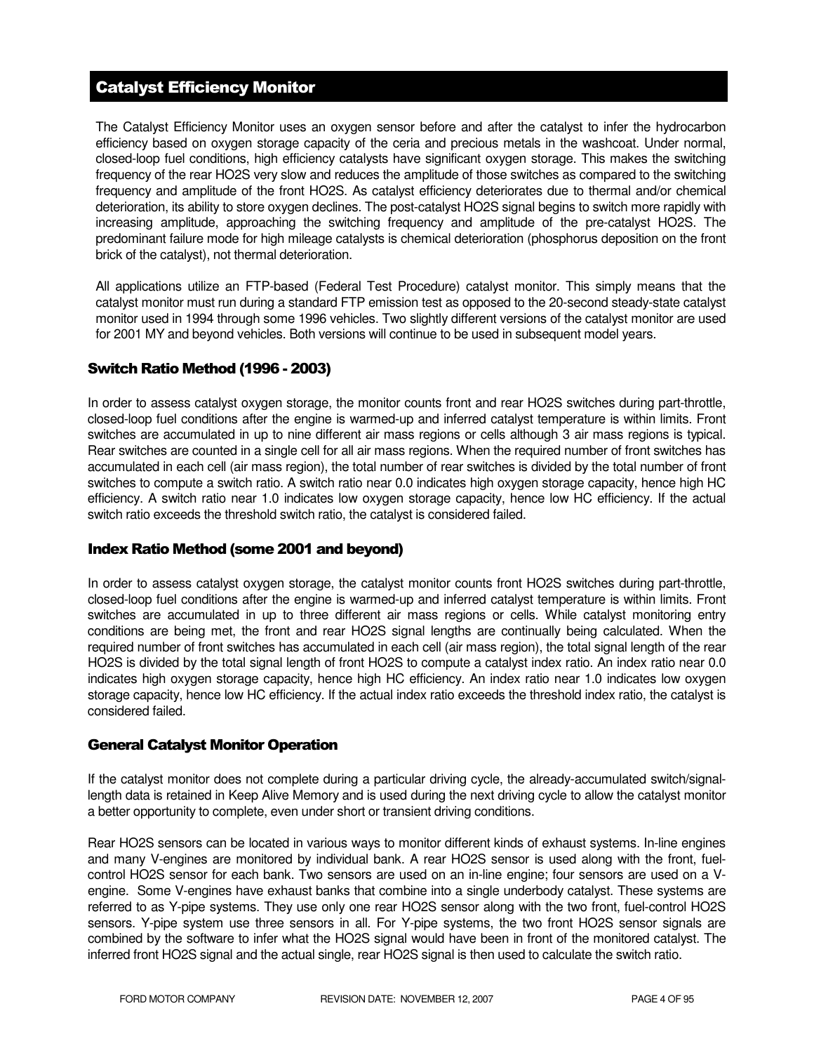# Catalyst Efficiency Monitor

The Catalyst Efficiency Monitor uses an oxygen sensor before and after the catalyst to infer the hydrocarbon efficiency based on oxygen storage capacity of the ceria and precious metals in the washcoat. Under normal, closed-loop fuel conditions, high efficiency catalysts have significant oxygen storage. This makes the switching frequency of the rear HO2S very slow and reduces the amplitude of those switches as compared to the switching frequency and amplitude of the front HO2S. As catalyst efficiency deteriorates due to thermal and/or chemical deterioration, its ability to store oxygen declines. The post-catalyst HO2S signal begins to switch more rapidly with increasing amplitude, approaching the switching frequency and amplitude of the pre-catalyst HO2S. The predominant failure mode for high mileage catalysts is chemical deterioration (phosphorus deposition on the front brick of the catalyst), not thermal deterioration.

All applications utilize an FTP-based (Federal Test Procedure) catalyst monitor. This simply means that the catalyst monitor must run during a standard FTP emission test as opposed to the 20-second steady-state catalyst monitor used in 1994 through some 1996 vehicles. Two slightly different versions of the catalyst monitor are used for 2001 MY and beyond vehicles. Both versions will continue to be used in subsequent model years.

## Switch Ratio Method (1996 - 2003)

In order to assess catalyst oxygen storage, the monitor counts front and rear HO2S switches during part-throttle, closed-loop fuel conditions after the engine is warmed-up and inferred catalyst temperature is within limits. Front switches are accumulated in up to nine different air mass regions or cells although 3 air mass regions is typical. Rear switches are counted in a single cell for all air mass regions. When the required number of front switches has accumulated in each cell (air mass region), the total number of rear switches is divided by the total number of front switches to compute a switch ratio. A switch ratio near 0.0 indicates high oxygen storage capacity, hence high HC efficiency. A switch ratio near 1.0 indicates low oxygen storage capacity, hence low HC efficiency. If the actual switch ratio exceeds the threshold switch ratio, the catalyst is considered failed.

## Index Ratio Method (some 2001 and beyond)

In order to assess catalyst oxygen storage, the catalyst monitor counts front HO2S switches during part-throttle, closed-loop fuel conditions after the engine is warmed-up and inferred catalyst temperature is within limits. Front switches are accumulated in up to three different air mass regions or cells. While catalyst monitoring entry conditions are being met, the front and rear HO2S signal lengths are continually being calculated. When the required number of front switches has accumulated in each cell (air mass region), the total signal length of the rear HO2S is divided by the total signal length of front HO2S to compute a catalyst index ratio. An index ratio near 0.0 indicates high oxygen storage capacity, hence high HC efficiency. An index ratio near 1.0 indicates low oxygen storage capacity, hence low HC efficiency. If the actual index ratio exceeds the threshold index ratio, the catalyst is considered failed.

## General Catalyst Monitor Operation

If the catalyst monitor does not complete during a particular driving cycle, the already-accumulated switch/signal-length data is retained in Keep Alive Memory and is used during the next driving cycle to allow the catalyst monitor a better opportunity to complete, even under short or transient driving conditions.

Rear HO2S sensors can be located in various ways to monitor different kinds of exhaust systems. In-line engines and many V-engines are monitored by individual bank. A rear HO2S sensor is used along with the front, fuel-control HO2S sensor for each bank. Two sensors are used on an in-line engine; four sensors are used on a V-engine. Some V-engines have exhaust banks that combine into a single underbody catalyst. These systems are referred to as Y-pipe systems. They use only one rear HO2S sensor along with the two front, fuel-control HO2S sensors. Y-pipe system use three sensors in all. For Y-pipe systems, the two front HO2S sensor signals are combined by the software to infer what the HO2S signal would have been in front of the monitored catalyst. The inferred front HO2S signal and the actual single, rear HO2S signal is then used to calculate the switch ratio.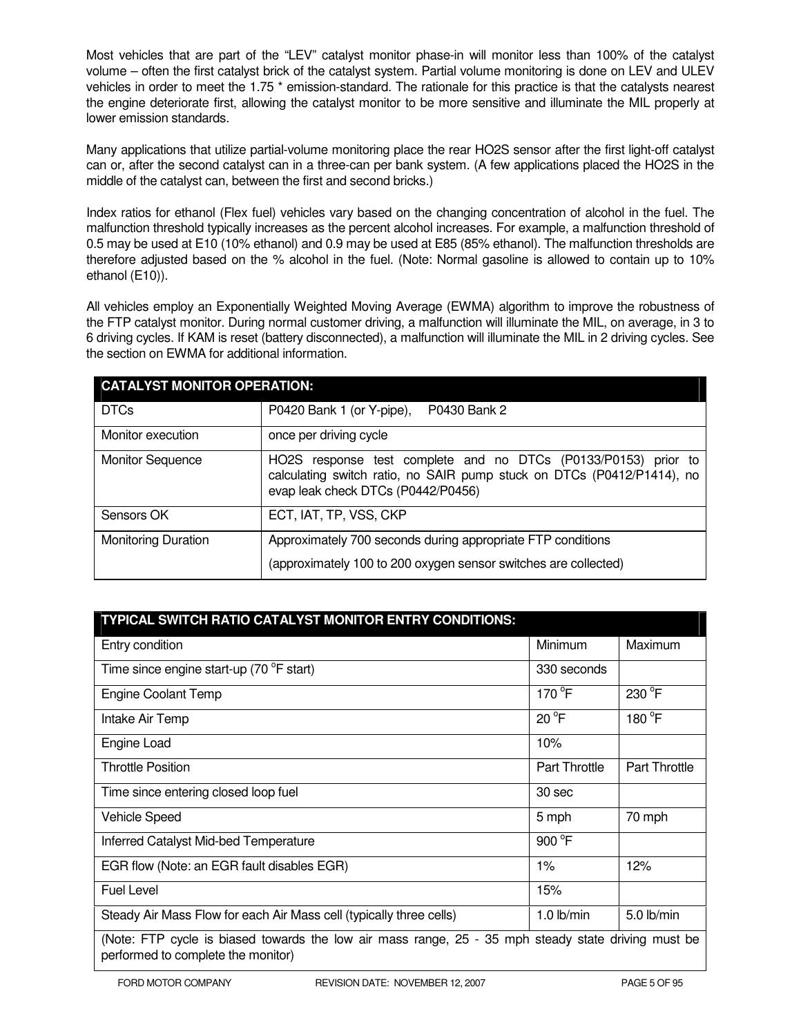Most vehicles that are part of the "LEV" catalyst monitor phase-in will monitor less than 100% of the catalyst volume – often the first catalyst brick of the catalyst system. Partial volume monitoring is done on LEV and ULEV vehicles in order to meet the 1.75 * emission-standard. The rationale for this practice is that the catalysts nearest the engine deteriorate first, allowing the catalyst monitor to be more sensitive and illuminate the MIL properly at lower emission standards.

Many applications that utilize partial-volume monitoring place the rear HO2S sensor after the first light-off catalyst can or, after the second catalyst can in a three-can per bank system. (A few applications placed the HO2S in the middle of the catalyst can, between the first and second bricks.)

Index ratios for ethanol (Flex fuel) vehicles vary based on the changing concentration of alcohol in the fuel. The malfunction threshold typically increases as the percent alcohol increases. For example, a malfunction threshold of 0.5 may be used at E10 (10% ethanol) and 0.9 may be used at E85 (85% ethanol). The malfunction thresholds are therefore adjusted based on the % alcohol in the fuel. (Note: Normal gasoline is allowed to contain up to 10% ethanol (E10)).

All vehicles employ an Exponentially Weighted Moving Average (EWMA) algorithm to improve the robustness of the FTP catalyst monitor. During normal customer driving, a malfunction will illuminate the MIL, on average, in 3 to 6 driving cycles. If KAM is reset (battery disconnected), a malfunction will illuminate the MIL in 2 driving cycles. See the section on EWMA for additional information.

| **CATALYST MONITOR OPERATION:** | |
|---|---|
| DTCs | P0420 Bank 1 (or Y-pipe), P0430 Bank 2 |
| Monitor execution | once per driving cycle |
| Monitor Sequence | HO2S response test complete and no DTCs (P0133/P0153) prior to calculating switch ratio, no SAIR pump stuck on DTCs (P0412/P1414), no evap leak check DTCs (P0442/P0456) |
| Sensors OK | ECT, IAT, TP, VSS, CKP |
| Monitoring Duration | Approximately 700 seconds during appropriate FTP conditions<br>(approximately 100 to 200 oxygen sensor switches are collected) |

| **TYPICAL SWITCH RATIO CATALYST MONITOR ENTRY CONDITIONS:** | | |
|---|---|---|
| Entry condition | Minimum | Maximum |
| Time since engine start-up (70 °F start) | 330 seconds | |
| Engine Coolant Temp | 170 °F | 230 °F |
| Intake Air Temp | 20 °F | 180 °F |
| Engine Load | 10% | |
| Throttle Position | Part Throttle | Part Throttle |
| Time since entering closed loop fuel | 30 sec | |
| Vehicle Speed | 5 mph | 70 mph |
| Inferred Catalyst Mid-bed Temperature | 900 °F | |
| EGR flow (Note: an EGR fault disables EGR) | 1% | 12% |
| Fuel Level | 15% | |
| Steady Air Mass Flow for each Air Mass cell (typically three cells) | 1.0 lb/min | 5.0 lb/min |
| (Note: FTP cycle is biased towards the low air mass range, 25 - 35 mph steady state driving must be performed to complete the monitor) | | |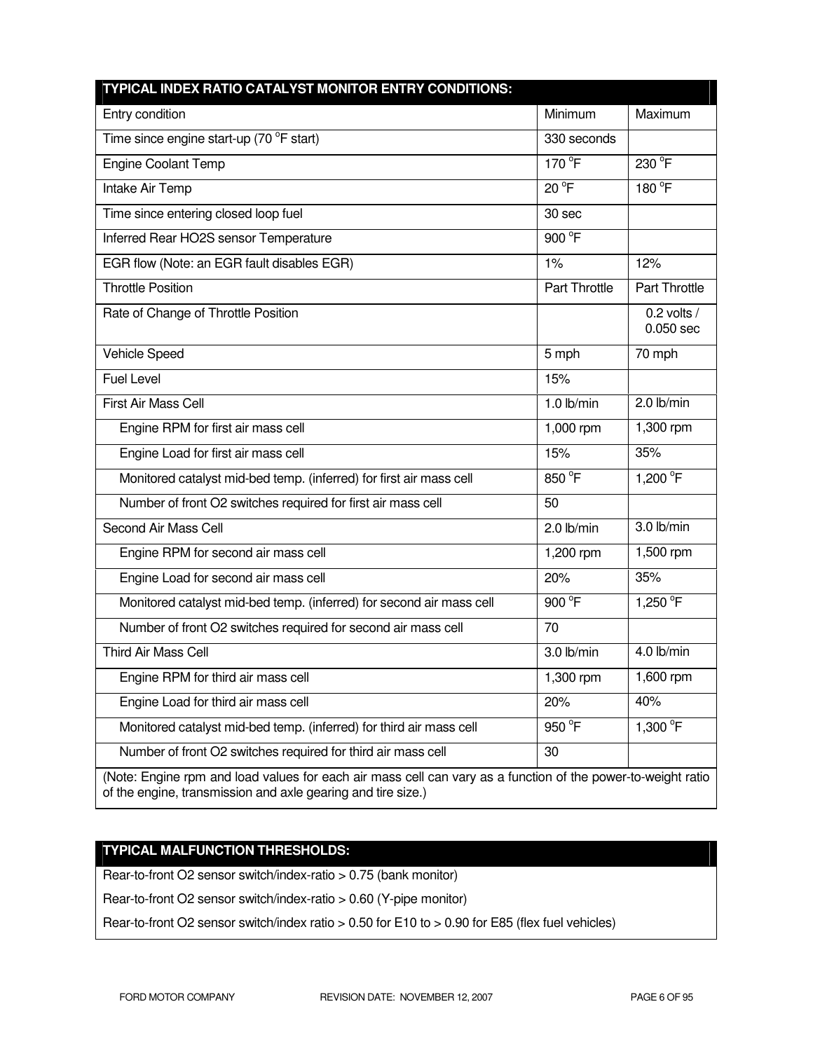| TYPICAL INDEX RATIO CATALYST MONITOR ENTRY CONDITIONS: | | |
|---|---|---|
| Entry condition | Minimum | Maximum |
| Time since engine start-up (70 °F start) | 330 seconds | |
| Engine Coolant Temp | 170 °F | 230 °F |
| Intake Air Temp | 20 °F | 180 °F |
| Time since entering closed loop fuel | 30 sec | |
| Inferred Rear HO2S sensor Temperature | 900 °F | |
| EGR flow (Note: an EGR fault disables EGR) | 1% | 12% |
| Throttle Position | Part Throttle | Part Throttle |
| Rate of Change of Throttle Position | | 0.2 volts / 0.050 sec |
| Vehicle Speed | 5 mph | 70 mph |
| Fuel Level | 15% | |
| First Air Mass Cell | 1.0 lb/min | 2.0 lb/min |
| Engine RPM for first air mass cell | 1,000 rpm | 1,300 rpm |
| Engine Load for first air mass cell | 15% | 35% |
| Monitored catalyst mid-bed temp. (inferred) for first air mass cell | 850 °F | 1,200 °F |
| Number of front O2 switches required for first air mass cell | 50 | |
| Second Air Mass Cell | 2.0 lb/min | 3.0 lb/min |
| Engine RPM for second air mass cell | 1,200 rpm | 1,500 rpm |
| Engine Load for second air mass cell | 20% | 35% |
| Monitored catalyst mid-bed temp. (inferred) for second air mass cell | 900 °F | 1,250 °F |
| Number of front O2 switches required for second air mass cell | 70 | |
| Third Air Mass Cell | 3.0 lb/min | 4.0 lb/min |
| Engine RPM for third air mass cell | 1,300 rpm | 1,600 rpm |
| Engine Load for third air mass cell | 20% | 40% |
| Monitored catalyst mid-bed temp. (inferred) for third air mass cell | 950 °F | 1,300 °F |
| Number of front O2 switches required for third air mass cell | 30 | |
| (Note: Engine rpm and load values for each air mass cell can vary as a function of the power-to-weight ratio of the engine, transmission and axle gearing and tire size.) | | |

| TYPICAL MALFUNCTION THRESHOLDS: |
|---|
| Rear-to-front O2 sensor switch/index-ratio > 0.75 (bank monitor) |
| Rear-to-front O2 sensor switch/index-ratio > 0.60 (Y-pipe monitor) |
| Rear-to-front O2 sensor switch/index ratio > 0.50 for E10 to > 0.90 for E85 (flex fuel vehicles) |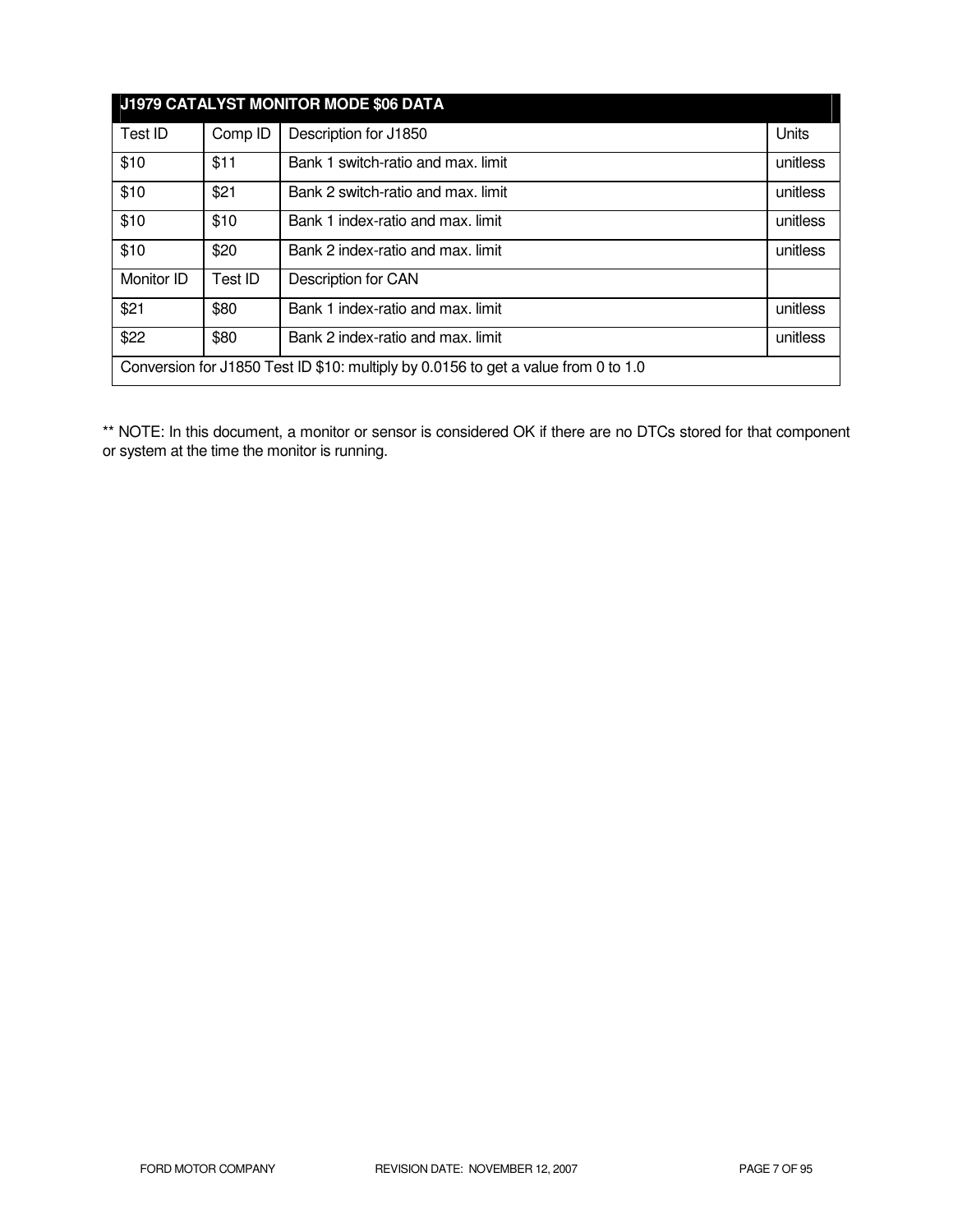| J1979 CATALYST MONITOR MODE $06 DATA | | | |
|---|---|---|---|
| Test ID | Comp ID | Description for J1850 | Units |
| $10 | $11 | Bank 1 switch-ratio and max. limit | unitless |
| $10 | $21 | Bank 2 switch-ratio and max. limit | unitless |
| $10 | $10 | Bank 1 index-ratio and max. limit | unitless |
| $10 | $20 | Bank 2 index-ratio and max. limit | unitless |
| Monitor ID | Test ID | Description for CAN | |
| $21 | $80 | Bank 1 index-ratio and max. limit | unitless |
| $22 | $80 | Bank 2 index-ratio and max. limit | unitless |
| Conversion for J1850 Test ID $10: multiply by 0.0156 to get a value from 0 to 1.0 | | | |

** NOTE: In this document, a monitor or sensor is considered OK if there are no DTCs stored for that component or system at the time the monitor is running.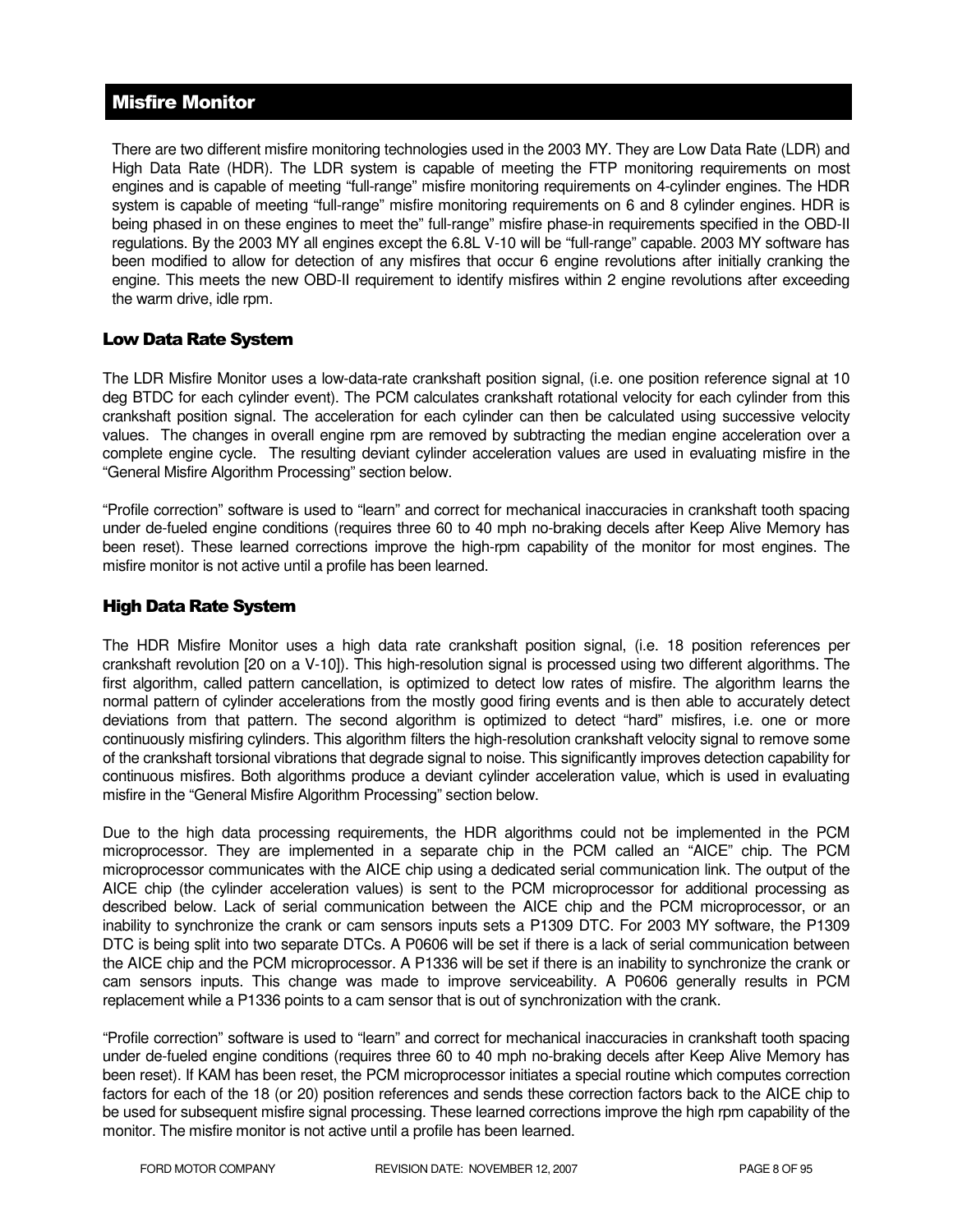## Misfire Monitor

There are two different misfire monitoring technologies used in the 2003 MY. They are Low Data Rate (LDR) and High Data Rate (HDR). The LDR system is capable of meeting the FTP monitoring requirements on most engines and is capable of meeting "full-range" misfire monitoring requirements on 4-cylinder engines. The HDR system is capable of meeting "full-range" misfire monitoring requirements on 6 and 8 cylinder engines. HDR is being phased in on these engines to meet the" full-range" misfire phase-in requirements specified in the OBD-II regulations. By the 2003 MY all engines except the 6.8L V-10 will be "full-range" capable. 2003 MY software has been modified to allow for detection of any misfires that occur 6 engine revolutions after initially cranking the engine. This meets the new OBD-II requirement to identify misfires within 2 engine revolutions after exceeding the warm drive, idle rpm.

### Low Data Rate System

The LDR Misfire Monitor uses a low-data-rate crankshaft position signal, (i.e. one position reference signal at 10 deg BTDC for each cylinder event). The PCM calculates crankshaft rotational velocity for each cylinder from this crankshaft position signal. The acceleration for each cylinder can then be calculated using successive velocity values. The changes in overall engine rpm are removed by subtracting the median engine acceleration over a complete engine cycle. The resulting deviant cylinder acceleration values are used in evaluating misfire in the "General Misfire Algorithm Processing" section below.

"Profile correction" software is used to "learn" and correct for mechanical inaccuracies in crankshaft tooth spacing under de-fueled engine conditions (requires three 60 to 40 mph no-braking decels after Keep Alive Memory has been reset). These learned corrections improve the high-rpm capability of the monitor for most engines. The misfire monitor is not active until a profile has been learned.

### High Data Rate System

The HDR Misfire Monitor uses a high data rate crankshaft position signal, (i.e. 18 position references per crankshaft revolution [20 on a V-10]). This high-resolution signal is processed using two different algorithms. The first algorithm, called pattern cancellation, is optimized to detect low rates of misfire. The algorithm learns the normal pattern of cylinder accelerations from the mostly good firing events and is then able to accurately detect deviations from that pattern. The second algorithm is optimized to detect "hard" misfires, i.e. one or more continuously misfiring cylinders. This algorithm filters the high-resolution crankshaft velocity signal to remove some of the crankshaft torsional vibrations that degrade signal to noise. This significantly improves detection capability for continuous misfires. Both algorithms produce a deviant cylinder acceleration value, which is used in evaluating misfire in the "General Misfire Algorithm Processing" section below.

Due to the high data processing requirements, the HDR algorithms could not be implemented in the PCM microprocessor. They are implemented in a separate chip in the PCM called an "AICE" chip. The PCM microprocessor communicates with the AICE chip using a dedicated serial communication link. The output of the AICE chip (the cylinder acceleration values) is sent to the PCM microprocessor for additional processing as described below. Lack of serial communication between the AICE chip and the PCM microprocessor, or an inability to synchronize the crank or cam sensors inputs sets a P1309 DTC. For 2003 MY software, the P1309 DTC is being split into two separate DTCs. A P0606 will be set if there is a lack of serial communication between the AICE chip and the PCM microprocessor. A P1336 will be set if there is an inability to synchronize the crank or cam sensors inputs. This change was made to improve serviceability. A P0606 generally results in PCM replacement while a P1336 points to a cam sensor that is out of synchronization with the crank.

"Profile correction" software is used to "learn" and correct for mechanical inaccuracies in crankshaft tooth spacing under de-fueled engine conditions (requires three 60 to 40 mph no-braking decels after Keep Alive Memory has been reset). If KAM has been reset, the PCM microprocessor initiates a special routine which computes correction factors for each of the 18 (or 20) position references and sends these correction factors back to the AICE chip to be used for subsequent misfire signal processing. These learned corrections improve the high rpm capability of the monitor. The misfire monitor is not active until a profile has been learned.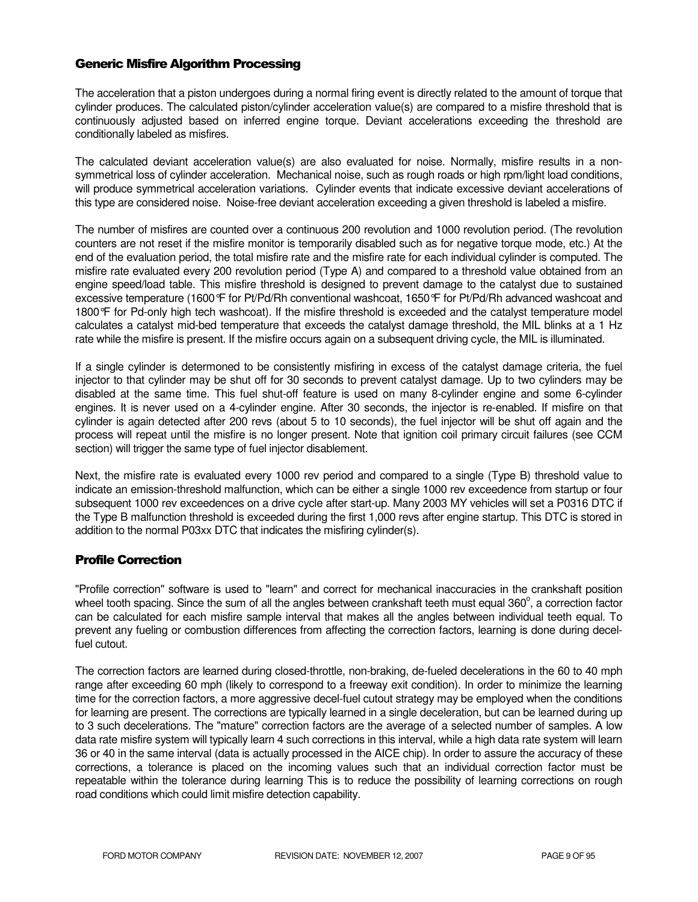## Generic Misfire Algorithm Processing

The acceleration that a piston undergoes during a normal firing event is directly related to the amount of torque that cylinder produces. The calculated piston/cylinder acceleration value(s) are compared to a misfire threshold that is continuously adjusted based on inferred engine torque. Deviant accelerations exceeding the threshold are conditionally labeled as misfires.

The calculated deviant acceleration value(s) are also evaluated for noise. Normally, misfire results in a non-symmetrical loss of cylinder acceleration. Mechanical noise, such as rough roads or high rpm/light load conditions, will produce symmetrical acceleration variations. Cylinder events that indicate excessive deviant accelerations of this type are considered noise. Noise-free deviant acceleration exceeding a given threshold is labeled a misfire.

The number of misfires are counted over a continuous 200 revolution and 1000 revolution period. (The revolution counters are not reset if the misfire monitor is temporarily disabled such as for negative torque mode, etc.) At the end of the evaluation period, the total misfire rate and the misfire rate for each individual cylinder is computed. The misfire rate evaluated every 200 revolution period (Type A) and compared to a threshold value obtained from an engine speed/load table. This misfire threshold is designed to prevent damage to the catalyst due to sustained excessive temperature (1600°F for Pt/Pd/Rh conventional washcoat, 1650°F for Pt/Pd/Rh advanced washcoat and 1800°F for Pd-only high tech washcoat). If the misfire threshold is exceeded and the catalyst temperature model calculates a catalyst mid-bed temperature that exceeds the catalyst damage threshold, the MIL blinks at a 1 Hz rate while the misfire is present. If the misfire occurs again on a subsequent driving cycle, the MIL is illuminated.

If a single cylinder is determoned to be consistently misfiring in excess of the catalyst damage criteria, the fuel injector to that cylinder may be shut off for 30 seconds to prevent catalyst damage. Up to two cylinders may be disabled at the same time. This fuel shut-off feature is used on many 8-cylinder engine and some 6-cylinder engines. It is never used on a 4-cylinder engine. After 30 seconds, the injector is re-enabled. If misfire on that cylinder is again detected after 200 revs (about 5 to 10 seconds), the fuel injector will be shut off again and the process will repeat until the misfire is no longer present. Note that ignition coil primary circuit failures (see CCM section) will trigger the same type of fuel injector disablement.

Next, the misfire rate is evaluated every 1000 rev period and compared to a single (Type B) threshold value to indicate an emission-threshold malfunction, which can be either a single 1000 rev exceedence from startup or four subsequent 1000 rev exceedences on a drive cycle after start-up. Many 2003 MY vehicles will set a P0316 DTC if the Type B malfunction threshold is exceeded during the first 1,000 revs after engine startup. This DTC is stored in addition to the normal P03xx DTC that indicates the misfiring cylinder(s).

## Profile Correction

"Profile correction" software is used to "learn" and correct for mechanical inaccuracies in the crankshaft position wheel tooth spacing. Since the sum of all the angles between crankshaft teeth must equal $360^{o}$, a correction factor can be calculated for each misfire sample interval that makes all the angles between individual teeth equal. To prevent any fueling or combustion differences from affecting the correction factors, learning is done during decel-fuel cutout.

The correction factors are learned during closed-throttle, non-braking, de-fueled decelerations in the 60 to 40 mph range after exceeding 60 mph (likely to correspond to a freeway exit condition). In order to minimize the learning time for the correction factors, a more aggressive decel-fuel cutout strategy may be employed when the conditions for learning are present. The corrections are typically learned in a single deceleration, but can be learned during up to 3 such decelerations. The "mature" correction factors are the average of a selected number of samples. A low data rate misfire system will typically learn 4 such corrections in this interval, while a high data rate system will learn 36 or 40 in the same interval (data is actually processed in the AICE chip). In order to assure the accuracy of these corrections, a tolerance is placed on the incoming values such that an individual correction factor must be repeatable within the tolerance during learning This is to reduce the possibility of learning corrections on rough road conditions which could limit misfire detection capability.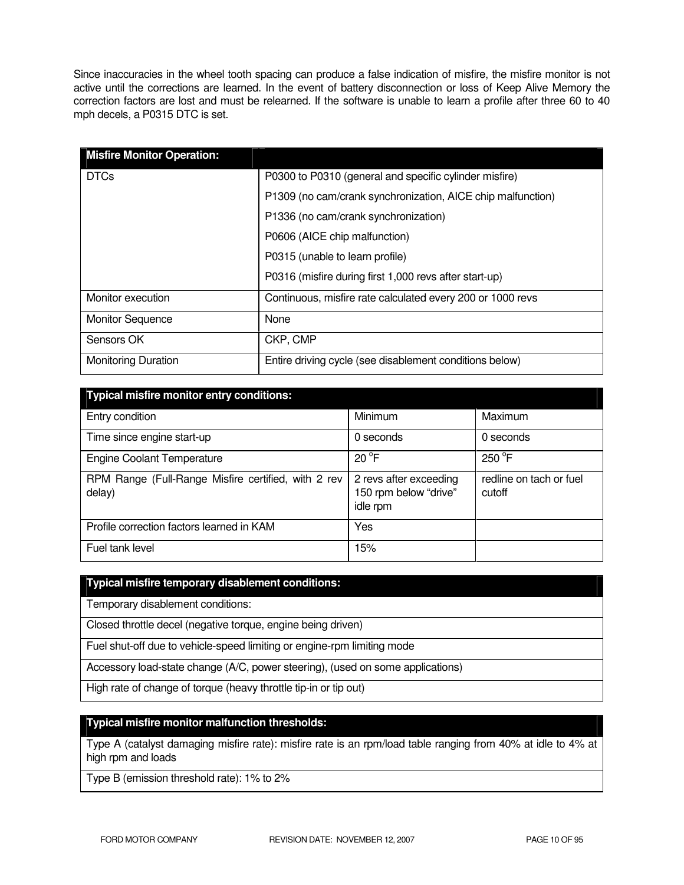Since inaccuracies in the wheel tooth spacing can produce a false indication of misfire, the misfire monitor is not active until the corrections are learned. In the event of battery disconnection or loss of Keep Alive Memory the correction factors are lost and must be relearned. If the software is unable to learn a profile after three 60 to 40 mph decels, a P0315 DTC is set.

| **Misfire Monitor Operation:** | |
|---|---|
| DTCs | P0300 to P0310 (general and specific cylinder misfire)<br>P1309 (no cam/crank synchronization, AICE chip malfunction)<br>P1336 (no cam/crank synchronization)<br>P0606 (AICE chip malfunction)<br>P0315 (unable to learn profile)<br>P0316 (misfire during first 1,000 revs after start-up) |
| Monitor execution | Continuous, misfire rate calculated every 200 or 1000 revs |
| Monitor Sequence | None |
| Sensors OK | CKP, CMP |
| Monitoring Duration | Entire driving cycle (see disablement conditions below) |

| **Typical misfire monitor entry conditions:** | | |
|---|---|---|
| Entry condition | Minimum | Maximum |
| Time since engine start-up | 0 seconds | 0 seconds |
| Engine Coolant Temperature | 20 °F | 250 °F |
| RPM Range (Full-Range Misfire certified, with 2 rev delay) | 2 revs after exceeding 150 rpm below "drive" idle rpm | redline on tach or fuel cutoff |
| Profile correction factors learned in KAM | Yes | |
| Fuel tank level | 15% | |

| **Typical misfire temporary disablement conditions:** |
|---|
| Temporary disablement conditions: |
| Closed throttle decel (negative torque, engine being driven) |
| Fuel shut-off due to vehicle-speed limiting or engine-rpm limiting mode |
| Accessory load-state change (A/C, power steering), (used on some applications) |
| High rate of change of torque (heavy throttle tip-in or tip out) |

| **Typical misfire monitor malfunction thresholds:** |
|---|
| Type A (catalyst damaging misfire rate): misfire rate is an rpm/load table ranging from 40% at idle to 4% at high rpm and loads |
| Type B (emission threshold rate): 1% to 2% |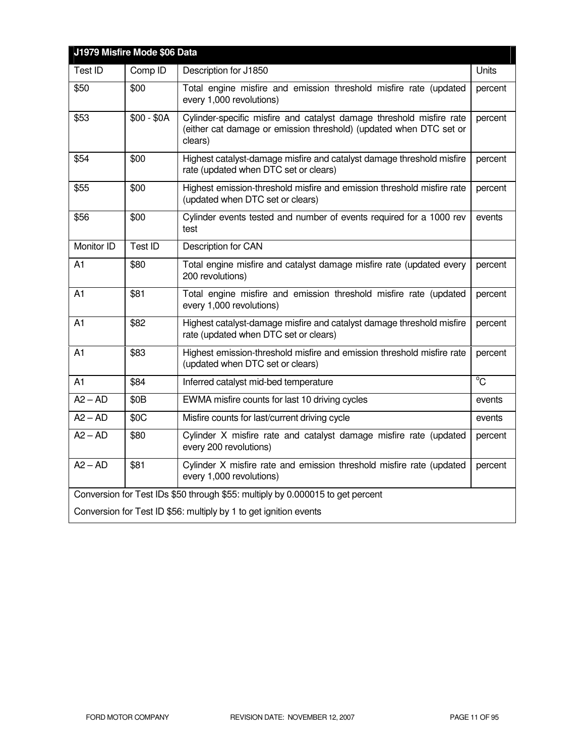| J1979 Misfire Mode $06 Data | | | |
|---|---|---|---|
| Test ID | Comp ID | Description for J1850 | Units |
| $50 | $00 | Total engine misfire and emission threshold misfire rate (updated every 1,000 revolutions) | percent |
| $53 | $00 - $0A | Cylinder-specific misfire and catalyst damage threshold misfire rate (either cat damage or emission threshold) (updated when DTC set or clears) | percent |
| $54 | $00 | Highest catalyst-damage misfire and catalyst damage threshold misfire rate (updated when DTC set or clears) | percent |
| $55 | $00 | Highest emission-threshold misfire and emission threshold misfire rate (updated when DTC set or clears) | percent |
| $56 | $00 | Cylinder events tested and number of events required for a 1000 rev test | events |
| Monitor ID | Test ID | Description for CAN | |
| A1 | $80 | Total engine misfire and catalyst damage misfire rate (updated every 200 revolutions) | percent |
| A1 | $81 | Total engine misfire and emission threshold misfire rate (updated every 1,000 revolutions) | percent |
| A1 | $82 | Highest catalyst-damage misfire and catalyst damage threshold misfire rate (updated when DTC set or clears) | percent |
| A1 | $83 | Highest emission-threshold misfire and emission threshold misfire rate (updated when DTC set or clears) | percent |
| A1 | $84 | Inferred catalyst mid-bed temperature | °C |
| A2 – AD | $0B | EWMA misfire counts for last 10 driving cycles | events |
| A2 – AD | $0C | Misfire counts for last/current driving cycle | events |
| A2 – AD | $80 | Cylinder X misfire rate and catalyst damage misfire rate (updated every 200 revolutions) | percent |
| A2 – AD | $81 | Cylinder X misfire rate and emission threshold misfire rate (updated every 1,000 revolutions) | percent |
| Conversion for Test IDs $50 through $55: multiply by 0.000015 to get percent | | | |
| Conversion for Test ID $56: multiply by 1 to get ignition events | | | |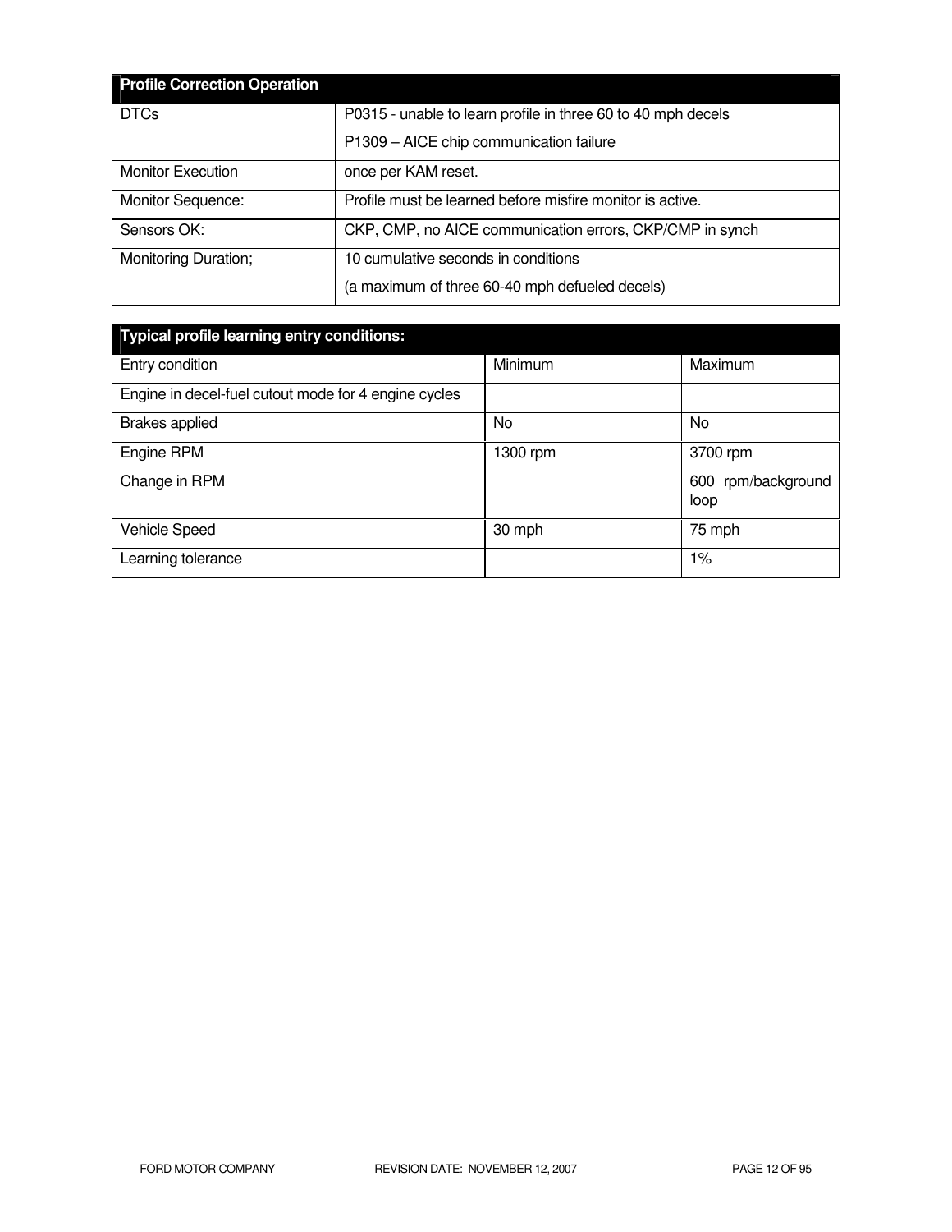| Profile Correction Operation | |
| --- | --- |
| DTCs | P0315 - unable to learn profile in three 60 to 40 mph decels<br>P1309 – AICE chip communication failure |
| Monitor Execution | once per KAM reset. |
| Monitor Sequence: | Profile must be learned before misfire monitor is active. |
| Sensors OK: | CKP, CMP, no AICE communication errors, CKP/CMP in synch |
| Monitoring Duration; | 10 cumulative seconds in conditions<br>(a maximum of three 60-40 mph defueled decels) |

| Typical profile learning entry conditions: | | |
| --- | --- | --- |
| Entry condition | Minimum | Maximum |
| Engine in decel-fuel cutout mode for 4 engine cycles | | |
| Brakes applied | No | No |
| Engine RPM | 1300 rpm | 3700 rpm |
| Change in RPM | | 600 rpm/background loop |
| Vehicle Speed | 30 mph | 75 mph |
| Learning tolerance | | 1% |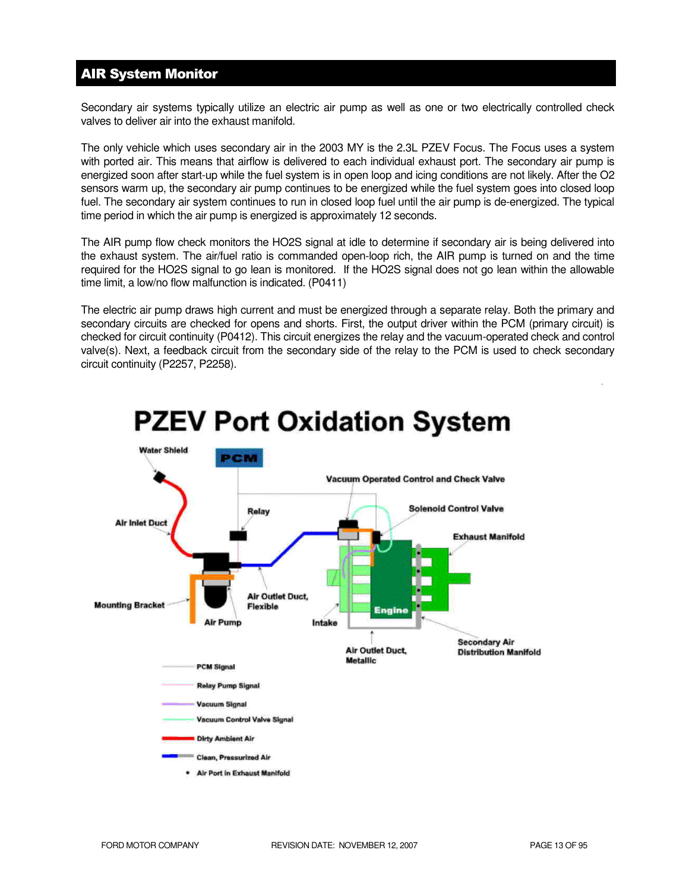## AIR System Monitor

Secondary air systems typically utilize an electric air pump as well as one or two electrically controlled check valves to deliver air into the exhaust manifold.

The only vehicle which uses secondary air in the 2003 MY is the 2.3L PZEV Focus. The Focus uses a system with ported air. This means that airflow is delivered to each individual exhaust port. The secondary air pump is energized soon after start-up while the fuel system is in open loop and icing conditions are not likely. After the O2 sensors warm up, the secondary air pump continues to be energized while the fuel system goes into closed loop fuel. The secondary air system continues to run in closed loop fuel until the air pump is de-energized. The typical time period in which the air pump is energized is approximately 12 seconds.

The AIR pump flow check monitors the HO2S signal at idle to determine if secondary air is being delivered into the exhaust system. The air/fuel ratio is commanded open-loop rich, the AIR pump is turned on and the time required for the HO2S signal to go lean is monitored. If the HO2S signal does not go lean within the allowable time limit, a low/no flow malfunction is indicated. (P0411)

The electric air pump draws high current and must be energized through a separate relay. Both the primary and secondary circuits are checked for opens and shorts. First, the output driver within the PCM (primary circuit) is checked for circuit continuity (P0412). This circuit energizes the relay and the vacuum-operated check and control valve(s). Next, a feedback circuit from the secondary side of the relay to the PCM is used to check secondary circuit continuity (P2257, P2258).

**PZEV Port Oxidation System**

Water Shield, PCM, Vacuum Operated Control and Check Valve, Relay, Solenoid Control Valve, Air Inlet Duct, Exhaust Manifold, Mounting Bracket, Air Outlet Duct, Flexible, Air Pump, Intake, Engine, Air Outlet Duct, Metallic, Secondary Air Distribution Manifold

- PCM Signal
- Relay Pump Signal
- Vacuum Signal
- Vacuum Control Valve Signal
- Dirty Ambient Air
- Clean, Pressurized Air
- Air Port in Exhaust Manifold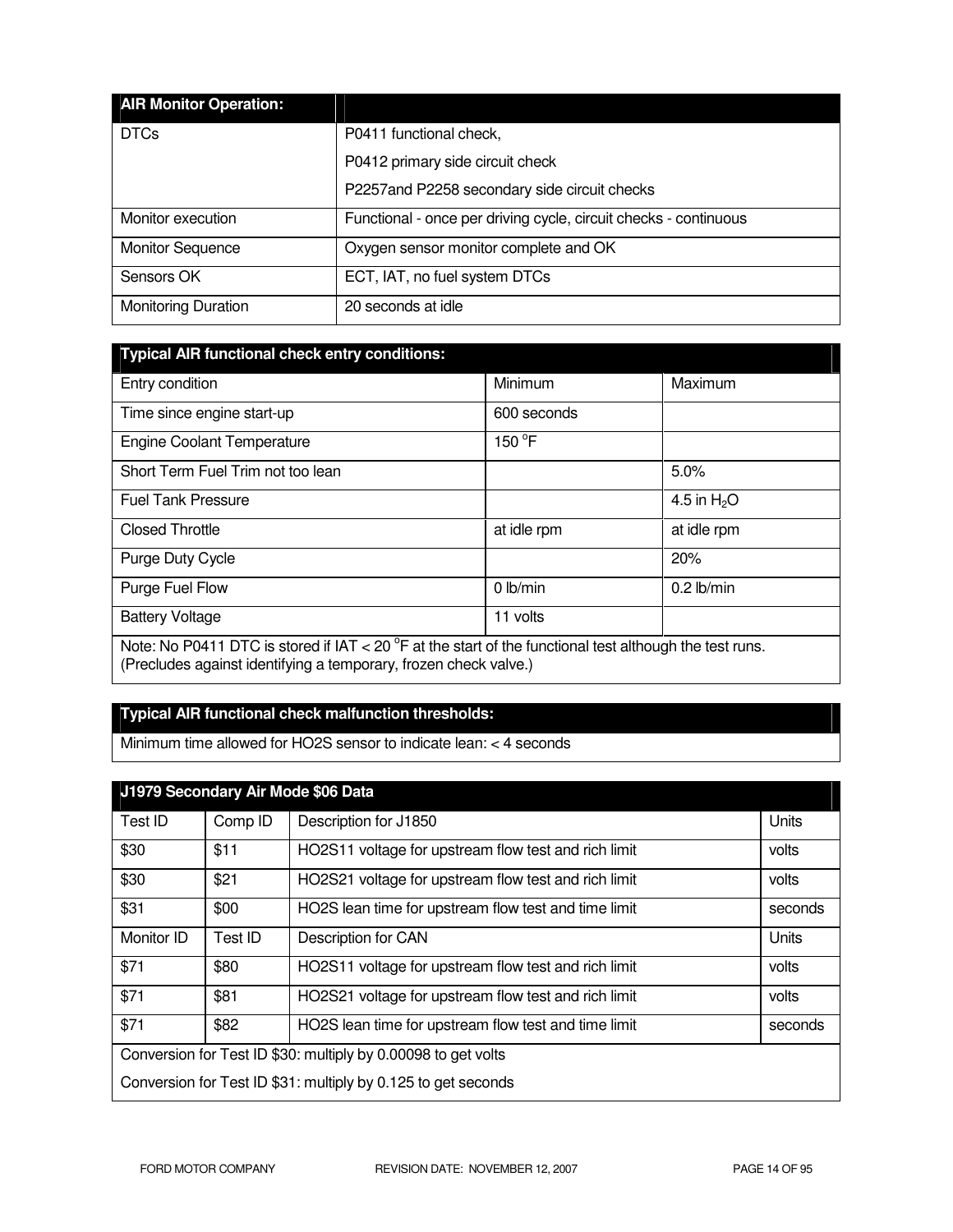| **AIR Monitor Operation:** | |
|---|---|
| DTCs | P0411 functional check,<br>P0412 primary side circuit check<br>P2257and P2258 secondary side circuit checks |
| Monitor execution | Functional - once per driving cycle, circuit checks - continuous |
| Monitor Sequence | Oxygen sensor monitor complete and OK |
| Sensors OK | ECT, IAT, no fuel system DTCs |
| Monitoring Duration | 20 seconds at idle |

| **Typical AIR functional check entry conditions:** | | |
|---|---|---|
| Entry condition | Minimum | Maximum |
| Time since engine start-up | 600 seconds | |
| Engine Coolant Temperature | 150 °F | |
| Short Term Fuel Trim not too lean | | 5.0% |
| Fuel Tank Pressure | | 4.5 in $H_2O$ |
| Closed Throttle | at idle rpm | at idle rpm |
| Purge Duty Cycle | | 20% |
| Purge Fuel Flow | 0 lb/min | 0.2 lb/min |
| Battery Voltage | 11 volts | |
| Note: No P0411 DTC is stored if IAT < 20 °F at the start of the functional test although the test runs. (Precludes against identifying a temporary, frozen check valve.) | | |

| **Typical AIR functional check malfunction thresholds:** |
|---|
| Minimum time allowed for HO2S sensor to indicate lean: < 4 seconds |

| **J1979 Secondary Air Mode $06 Data** | | | |
|---|---|---|---|
| Test ID | Comp ID | Description for J1850 | Units |
| $30 | $11 | HO2S11 voltage for upstream flow test and rich limit | volts |
| $30 | $21 | HO2S21 voltage for upstream flow test and rich limit | volts |
| $31 | $00 | HO2S lean time for upstream flow test and time limit | seconds |
| Monitor ID | Test ID | Description for CAN | Units |
| $71 | $80 | HO2S11 voltage for upstream flow test and rich limit | volts |
| $71 | $81 | HO2S21 voltage for upstream flow test and rich limit | volts |
| $71 | $82 | HO2S lean time for upstream flow test and time limit | seconds |
| Conversion for Test ID $30: multiply by 0.00098 to get volts<br>Conversion for Test ID $31: multiply by 0.125 to get seconds | | | |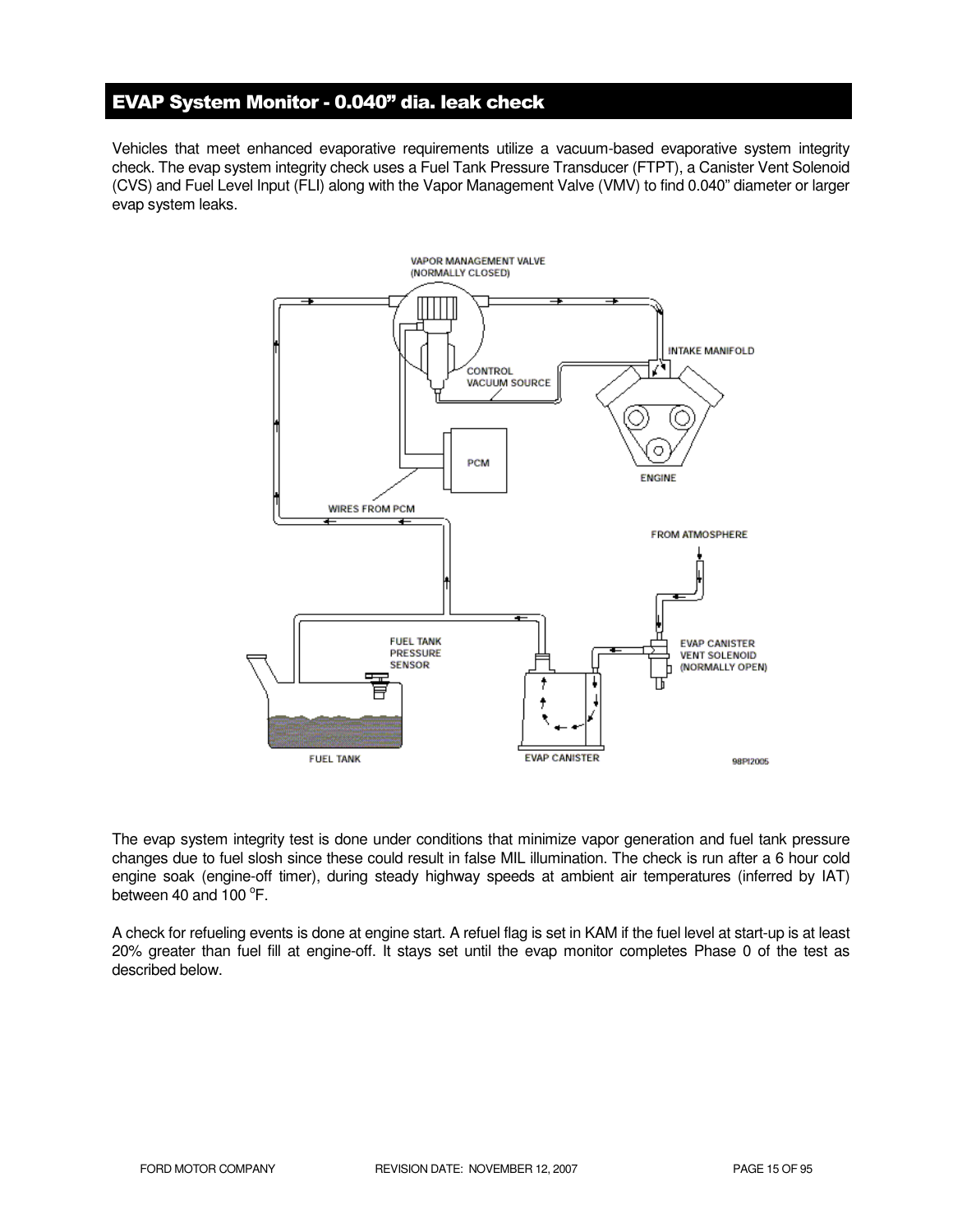## EVAP System Monitor - 0.040" dia. leak check

Vehicles that meet enhanced evaporative requirements utilize a vacuum-based evaporative system integrity check. The evap system integrity check uses a Fuel Tank Pressure Transducer (FTPT), a Canister Vent Solenoid (CVS) and Fuel Level Input (FLI) along with the Vapor Management Valve (VMV) to find 0.040" diameter or larger evap system leaks.

The evap system integrity test is done under conditions that minimize vapor generation and fuel tank pressure changes due to fuel slosh since these could result in false MIL illumination. The check is run after a 6 hour cold engine soak (engine-off timer), during steady highway speeds at ambient air temperatures (inferred by IAT) between 40 and 100 $^{o}$F.

A check for refueling events is done at engine start. A refuel flag is set in KAM if the fuel level at start-up is at least 20% greater than fuel fill at engine-off. It stays set until the evap monitor completes Phase 0 of the test as described below.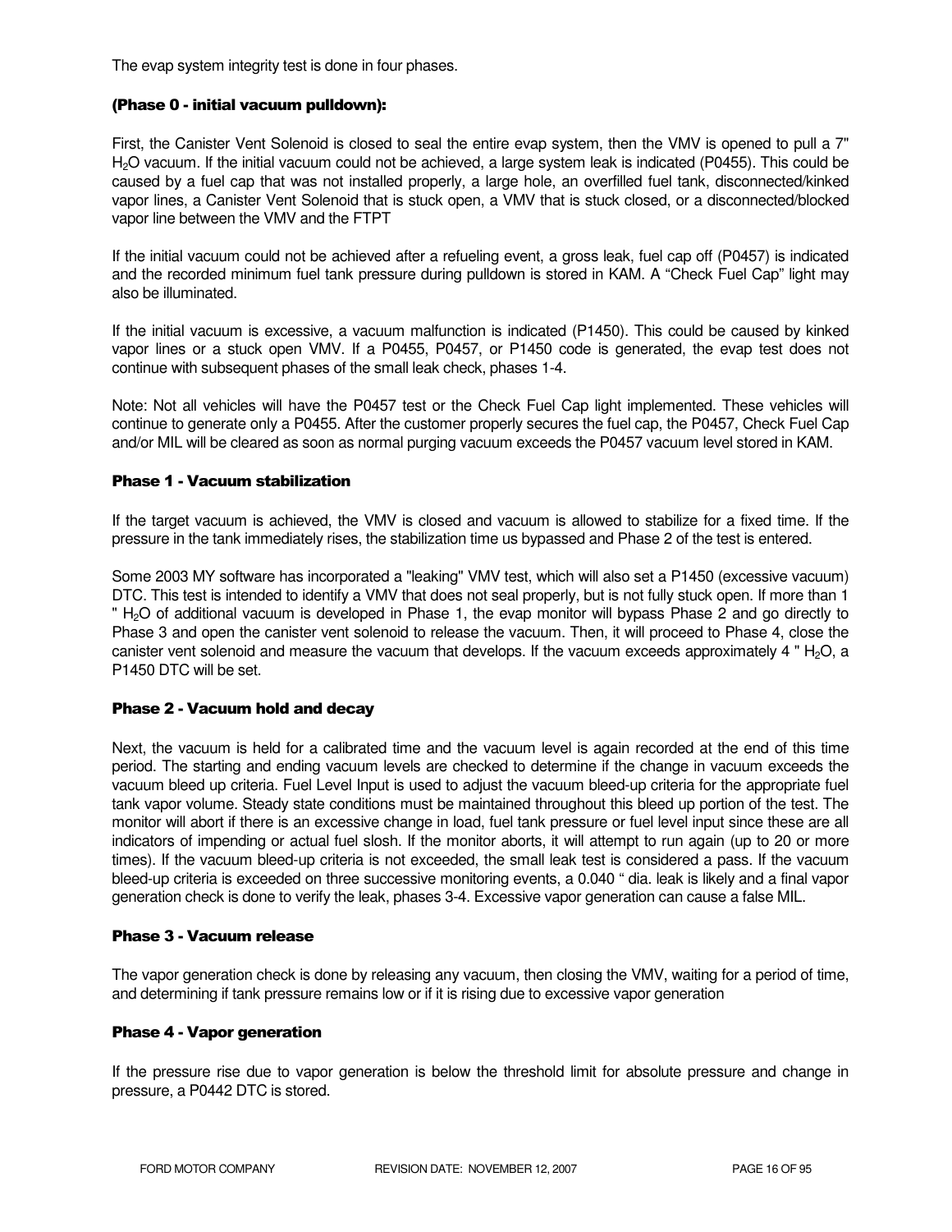The evap system integrity test is done in four phases.

### (Phase 0 - initial vacuum pulldown):

First, the Canister Vent Solenoid is closed to seal the entire evap system, then the VMV is opened to pull a 7" $H_2O$ vacuum. If the initial vacuum could not be achieved, a large system leak is indicated (P0455). This could be caused by a fuel cap that was not installed properly, a large hole, an overfilled fuel tank, disconnected/kinked vapor lines, a Canister Vent Solenoid that is stuck open, a VMV that is stuck closed, or a disconnected/blocked vapor line between the VMV and the FTPT

If the initial vacuum could not be achieved after a refueling event, a gross leak, fuel cap off (P0457) is indicated and the recorded minimum fuel tank pressure during pulldown is stored in KAM. A "Check Fuel Cap" light may also be illuminated.

If the initial vacuum is excessive, a vacuum malfunction is indicated (P1450). This could be caused by kinked vapor lines or a stuck open VMV. If a P0455, P0457, or P1450 code is generated, the evap test does not continue with subsequent phases of the small leak check, phases 1-4.

Note: Not all vehicles will have the P0457 test or the Check Fuel Cap light implemented. These vehicles will continue to generate only a P0455. After the customer properly secures the fuel cap, the P0457, Check Fuel Cap and/or MIL will be cleared as soon as normal purging vacuum exceeds the P0457 vacuum level stored in KAM.

### Phase 1 - Vacuum stabilization

If the target vacuum is achieved, the VMV is closed and vacuum is allowed to stabilize for a fixed time. If the pressure in the tank immediately rises, the stabilization time us bypassed and Phase 2 of the test is entered.

Some 2003 MY software has incorporated a "leaking" VMV test, which will also set a P1450 (excessive vacuum) DTC. This test is intended to identify a VMV that does not seal properly, but is not fully stuck open. If more than 1 " $H_2O$ of additional vacuum is developed in Phase 1, the evap monitor will bypass Phase 2 and go directly to Phase 3 and open the canister vent solenoid to release the vacuum. Then, it will proceed to Phase 4, close the canister vent solenoid and measure the vacuum that develops. If the vacuum exceeds approximately 4 " $H_2O$, a P1450 DTC will be set.

### Phase 2 - Vacuum hold and decay

Next, the vacuum is held for a calibrated time and the vacuum level is again recorded at the end of this time period. The starting and ending vacuum levels are checked to determine if the change in vacuum exceeds the vacuum bleed up criteria. Fuel Level Input is used to adjust the vacuum bleed-up criteria for the appropriate fuel tank vapor volume. Steady state conditions must be maintained throughout this bleed up portion of the test. The monitor will abort if there is an excessive change in load, fuel tank pressure or fuel level input since these are all indicators of impending or actual fuel slosh. If the monitor aborts, it will attempt to run again (up to 20 or more times). If the vacuum bleed-up criteria is not exceeded, the small leak test is considered a pass. If the vacuum bleed-up criteria is exceeded on three successive monitoring events, a 0.040 " dia. leak is likely and a final vapor generation check is done to verify the leak, phases 3-4. Excessive vapor generation can cause a false MIL.

### Phase 3 - Vacuum release

The vapor generation check is done by releasing any vacuum, then closing the VMV, waiting for a period of time, and determining if tank pressure remains low or if it is rising due to excessive vapor generation

### Phase 4 - Vapor generation

If the pressure rise due to vapor generation is below the threshold limit for absolute pressure and change in pressure, a P0442 DTC is stored.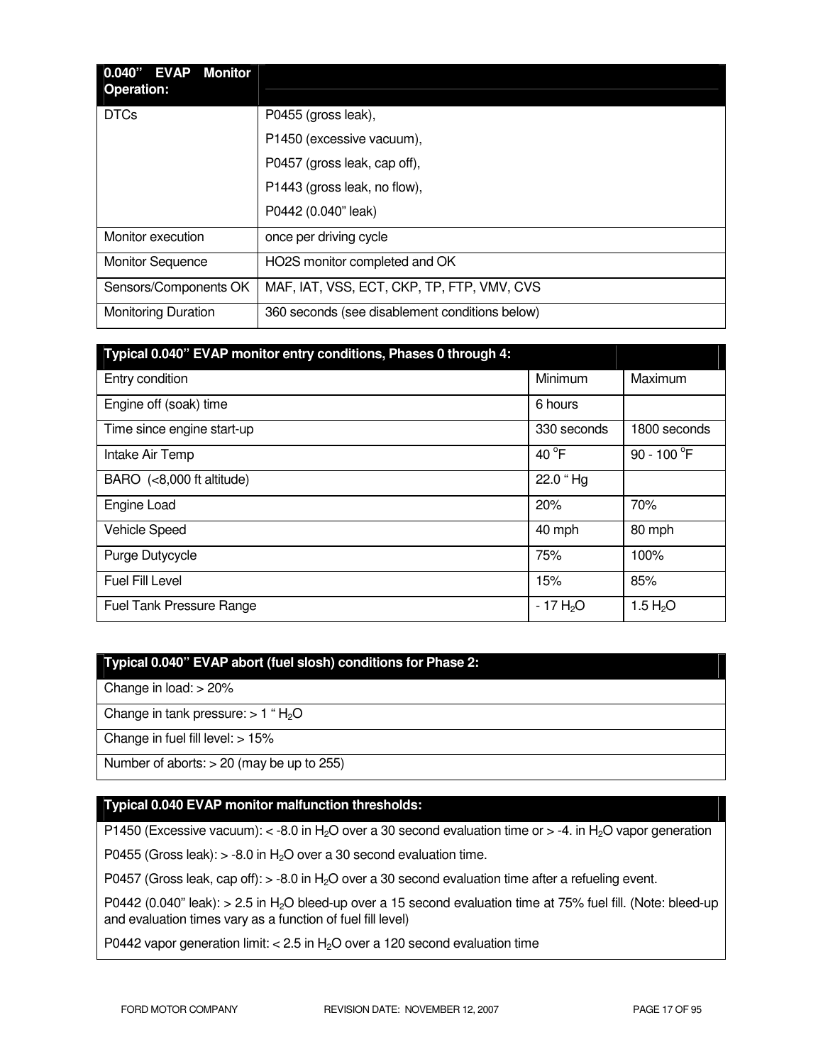| 0.040" EVAP Monitor Operation: | |
|---|---|
| DTCs | P0455 (gross leak),<br>P1450 (excessive vacuum),<br>P0457 (gross leak, cap off),<br>P1443 (gross leak, no flow),<br>P0442 (0.040" leak) |
| Monitor execution | once per driving cycle |
| Monitor Sequence | HO2S monitor completed and OK |
| Sensors/Components OK | MAF, IAT, VSS, ECT, CKP, TP, FTP, VMV, CVS |
| Monitoring Duration | 360 seconds (see disablement conditions below) |

| Typical 0.040" EVAP monitor entry conditions, Phases 0 through 4: | | |
|---|---|---|
| Entry condition | Minimum | Maximum |
| Engine off (soak) time | 6 hours | |
| Time since engine start-up | 330 seconds | 1800 seconds |
| Intake Air Temp | 40 °F | 90 - 100 °F |
| BARO (<8,000 ft altitude) | 22.0 " Hg | |
| Engine Load | 20% | 70% |
| Vehicle Speed | 40 mph | 80 mph |
| Purge Dutycycle | 75% | 100% |
| Fuel Fill Level | 15% | 85% |
| Fuel Tank Pressure Range | - 17 $H_2O$ | 1.5 $H_2O$ |

| Typical 0.040" EVAP abort (fuel slosh) conditions for Phase 2: |
|---|
| Change in load: > 20% |
| Change in tank pressure: > 1 " $H_2O$ |
| Change in fuel fill level: > 15% |
| Number of aborts: > 20 (may be up to 255) |

| Typical 0.040 EVAP monitor malfunction thresholds: |
|---|
| P1450 (Excessive vacuum): < -8.0 in $H_2O$ over a 30 second evaluation time or > -4. in $H_2O$ vapor generation |
| P0455 (Gross leak): > -8.0 in $H_2O$ over a 30 second evaluation time. |
| P0457 (Gross leak, cap off): > -8.0 in $H_2O$ over a 30 second evaluation time after a refueling event. |
| P0442 (0.040" leak): > 2.5 in $H_2O$ bleed-up over a 15 second evaluation time at 75% fuel fill. (Note: bleed-up and evaluation times vary as a function of fuel fill level) |
| P0442 vapor generation limit: < 2.5 in $H_2O$ over a 120 second evaluation time |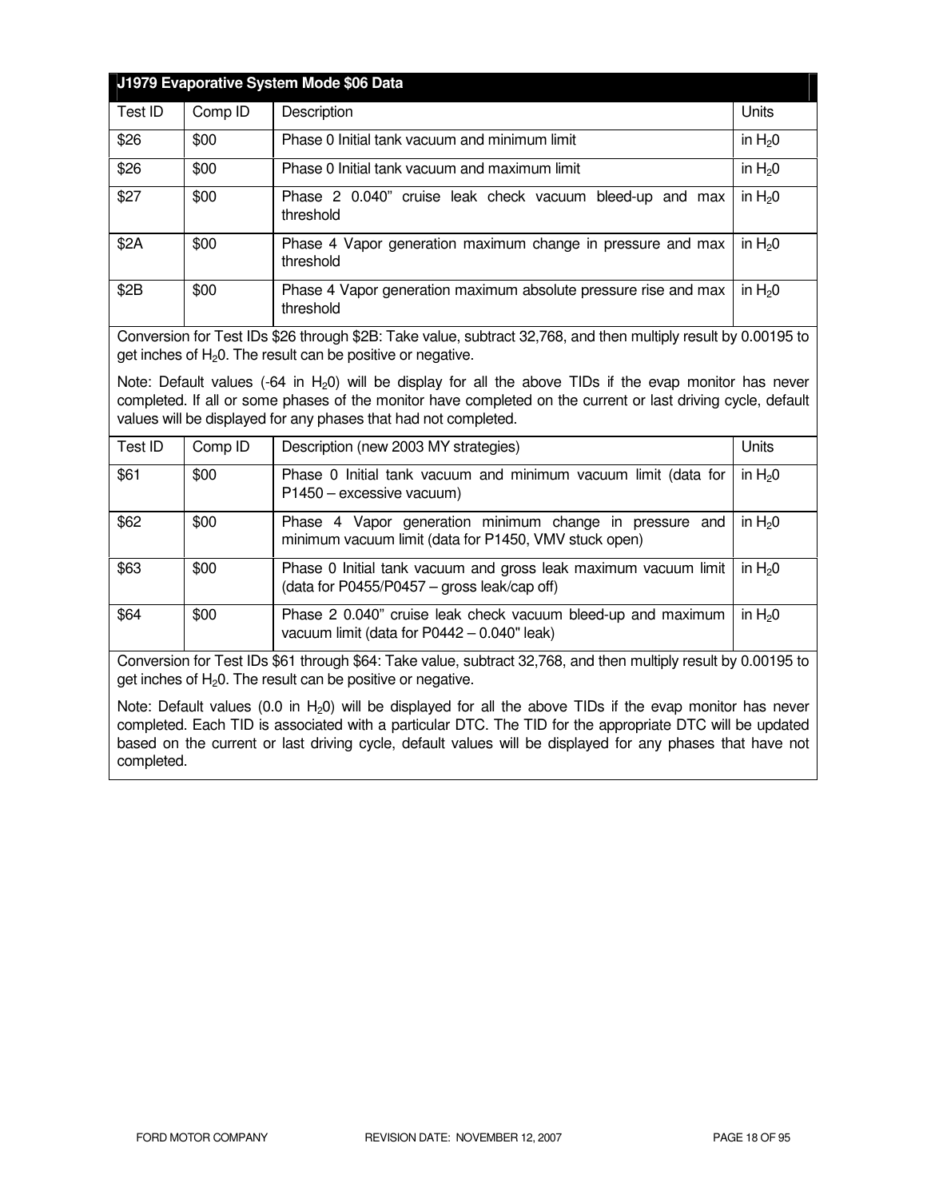| J1979 Evaporative System Mode $06 Data | | | |
|---|---|---|---|
| Test ID | Comp ID | Description | Units |
| $26 | $00 | Phase 0 Initial tank vacuum and minimum limit | in $H_20$ |
| $26 | $00 | Phase 0 Initial tank vacuum and maximum limit | in $H_20$ |
| $27 | $00 | Phase 2 0.040" cruise leak check vacuum bleed-up and max threshold | in $H_20$ |
| $2A | $00 | Phase 4 Vapor generation maximum change in pressure and max threshold | in $H_20$ |
| $2B | $00 | Phase 4 Vapor generation maximum absolute pressure rise and max threshold | in $H_20$ |

Conversion for Test IDs $26 through $2B: Take value, subtract 32,768, and then multiply result by 0.00195 to get inches of $H_20$. The result can be positive or negative.

Note: Default values (-64 in $H_20$) will be display for all the above TIDs if the evap monitor has never completed. If all or some phases of the monitor have completed on the current or last driving cycle, default values will be displayed for any phases that had not completed.

| Test ID | Comp ID | Description (new 2003 MY strategies) | Units |
|---|---|---|---|
| $61 | $00 | Phase 0 Initial tank vacuum and minimum vacuum limit (data for P1450 – excessive vacuum) | in $H_20$ |
| $62 | $00 | Phase 4 Vapor generation minimum change in pressure and minimum vacuum limit (data for P1450, VMV stuck open) | in $H_20$ |
| $63 | $00 | Phase 0 Initial tank vacuum and gross leak maximum vacuum limit (data for P0455/P0457 – gross leak/cap off) | in $H_20$ |
| $64 | $00 | Phase 2 0.040" cruise leak check vacuum bleed-up and maximum vacuum limit (data for P0442 – 0.040" leak) | in $H_20$ |

Conversion for Test IDs $61 through $64: Take value, subtract 32,768, and then multiply result by 0.00195 to get inches of $H_20$. The result can be positive or negative.

Note: Default values (0.0 in $H_20$) will be displayed for all the above TIDs if the evap monitor has never completed. Each TID is associated with a particular DTC. The TID for the appropriate DTC will be updated based on the current or last driving cycle, default values will be displayed for any phases that have not completed.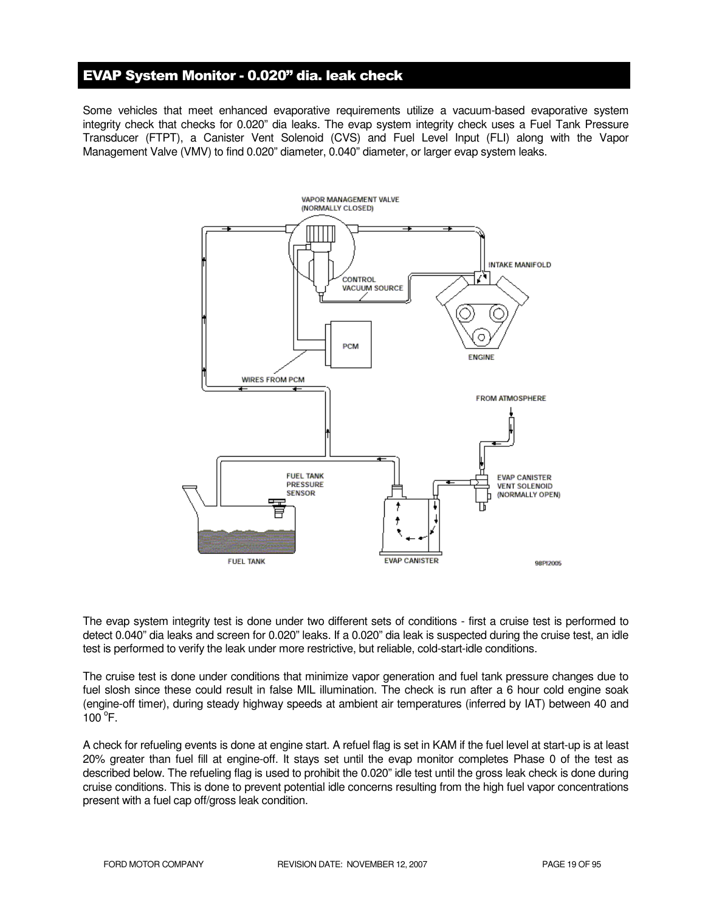## EVAP System Monitor - 0.020" dia. leak check

Some vehicles that meet enhanced evaporative requirements utilize a vacuum-based evaporative system integrity check that checks for 0.020" dia leaks. The evap system integrity check uses a Fuel Tank Pressure Transducer (FTPT), a Canister Vent Solenoid (CVS) and Fuel Level Input (FLI) along with the Vapor Management Valve (VMV) to find 0.020" diameter, 0.040" diameter, or larger evap system leaks.

The evap system integrity test is done under two different sets of conditions - first a cruise test is performed to detect 0.040" dia leaks and screen for 0.020" leaks. If a 0.020" dia leak is suspected during the cruise test, an idle test is performed to verify the leak under more restrictive, but reliable, cold-start-idle conditions.

The cruise test is done under conditions that minimize vapor generation and fuel tank pressure changes due to fuel slosh since these could result in false MIL illumination. The check is run after a 6 hour cold engine soak (engine-off timer), during steady highway speeds at ambient air temperatures (inferred by IAT) between 40 and 100 °F.

A check for refueling events is done at engine start. A refuel flag is set in KAM if the fuel level at start-up is at least 20% greater than fuel fill at engine-off. It stays set until the evap monitor completes Phase 0 of the test as described below. The refueling flag is used to prohibit the 0.020" idle test until the gross leak check is done during cruise conditions. This is done to prevent potential idle concerns resulting from the high fuel vapor concentrations present with a fuel cap off/gross leak condition.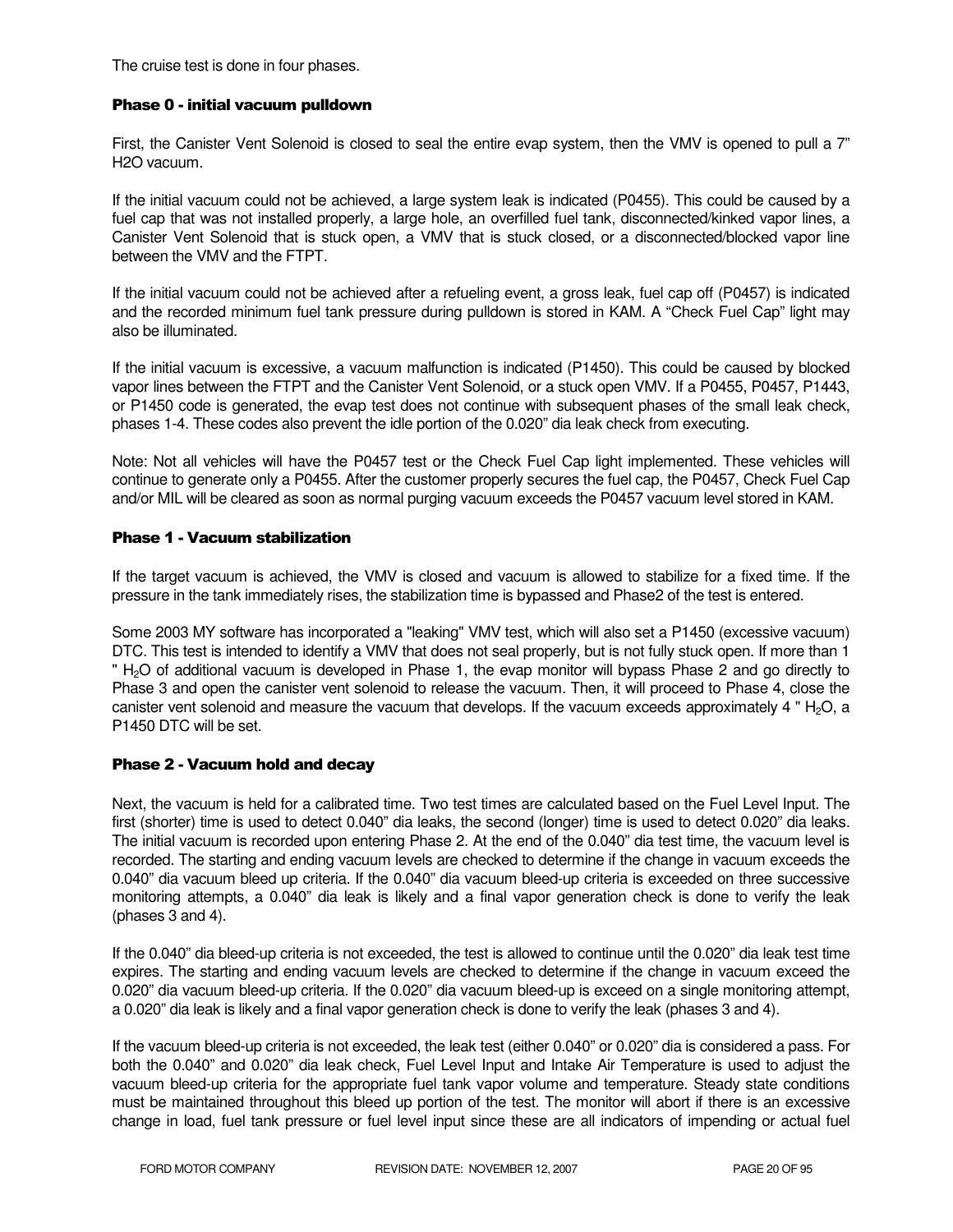The cruise test is done in four phases.

### Phase 0 - initial vacuum pulldown

First, the Canister Vent Solenoid is closed to seal the entire evap system, then the VMV is opened to pull a 7" H2O vacuum.

If the initial vacuum could not be achieved, a large system leak is indicated (P0455). This could be caused by a fuel cap that was not installed properly, a large hole, an overfilled fuel tank, disconnected/kinked vapor lines, a Canister Vent Solenoid that is stuck open, a VMV that is stuck closed, or a disconnected/blocked vapor line between the VMV and the FTPT.

If the initial vacuum could not be achieved after a refueling event, a gross leak, fuel cap off (P0457) is indicated and the recorded minimum fuel tank pressure during pulldown is stored in KAM. A "Check Fuel Cap" light may also be illuminated.

If the initial vacuum is excessive, a vacuum malfunction is indicated (P1450). This could be caused by blocked vapor lines between the FTPT and the Canister Vent Solenoid, or a stuck open VMV. If a P0455, P0457, P1443, or P1450 code is generated, the evap test does not continue with subsequent phases of the small leak check, phases 1-4. These codes also prevent the idle portion of the 0.020" dia leak check from executing.

Note: Not all vehicles will have the P0457 test or the Check Fuel Cap light implemented. These vehicles will continue to generate only a P0455. After the customer properly secures the fuel cap, the P0457, Check Fuel Cap and/or MIL will be cleared as soon as normal purging vacuum exceeds the P0457 vacuum level stored in KAM.

### Phase 1 - Vacuum stabilization

If the target vacuum is achieved, the VMV is closed and vacuum is allowed to stabilize for a fixed time. If the pressure in the tank immediately rises, the stabilization time is bypassed and Phase2 of the test is entered.

Some 2003 MY software has incorporated a "leaking" VMV test, which will also set a P1450 (excessive vacuum) DTC. This test is intended to identify a VMV that does not seal properly, but is not fully stuck open. If more than 1 " $H_2O$ of additional vacuum is developed in Phase 1, the evap monitor will bypass Phase 2 and go directly to Phase 3 and open the canister vent solenoid to release the vacuum. Then, it will proceed to Phase 4, close the canister vent solenoid and measure the vacuum that develops. If the vacuum exceeds approximately 4 " $H_2O$, a P1450 DTC will be set.

### Phase 2 - Vacuum hold and decay

Next, the vacuum is held for a calibrated time. Two test times are calculated based on the Fuel Level Input. The first (shorter) time is used to detect 0.040" dia leaks, the second (longer) time is used to detect 0.020" dia leaks. The initial vacuum is recorded upon entering Phase 2. At the end of the 0.040" dia test time, the vacuum level is recorded. The starting and ending vacuum levels are checked to determine if the change in vacuum exceeds the 0.040" dia vacuum bleed up criteria. If the 0.040" dia vacuum bleed-up criteria is exceeded on three successive monitoring attempts, a 0.040" dia leak is likely and a final vapor generation check is done to verify the leak (phases 3 and 4).

If the 0.040" dia bleed-up criteria is not exceeded, the test is allowed to continue until the 0.020" dia leak test time expires. The starting and ending vacuum levels are checked to determine if the change in vacuum exceed the 0.020" dia vacuum bleed-up criteria. If the 0.020" dia vacuum bleed-up is exceed on a single monitoring attempt, a 0.020" dia leak is likely and a final vapor generation check is done to verify the leak (phases 3 and 4).

If the vacuum bleed-up criteria is not exceeded, the leak test (either 0.040" or 0.020" dia is considered a pass. For both the 0.040" and 0.020" dia leak check, Fuel Level Input and Intake Air Temperature is used to adjust the vacuum bleed-up criteria for the appropriate fuel tank vapor volume and temperature. Steady state conditions must be maintained throughout this bleed up portion of the test. The monitor will abort if there is an excessive change in load, fuel tank pressure or fuel level input since these are all indicators of impending or actual fuel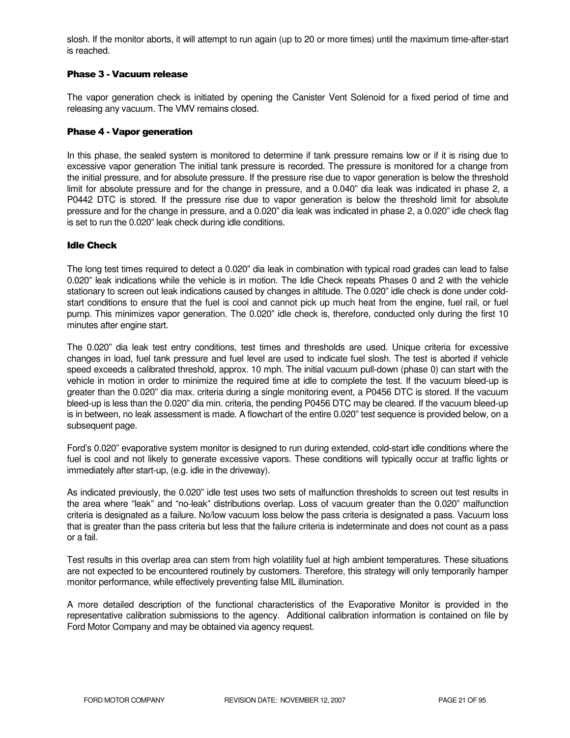slosh. If the monitor aborts, it will attempt to run again (up to 20 or more times) until the maximum time-after-start is reached.

### Phase 3 - Vacuum release

The vapor generation check is initiated by opening the Canister Vent Solenoid for a fixed period of time and releasing any vacuum. The VMV remains closed.

### Phase 4 - Vapor generation

In this phase, the sealed system is monitored to determine if tank pressure remains low or if it is rising due to excessive vapor generation The initial tank pressure is recorded. The pressure is monitored for a change from the initial pressure, and for absolute pressure. If the pressure rise due to vapor generation is below the threshold limit for absolute pressure and for the change in pressure, and a 0.040" dia leak was indicated in phase 2, a P0442 DTC is stored. If the pressure rise due to vapor generation is below the threshold limit for absolute pressure and for the change in pressure, and a 0.020" dia leak was indicated in phase 2, a 0.020" idle check flag is set to run the 0.020" leak check during idle conditions.

### Idle Check

The long test times required to detect a 0.020" dia leak in combination with typical road grades can lead to false 0.020" leak indications while the vehicle is in motion. The Idle Check repeats Phases 0 and 2 with the vehicle stationary to screen out leak indications caused by changes in altitude. The 0.020" idle check is done under cold-start conditions to ensure that the fuel is cool and cannot pick up much heat from the engine, fuel rail, or fuel pump. This minimizes vapor generation. The 0.020" idle check is, therefore, conducted only during the first 10 minutes after engine start.

The 0.020" dia leak test entry conditions, test times and thresholds are used. Unique criteria for excessive changes in load, fuel tank pressure and fuel level are used to indicate fuel slosh. The test is aborted if vehicle speed exceeds a calibrated threshold, approx. 10 mph. The initial vacuum pull-down (phase 0) can start with the vehicle in motion in order to minimize the required time at idle to complete the test. If the vacuum bleed-up is greater than the 0.020" dia max. criteria during a single monitoring event, a P0456 DTC is stored. If the vacuum bleed-up is less than the 0.020" dia min. criteria, the pending P0456 DTC may be cleared. If the vacuum bleed-up is in between, no leak assessment is made. A flowchart of the entire 0.020" test sequence is provided below, on a subsequent page.

Ford's 0.020" evaporative system monitor is designed to run during extended, cold-start idle conditions where the fuel is cool and not likely to generate excessive vapors. These conditions will typically occur at traffic lights or immediately after start-up, (e.g. idle in the driveway).

As indicated previously, the 0.020" idle test uses two sets of malfunction thresholds to screen out test results in the area where "leak" and "no-leak" distributions overlap. Loss of vacuum greater than the 0.020" malfunction criteria is designated as a failure. No/low vacuum loss below the pass criteria is designated a pass. Vacuum loss that is greater than the pass criteria but less that the failure criteria is indeterminate and does not count as a pass or a fail.

Test results in this overlap area can stem from high volatility fuel at high ambient temperatures. These situations are not expected to be encountered routinely by customers. Therefore, this strategy will only temporarily hamper monitor performance, while effectively preventing false MIL illumination.

A more detailed description of the functional characteristics of the Evaporative Monitor is provided in the representative calibration submissions to the agency. Additional calibration information is contained on file by Ford Motor Company and may be obtained via agency request.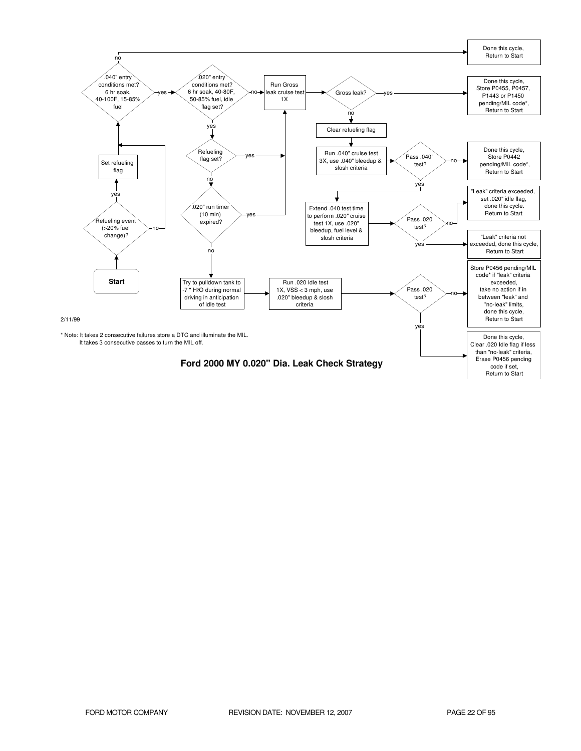Done this cycle, Return to Start

.040" entry conditions met? 6 hr soak, 40-100F, 15-85% fuel

.020" entry conditions met? 6 hr soak, 40-80F, 50-85% fuel, idle flag set?

Run Gross leak cruise test 1X

Gross leak?

Done this cycle, Store P0455, P0457, P1443 or P1450 pending/MIL code*, Return to Start

Clear refueling flag

Set refueling flag

Refueling flag set?

Run .040" cruise test 3X, use .040" bleedup & slosh criteria

Pass .040" test?

Done this cycle, Store P0442 pending/MIL code*, Return to Start

"Leak" criteria exceeded, set .020" idle flag, done this cycle. Return to Start

.020" run timer (10 min) expired?

Extend .040 test time to perform .020" cruise test 1X, use .020" bleedup, fuel level & slosh criteria

Pass .020 test?

Refueling event (>20% fuel change)?

"Leak" criteria not exceeded, done this cycle, Return to Start

Start

Try to pulldown tank to -7 " $H_2O$ during normal driving in anticipation of idle test

Run .020 Idle test 1X, VSS < 3 mph, use .020" bleedup & slosh criteria

Pass .020 test?

Store P0456 pending/MIL code* if "leak" criteria exceeded, take no action if in between "leak" and "no-leak" limits, done this cycle, Return to Start

Done this cycle, Clear .020 Idle flag if less than "no-leak" criteria, Erase P0456 pending code if set, Return to Start

2/11/99

* Note: It takes 2 consecutive failures store a DTC and illuminate the MIL.
It takes 3 consecutive passes to turn the MIL off.

**Ford 2000 MY 0.020" Dia. Leak Check Strategy**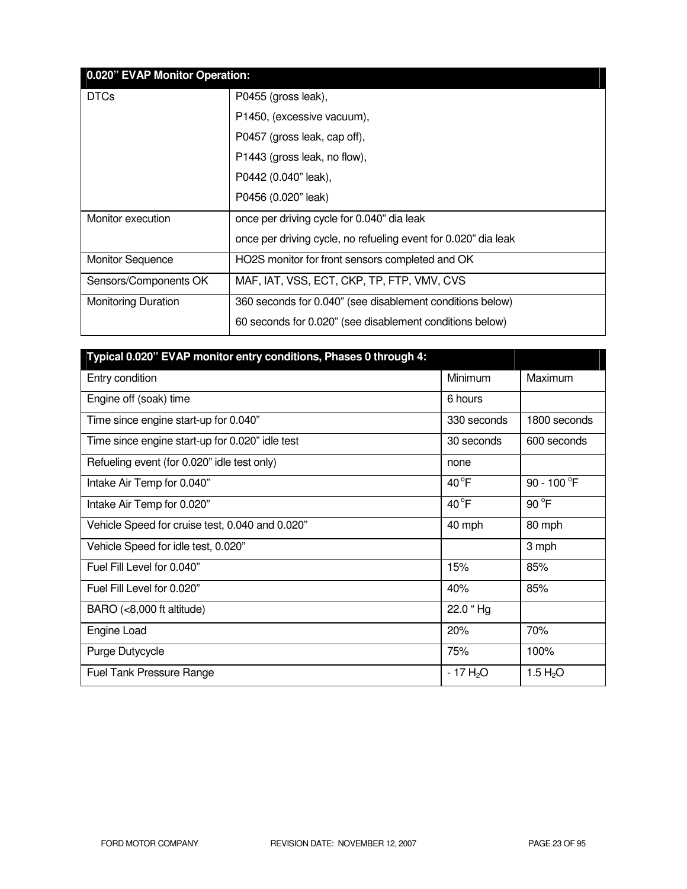| 0.020" EVAP Monitor Operation: | |
|---|---|
| DTCs | P0455 (gross leak),<br>P1450, (excessive vacuum),<br>P0457 (gross leak, cap off),<br>P1443 (gross leak, no flow),<br>P0442 (0.040" leak),<br>P0456 (0.020" leak) |
| Monitor execution | once per driving cycle for 0.040" dia leak<br>once per driving cycle, no refueling event for 0.020" dia leak |
| Monitor Sequence | HO2S monitor for front sensors completed and OK |
| Sensors/Components OK | MAF, IAT, VSS, ECT, CKP, TP, FTP, VMV, CVS |
| Monitoring Duration | 360 seconds for 0.040" (see disablement conditions below)<br>60 seconds for 0.020" (see disablement conditions below) |

| Typical 0.020" EVAP monitor entry conditions, Phases 0 through 4: | | |
|---|---|---|
| Entry condition | Minimum | Maximum |
| Engine off (soak) time | 6 hours | |
| Time since engine start-up for 0.040" | 330 seconds | 1800 seconds |
| Time since engine start-up for 0.020" idle test | 30 seconds | 600 seconds |
| Refueling event (for 0.020" idle test only) | none | |
| Intake Air Temp for 0.040" | 40 °F | 90 - 100 °F |
| Intake Air Temp for 0.020" | 40 °F | 90 °F |
| Vehicle Speed for cruise test, 0.040 and 0.020" | 40 mph | 80 mph |
| Vehicle Speed for idle test, 0.020" | | 3 mph |
| Fuel Fill Level for 0.040" | 15% | 85% |
| Fuel Fill Level for 0.020" | 40% | 85% |
| BARO (<8,000 ft altitude) | 22.0 " Hg | |
| Engine Load | 20% | 70% |
| Purge Dutycycle | 75% | 100% |
| Fuel Tank Pressure Range | - 17 $H_2O$ | 1.5 $H_2O$ |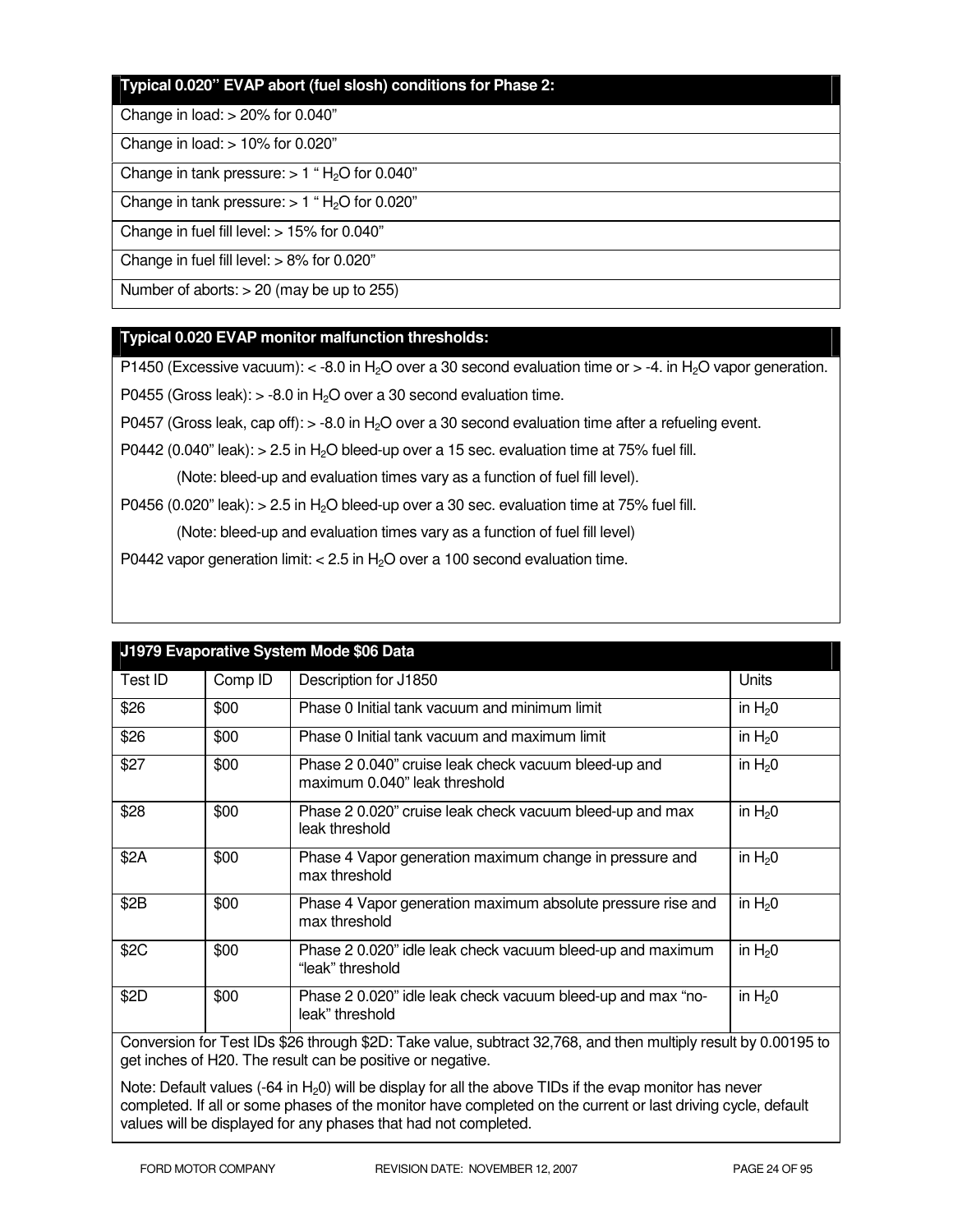| Typical 0.020" EVAP abort (fuel slosh) conditions for Phase 2: |
| --- |
| Change in load: > 20% for 0.040" |
| Change in load: > 10% for 0.020" |
| Change in tank pressure: > 1 " $H_2O$ for 0.040" |
| Change in tank pressure: > 1 " $H_2O$ for 0.020" |
| Change in fuel fill level: > 15% for 0.040" |
| Change in fuel fill level: > 8% for 0.020" |
| Number of aborts: > 20 (may be up to 255) |

| Typical 0.020 EVAP monitor malfunction thresholds: |
| --- |
| P1450 (Excessive vacuum): < -8.0 in $H_2O$ over a 30 second evaluation time or > -4. in $H_2O$ vapor generation. |
| P0455 (Gross leak): > -8.0 in $H_2O$ over a 30 second evaluation time. |
| P0457 (Gross leak, cap off): > -8.0 in $H_2O$ over a 30 second evaluation time after a refueling event. |
| P0442 (0.040" leak): > 2.5 in $H_2O$ bleed-up over a 15 sec. evaluation time at 75% fuel fill. |
| (Note: bleed-up and evaluation times vary as a function of fuel fill level). |
| P0456 (0.020" leak): > 2.5 in $H_2O$ bleed-up over a 30 sec. evaluation time at 75% fuel fill. |
| (Note: bleed-up and evaluation times vary as a function of fuel fill level) |
| P0442 vapor generation limit: < 2.5 in $H_2O$ over a 100 second evaluation time. |

| J1979 Evaporative System Mode $06 Data | | | |
| --- | --- | --- | --- |
| Test ID | Comp ID | Description for J1850 | Units |
| $26 | $00 | Phase 0 Initial tank vacuum and minimum limit | in $H_20$ |
| $26 | $00 | Phase 0 Initial tank vacuum and maximum limit | in $H_20$ |
| $27 | $00 | Phase 2 0.040" cruise leak check vacuum bleed-up and maximum 0.040" leak threshold | in $H_20$ |
| $28 | $00 | Phase 2 0.020" cruise leak check vacuum bleed-up and max leak threshold | in $H_20$ |
| $2A | $00 | Phase 4 Vapor generation maximum change in pressure and max threshold | in $H_20$ |
| $2B | $00 | Phase 4 Vapor generation maximum absolute pressure rise and max threshold | in $H_20$ |
| $2C | $00 | Phase 2 0.020" idle leak check vacuum bleed-up and maximum "leak" threshold | in $H_20$ |
| $2D | $00 | Phase 2 0.020" idle leak check vacuum bleed-up and max "no-leak" threshold | in $H_20$ |

Conversion for Test IDs $26 through $2D: Take value, subtract 32,768, and then multiply result by 0.00195 to get inches of H20. The result can be positive or negative.

Note: Default values (-64 in $H_20$) will be display for all the above TIDs if the evap monitor has never completed. If all or some phases of the monitor have completed on the current or last driving cycle, default values will be displayed for any phases that had not completed.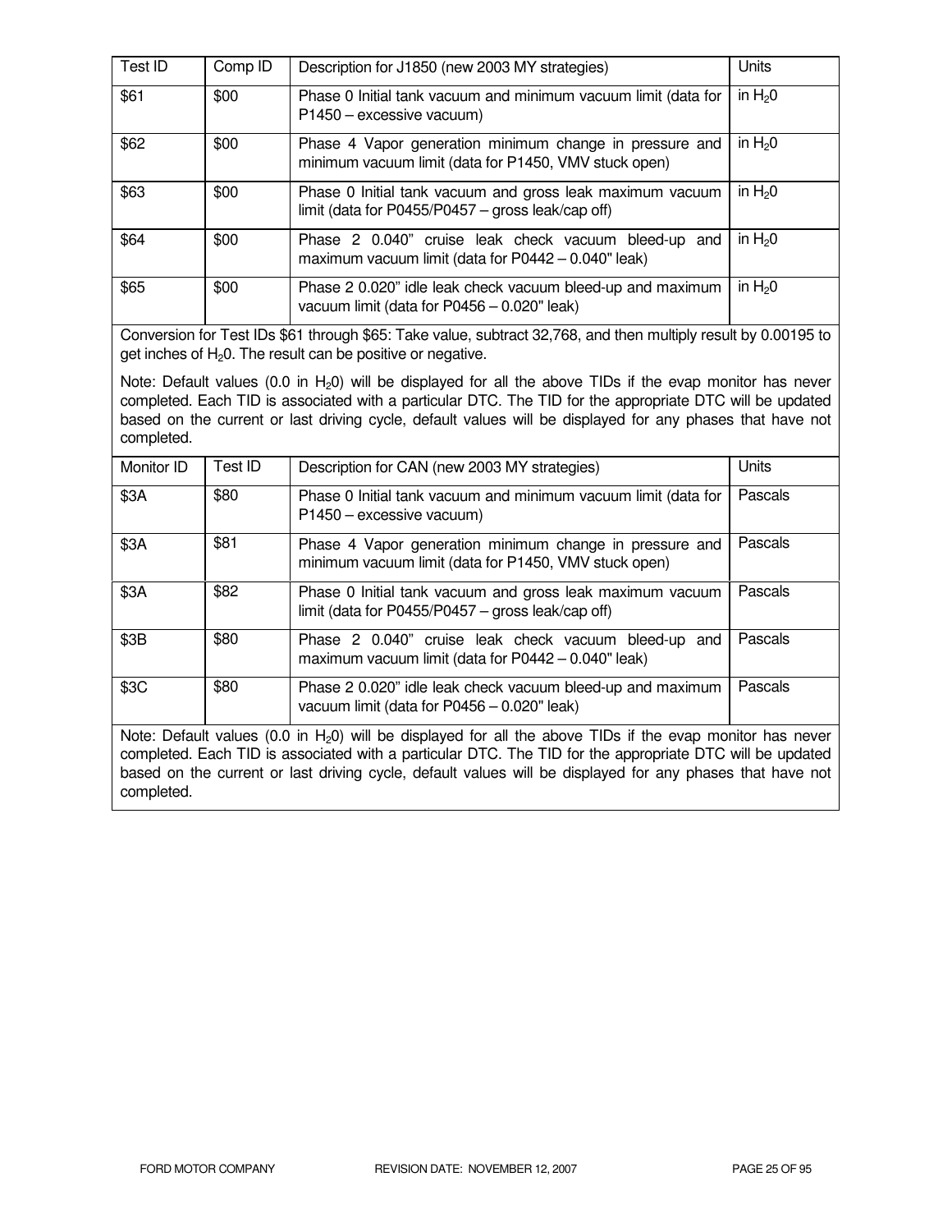| Test ID | Comp ID | Description for J1850 (new 2003 MY strategies) | Units |
| --- | --- | --- | --- |
| $61 | $00 | Phase 0 Initial tank vacuum and minimum vacuum limit (data for P1450 – excessive vacuum) | in $H_20$ |
| $62 | $00 | Phase 4 Vapor generation minimum change in pressure and minimum vacuum limit (data for P1450, VMV stuck open) | in $H_20$ |
| $63 | $00 | Phase 0 Initial tank vacuum and gross leak maximum vacuum limit (data for P0455/P0457 – gross leak/cap off) | in $H_20$ |
| $64 | $00 | Phase 2 0.040" cruise leak check vacuum bleed-up and maximum vacuum limit (data for P0442 – 0.040" leak) | in $H_20$ |
| $65 | $00 | Phase 2 0.020" idle leak check vacuum bleed-up and maximum vacuum limit (data for P0456 – 0.020" leak) | in $H_20$ |

Conversion for Test IDs $61 through $65: Take value, subtract 32,768, and then multiply result by 0.00195 to get inches of $H_20$. The result can be positive or negative.

Note: Default values (0.0 in $H_20$) will be displayed for all the above TIDs if the evap monitor has never completed. Each TID is associated with a particular DTC. The TID for the appropriate DTC will be updated based on the current or last driving cycle, default values will be displayed for any phases that have not completed.

| Monitor ID | Test ID | Description for CAN (new 2003 MY strategies) | Units |
| --- | --- | --- | --- |
| $3A | $80 | Phase 0 Initial tank vacuum and minimum vacuum limit (data for P1450 – excessive vacuum) | Pascals |
| $3A | $81 | Phase 4 Vapor generation minimum change in pressure and minimum vacuum limit (data for P1450, VMV stuck open) | Pascals |
| $3A | $82 | Phase 0 Initial tank vacuum and gross leak maximum vacuum limit (data for P0455/P0457 – gross leak/cap off) | Pascals |
| $3B | $80 | Phase 2 0.040" cruise leak check vacuum bleed-up and maximum vacuum limit (data for P0442 – 0.040" leak) | Pascals |
| $3C | $80 | Phase 2 0.020" idle leak check vacuum bleed-up and maximum vacuum limit (data for P0456 – 0.020" leak) | Pascals |

Note: Default values (0.0 in $H_20$) will be displayed for all the above TIDs if the evap monitor has never completed. Each TID is associated with a particular DTC. The TID for the appropriate DTC will be updated based on the current or last driving cycle, default values will be displayed for any phases that have not completed.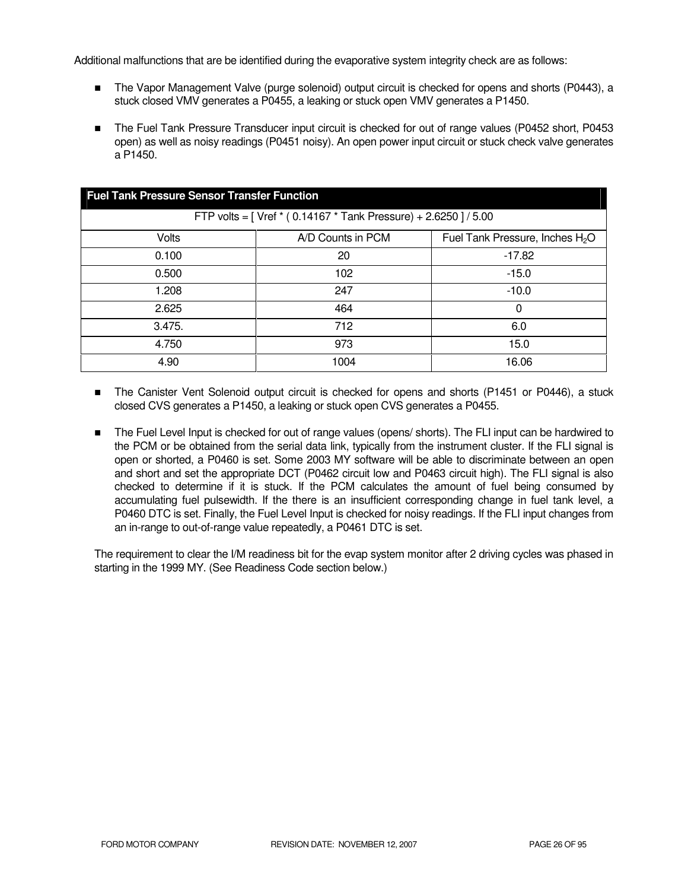Additional malfunctions that are be identified during the evaporative system integrity check are as follows:

- The Vapor Management Valve (purge solenoid) output circuit is checked for opens and shorts (P0443), a stuck closed VMV generates a P0455, a leaking or stuck open VMV generates a P1450.
- The Fuel Tank Pressure Transducer input circuit is checked for out of range values (P0452 short, P0453 open) as well as noisy readings (P0451 noisy). An open power input circuit or stuck check valve generates a P1450.

| **Fuel Tank Pressure Sensor Transfer Function** | | |
|---|---|---|
| FTP volts = [ Vref * ( 0.14167 * Tank Pressure) + 2.6250 ] / 5.00 | | |
| Volts | A/D Counts in PCM | Fuel Tank Pressure, Inches $H_2O$ |
| 0.100 | 20 | -17.82 |
| 0.500 | 102 | -15.0 |
| 1.208 | 247 | -10.0 |
| 2.625 | 464 | 0 |
| 3.475. | 712 | 6.0 |
| 4.750 | 973 | 15.0 |
| 4.90 | 1004 | 16.06 |

- The Canister Vent Solenoid output circuit is checked for opens and shorts (P1451 or P0446), a stuck closed CVS generates a P1450, a leaking or stuck open CVS generates a P0455.
- The Fuel Level Input is checked for out of range values (opens/ shorts). The FLI input can be hardwired to the PCM or be obtained from the serial data link, typically from the instrument cluster. If the FLI signal is open or shorted, a P0460 is set. Some 2003 MY software will be able to discriminate between an open and short and set the appropriate DCT (P0462 circuit low and P0463 circuit high). The FLI signal is also checked to determine if it is stuck. If the PCM calculates the amount of fuel being consumed by accumulating fuel pulsewidth. If the there is an insufficient corresponding change in fuel tank level, a P0460 DTC is set. Finally, the Fuel Level Input is checked for noisy readings. If the FLI input changes from an in-range to out-of-range value repeatedly, a P0461 DTC is set.

The requirement to clear the I/M readiness bit for the evap system monitor after 2 driving cycles was phased in starting in the 1999 MY. (See Readiness Code section below.)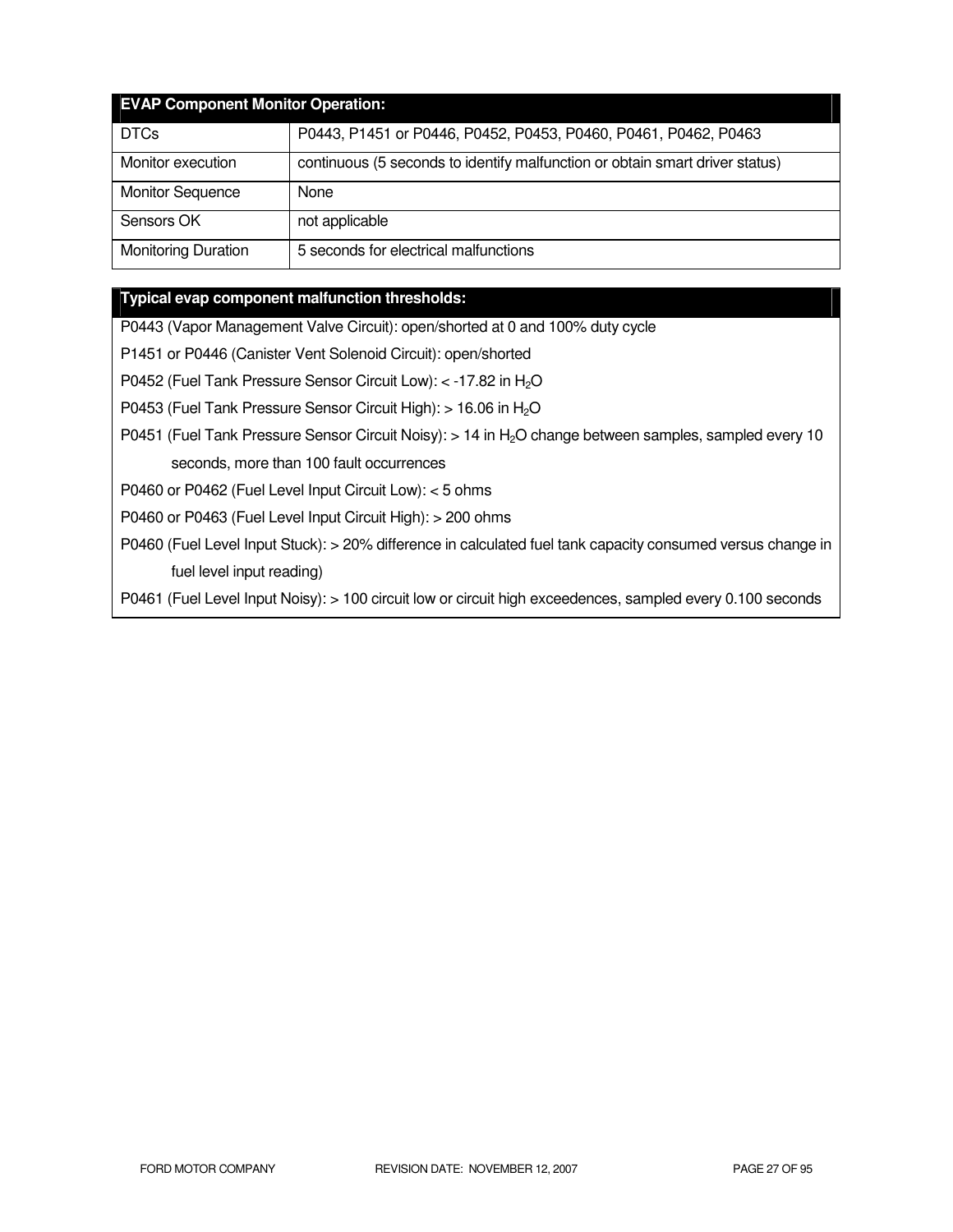| EVAP Component Monitor Operation: | |
|---|---|
| DTCs | P0443, P1451 or P0446, P0452, P0453, P0460, P0461, P0462, P0463 |
| Monitor execution | continuous (5 seconds to identify malfunction or obtain smart driver status) |
| Monitor Sequence | None |
| Sensors OK | not applicable |
| Monitoring Duration | 5 seconds for electrical malfunctions |

| Typical evap component malfunction thresholds: |
|---|
| P0443 (Vapor Management Valve Circuit): open/shorted at 0 and 100% duty cycle |
| P1451 or P0446 (Canister Vent Solenoid Circuit): open/shorted |
| P0452 (Fuel Tank Pressure Sensor Circuit Low): < -17.82 in $H_2O$ |
| P0453 (Fuel Tank Pressure Sensor Circuit High): > 16.06 in $H_2O$ |
| P0451 (Fuel Tank Pressure Sensor Circuit Noisy): > 14 in $H_2O$ change between samples, sampled every 10 seconds, more than 100 fault occurrences |
| P0460 or P0462 (Fuel Level Input Circuit Low): < 5 ohms |
| P0460 or P0463 (Fuel Level Input Circuit High): > 200 ohms |
| P0460 (Fuel Level Input Stuck): > 20% difference in calculated fuel tank capacity consumed versus change in fuel level input reading) |
| P0461 (Fuel Level Input Noisy): > 100 circuit low or circuit high exceedences, sampled every 0.100 seconds |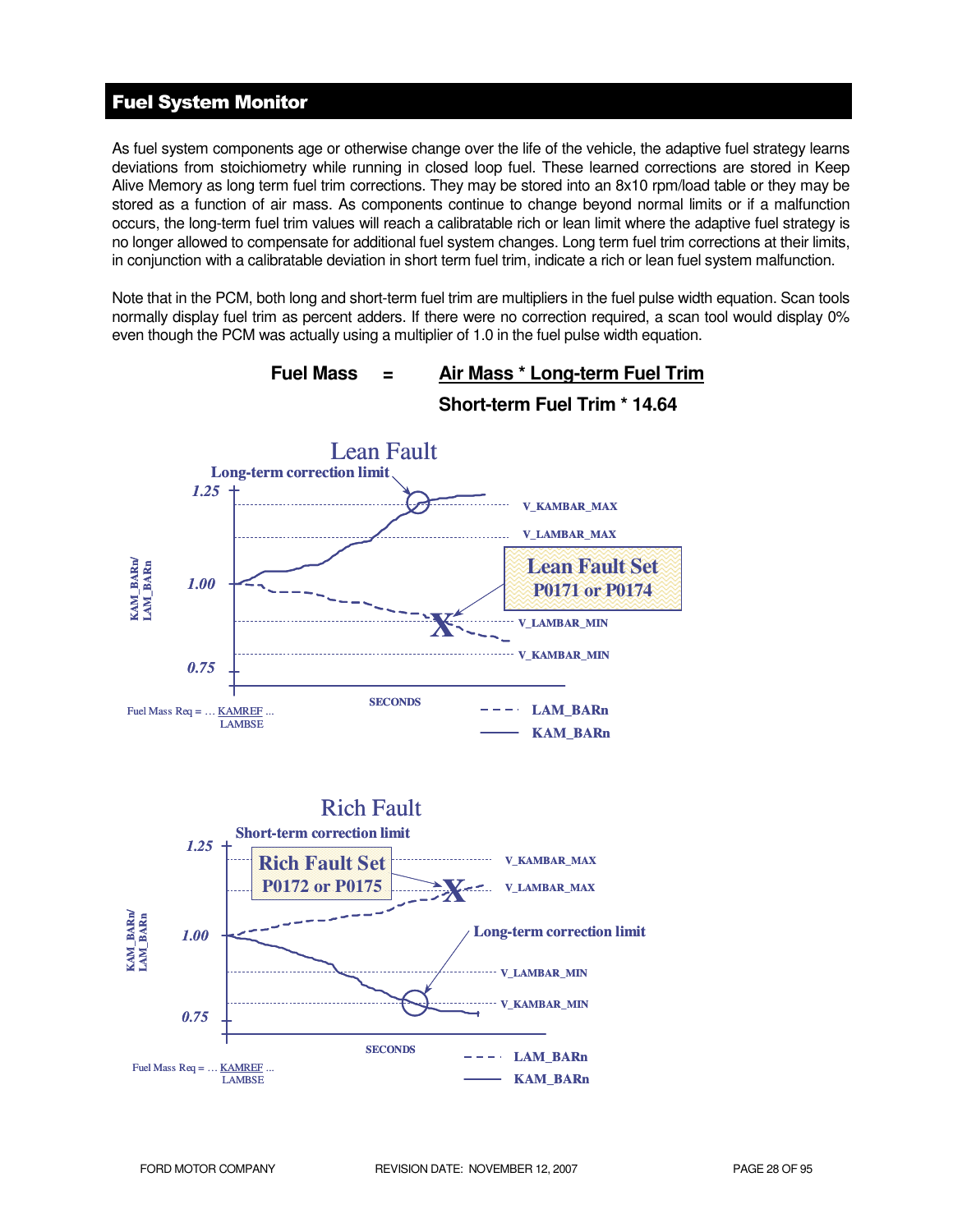## Fuel System Monitor

As fuel system components age or otherwise change over the life of the vehicle, the adaptive fuel strategy learns deviations from stoichiometry while running in closed loop fuel. These learned corrections are stored in Keep Alive Memory as long term fuel trim corrections. They may be stored into an 8x10 rpm/load table or they may be stored as a function of air mass. As components continue to change beyond normal limits or if a malfunction occurs, the long-term fuel trim values will reach a calibratable rich or lean limit where the adaptive fuel strategy is no longer allowed to compensate for additional fuel system changes. Long term fuel trim corrections at their limits, in conjunction with a calibratable deviation in short term fuel trim, indicate a rich or lean fuel system malfunction.

Note that in the PCM, both long and short-term fuel trim are multipliers in the fuel pulse width equation. Scan tools normally display fuel trim as percent adders. If there were no correction required, a scan tool would display 0% even though the PCM was actually using a multiplier of 1.0 in the fuel pulse width equation.

$$\text{Fuel Mass} = \frac{\text{Air Mass * Long-term Fuel Trim}}{\text{Short-term Fuel Trim * 14.64}}$$

**Lean Fault**

Long-term correction limit

1.25 — V_KAMBAR_MAX
V_LAMBAR_MAX
1.00 (KAM_BARn/LAM_BARn)
**Lean Fault Set P0171 or P0174**
V_LAMBAR_MIN
V_KAMBAR_MIN
0.75

SECONDS

Fuel Mass Req = … KAMREF … / LAMBSE

- - - LAM_BARn
—— KAM_BARn

**Rich Fault**

Short-term correction limit

1.25 — V_KAMBAR_MAX
**Rich Fault Set P0172 or P0175**
V_LAMBAR_MAX
1.00 (KAM_BARn/LAM_BARn)
Long-term correction limit
V_LAMBAR_MIN
V_KAMBAR_MIN
0.75

SECONDS

Fuel Mass Req = … KAMREF … / LAMBSE

- - - LAM_BARn
—— KAM_BARn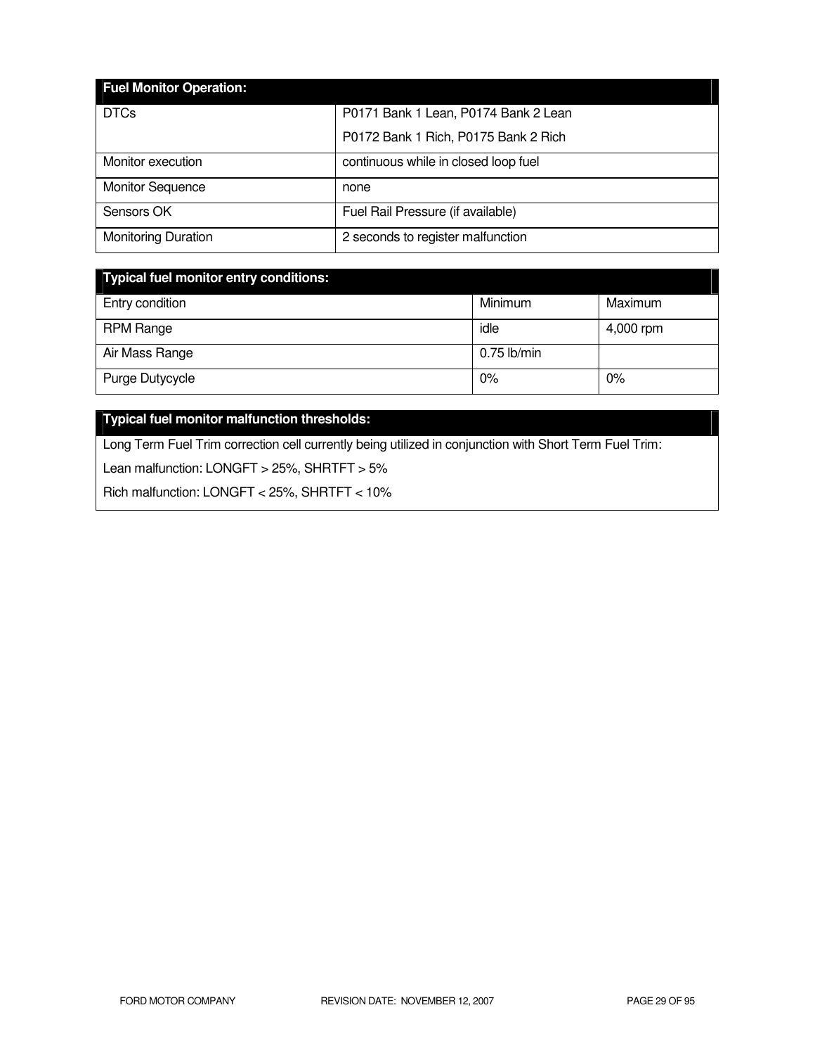| Fuel Monitor Operation: | |
|---|---|
| DTCs | P0171 Bank 1 Lean, P0174 Bank 2 Lean<br>P0172 Bank 1 Rich, P0175 Bank 2 Rich |
| Monitor execution | continuous while in closed loop fuel |
| Monitor Sequence | none |
| Sensors OK | Fuel Rail Pressure (if available) |
| Monitoring Duration | 2 seconds to register malfunction |

| Typical fuel monitor entry conditions: | | |
|---|---|---|
| Entry condition | Minimum | Maximum |
| RPM Range | idle | 4,000 rpm |
| Air Mass Range | 0.75 lb/min | |
| Purge Dutycycle | 0% | 0% |

| Typical fuel monitor malfunction thresholds: |
|---|
| Long Term Fuel Trim correction cell currently being utilized in conjunction with Short Term Fuel Trim:<br>Lean malfunction: LONGFT > 25%, SHRTFT > 5%<br>Rich malfunction: LONGFT < 25%, SHRTFT < 10% |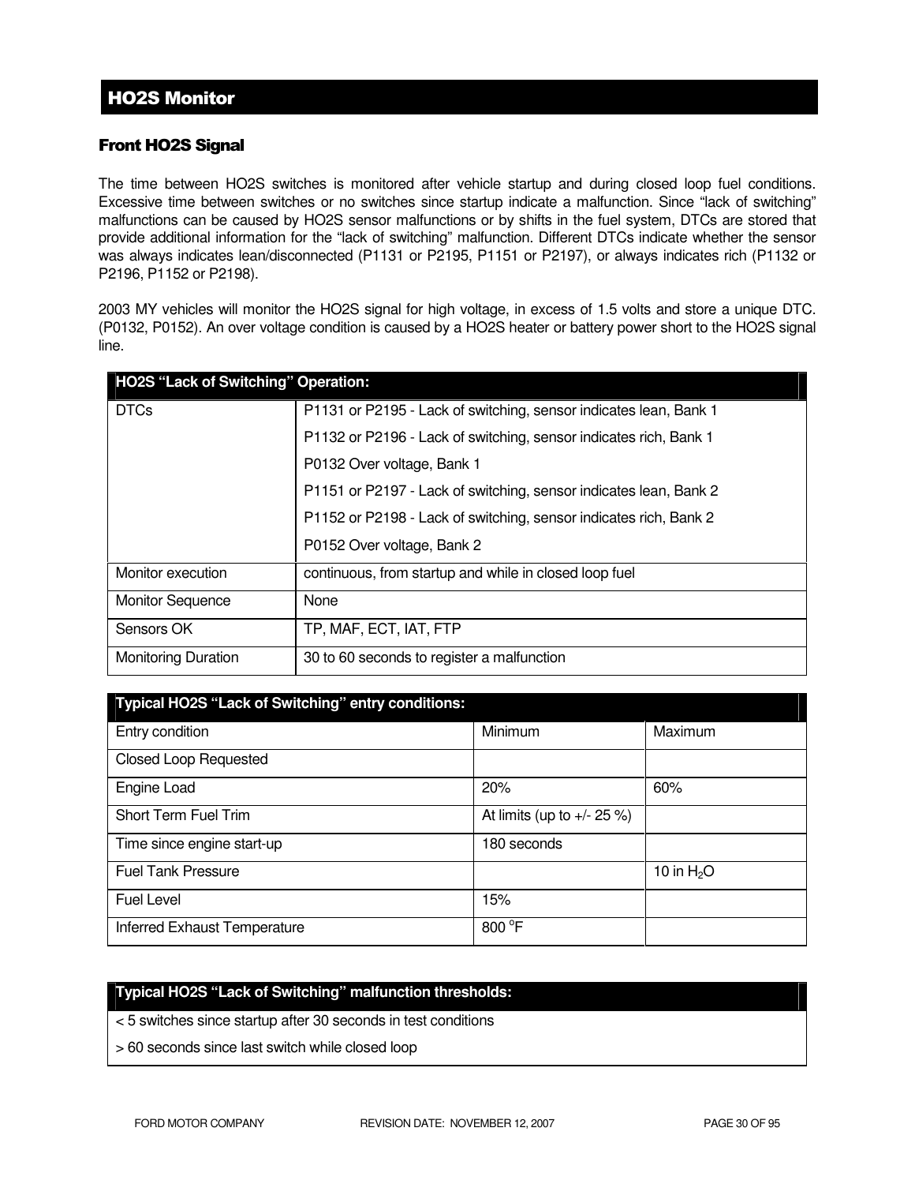## HO2S Monitor

### Front HO2S Signal

The time between HO2S switches is monitored after vehicle startup and during closed loop fuel conditions. Excessive time between switches or no switches since startup indicate a malfunction. Since "lack of switching" malfunctions can be caused by HO2S sensor malfunctions or by shifts in the fuel system, DTCs are stored that provide additional information for the "lack of switching" malfunction. Different DTCs indicate whether the sensor was always indicates lean/disconnected (P1131 or P2195, P1151 or P2197), or always indicates rich (P1132 or P2196, P1152 or P2198).

2003 MY vehicles will monitor the HO2S signal for high voltage, in excess of 1.5 volts and store a unique DTC. (P0132, P0152). An over voltage condition is caused by a HO2S heater or battery power short to the HO2S signal line.

| HO2S "Lack of Switching" Operation: | |
|---|---|
| DTCs | P1131 or P2195 - Lack of switching, sensor indicates lean, Bank 1<br>P1132 or P2196 - Lack of switching, sensor indicates rich, Bank 1<br>P0132 Over voltage, Bank 1<br>P1151 or P2197 - Lack of switching, sensor indicates lean, Bank 2<br>P1152 or P2198 - Lack of switching, sensor indicates rich, Bank 2<br>P0152 Over voltage, Bank 2 |
| Monitor execution | continuous, from startup and while in closed loop fuel |
| Monitor Sequence | None |
| Sensors OK | TP, MAF, ECT, IAT, FTP |
| Monitoring Duration | 30 to 60 seconds to register a malfunction |

| Typical HO2S "Lack of Switching" entry conditions: | | |
|---|---|---|
| Entry condition | Minimum | Maximum |
| Closed Loop Requested | | |
| Engine Load | 20% | 60% |
| Short Term Fuel Trim | At limits (up to +/- 25 %) | |
| Time since engine start-up | 180 seconds | |
| Fuel Tank Pressure | | 10 in $H_2O$ |
| Fuel Level | 15% | |
| Inferred Exhaust Temperature | 800 $^{o}$F | |

| Typical HO2S "Lack of Switching" malfunction thresholds: |
|---|
| < 5 switches since startup after 30 seconds in test conditions |
| > 60 seconds since last switch while closed loop |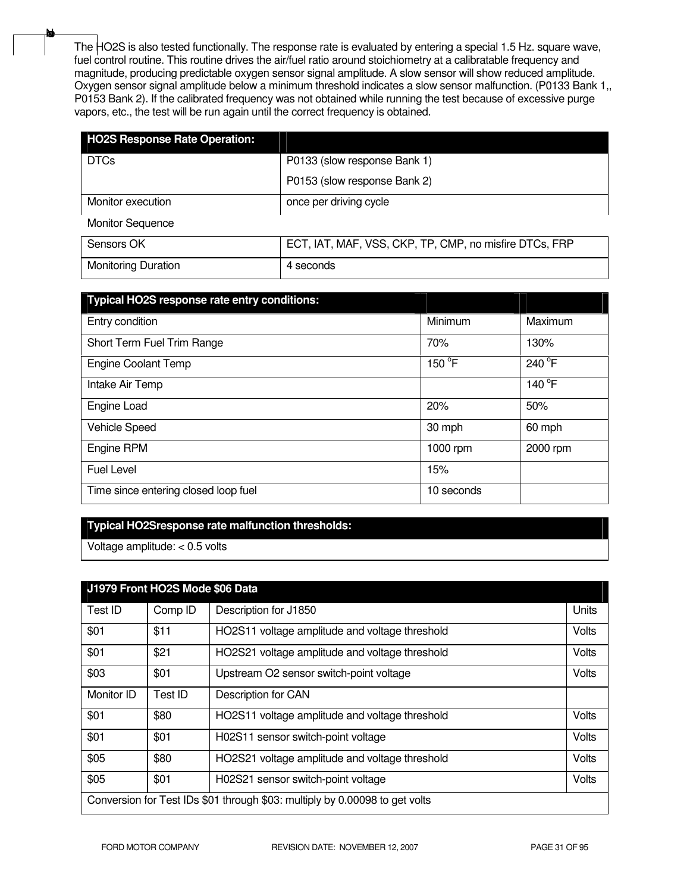The HO2S is also tested functionally. The response rate is evaluated by entering a special 1.5 Hz. square wave, fuel control routine. This routine drives the air/fuel ratio around stoichiometry at a calibratable frequency and magnitude, producing predictable oxygen sensor signal amplitude. A slow sensor will show reduced amplitude. Oxygen sensor signal amplitude below a minimum threshold indicates a slow sensor malfunction. (P0133 Bank 1,, P0153 Bank 2). If the calibrated frequency was not obtained while running the test because of excessive purge vapors, etc., the test will be run again until the correct frequency is obtained.

| HO2S Response Rate Operation: | |
|---|---|
| DTCs | P0133 (slow response Bank 1)<br>P0153 (slow response Bank 2) |
| Monitor execution | once per driving cycle |
| Monitor Sequence | |
| Sensors OK | ECT, IAT, MAF, VSS, CKP, TP, CMP, no misfire DTCs, FRP |
| Monitoring Duration | 4 seconds |

| Typical HO2S response rate entry conditions: | | |
|---|---|---|
| Entry condition | Minimum | Maximum |
| Short Term Fuel Trim Range | 70% | 130% |
| Engine Coolant Temp | 150 °F | 240 °F |
| Intake Air Temp | | 140 °F |
| Engine Load | 20% | 50% |
| Vehicle Speed | 30 mph | 60 mph |
| Engine RPM | 1000 rpm | 2000 rpm |
| Fuel Level | 15% | |
| Time since entering closed loop fuel | 10 seconds | |

| Typical HO2Sresponse rate malfunction thresholds: |
|---|
| Voltage amplitude: < 0.5 volts |

| J1979 Front HO2S Mode $06 Data | | | |
|---|---|---|---|
| Test ID | Comp ID | Description for J1850 | Units |
| $01 | $11 | HO2S11 voltage amplitude and voltage threshold | Volts |
| $01 | $21 | HO2S21 voltage amplitude and voltage threshold | Volts |
| $03 | $01 | Upstream O2 sensor switch-point voltage | Volts |
| Monitor ID | Test ID | Description for CAN | |
| $01 | $80 | HO2S11 voltage amplitude and voltage threshold | Volts |
| $01 | $01 | H02S11 sensor switch-point voltage | Volts |
| $05 | $80 | HO2S21 voltage amplitude and voltage threshold | Volts |
| $05 | $01 | H02S21 sensor switch-point voltage | Volts |
| Conversion for Test IDs $01 through $03: multiply by 0.00098 to get volts | | | |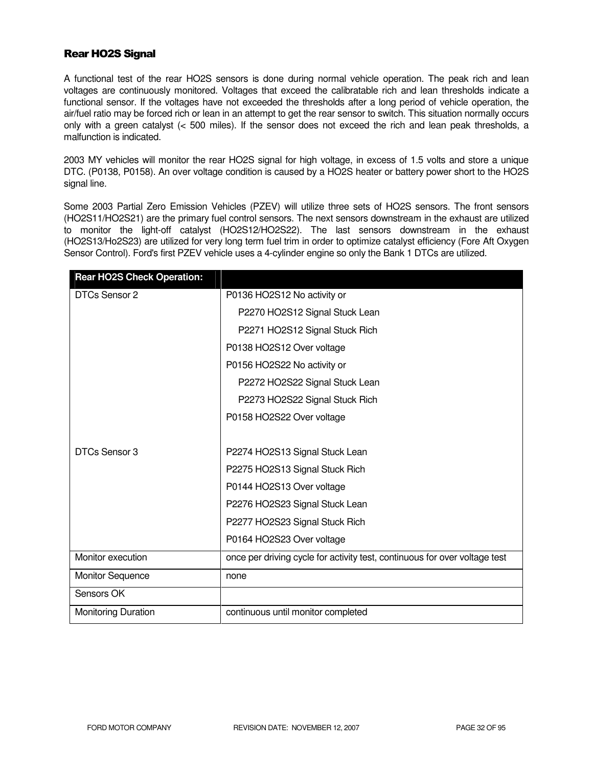### Rear HO2S Signal

A functional test of the rear HO2S sensors is done during normal vehicle operation. The peak rich and lean voltages are continuously monitored. Voltages that exceed the calibratable rich and lean thresholds indicate a functional sensor. If the voltages have not exceeded the thresholds after a long period of vehicle operation, the air/fuel ratio may be forced rich or lean in an attempt to get the rear sensor to switch. This situation normally occurs only with a green catalyst (< 500 miles). If the sensor does not exceed the rich and lean peak thresholds, a malfunction is indicated.

2003 MY vehicles will monitor the rear HO2S signal for high voltage, in excess of 1.5 volts and store a unique DTC. (P0138, P0158). An over voltage condition is caused by a HO2S heater or battery power short to the HO2S signal line.

Some 2003 Partial Zero Emission Vehicles (PZEV) will utilize three sets of HO2S sensors. The front sensors (HO2S11/HO2S21) are the primary fuel control sensors. The next sensors downstream in the exhaust are utilized to monitor the light-off catalyst (HO2S12/HO2S22). The last sensors downstream in the exhaust (HO2S13/Ho2S23) are utilized for very long term fuel trim in order to optimize catalyst efficiency (Fore Aft Oxygen Sensor Control). Ford's first PZEV vehicle uses a 4-cylinder engine so only the Bank 1 DTCs are utilized.

| Rear HO2S Check Operation: | |
|---|---|
| DTCs Sensor 2 | P0136 HO2S12 No activity or<br>P2270 HO2S12 Signal Stuck Lean<br>P2271 HO2S12 Signal Stuck Rich<br>P0138 HO2S12 Over voltage<br>P0156 HO2S22 No activity or<br>P2272 HO2S22 Signal Stuck Lean<br>P2273 HO2S22 Signal Stuck Rich<br>P0158 HO2S22 Over voltage |
| DTCs Sensor 3 | P2274 HO2S13 Signal Stuck Lean<br>P2275 HO2S13 Signal Stuck Rich<br>P0144 HO2S13 Over voltage<br>P2276 HO2S23 Signal Stuck Lean<br>P2277 HO2S23 Signal Stuck Rich<br>P0164 HO2S23 Over voltage |
| Monitor execution | once per driving cycle for activity test, continuous for over voltage test |
| Monitor Sequence | none |
| Sensors OK | |
| Monitoring Duration | continuous until monitor completed |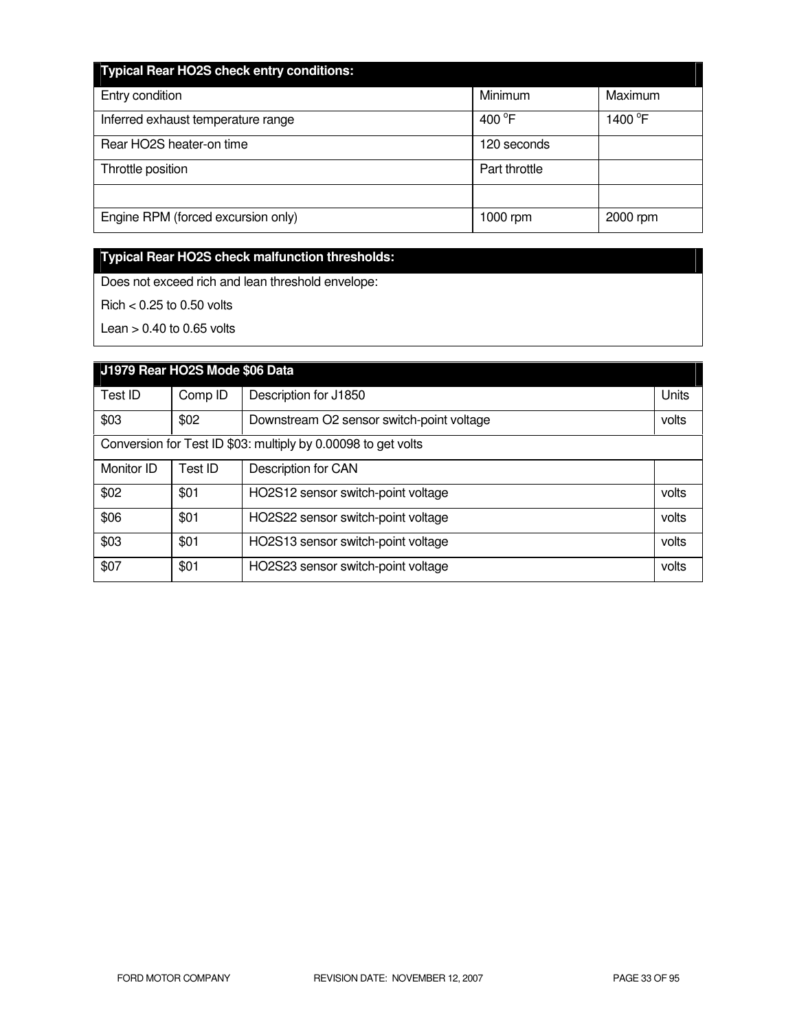| Typical Rear HO2S check entry conditions: | | |
|---|---|---|
| Entry condition | Minimum | Maximum |
| Inferred exhaust temperature range | 400 °F | 1400 °F |
| Rear HO2S heater-on time | 120 seconds | |
| Throttle position | Part throttle | |
| | | |
| Engine RPM (forced excursion only) | 1000 rpm | 2000 rpm |

| Typical Rear HO2S check malfunction thresholds: |
|---|
| Does not exceed rich and lean threshold envelope: |
| Rich < 0.25 to 0.50 volts |
| Lean > 0.40 to 0.65 volts |

| J1979 Rear HO2S Mode $06 Data | | | |
|---|---|---|---|
| Test ID | Comp ID | Description for J1850 | Units |
| $03 | $02 | Downstream O2 sensor switch-point voltage | volts |
| Conversion for Test ID $03: multiply by 0.00098 to get volts | | | |
| Monitor ID | Test ID | Description for CAN | |
| $02 | $01 | HO2S12 sensor switch-point voltage | volts |
| $06 | $01 | HO2S22 sensor switch-point voltage | volts |
| $03 | $01 | HO2S13 sensor switch-point voltage | volts |
| $07 | $01 | HO2S23 sensor switch-point voltage | volts |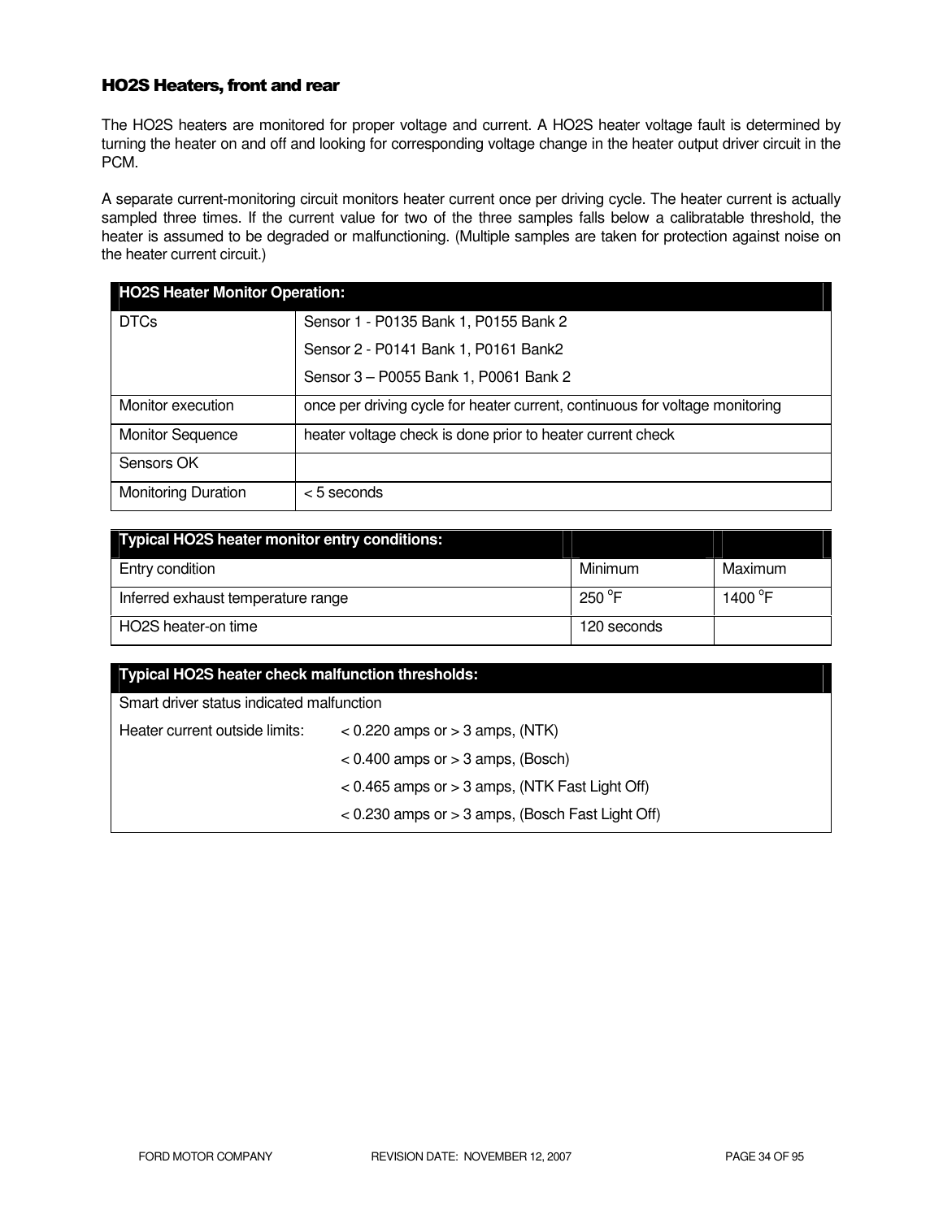### HO2S Heaters, front and rear

The HO2S heaters are monitored for proper voltage and current. A HO2S heater voltage fault is determined by turning the heater on and off and looking for corresponding voltage change in the heater output driver circuit in the PCM.

A separate current-monitoring circuit monitors heater current once per driving cycle. The heater current is actually sampled three times. If the current value for two of the three samples falls below a calibratable threshold, the heater is assumed to be degraded or malfunctioning. (Multiple samples are taken for protection against noise on the heater current circuit.)

| HO2S Heater Monitor Operation: | |
|---|---|
| DTCs | Sensor 1 - P0135 Bank 1, P0155 Bank 2<br>Sensor 2 - P0141 Bank 1, P0161 Bank2<br>Sensor 3 – P0055 Bank 1, P0061 Bank 2 |
| Monitor execution | once per driving cycle for heater current, continuous for voltage monitoring |
| Monitor Sequence | heater voltage check is done prior to heater current check |
| Sensors OK | |
| Monitoring Duration | < 5 seconds |

| Typical HO2S heater monitor entry conditions: | | |
|---|---|---|
| Entry condition | Minimum | Maximum |
| Inferred exhaust temperature range | 250 °F | 1400 °F |
| HO2S heater-on time | 120 seconds | |

| Typical HO2S heater check malfunction thresholds: | |
|---|---|
| Smart driver status indicated malfunction | |
| Heater current outside limits: | < 0.220 amps or > 3 amps, (NTK)<br>< 0.400 amps or > 3 amps, (Bosch)<br>< 0.465 amps or > 3 amps, (NTK Fast Light Off)<br>< 0.230 amps or > 3 amps, (Bosch Fast Light Off) |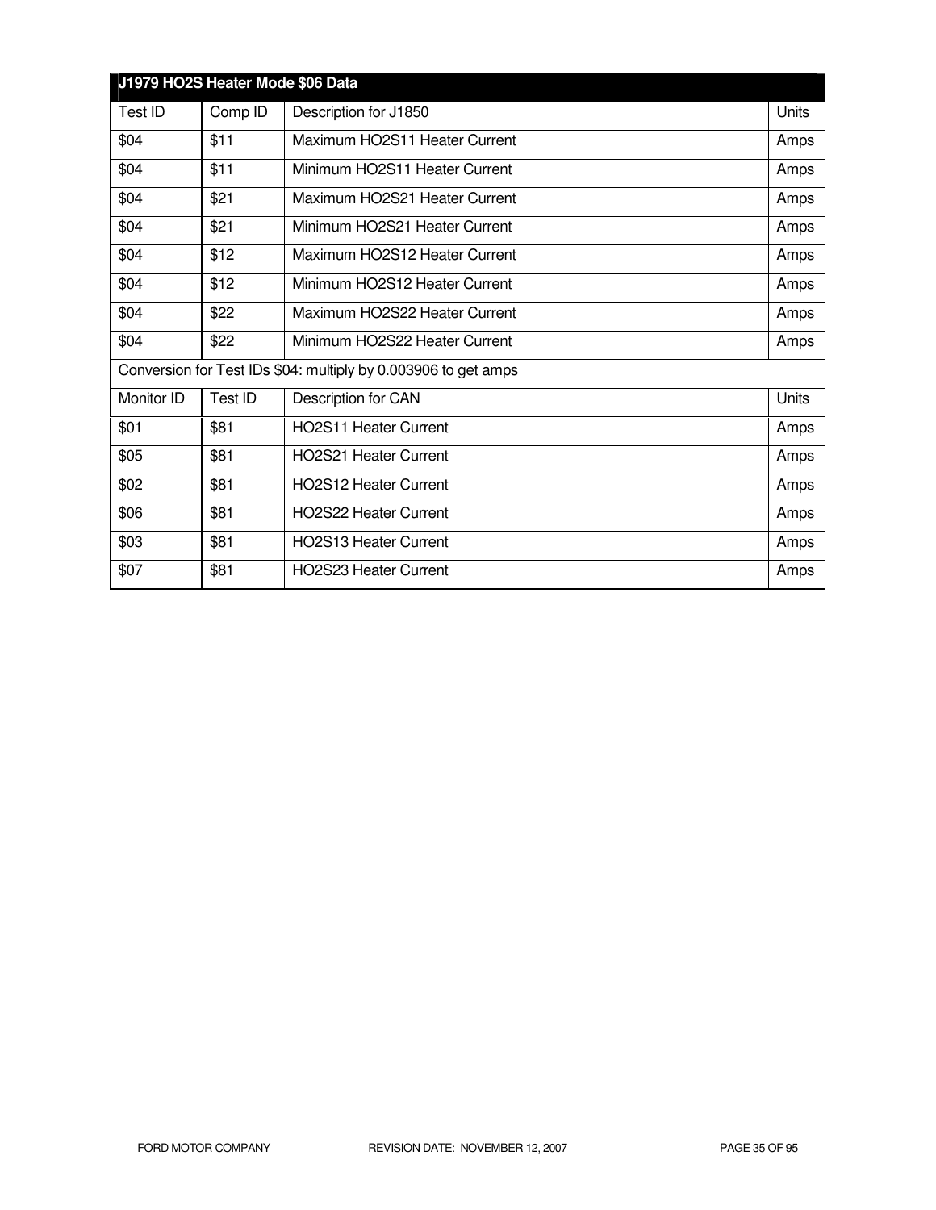| J1979 HO2S Heater Mode $06 Data | | | |
|---|---|---|---|
| Test ID | Comp ID | Description for J1850 | Units |
| $04 | $11 | Maximum HO2S11 Heater Current | Amps |
| $04 | $11 | Minimum HO2S11 Heater Current | Amps |
| $04 | $21 | Maximum HO2S21 Heater Current | Amps |
| $04 | $21 | Minimum HO2S21 Heater Current | Amps |
| $04 | $12 | Maximum HO2S12 Heater Current | Amps |
| $04 | $12 | Minimum HO2S12 Heater Current | Amps |
| $04 | $22 | Maximum HO2S22 Heater Current | Amps |
| $04 | $22 | Minimum HO2S22 Heater Current | Amps |
| Conversion for Test IDs $04: multiply by 0.003906 to get amps | | | |
| Monitor ID | Test ID | Description for CAN | Units |
| $01 | $81 | HO2S11 Heater Current | Amps |
| $05 | $81 | HO2S21 Heater Current | Amps |
| $02 | $81 | HO2S12 Heater Current | Amps |
| $06 | $81 | HO2S22 Heater Current | Amps |
| $03 | $81 | HO2S13 Heater Current | Amps |
| $07 | $81 | HO2S23 Heater Current | Amps |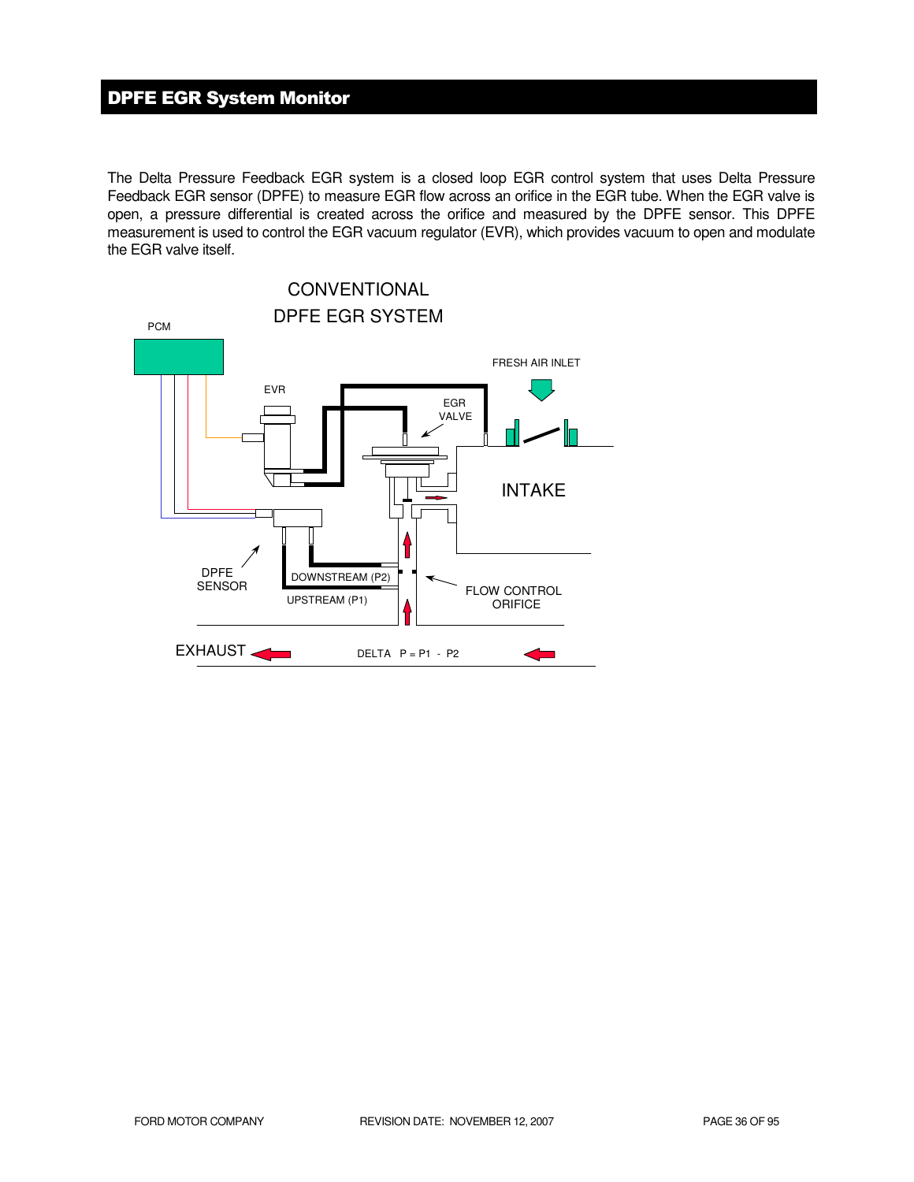# DPFE EGR System Monitor

The Delta Pressure Feedback EGR system is a closed loop EGR control system that uses Delta Pressure Feedback EGR sensor (DPFE) to measure EGR flow across an orifice in the EGR tube. When the EGR valve is open, a pressure differential is created across the orifice and measured by the DPFE sensor. This DPFE measurement is used to control the EGR vacuum regulator (EVR), which provides vacuum to open and modulate the EGR valve itself.

CONVENTIONAL DPFE EGR SYSTEM

PCM

EVR

EGR VALVE

FRESH AIR INLET

INTAKE

DPFE SENSOR

DOWNSTREAM (P2)

UPSTREAM (P1)

FLOW CONTROL ORIFICE

EXHAUST

DELTA P = P1 - P2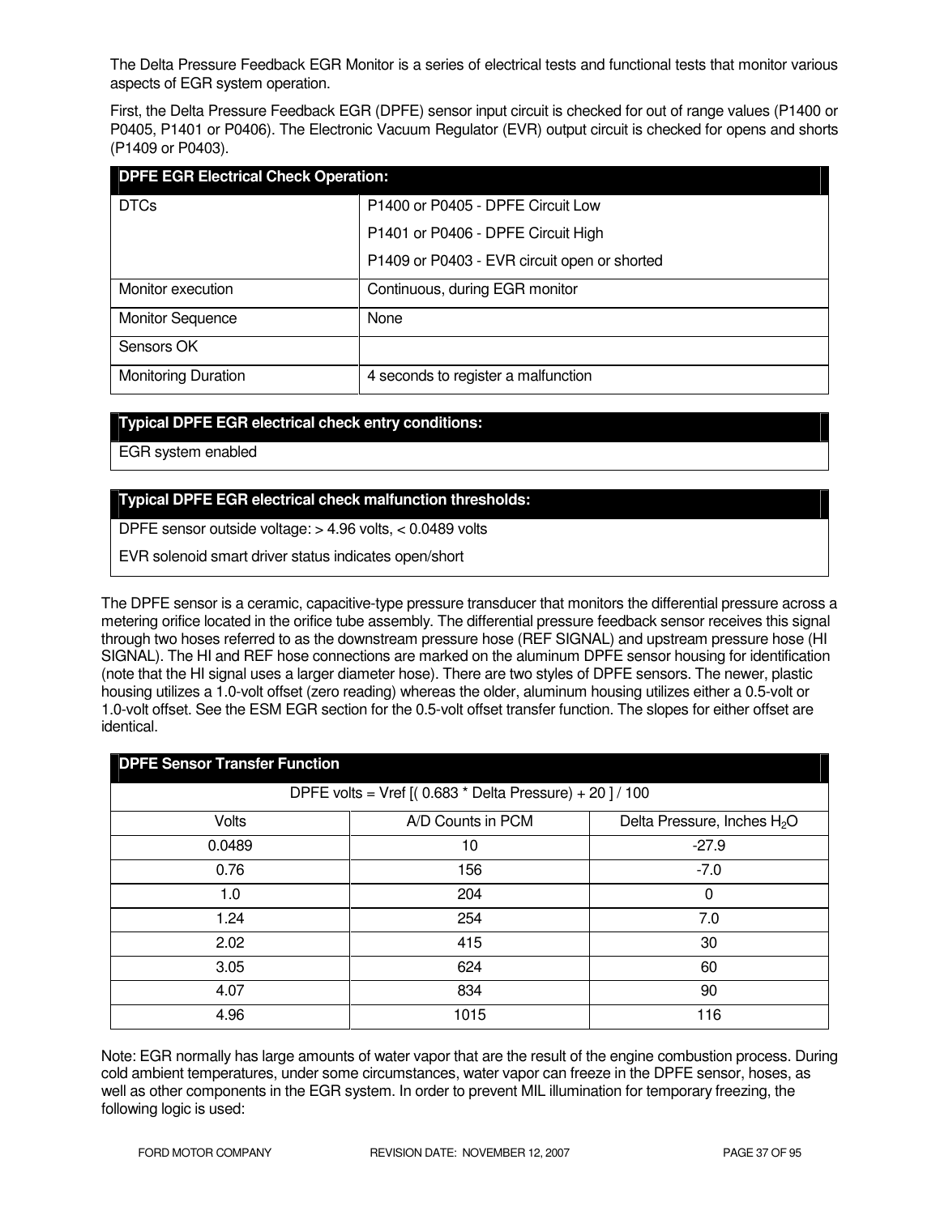The Delta Pressure Feedback EGR Monitor is a series of electrical tests and functional tests that monitor various aspects of EGR system operation.

First, the Delta Pressure Feedback EGR (DPFE) sensor input circuit is checked for out of range values (P1400 or P0405, P1401 or P0406). The Electronic Vacuum Regulator (EVR) output circuit is checked for opens and shorts (P1409 or P0403).

| DPFE EGR Electrical Check Operation: | |
|---|---|
| DTCs | P1400 or P0405 - DPFE Circuit Low<br>P1401 or P0406 - DPFE Circuit High<br>P1409 or P0403 - EVR circuit open or shorted |
| Monitor execution | Continuous, during EGR monitor |
| Monitor Sequence | None |
| Sensors OK | |
| Monitoring Duration | 4 seconds to register a malfunction |

| Typical DPFE EGR electrical check entry conditions: |
|---|
| EGR system enabled |

| Typical DPFE EGR electrical check malfunction thresholds: |
|---|
| DPFE sensor outside voltage: > 4.96 volts, < 0.0489 volts<br>EVR solenoid smart driver status indicates open/short |

The DPFE sensor is a ceramic, capacitive-type pressure transducer that monitors the differential pressure across a metering orifice located in the orifice tube assembly. The differential pressure feedback sensor receives this signal through two hoses referred to as the downstream pressure hose (REF SIGNAL) and upstream pressure hose (HI SIGNAL). The HI and REF hose connections are marked on the aluminum DPFE sensor housing for identification (note that the HI signal uses a larger diameter hose). There are two styles of DPFE sensors. The newer, plastic housing utilizes a 1.0-volt offset (zero reading) whereas the older, aluminum housing utilizes either a 0.5-volt or 1.0-volt offset. See the ESM EGR section for the 0.5-volt offset transfer function. The slopes for either offset are identical.

| DPFE Sensor Transfer Function | | |
|---|---|---|
| DPFE volts = Vref [( 0.683 * Delta Pressure) + 20 ] / 100 | | |
| Volts | A/D Counts in PCM | Delta Pressure, Inches $H_2O$ |
| 0.0489 | 10 | -27.9 |
| 0.76 | 156 | -7.0 |
| 1.0 | 204 | 0 |
| 1.24 | 254 | 7.0 |
| 2.02 | 415 | 30 |
| 3.05 | 624 | 60 |
| 4.07 | 834 | 90 |
| 4.96 | 1015 | 116 |

Note: EGR normally has large amounts of water vapor that are the result of the engine combustion process. During cold ambient temperatures, under some circumstances, water vapor can freeze in the DPFE sensor, hoses, as well as other components in the EGR system. In order to prevent MIL illumination for temporary freezing, the following logic is used: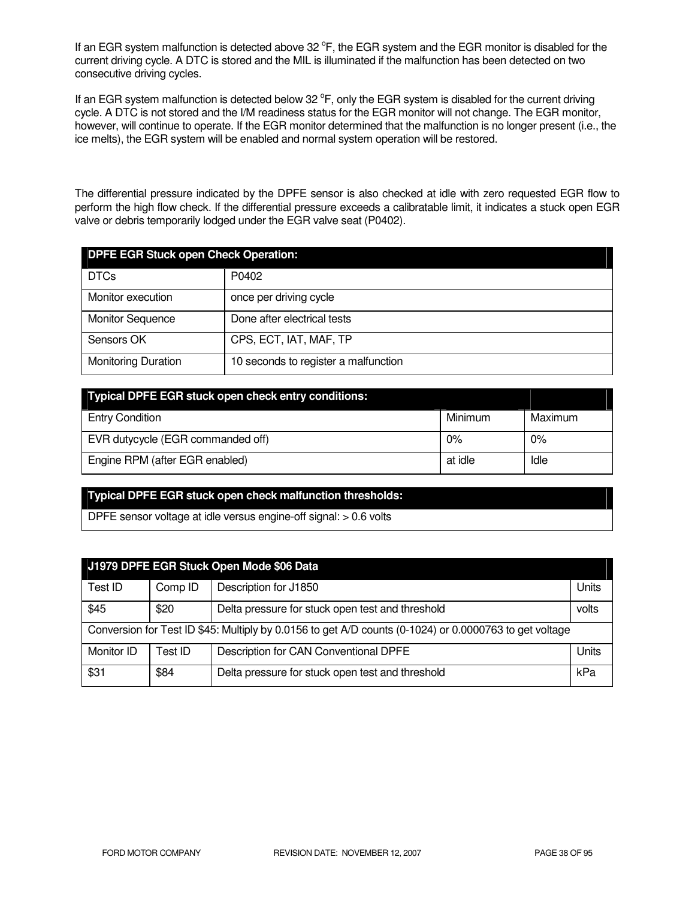If an EGR system malfunction is detected above 32 °F, the EGR system and the EGR monitor is disabled for the current driving cycle. A DTC is stored and the MIL is illuminated if the malfunction has been detected on two consecutive driving cycles.

If an EGR system malfunction is detected below 32 °F, only the EGR system is disabled for the current driving cycle. A DTC is not stored and the I/M readiness status for the EGR monitor will not change. The EGR monitor, however, will continue to operate. If the EGR monitor determined that the malfunction is no longer present (i.e., the ice melts), the EGR system will be enabled and normal system operation will be restored.

The differential pressure indicated by the DPFE sensor is also checked at idle with zero requested EGR flow to perform the high flow check. If the differential pressure exceeds a calibratable limit, it indicates a stuck open EGR valve or debris temporarily lodged under the EGR valve seat (P0402).

| **DPFE EGR Stuck open Check Operation:** | |
|---|---|
| DTCs | P0402 |
| Monitor execution | once per driving cycle |
| Monitor Sequence | Done after electrical tests |
| Sensors OK | CPS, ECT, IAT, MAF, TP |
| Monitoring Duration | 10 seconds to register a malfunction |

| **Typical DPFE EGR stuck open check entry conditions:** | | |
|---|---|---|
| Entry Condition | Minimum | Maximum |
| EVR dutycycle (EGR commanded off) | 0% | 0% |
| Engine RPM (after EGR enabled) | at idle | Idle |

| **Typical DPFE EGR stuck open check malfunction thresholds:** |
|---|
| DPFE sensor voltage at idle versus engine-off signal: > 0.6 volts |

| **J1979 DPFE EGR Stuck Open Mode $06 Data** | | | |
|---|---|---|---|
| Test ID | Comp ID | Description for J1850 | Units |
| $45 | $20 | Delta pressure for stuck open test and threshold | volts |
| Conversion for Test ID $45: Multiply by 0.0156 to get A/D counts (0-1024) or 0.0000763 to get voltage | | | |
| Monitor ID | Test ID | Description for CAN Conventional DPFE | Units |
| $31 | $84 | Delta pressure for stuck open test and threshold | kPa |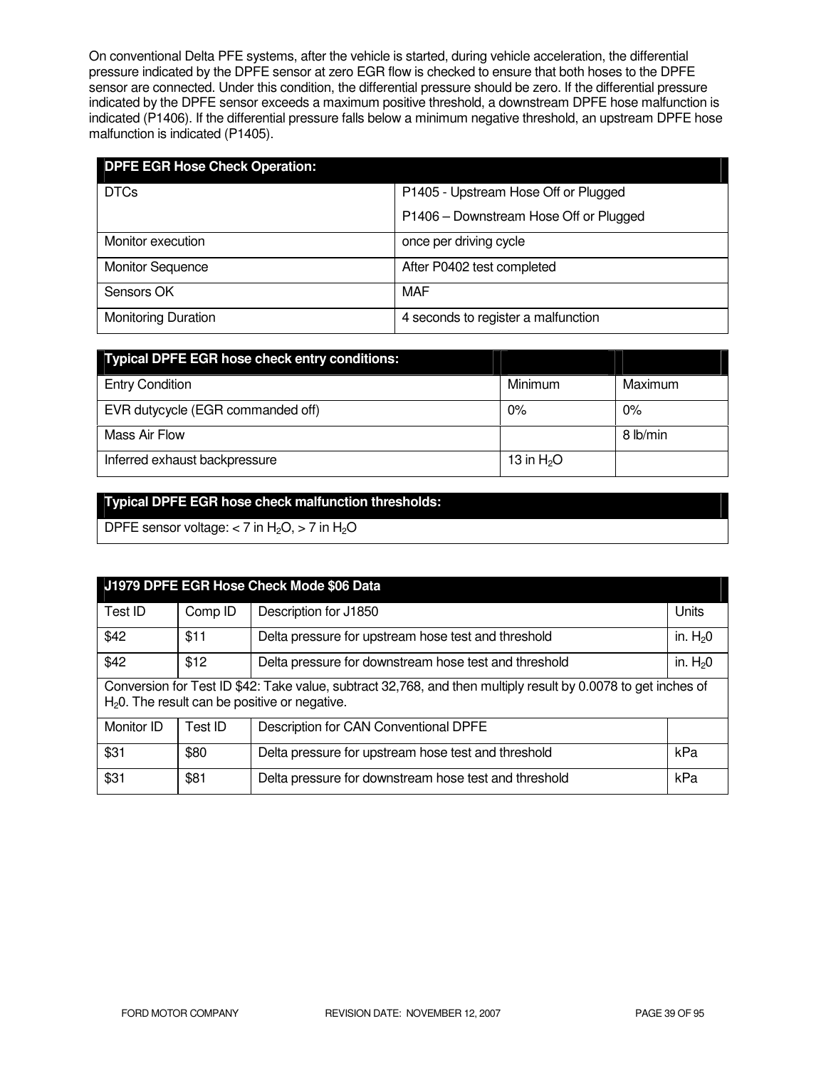On conventional Delta PFE systems, after the vehicle is started, during vehicle acceleration, the differential pressure indicated by the DPFE sensor at zero EGR flow is checked to ensure that both hoses to the DPFE sensor are connected. Under this condition, the differential pressure should be zero. If the differential pressure indicated by the DPFE sensor exceeds a maximum positive threshold, a downstream DPFE hose malfunction is indicated (P1406). If the differential pressure falls below a minimum negative threshold, an upstream DPFE hose malfunction is indicated (P1405).

| **DPFE EGR Hose Check Operation:** | |
|---|---|
| DTCs | P1405 - Upstream Hose Off or Plugged<br>P1406 – Downstream Hose Off or Plugged |
| Monitor execution | once per driving cycle |
| Monitor Sequence | After P0402 test completed |
| Sensors OK | MAF |
| Monitoring Duration | 4 seconds to register a malfunction |

| **Typical DPFE EGR hose check entry conditions:** | | |
|---|---|---|
| Entry Condition | Minimum | Maximum |
| EVR dutycycle (EGR commanded off) | 0% | 0% |
| Mass Air Flow | | 8 lb/min |
| Inferred exhaust backpressure | 13 in $H_2O$ | |

| **Typical DPFE EGR hose check malfunction thresholds:** |
|---|
| DPFE sensor voltage: < 7 in $H_2O$, > 7 in $H_2O$ |

| **J1979 DPFE EGR Hose Check Mode $06 Data** | | | |
|---|---|---|---|
| Test ID | Comp ID | Description for J1850 | Units |
| $42 | $11 | Delta pressure for upstream hose test and threshold | in. $H_20$ |
| $42 | $12 | Delta pressure for downstream hose test and threshold | in. $H_20$ |
| Conversion for Test ID $42: Take value, subtract 32,768, and then multiply result by 0.0078 to get inches of $H_20$. The result can be positive or negative. | | | |
| Monitor ID | Test ID | Description for CAN Conventional DPFE | |
| $31 | $80 | Delta pressure for upstream hose test and threshold | kPa |
| $31 | $81 | Delta pressure for downstream hose test and threshold | kPa |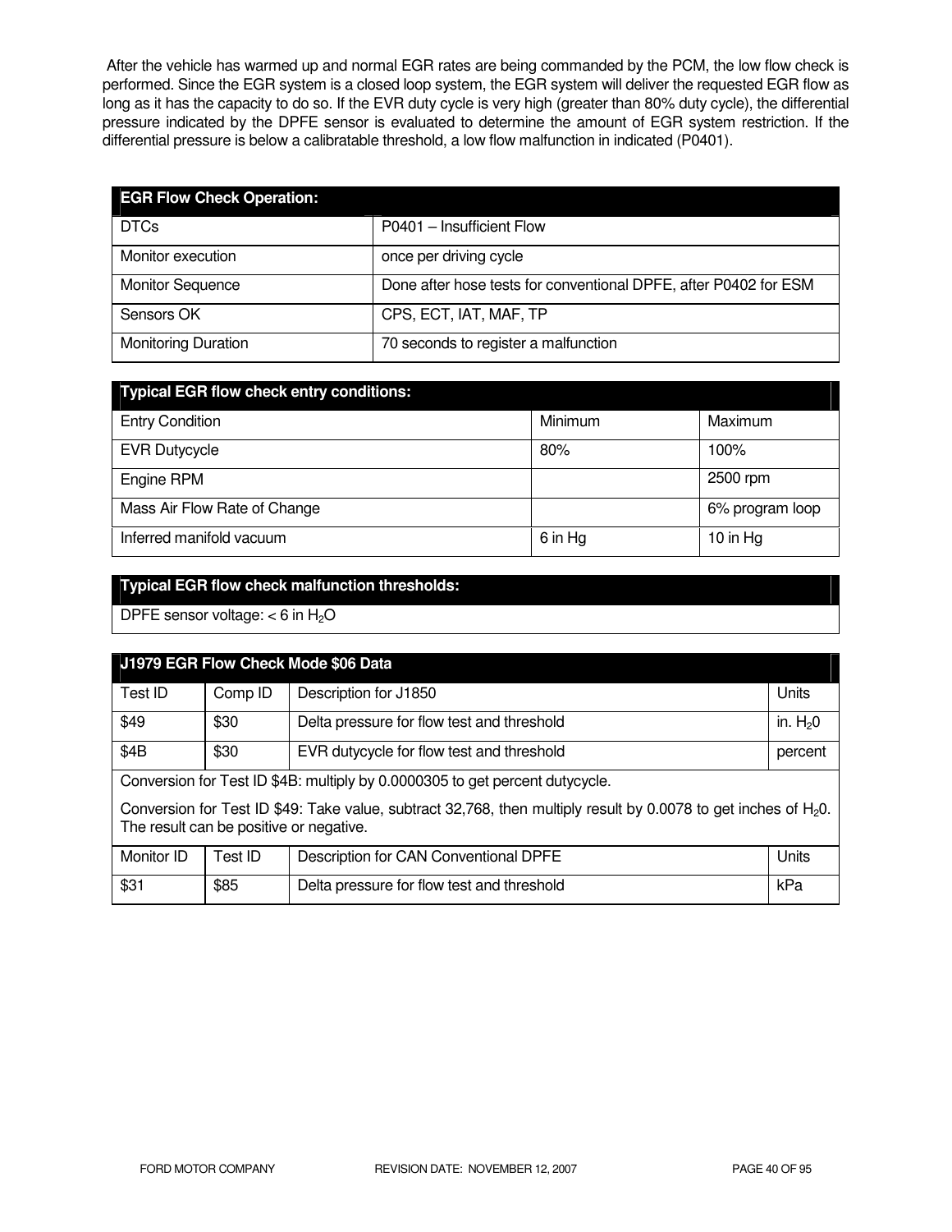After the vehicle has warmed up and normal EGR rates are being commanded by the PCM, the low flow check is performed. Since the EGR system is a closed loop system, the EGR system will deliver the requested EGR flow as long as it has the capacity to do so. If the EVR duty cycle is very high (greater than 80% duty cycle), the differential pressure indicated by the DPFE sensor is evaluated to determine the amount of EGR system restriction. If the differential pressure is below a calibratable threshold, a low flow malfunction in indicated (P0401).

| **EGR Flow Check Operation:** | |
|---|---|
| DTCs | P0401 – Insufficient Flow |
| Monitor execution | once per driving cycle |
| Monitor Sequence | Done after hose tests for conventional DPFE, after P0402 for ESM |
| Sensors OK | CPS, ECT, IAT, MAF, TP |
| Monitoring Duration | 70 seconds to register a malfunction |

| **Typical EGR flow check entry conditions:** | | |
|---|---|---|
| Entry Condition | Minimum | Maximum |
| EVR Dutycycle | 80% | 100% |
| Engine RPM | | 2500 rpm |
| Mass Air Flow Rate of Change | | 6% program loop |
| Inferred manifold vacuum | 6 in Hg | 10 in Hg |

| **Typical EGR flow check malfunction thresholds:** |
|---|
| DPFE sensor voltage: < 6 in $H_2O$ |

| **J1979 EGR Flow Check Mode $06 Data** | | | |
|---|---|---|---|
| Test ID | Comp ID | Description for J1850 | Units |
| $49 | $30 | Delta pressure for flow test and threshold | in. $H_20$ |
| $4B | $30 | EVR dutycycle for flow test and threshold | percent |
| Conversion for Test ID $4B: multiply by 0.0000305 to get percent dutycycle. | | | |
| Conversion for Test ID $49: Take value, subtract 32,768, then multiply result by 0.0078 to get inches of $H_20$. The result can be positive or negative. | | | |
| Monitor ID | Test ID | Description for CAN Conventional DPFE | Units |
| $31 | $85 | Delta pressure for flow test and threshold | kPa |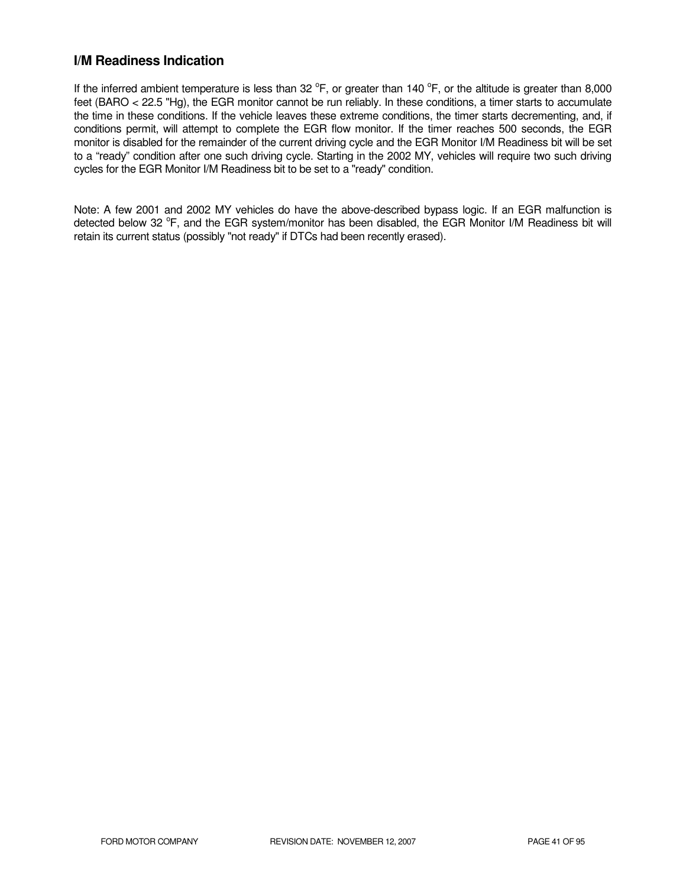## I/M Readiness Indication

If the inferred ambient temperature is less than 32 $^{o}$F, or greater than 140 $^{o}$F, or the altitude is greater than 8,000 feet (BARO < 22.5 "Hg), the EGR monitor cannot be run reliably. In these conditions, a timer starts to accumulate the time in these conditions. If the vehicle leaves these extreme conditions, the timer starts decrementing, and, if conditions permit, will attempt to complete the EGR flow monitor. If the timer reaches 500 seconds, the EGR monitor is disabled for the remainder of the current driving cycle and the EGR Monitor I/M Readiness bit will be set to a "ready" condition after one such driving cycle. Starting in the 2002 MY, vehicles will require two such driving cycles for the EGR Monitor I/M Readiness bit to be set to a "ready" condition.

Note: A few 2001 and 2002 MY vehicles do have the above-described bypass logic. If an EGR malfunction is detected below 32 $^{o}$F, and the EGR system/monitor has been disabled, the EGR Monitor I/M Readiness bit will retain its current status (possibly "not ready" if DTCs had been recently erased).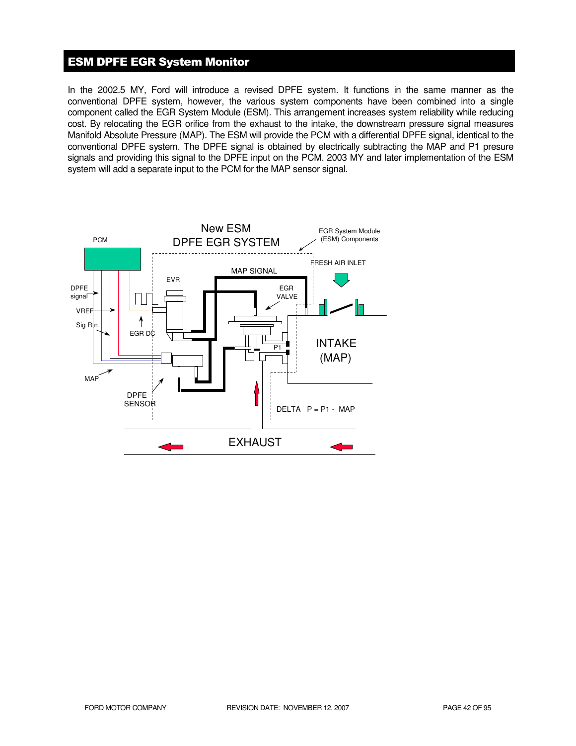## ESM DPFE EGR System Monitor

In the 2002.5 MY, Ford will introduce a revised DPFE system. It functions in the same manner as the conventional DPFE system, however, the various system components have been combined into a single component called the EGR System Module (ESM). This arrangement increases system reliability while reducing cost. By relocating the EGR orifice from the exhaust to the intake, the downstream pressure signal measures Manifold Absolute Pressure (MAP). The ESM will provide the PCM with a differential DPFE signal, identical to the conventional DPFE system. The DPFE signal is obtained by electrically subtracting the MAP and P1 presure signals and providing this signal to the DPFE input on the PCM. 2003 MY and later implementation of the ESM system will add a separate input to the PCM for the MAP sensor signal.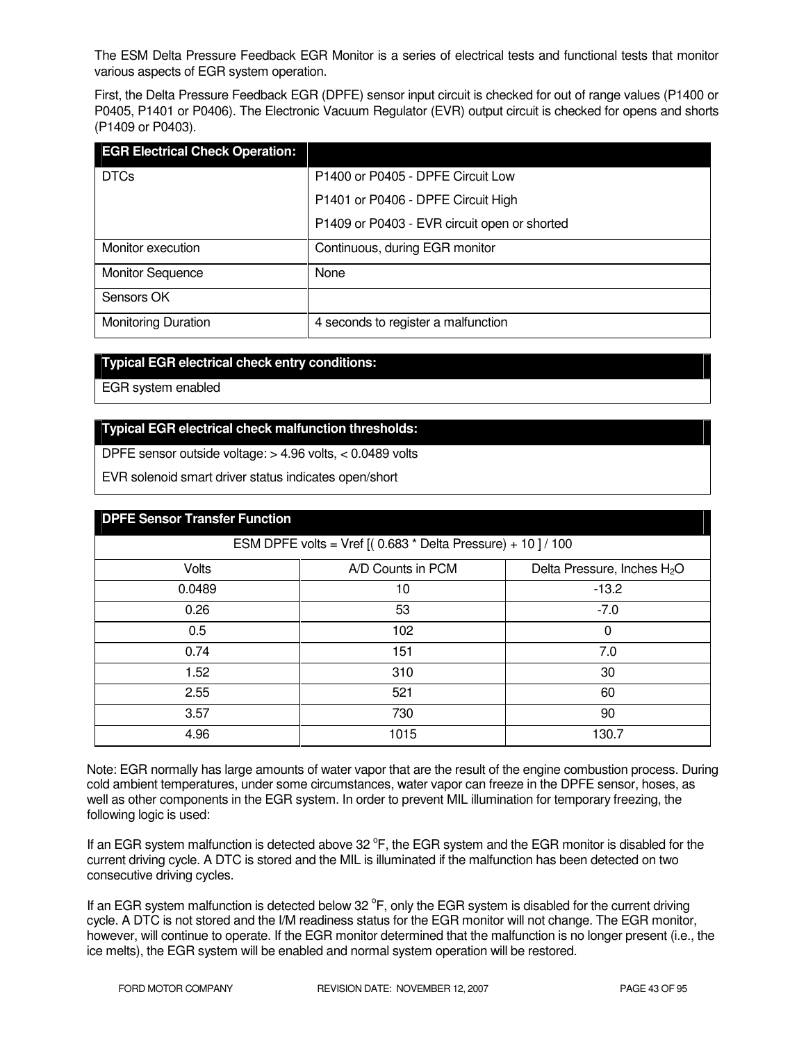The ESM Delta Pressure Feedback EGR Monitor is a series of electrical tests and functional tests that monitor various aspects of EGR system operation.

First, the Delta Pressure Feedback EGR (DPFE) sensor input circuit is checked for out of range values (P1400 or P0405, P1401 or P0406). The Electronic Vacuum Regulator (EVR) output circuit is checked for opens and shorts (P1409 or P0403).

| **EGR Electrical Check Operation:** | |
|---|---|
| DTCs | P1400 or P0405 - DPFE Circuit Low<br>P1401 or P0406 - DPFE Circuit High<br>P1409 or P0403 - EVR circuit open or shorted |
| Monitor execution | Continuous, during EGR monitor |
| Monitor Sequence | None |
| Sensors OK | |
| Monitoring Duration | 4 seconds to register a malfunction |

| **Typical EGR electrical check entry conditions:** |
|---|
| EGR system enabled |

| **Typical EGR electrical check malfunction thresholds:** |
|---|
| DPFE sensor outside voltage: > 4.96 volts, < 0.0489 volts<br>EVR solenoid smart driver status indicates open/short |

| **DPFE Sensor Transfer Function** | | |
|---|---|---|
| ESM DPFE volts = Vref [( 0.683 * Delta Pressure) + 10 ] / 100 | | |
| Volts | A/D Counts in PCM | Delta Pressure, Inches $H_2O$ |
| 0.0489 | 10 | -13.2 |
| 0.26 | 53 | -7.0 |
| 0.5 | 102 | 0 |
| 0.74 | 151 | 7.0 |
| 1.52 | 310 | 30 |
| 2.55 | 521 | 60 |
| 3.57 | 730 | 90 |
| 4.96 | 1015 | 130.7 |

Note: EGR normally has large amounts of water vapor that are the result of the engine combustion process. During cold ambient temperatures, under some circumstances, water vapor can freeze in the DPFE sensor, hoses, as well as other components in the EGR system. In order to prevent MIL illumination for temporary freezing, the following logic is used:

If an EGR system malfunction is detected above 32 $^{o}$F, the EGR system and the EGR monitor is disabled for the current driving cycle. A DTC is stored and the MIL is illuminated if the malfunction has been detected on two consecutive driving cycles.

If an EGR system malfunction is detected below 32 $^{o}$F, only the EGR system is disabled for the current driving cycle. A DTC is not stored and the I/M readiness status for the EGR monitor will not change. The EGR monitor, however, will continue to operate. If the EGR monitor determined that the malfunction is no longer present (i.e., the ice melts), the EGR system will be enabled and normal system operation will be restored.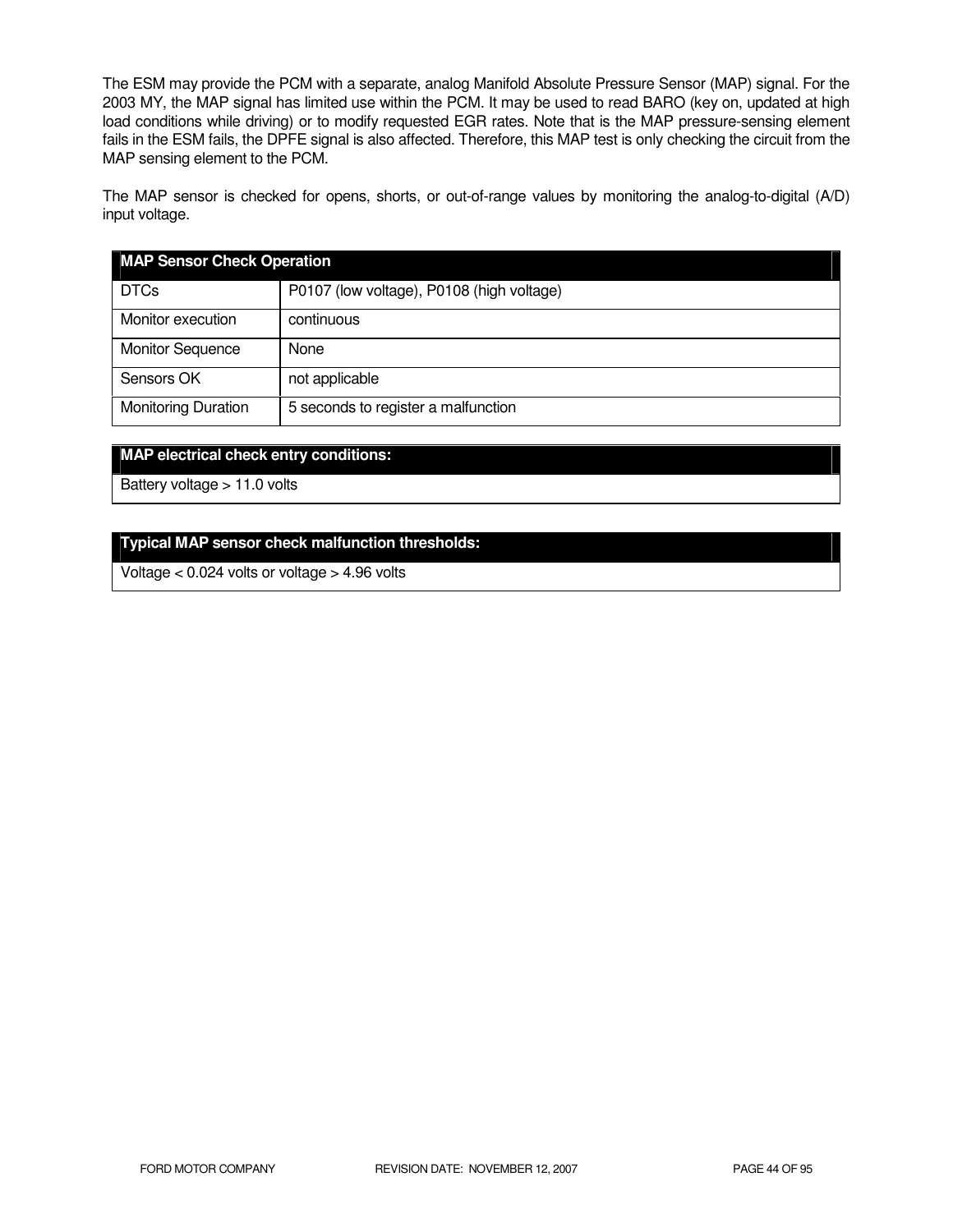The ESM may provide the PCM with a separate, analog Manifold Absolute Pressure Sensor (MAP) signal. For the 2003 MY, the MAP signal has limited use within the PCM. It may be used to read BARO (key on, updated at high load conditions while driving) or to modify requested EGR rates. Note that is the MAP pressure-sensing element fails in the ESM fails, the DPFE signal is also affected. Therefore, this MAP test is only checking the circuit from the MAP sensing element to the PCM.

The MAP sensor is checked for opens, shorts, or out-of-range values by monitoring the analog-to-digital (A/D) input voltage.

| MAP Sensor Check Operation | |
|---|---|
| DTCs | P0107 (low voltage), P0108 (high voltage) |
| Monitor execution | continuous |
| Monitor Sequence | None |
| Sensors OK | not applicable |
| Monitoring Duration | 5 seconds to register a malfunction |

| MAP electrical check entry conditions: |
|---|
| Battery voltage > 11.0 volts |

| Typical MAP sensor check malfunction thresholds: |
|---|
| Voltage < 0.024 volts or voltage > 4.96 volts |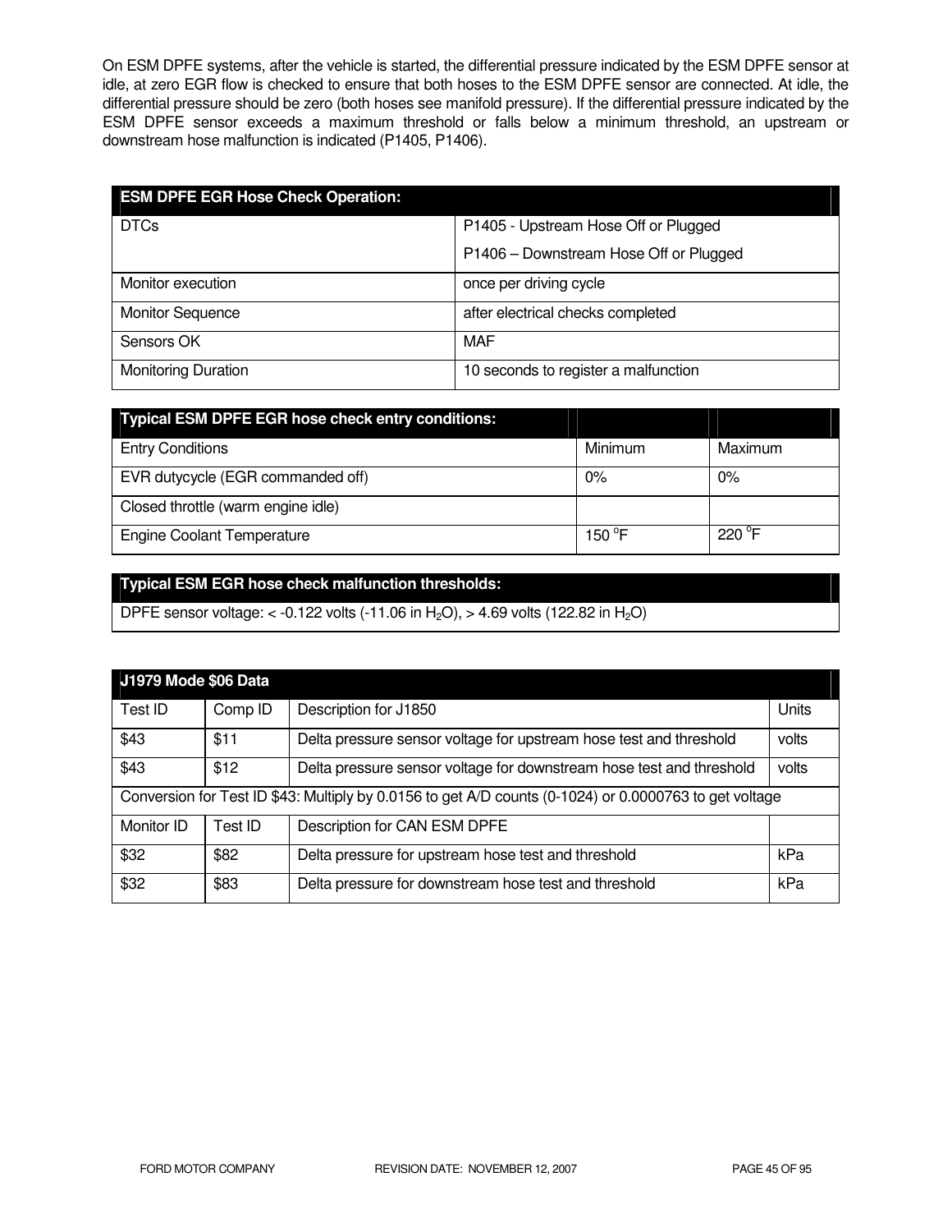On ESM DPFE systems, after the vehicle is started, the differential pressure indicated by the ESM DPFE sensor at idle, at zero EGR flow is checked to ensure that both hoses to the ESM DPFE sensor are connected. At idle, the differential pressure should be zero (both hoses see manifold pressure). If the differential pressure indicated by the ESM DPFE sensor exceeds a maximum threshold or falls below a minimum threshold, an upstream or downstream hose malfunction is indicated (P1405, P1406).

| ESM DPFE EGR Hose Check Operation: | |
|---|---|
| DTCs | P1405 - Upstream Hose Off or Plugged<br>P1406 – Downstream Hose Off or Plugged |
| Monitor execution | once per driving cycle |
| Monitor Sequence | after electrical checks completed |
| Sensors OK | MAF |
| Monitoring Duration | 10 seconds to register a malfunction |

| Typical ESM DPFE EGR hose check entry conditions: | | |
|---|---|---|
| Entry Conditions | Minimum | Maximum |
| EVR dutycycle (EGR commanded off) | 0% | 0% |
| Closed throttle (warm engine idle) | | |
| Engine Coolant Temperature | 150 °F | 220 °F |

| Typical ESM EGR hose check malfunction thresholds: |
|---|
| DPFE sensor voltage: < -0.122 volts (-11.06 in $H_2O$), > 4.69 volts (122.82 in $H_2O$) |

| J1979 Mode $06 Data | | | |
|---|---|---|---|
| Test ID | Comp ID | Description for J1850 | Units |
| $43 | $11 | Delta pressure sensor voltage for upstream hose test and threshold | volts |
| $43 | $12 | Delta pressure sensor voltage for downstream hose test and threshold | volts |
| Conversion for Test ID $43: Multiply by 0.0156 to get A/D counts (0-1024) or 0.0000763 to get voltage | | | |
| Monitor ID | Test ID | Description for CAN ESM DPFE | |
| $32 | $82 | Delta pressure for upstream hose test and threshold | kPa |
| $32 | $83 | Delta pressure for downstream hose test and threshold | kPa |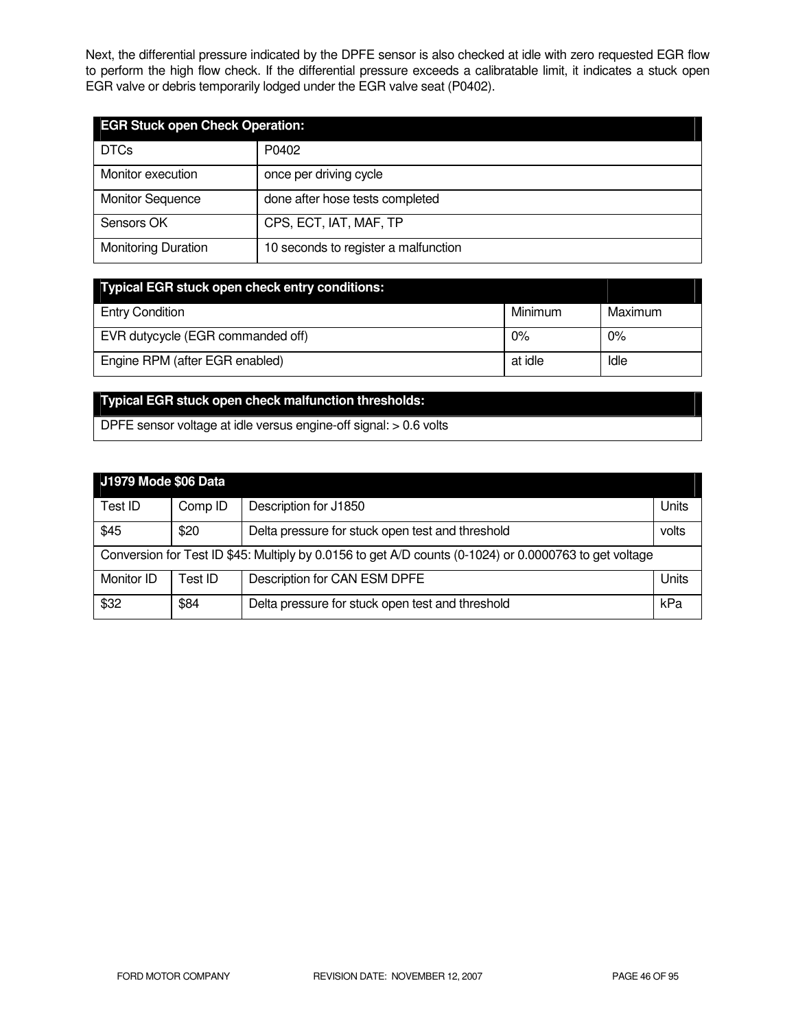Next, the differential pressure indicated by the DPFE sensor is also checked at idle with zero requested EGR flow to perform the high flow check. If the differential pressure exceeds a calibratable limit, it indicates a stuck open EGR valve or debris temporarily lodged under the EGR valve seat (P0402).

| EGR Stuck open Check Operation: | |
|---|---|
| DTCs | P0402 |
| Monitor execution | once per driving cycle |
| Monitor Sequence | done after hose tests completed |
| Sensors OK | CPS, ECT, IAT, MAF, TP |
| Monitoring Duration | 10 seconds to register a malfunction |

| Typical EGR stuck open check entry conditions: | | |
|---|---|---|
| Entry Condition | Minimum | Maximum |
| EVR dutycycle (EGR commanded off) | 0% | 0% |
| Engine RPM (after EGR enabled) | at idle | Idle |

| Typical EGR stuck open check malfunction thresholds: |
|---|
| DPFE sensor voltage at idle versus engine-off signal: > 0.6 volts |

| J1979 Mode $06 Data | | | |
|---|---|---|---|
| Test ID | Comp ID | Description for J1850 | Units |
| $45 | $20 | Delta pressure for stuck open test and threshold | volts |
| Conversion for Test ID $45: Multiply by 0.0156 to get A/D counts (0-1024) or 0.0000763 to get voltage | | | |
| Monitor ID | Test ID | Description for CAN ESM DPFE | Units |
| $32 | $84 | Delta pressure for stuck open test and threshold | kPa |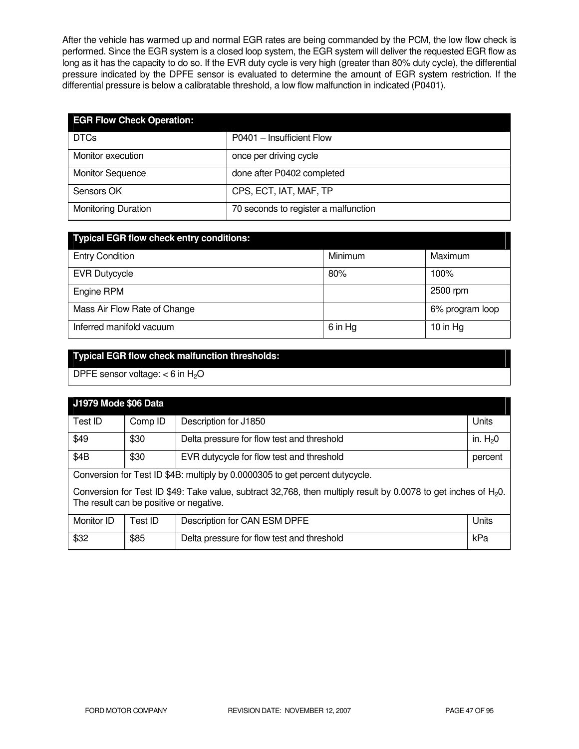After the vehicle has warmed up and normal EGR rates are being commanded by the PCM, the low flow check is performed. Since the EGR system is a closed loop system, the EGR system will deliver the requested EGR flow as long as it has the capacity to do so. If the EVR duty cycle is very high (greater than 80% duty cycle), the differential pressure indicated by the DPFE sensor is evaluated to determine the amount of EGR system restriction. If the differential pressure is below a calibratable threshold, a low flow malfunction in indicated (P0401).

| **EGR Flow Check Operation:** | |
|---|---|
| DTCs | P0401 – Insufficient Flow |
| Monitor execution | once per driving cycle |
| Monitor Sequence | done after P0402 completed |
| Sensors OK | CPS, ECT, IAT, MAF, TP |
| Monitoring Duration | 70 seconds to register a malfunction |

| **Typical EGR flow check entry conditions:** | | |
|---|---|---|
| Entry Condition | Minimum | Maximum |
| EVR Dutycycle | 80% | 100% |
| Engine RPM | | 2500 rpm |
| Mass Air Flow Rate of Change | | 6% program loop |
| Inferred manifold vacuum | 6 in Hg | 10 in Hg |

| **Typical EGR flow check malfunction thresholds:** |
|---|
| DPFE sensor voltage: < 6 in $H_2O$ |

| **J1979 Mode $06 Data** | | | |
|---|---|---|---|
| Test ID | Comp ID | Description for J1850 | Units |
| $49 | $30 | Delta pressure for flow test and threshold | in. $H_20$ |
| $4B | $30 | EVR dutycycle for flow test and threshold | percent |
| Conversion for Test ID $4B: multiply by 0.0000305 to get percent dutycycle. Conversion for Test ID $49: Take value, subtract 32,768, then multiply result by 0.0078 to get inches of $H_20$. The result can be positive or negative. | | | |
| Monitor ID | Test ID | Description for CAN ESM DPFE | Units |
| $32 | $85 | Delta pressure for flow test and threshold | kPa |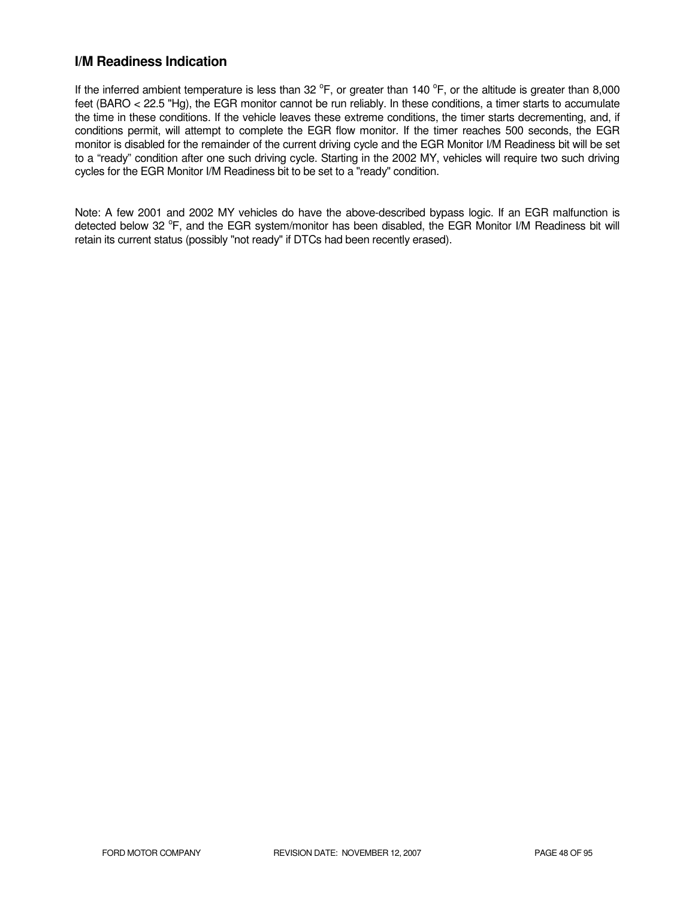## I/M Readiness Indication

If the inferred ambient temperature is less than 32 °F, or greater than 140 °F, or the altitude is greater than 8,000 feet (BARO < 22.5 "Hg), the EGR monitor cannot be run reliably. In these conditions, a timer starts to accumulate the time in these conditions. If the vehicle leaves these extreme conditions, the timer starts decrementing, and, if conditions permit, will attempt to complete the EGR flow monitor. If the timer reaches 500 seconds, the EGR monitor is disabled for the remainder of the current driving cycle and the EGR Monitor I/M Readiness bit will be set to a "ready" condition after one such driving cycle. Starting in the 2002 MY, vehicles will require two such driving cycles for the EGR Monitor I/M Readiness bit to be set to a "ready" condition.

Note: A few 2001 and 2002 MY vehicles do have the above-described bypass logic. If an EGR malfunction is detected below 32 °F, and the EGR system/monitor has been disabled, the EGR Monitor I/M Readiness bit will retain its current status (possibly "not ready" if DTCs had been recently erased).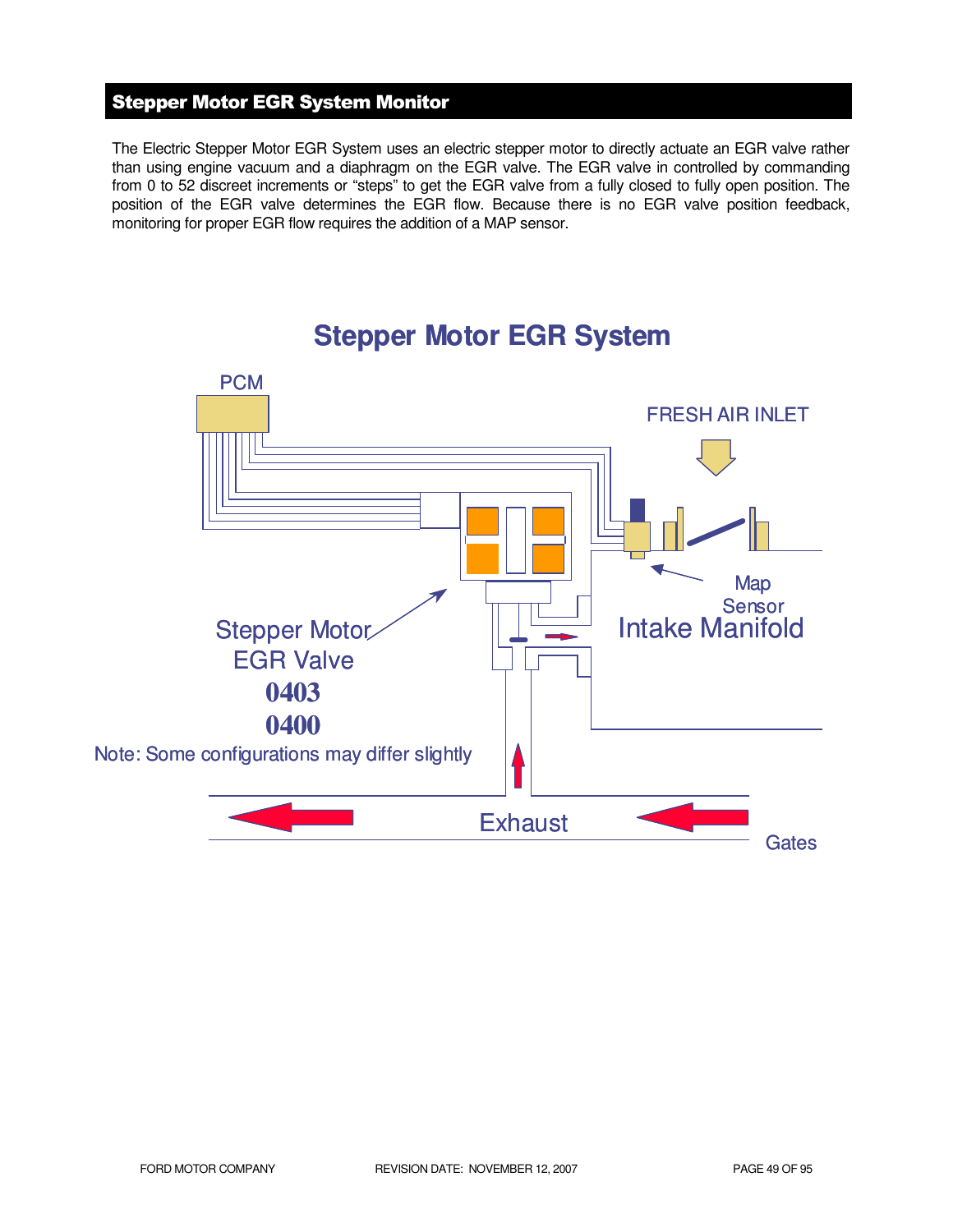## Stepper Motor EGR System Monitor

The Electric Stepper Motor EGR System uses an electric stepper motor to directly actuate an EGR valve rather than using engine vacuum and a diaphragm on the EGR valve. The EGR valve in controlled by commanding from 0 to 52 discreet increments or “steps” to get the EGR valve from a fully closed to fully open position. The position of the EGR valve determines the EGR flow. Because there is no EGR valve position feedback, monitoring for proper EGR flow requires the addition of a MAP sensor.

**Stepper Motor EGR System**

PCM

FRESH AIR INLET

Map Sensor

Intake Manifold

Stepper Motor EGR Valve

**0403**

**0400**

Note: Some configurations may differ slightly

Exhaust

Gates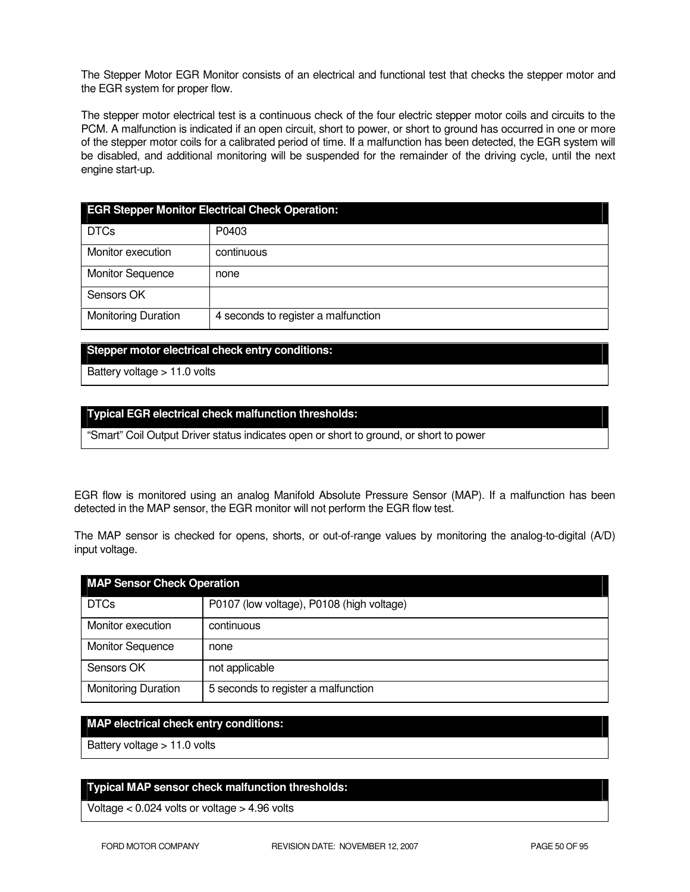The Stepper Motor EGR Monitor consists of an electrical and functional test that checks the stepper motor and the EGR system for proper flow.

The stepper motor electrical test is a continuous check of the four electric stepper motor coils and circuits to the PCM. A malfunction is indicated if an open circuit, short to power, or short to ground has occurred in one or more of the stepper motor coils for a calibrated period of time. If a malfunction has been detected, the EGR system will be disabled, and additional monitoring will be suspended for the remainder of the driving cycle, until the next engine start-up.

| **EGR Stepper Monitor Electrical Check Operation:** | |
|---|---|
| DTCs | P0403 |
| Monitor execution | continuous |
| Monitor Sequence | none |
| Sensors OK | |
| Monitoring Duration | 4 seconds to register a malfunction |

| **Stepper motor electrical check entry conditions:** |
|---|
| Battery voltage > 11.0 volts |

| **Typical EGR electrical check malfunction thresholds:** |
|---|
| “Smart” Coil Output Driver status indicates open or short to ground, or short to power |

EGR flow is monitored using an analog Manifold Absolute Pressure Sensor (MAP). If a malfunction has been detected in the MAP sensor, the EGR monitor will not perform the EGR flow test.

The MAP sensor is checked for opens, shorts, or out-of-range values by monitoring the analog-to-digital (A/D) input voltage.

| **MAP Sensor Check Operation** | |
|---|---|
| DTCs | P0107 (low voltage), P0108 (high voltage) |
| Monitor execution | continuous |
| Monitor Sequence | none |
| Sensors OK | not applicable |
| Monitoring Duration | 5 seconds to register a malfunction |

| **MAP electrical check entry conditions:** |
|---|
| Battery voltage > 11.0 volts |

| **Typical MAP sensor check malfunction thresholds:** |
|---|
| Voltage < 0.024 volts or voltage > 4.96 volts |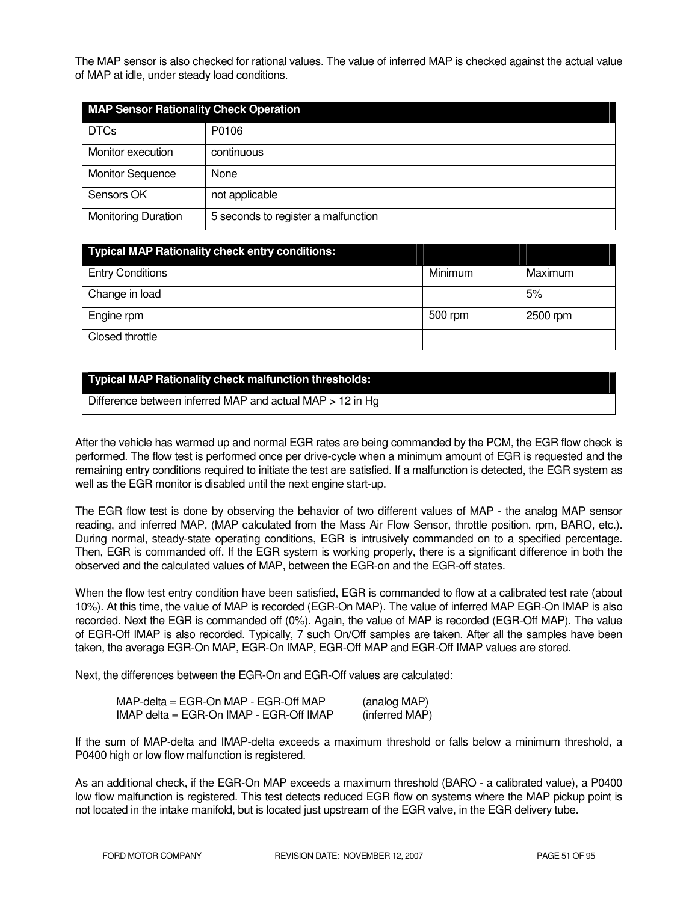The MAP sensor is also checked for rational values. The value of inferred MAP is checked against the actual value of MAP at idle, under steady load conditions.

| MAP Sensor Rationality Check Operation | |
| --- | --- |
| DTCs | P0106 |
| Monitor execution | continuous |
| Monitor Sequence | None |
| Sensors OK | not applicable |
| Monitoring Duration | 5 seconds to register a malfunction |

| Typical MAP Rationality check entry conditions: | | |
| --- | --- | --- |
| Entry Conditions | Minimum | Maximum |
| Change in load | | 5% |
| Engine rpm | 500 rpm | 2500 rpm |
| Closed throttle | | |

| Typical MAP Rationality check malfunction thresholds: |
| --- |
| Difference between inferred MAP and actual MAP > 12 in Hg |

After the vehicle has warmed up and normal EGR rates are being commanded by the PCM, the EGR flow check is performed. The flow test is performed once per drive-cycle when a minimum amount of EGR is requested and the remaining entry conditions required to initiate the test are satisfied. If a malfunction is detected, the EGR system as well as the EGR monitor is disabled until the next engine start-up.

The EGR flow test is done by observing the behavior of two different values of MAP - the analog MAP sensor reading, and inferred MAP, (MAP calculated from the Mass Air Flow Sensor, throttle position, rpm, BARO, etc.). During normal, steady-state operating conditions, EGR is intrusively commanded on to a specified percentage. Then, EGR is commanded off. If the EGR system is working properly, there is a significant difference in both the observed and the calculated values of MAP, between the EGR-on and the EGR-off states.

When the flow test entry condition have been satisfied, EGR is commanded to flow at a calibrated test rate (about 10%). At this time, the value of MAP is recorded (EGR-On MAP). The value of inferred MAP EGR-On IMAP is also recorded. Next the EGR is commanded off (0%). Again, the value of MAP is recorded (EGR-Off MAP). The value of EGR-Off IMAP is also recorded. Typically, 7 such On/Off samples are taken. After all the samples have been taken, the average EGR-On MAP, EGR-On IMAP, EGR-Off MAP and EGR-Off IMAP values are stored.

Next, the differences between the EGR-On and EGR-Off values are calculated:

MAP-delta = EGR-On MAP - EGR-Off MAP (analog MAP)
IMAP delta = EGR-On IMAP - EGR-Off IMAP (inferred MAP)

If the sum of MAP-delta and IMAP-delta exceeds a maximum threshold or falls below a minimum threshold, a P0400 high or low flow malfunction is registered.

As an additional check, if the EGR-On MAP exceeds a maximum threshold (BARO - a calibrated value), a P0400 low flow malfunction is registered. This test detects reduced EGR flow on systems where the MAP pickup point is not located in the intake manifold, but is located just upstream of the EGR valve, in the EGR delivery tube.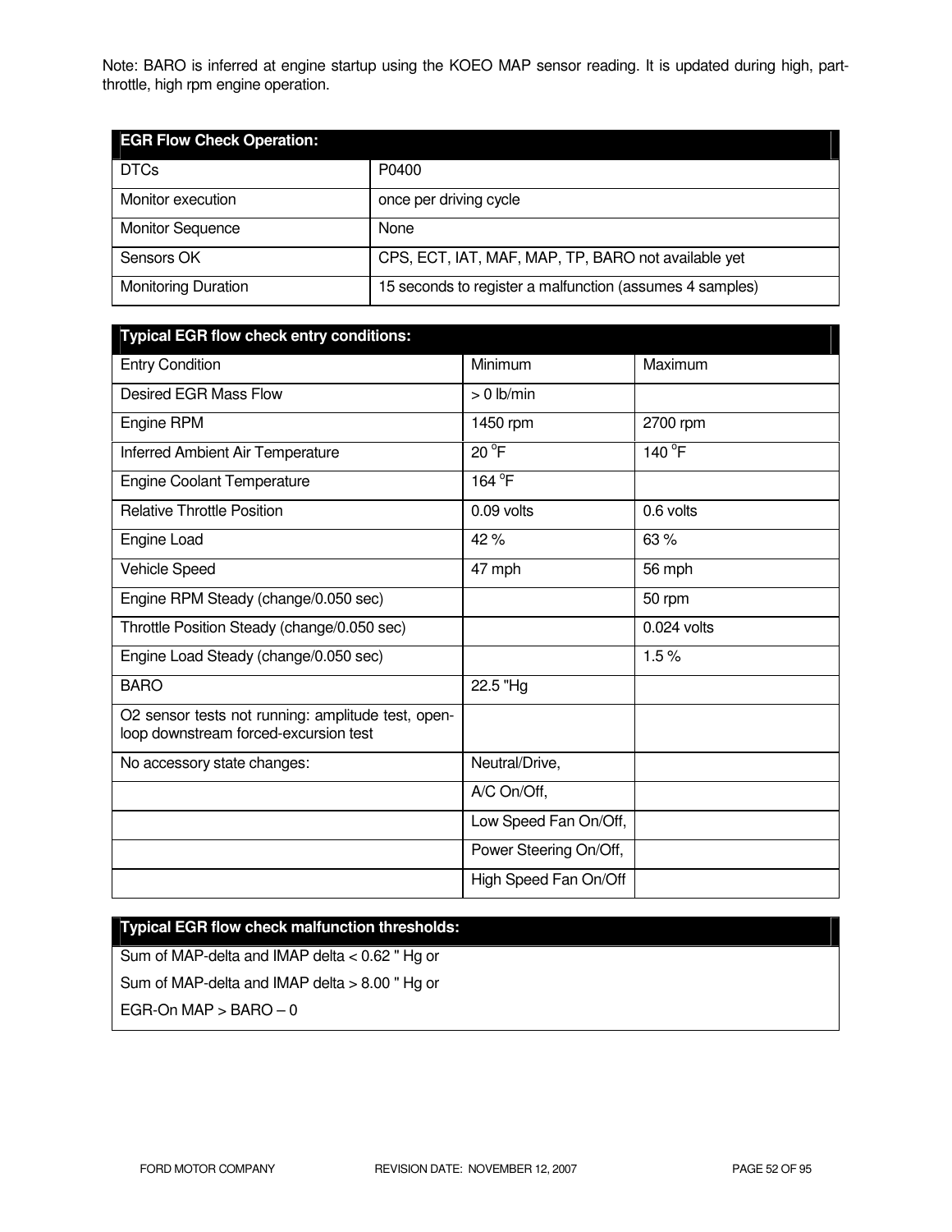Note: BARO is inferred at engine startup using the KOEO MAP sensor reading. It is updated during high, part-throttle, high rpm engine operation.

| EGR Flow Check Operation: | |
|---|---|
| DTCs | P0400 |
| Monitor execution | once per driving cycle |
| Monitor Sequence | None |
| Sensors OK | CPS, ECT, IAT, MAF, MAP, TP, BARO not available yet |
| Monitoring Duration | 15 seconds to register a malfunction (assumes 4 samples) |

| Typical EGR flow check entry conditions: | | |
|---|---|---|
| Entry Condition | Minimum | Maximum |
| Desired EGR Mass Flow | > 0 lb/min | |
| Engine RPM | 1450 rpm | 2700 rpm |
| Inferred Ambient Air Temperature | 20 °F | 140 °F |
| Engine Coolant Temperature | 164 °F | |
| Relative Throttle Position | 0.09 volts | 0.6 volts |
| Engine Load | 42 % | 63 % |
| Vehicle Speed | 47 mph | 56 mph |
| Engine RPM Steady (change/0.050 sec) | | 50 rpm |
| Throttle Position Steady (change/0.050 sec) | | 0.024 volts |
| Engine Load Steady (change/0.050 sec) | | 1.5 % |
| BARO | 22.5 "Hg | |
| O2 sensor tests not running: amplitude test, open-loop downstream forced-excursion test | | |
| No accessory state changes: | Neutral/Drive, | |
| | A/C On/Off, | |
| | Low Speed Fan On/Off, | |
| | Power Steering On/Off, | |
| | High Speed Fan On/Off | |

| Typical EGR flow check malfunction thresholds: |
|---|
| Sum of MAP-delta and IMAP delta < 0.62 " Hg or |
| Sum of MAP-delta and IMAP delta > 8.00 " Hg or |
| EGR-On MAP > BARO – 0 |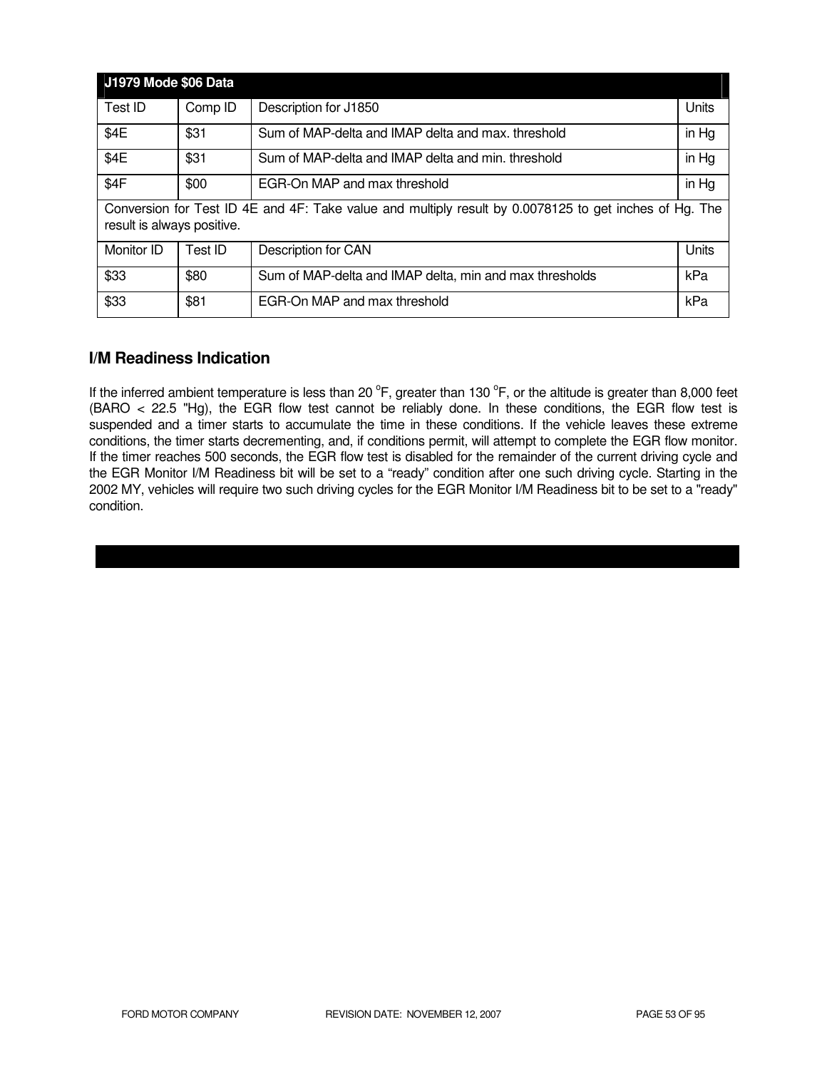| J1979 Mode $06 Data | | | |
|---|---|---|---|
| Test ID | Comp ID | Description for J1850 | Units |
| $4E | $31 | Sum of MAP-delta and IMAP delta and max. threshold | in Hg |
| $4E | $31 | Sum of MAP-delta and IMAP delta and min. threshold | in Hg |
| $4F | $00 | EGR-On MAP and max threshold | in Hg |
| Conversion for Test ID 4E and 4F: Take value and multiply result by 0.0078125 to get inches of Hg. The result is always positive. | | | |
| Monitor ID | Test ID | Description for CAN | Units |
| $33 | $80 | Sum of MAP-delta and IMAP delta, min and max thresholds | kPa |
| $33 | $81 | EGR-On MAP and max threshold | kPa |

## I/M Readiness Indication

If the inferred ambient temperature is less than 20 $^{o}$F, greater than 130 $^{o}$F, or the altitude is greater than 8,000 feet (BARO < 22.5 "Hg), the EGR flow test cannot be reliably done. In these conditions, the EGR flow test is suspended and a timer starts to accumulate the time in these conditions. If the vehicle leaves these extreme conditions, the timer starts decrementing, and, if conditions permit, will attempt to complete the EGR flow monitor. If the timer reaches 500 seconds, the EGR flow test is disabled for the remainder of the current driving cycle and the EGR Monitor I/M Readiness bit will be set to a “ready” condition after one such driving cycle. Starting in the 2002 MY, vehicles will require two such driving cycles for the EGR Monitor I/M Readiness bit to be set to a "ready" condition.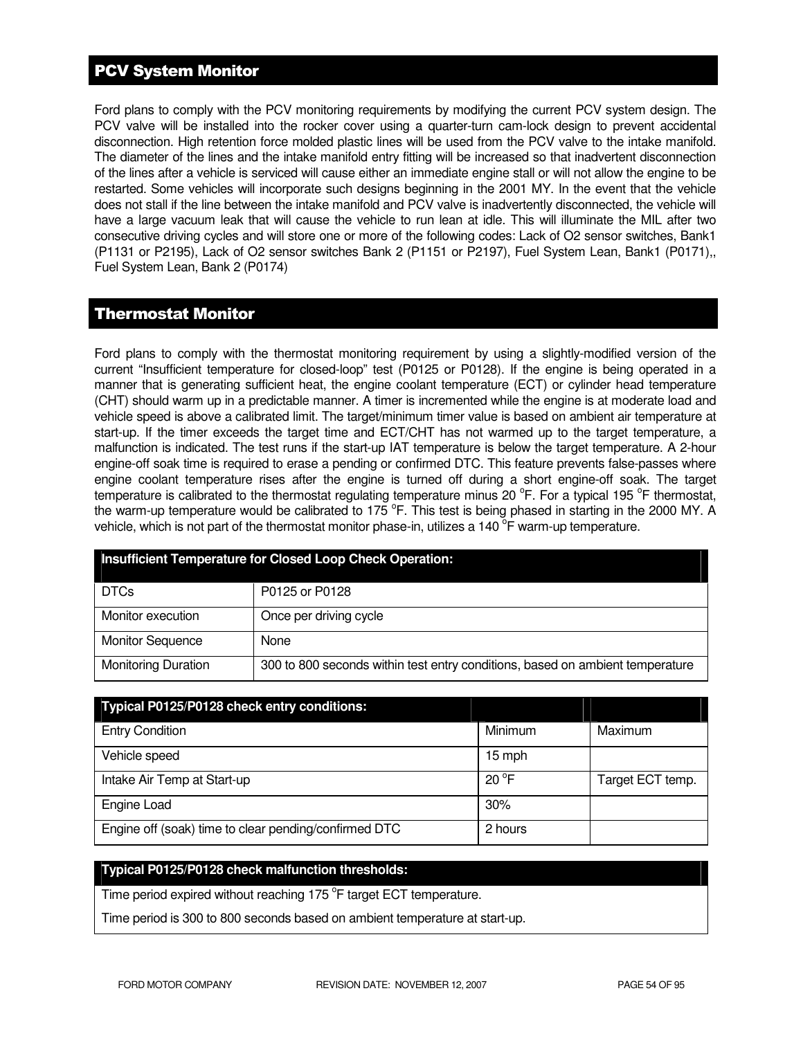## PCV System Monitor

Ford plans to comply with the PCV monitoring requirements by modifying the current PCV system design. The PCV valve will be installed into the rocker cover using a quarter-turn cam-lock design to prevent accidental disconnection. High retention force molded plastic lines will be used from the PCV valve to the intake manifold. The diameter of the lines and the intake manifold entry fitting will be increased so that inadvertent disconnection of the lines after a vehicle is serviced will cause either an immediate engine stall or will not allow the engine to be restarted. Some vehicles will incorporate such designs beginning in the 2001 MY. In the event that the vehicle does not stall if the line between the intake manifold and PCV valve is inadvertently disconnected, the vehicle will have a large vacuum leak that will cause the vehicle to run lean at idle. This will illuminate the MIL after two consecutive driving cycles and will store one or more of the following codes: Lack of O2 sensor switches, Bank1 (P1131 or P2195), Lack of O2 sensor switches Bank 2 (P1151 or P2197), Fuel System Lean, Bank1 (P0171),, Fuel System Lean, Bank 2 (P0174)

## Thermostat Monitor

Ford plans to comply with the thermostat monitoring requirement by using a slightly-modified version of the current "Insufficient temperature for closed-loop" test (P0125 or P0128). If the engine is being operated in a manner that is generating sufficient heat, the engine coolant temperature (ECT) or cylinder head temperature (CHT) should warm up in a predictable manner. A timer is incremented while the engine is at moderate load and vehicle speed is above a calibrated limit. The target/minimum timer value is based on ambient air temperature at start-up. If the timer exceeds the target time and ECT/CHT has not warmed up to the target temperature, a malfunction is indicated. The test runs if the start-up IAT temperature is below the target temperature. A 2-hour engine-off soak time is required to erase a pending or confirmed DTC. This feature prevents false-passes where engine coolant temperature rises after the engine is turned off during a short engine-off soak. The target temperature is calibrated to the thermostat regulating temperature minus 20 °F. For a typical 195 °F thermostat, the warm-up temperature would be calibrated to 175 °F. This test is being phased in starting in the 2000 MY. A vehicle, which is not part of the thermostat monitor phase-in, utilizes a 140 °F warm-up temperature.

| Insufficient Temperature for Closed Loop Check Operation: | |
|---|---|
| DTCs | P0125 or P0128 |
| Monitor execution | Once per driving cycle |
| Monitor Sequence | None |
| Monitoring Duration | 300 to 800 seconds within test entry conditions, based on ambient temperature |

| Typical P0125/P0128 check entry conditions: | | |
|---|---|---|
| Entry Condition | Minimum | Maximum |
| Vehicle speed | 15 mph | |
| Intake Air Temp at Start-up | 20 °F | Target ECT temp. |
| Engine Load | 30% | |
| Engine off (soak) time to clear pending/confirmed DTC | 2 hours | |

| Typical P0125/P0128 check malfunction thresholds: |
|---|
| Time period expired without reaching 175 °F target ECT temperature. |
| Time period is 300 to 800 seconds based on ambient temperature at start-up. |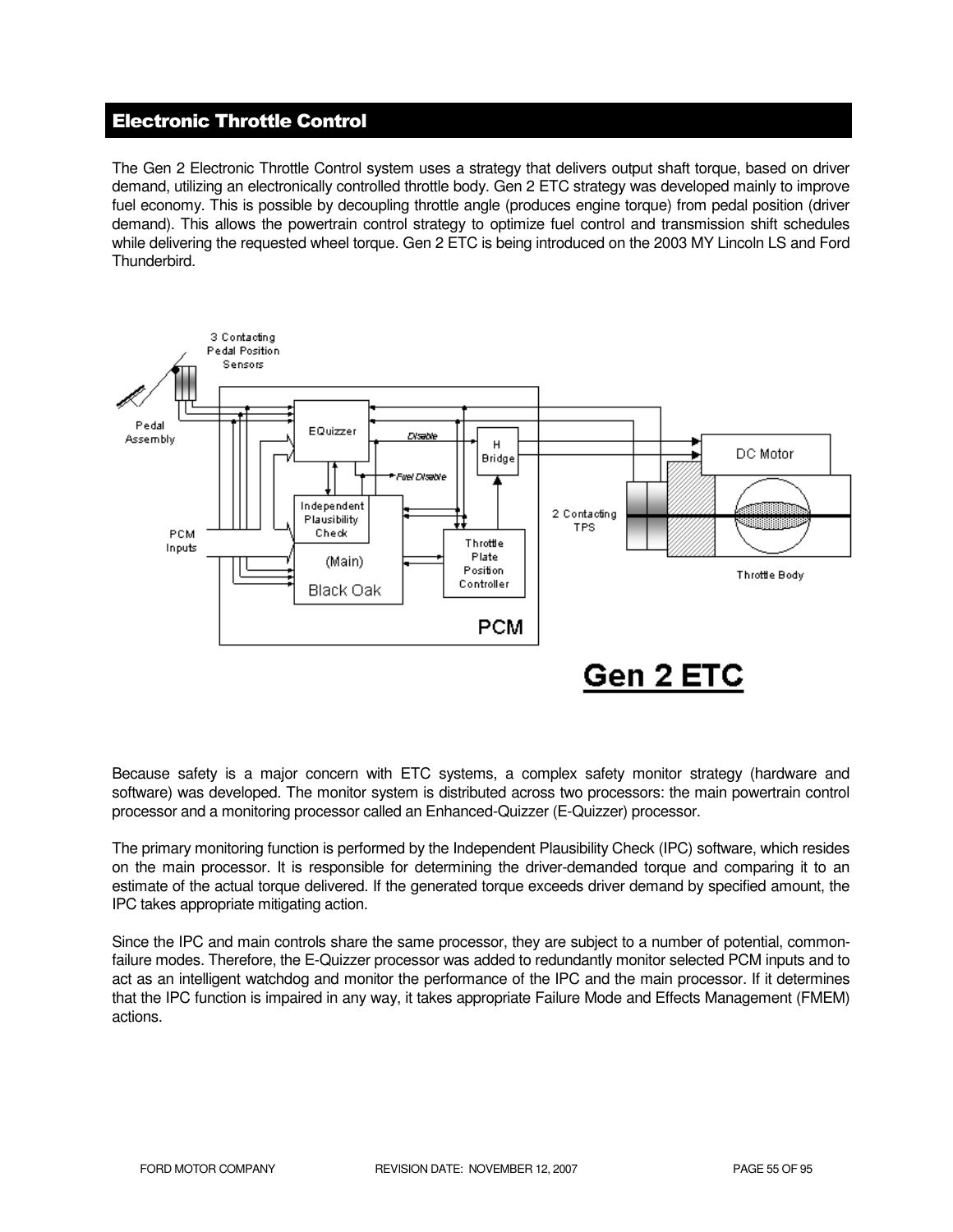## Electronic Throttle Control

The Gen 2 Electronic Throttle Control system uses a strategy that delivers output shaft torque, based on driver demand, utilizing an electronically controlled throttle body. Gen 2 ETC strategy was developed mainly to improve fuel economy. This is possible by decoupling throttle angle (produces engine torque) from pedal position (driver demand). This allows the powertrain control strategy to optimize fuel control and transmission shift schedules while delivering the requested wheel torque. Gen 2 ETC is being introduced on the 2003 MY Lincoln LS and Ford Thunderbird.

Because safety is a major concern with ETC systems, a complex safety monitor strategy (hardware and software) was developed. The monitor system is distributed across two processors: the main powertrain control processor and a monitoring processor called an Enhanced-Quizzer (E-Quizzer) processor.

The primary monitoring function is performed by the Independent Plausibility Check (IPC) software, which resides on the main processor. It is responsible for determining the driver-demanded torque and comparing it to an estimate of the actual torque delivered. If the generated torque exceeds driver demand by specified amount, the IPC takes appropriate mitigating action.

Since the IPC and main controls share the same processor, they are subject to a number of potential, common-failure modes. Therefore, the E-Quizzer processor was added to redundantly monitor selected PCM inputs and to act as an intelligent watchdog and monitor the performance of the IPC and the main processor. If it determines that the IPC function is impaired in any way, it takes appropriate Failure Mode and Effects Management (FMEM) actions.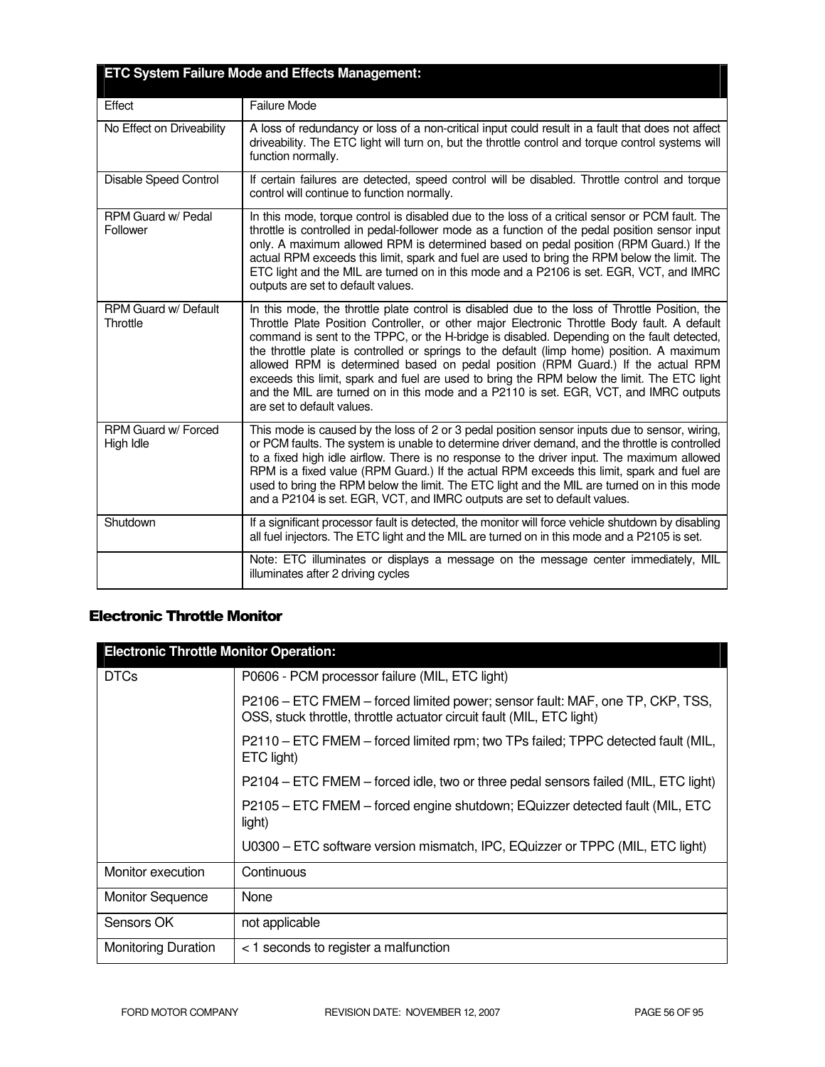| ETC System Failure Mode and Effects Management: | |
|---|---|
| Effect | Failure Mode |
| No Effect on Driveability | A loss of redundancy or loss of a non-critical input could result in a fault that does not affect driveability. The ETC light will turn on, but the throttle control and torque control systems will function normally. |
| Disable Speed Control | If certain failures are detected, speed control will be disabled. Throttle control and torque control will continue to function normally. |
| RPM Guard w/ Pedal Follower | In this mode, torque control is disabled due to the loss of a critical sensor or PCM fault. The throttle is controlled in pedal-follower mode as a function of the pedal position sensor input only. A maximum allowed RPM is determined based on pedal position (RPM Guard.) If the actual RPM exceeds this limit, spark and fuel are used to bring the RPM below the limit. The ETC light and the MIL are turned on in this mode and a P2106 is set. EGR, VCT, and IMRC outputs are set to default values. |
| RPM Guard w/ Default Throttle | In this mode, the throttle plate control is disabled due to the loss of Throttle Position, the Throttle Plate Position Controller, or other major Electronic Throttle Body fault. A default command is sent to the TPPC, or the H-bridge is disabled. Depending on the fault detected, the throttle plate is controlled or springs to the default (limp home) position. A maximum allowed RPM is determined based on pedal position (RPM Guard.) If the actual RPM exceeds this limit, spark and fuel are used to bring the RPM below the limit. The ETC light and the MIL are turned on in this mode and a P2110 is set. EGR, VCT, and IMRC outputs are set to default values. |
| RPM Guard w/ Forced High Idle | This mode is caused by the loss of 2 or 3 pedal position sensor inputs due to sensor, wiring, or PCM faults. The system is unable to determine driver demand, and the throttle is controlled to a fixed high idle airflow. There is no response to the driver input. The maximum allowed RPM is a fixed value (RPM Guard.) If the actual RPM exceeds this limit, spark and fuel are used to bring the RPM below the limit. The ETC light and the MIL are turned on in this mode and a P2104 is set. EGR, VCT, and IMRC outputs are set to default values. |
| Shutdown | If a significant processor fault is detected, the monitor will force vehicle shutdown by disabling all fuel injectors. The ETC light and the MIL are turned on in this mode and a P2105 is set. |
| | Note: ETC illuminates or displays a message on the message center immediately, MIL illuminates after 2 driving cycles |

## Electronic Throttle Monitor

| Electronic Throttle Monitor Operation: | |
|---|---|
| DTCs | P0606 - PCM processor failure (MIL, ETC light)<br>P2106 – ETC FMEM – forced limited power; sensor fault: MAF, one TP, CKP, TSS, OSS, stuck throttle, throttle actuator circuit fault (MIL, ETC light)<br>P2110 – ETC FMEM – forced limited rpm; two TPs failed; TPPC detected fault (MIL, ETC light)<br>P2104 – ETC FMEM – forced idle, two or three pedal sensors failed (MIL, ETC light)<br>P2105 – ETC FMEM – forced engine shutdown; EQuizzer detected fault (MIL, ETC light)<br>U0300 – ETC software version mismatch, IPC, EQuizzer or TPPC (MIL, ETC light) |
| Monitor execution | Continuous |
| Monitor Sequence | None |
| Sensors OK | not applicable |
| Monitoring Duration | < 1 seconds to register a malfunction |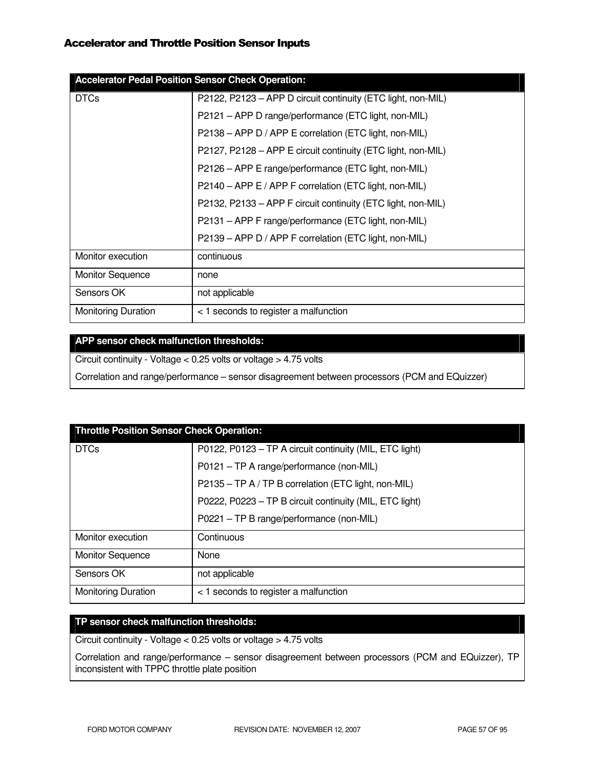## Accelerator and Throttle Position Sensor Inputs

| Accelerator Pedal Position Sensor Check Operation: | |
|---|---|
| DTCs | P2122, P2123 – APP D circuit continuity (ETC light, non-MIL)<br>P2121 – APP D range/performance (ETC light, non-MIL)<br>P2138 – APP D / APP E correlation (ETC light, non-MIL)<br>P2127, P2128 – APP E circuit continuity (ETC light, non-MIL)<br>P2126 – APP E range/performance (ETC light, non-MIL)<br>P2140 – APP E / APP F correlation (ETC light, non-MIL)<br>P2132, P2133 – APP F circuit continuity (ETC light, non-MIL)<br>P2131 – APP F range/performance (ETC light, non-MIL)<br>P2139 – APP D / APP F correlation (ETC light, non-MIL) |
| Monitor execution | continuous |
| Monitor Sequence | none |
| Sensors OK | not applicable |
| Monitoring Duration | < 1 seconds to register a malfunction |

| APP sensor check malfunction thresholds: |
|---|
| Circuit continuity - Voltage < 0.25 volts or voltage > 4.75 volts<br>Correlation and range/performance – sensor disagreement between processors (PCM and EQuizzer) |

| Throttle Position Sensor Check Operation: | |
|---|---|
| DTCs | P0122, P0123 – TP A circuit continuity (MIL, ETC light)<br>P0121 – TP A range/performance (non-MIL)<br>P2135 – TP A / TP B correlation (ETC light, non-MIL)<br>P0222, P0223 – TP B circuit continuity (MIL, ETC light)<br>P0221 – TP B range/performance (non-MIL) |
| Monitor execution | Continuous |
| Monitor Sequence | None |
| Sensors OK | not applicable |
| Monitoring Duration | < 1 seconds to register a malfunction |

| TP sensor check malfunction thresholds: |
|---|
| Circuit continuity - Voltage < 0.25 volts or voltage > 4.75 volts<br>Correlation and range/performance – sensor disagreement between processors (PCM and EQuizzer), TP inconsistent with TPPC throttle plate position |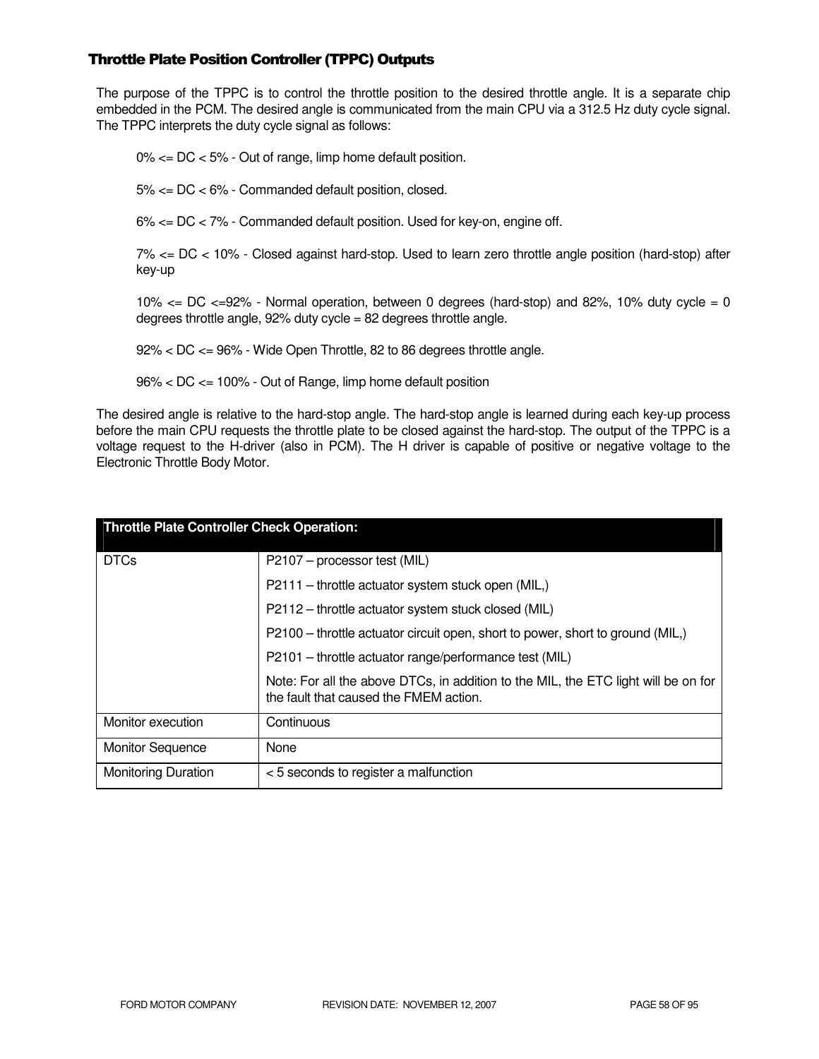### Throttle Plate Position Controller (TPPC) Outputs

The purpose of the TPPC is to control the throttle position to the desired throttle angle. It is a separate chip embedded in the PCM. The desired angle is communicated from the main CPU via a 312.5 Hz duty cycle signal. The TPPC interprets the duty cycle signal as follows:

0% <= DC < 5% - Out of range, limp home default position.

5% <= DC < 6% - Commanded default position, closed.

6% <= DC < 7% - Commanded default position. Used for key-on, engine off.

7% <= DC < 10% - Closed against hard-stop. Used to learn zero throttle angle position (hard-stop) after key-up

10% <= DC <=92% - Normal operation, between 0 degrees (hard-stop) and 82%, 10% duty cycle = 0 degrees throttle angle, 92% duty cycle = 82 degrees throttle angle.

92% < DC <= 96% - Wide Open Throttle, 82 to 86 degrees throttle angle.

96% < DC <= 100% - Out of Range, limp home default position

The desired angle is relative to the hard-stop angle. The hard-stop angle is learned during each key-up process before the main CPU requests the throttle plate to be closed against the hard-stop. The output of the TPPC is a voltage request to the H-driver (also in PCM). The H driver is capable of positive or negative voltage to the Electronic Throttle Body Motor.

| Throttle Plate Controller Check Operation: | |
|---|---|
| DTCs | P2107 – processor test (MIL)<br>P2111 – throttle actuator system stuck open (MIL,)<br>P2112 – throttle actuator system stuck closed (MIL)<br>P2100 – throttle actuator circuit open, short to power, short to ground (MIL,)<br>P2101 – throttle actuator range/performance test (MIL)<br>Note: For all the above DTCs, in addition to the MIL, the ETC light will be on for the fault that caused the FMEM action. |
| Monitor execution | Continuous |
| Monitor Sequence | None |
| Monitoring Duration | < 5 seconds to register a malfunction |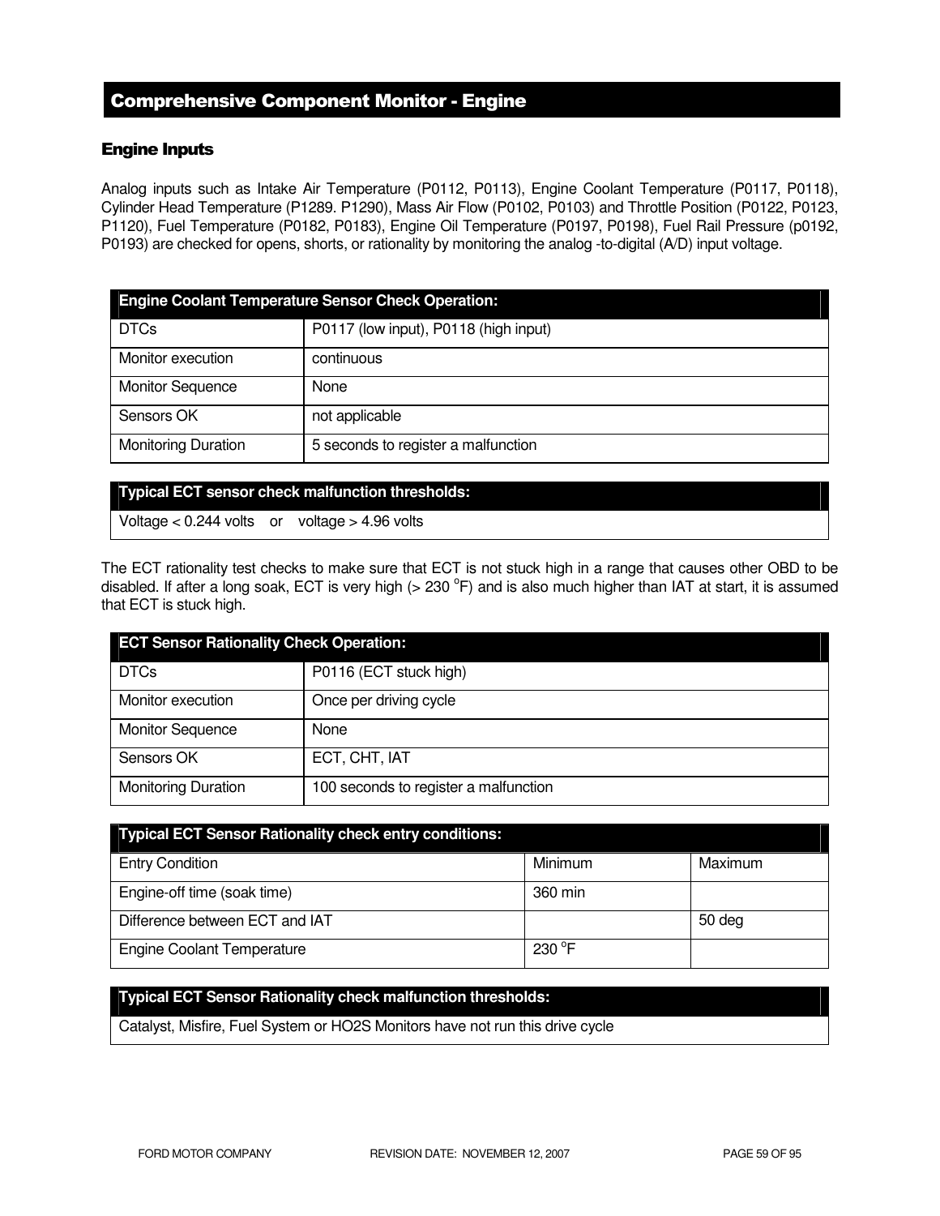## Comprehensive Component Monitor - Engine

### Engine Inputs

Analog inputs such as Intake Air Temperature (P0112, P0113), Engine Coolant Temperature (P0117, P0118), Cylinder Head Temperature (P1289. P1290), Mass Air Flow (P0102, P0103) and Throttle Position (P0122, P0123, P1120), Fuel Temperature (P0182, P0183), Engine Oil Temperature (P0197, P0198), Fuel Rail Pressure (p0192, P0193) are checked for opens, shorts, or rationality by monitoring the analog -to-digital (A/D) input voltage.

| Engine Coolant Temperature Sensor Check Operation: | |
|---|---|
| DTCs | P0117 (low input), P0118 (high input) |
| Monitor execution | continuous |
| Monitor Sequence | None |
| Sensors OK | not applicable |
| Monitoring Duration | 5 seconds to register a malfunction |

| Typical ECT sensor check malfunction thresholds: |
|---|
| Voltage < 0.244 volts or voltage > 4.96 volts |

The ECT rationality test checks to make sure that ECT is not stuck high in a range that causes other OBD to be disabled. If after a long soak, ECT is very high (> 230 °F) and is also much higher than IAT at start, it is assumed that ECT is stuck high.

| ECT Sensor Rationality Check Operation: | |
|---|---|
| DTCs | P0116 (ECT stuck high) |
| Monitor execution | Once per driving cycle |
| Monitor Sequence | None |
| Sensors OK | ECT, CHT, IAT |
| Monitoring Duration | 100 seconds to register a malfunction |

| Typical ECT Sensor Rationality check entry conditions: | | |
|---|---|---|
| Entry Condition | Minimum | Maximum |
| Engine-off time (soak time) | 360 min | |
| Difference between ECT and IAT | | 50 deg |
| Engine Coolant Temperature | 230 °F | |

| Typical ECT Sensor Rationality check malfunction thresholds: |
|---|
| Catalyst, Misfire, Fuel System or HO2S Monitors have not run this drive cycle |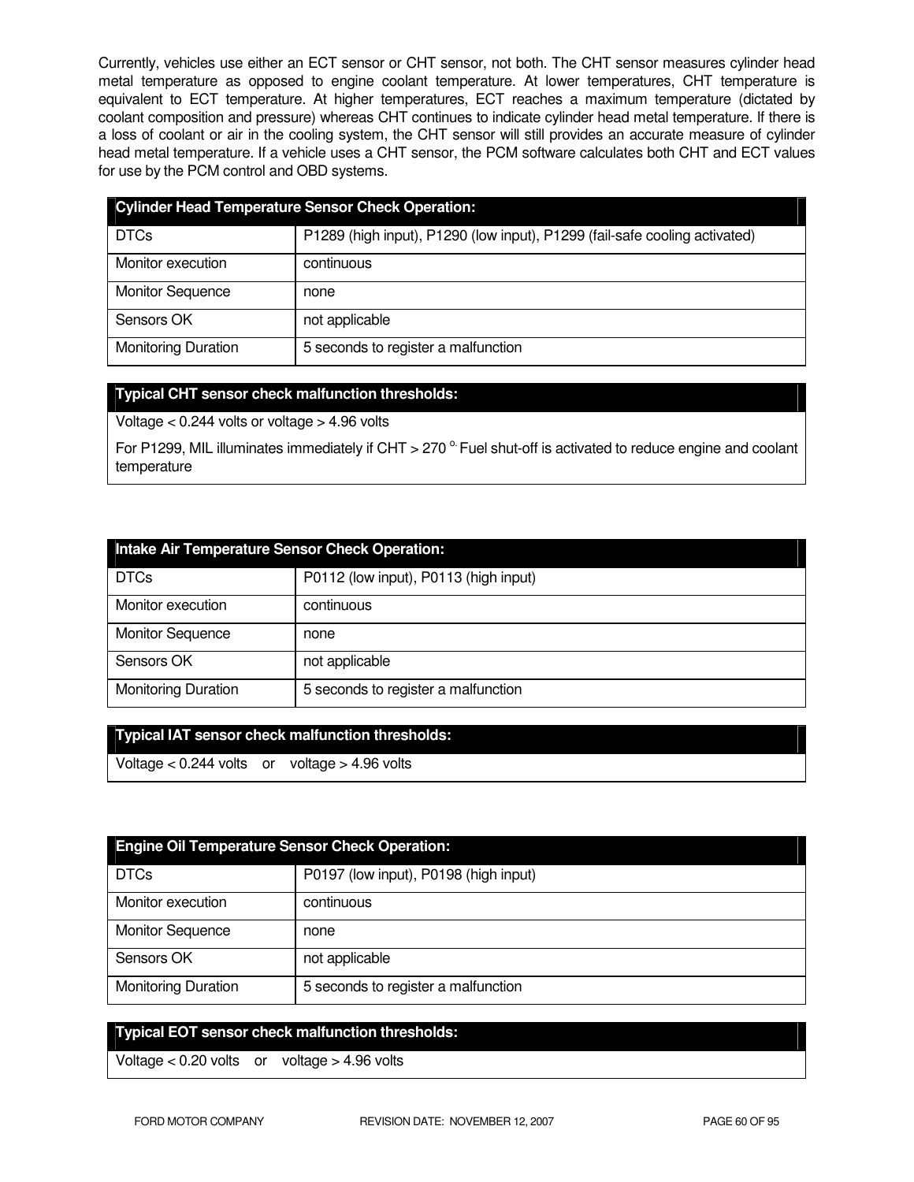Currently, vehicles use either an ECT sensor or CHT sensor, not both. The CHT sensor measures cylinder head metal temperature as opposed to engine coolant temperature. At lower temperatures, CHT temperature is equivalent to ECT temperature. At higher temperatures, ECT reaches a maximum temperature (dictated by coolant composition and pressure) whereas CHT continues to indicate cylinder head metal temperature. If there is a loss of coolant or air in the cooling system, the CHT sensor will still provides an accurate measure of cylinder head metal temperature. If a vehicle uses a CHT sensor, the PCM software calculates both CHT and ECT values for use by the PCM control and OBD systems.

| **Cylinder Head Temperature Sensor Check Operation:** | |
|---|---|
| DTCs | P1289 (high input), P1290 (low input), P1299 (fail-safe cooling activated) |
| Monitor execution | continuous |
| Monitor Sequence | none |
| Sensors OK | not applicable |
| Monitoring Duration | 5 seconds to register a malfunction |

| **Typical CHT sensor check malfunction thresholds:** |
|---|
| Voltage < 0.244 volts or voltage > 4.96 volts |
| For P1299, MIL illuminates immediately if CHT > 270 $^{o.}$ Fuel shut-off is activated to reduce engine and coolant temperature |

| **Intake Air Temperature Sensor Check Operation:** | |
|---|---|
| DTCs | P0112 (low input), P0113 (high input) |
| Monitor execution | continuous |
| Monitor Sequence | none |
| Sensors OK | not applicable |
| Monitoring Duration | 5 seconds to register a malfunction |

| **Typical IAT sensor check malfunction thresholds:** |
|---|
| Voltage < 0.244 volts or voltage > 4.96 volts |

| **Engine Oil Temperature Sensor Check Operation:** | |
|---|---|
| DTCs | P0197 (low input), P0198 (high input) |
| Monitor execution | continuous |
| Monitor Sequence | none |
| Sensors OK | not applicable |
| Monitoring Duration | 5 seconds to register a malfunction |

| **Typical EOT sensor check malfunction thresholds:** |
|---|
| Voltage < 0.20 volts or voltage > 4.96 volts |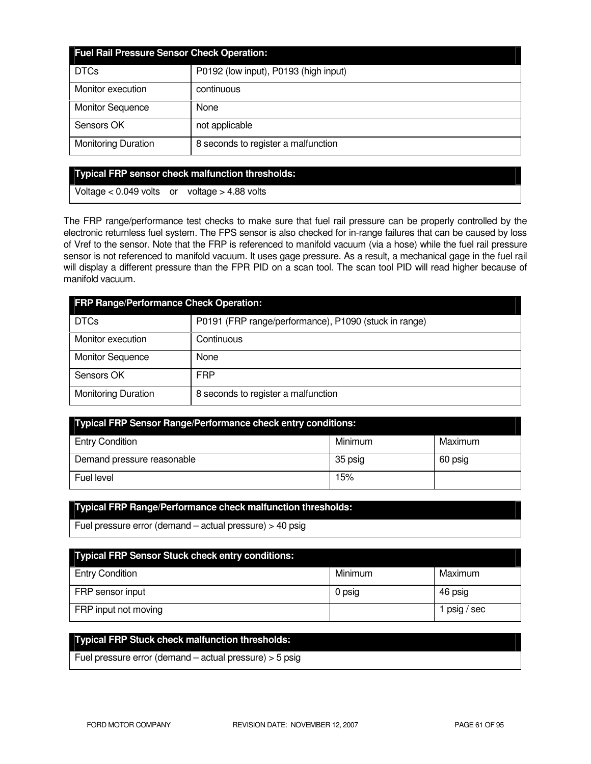| Fuel Rail Pressure Sensor Check Operation: | |
|---|---|
| DTCs | P0192 (low input), P0193 (high input) |
| Monitor execution | continuous |
| Monitor Sequence | None |
| Sensors OK | not applicable |
| Monitoring Duration | 8 seconds to register a malfunction |

| Typical FRP sensor check malfunction thresholds: |
|---|
| Voltage < 0.049 volts or voltage > 4.88 volts |

The FRP range/performance test checks to make sure that fuel rail pressure can be properly controlled by the electronic returnless fuel system. The FPS sensor is also checked for in-range failures that can be caused by loss of Vref to the sensor. Note that the FRP is referenced to manifold vacuum (via a hose) while the fuel rail pressure sensor is not referenced to manifold vacuum. It uses gage pressure. As a result, a mechanical gage in the fuel rail will display a different pressure than the FPR PID on a scan tool. The scan tool PID will read higher because of manifold vacuum.

| FRP Range/Performance Check Operation: | |
|---|---|
| DTCs | P0191 (FRP range/performance), P1090 (stuck in range) |
| Monitor execution | Continuous |
| Monitor Sequence | None |
| Sensors OK | FRP |
| Monitoring Duration | 8 seconds to register a malfunction |

| Typical FRP Sensor Range/Performance check entry conditions: | | |
|---|---|---|
| Entry Condition | Minimum | Maximum |
| Demand pressure reasonable | 35 psig | 60 psig |
| Fuel level | 15% | |

| Typical FRP Range/Performance check malfunction thresholds: |
|---|
| Fuel pressure error (demand – actual pressure) > 40 psig |

| Typical FRP Sensor Stuck check entry conditions: | | |
|---|---|---|
| Entry Condition | Minimum | Maximum |
| FRP sensor input | 0 psig | 46 psig |
| FRP input not moving | | 1 psig / sec |

| Typical FRP Stuck check malfunction thresholds: |
|---|
| Fuel pressure error (demand – actual pressure) > 5 psig |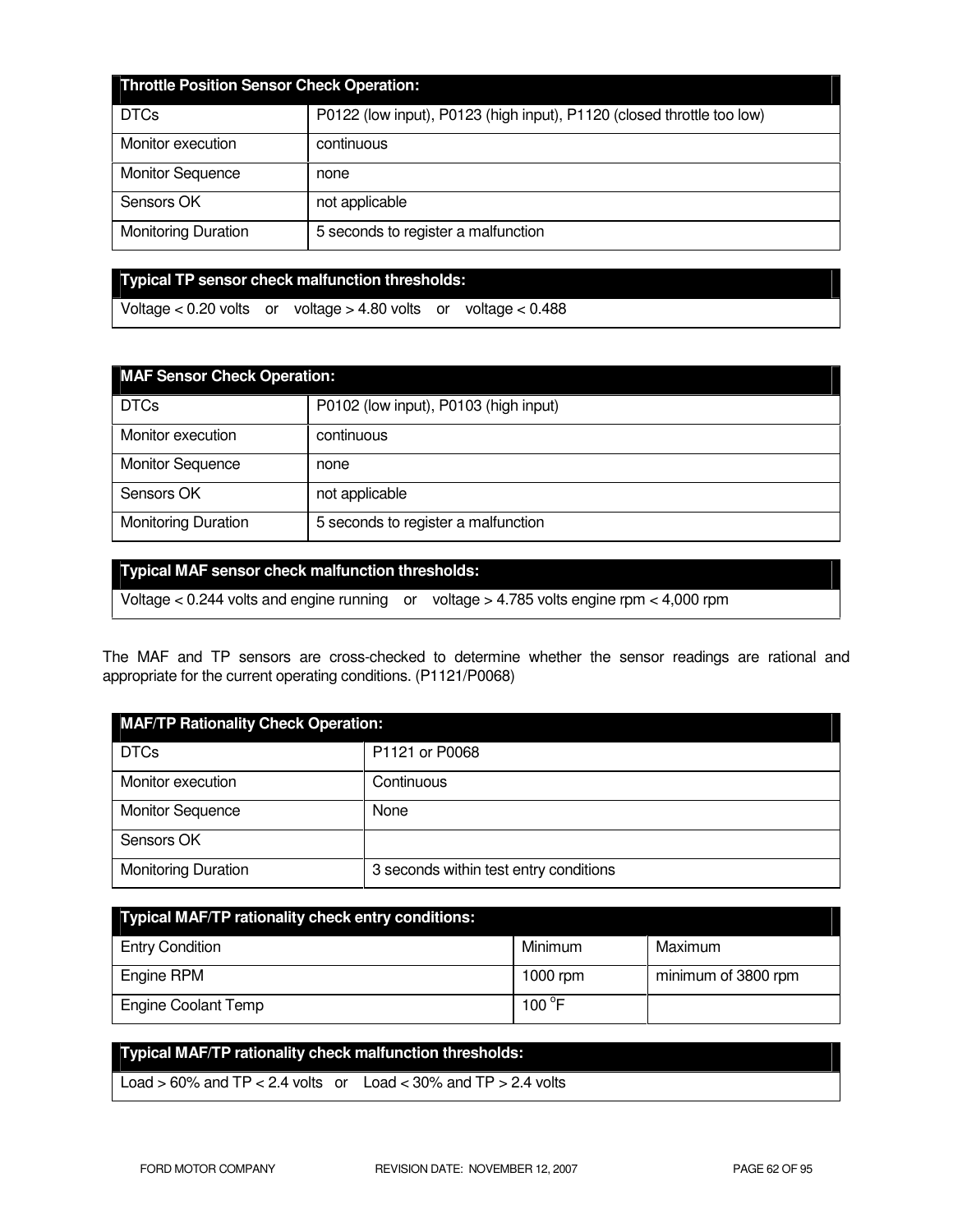| Throttle Position Sensor Check Operation: | |
|---|---|
| DTCs | P0122 (low input), P0123 (high input), P1120 (closed throttle too low) |
| Monitor execution | continuous |
| Monitor Sequence | none |
| Sensors OK | not applicable |
| Monitoring Duration | 5 seconds to register a malfunction |

| Typical TP sensor check malfunction thresholds: |
|---|
| Voltage < 0.20 volts or voltage > 4.80 volts or voltage < 0.488 |

| MAF Sensor Check Operation: | |
|---|---|
| DTCs | P0102 (low input), P0103 (high input) |
| Monitor execution | continuous |
| Monitor Sequence | none |
| Sensors OK | not applicable |
| Monitoring Duration | 5 seconds to register a malfunction |

| Typical MAF sensor check malfunction thresholds: |
|---|
| Voltage < 0.244 volts and engine running or voltage > 4.785 volts engine rpm < 4,000 rpm |

The MAF and TP sensors are cross-checked to determine whether the sensor readings are rational and appropriate for the current operating conditions. (P1121/P0068)

| MAF/TP Rationality Check Operation: | |
|---|---|
| DTCs | P1121 or P0068 |
| Monitor execution | Continuous |
| Monitor Sequence | None |
| Sensors OK | |
| Monitoring Duration | 3 seconds within test entry conditions |

| Typical MAF/TP rationality check entry conditions: | | |
|---|---|---|
| Entry Condition | Minimum | Maximum |
| Engine RPM | 1000 rpm | minimum of 3800 rpm |
| Engine Coolant Temp | 100 °F | |

| Typical MAF/TP rationality check malfunction thresholds: |
|---|
| Load > 60% and TP < 2.4 volts or Load < 30% and TP > 2.4 volts |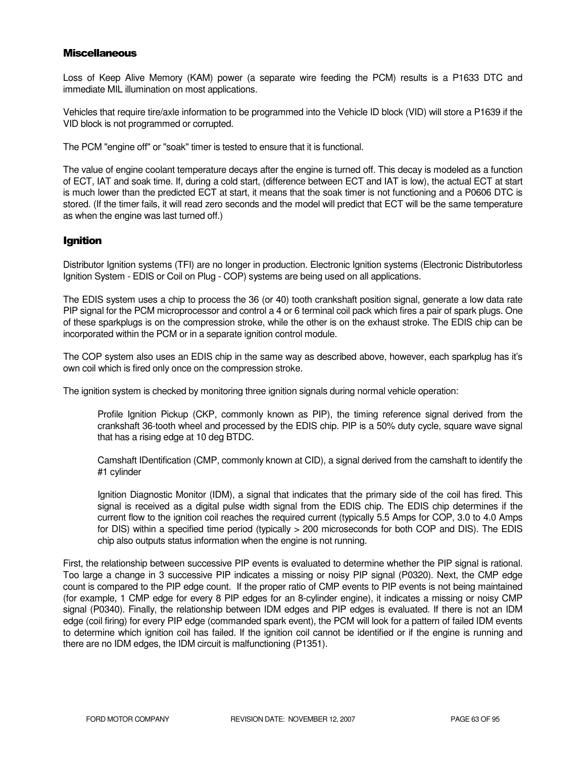### Miscellaneous

Loss of Keep Alive Memory (KAM) power (a separate wire feeding the PCM) results is a P1633 DTC and immediate MIL illumination on most applications.

Vehicles that require tire/axle information to be programmed into the Vehicle ID block (VID) will store a P1639 if the VID block is not programmed or corrupted.

The PCM "engine off" or "soak" timer is tested to ensure that it is functional.

The value of engine coolant temperature decays after the engine is turned off. This decay is modeled as a function of ECT, IAT and soak time. If, during a cold start, (difference between ECT and IAT is low), the actual ECT at start is much lower than the predicted ECT at start, it means that the soak timer is not functioning and a P0606 DTC is stored. (If the timer fails, it will read zero seconds and the model will predict that ECT will be the same temperature as when the engine was last turned off.)

### Ignition

Distributor Ignition systems (TFI) are no longer in production. Electronic Ignition systems (Electronic Distributorless Ignition System - EDIS or Coil on Plug - COP) systems are being used on all applications.

The EDIS system uses a chip to process the 36 (or 40) tooth crankshaft position signal, generate a low data rate PIP signal for the PCM microprocessor and control a 4 or 6 terminal coil pack which fires a pair of spark plugs. One of these sparkplugs is on the compression stroke, while the other is on the exhaust stroke. The EDIS chip can be incorporated within the PCM or in a separate ignition control module.

The COP system also uses an EDIS chip in the same way as described above, however, each sparkplug has it's own coil which is fired only once on the compression stroke.

The ignition system is checked by monitoring three ignition signals during normal vehicle operation:

> Profile Ignition Pickup (CKP, commonly known as PIP), the timing reference signal derived from the crankshaft 36-tooth wheel and processed by the EDIS chip. PIP is a 50% duty cycle, square wave signal that has a rising edge at 10 deg BTDC.
>
> Camshaft IDentification (CMP, commonly known at CID), a signal derived from the camshaft to identify the #1 cylinder
>
> Ignition Diagnostic Monitor (IDM), a signal that indicates that the primary side of the coil has fired. This signal is received as a digital pulse width signal from the EDIS chip. The EDIS chip determines if the current flow to the ignition coil reaches the required current (typically 5.5 Amps for COP, 3.0 to 4.0 Amps for DIS) within a specified time period (typically > 200 microseconds for both COP and DIS). The EDIS chip also outputs status information when the engine is not running.

First, the relationship between successive PIP events is evaluated to determine whether the PIP signal is rational. Too large a change in 3 successive PIP indicates a missing or noisy PIP signal (P0320). Next, the CMP edge count is compared to the PIP edge count. If the proper ratio of CMP events to PIP events is not being maintained (for example, 1 CMP edge for every 8 PIP edges for an 8-cylinder engine), it indicates a missing or noisy CMP signal (P0340). Finally, the relationship between IDM edges and PIP edges is evaluated. If there is not an IDM edge (coil firing) for every PIP edge (commanded spark event), the PCM will look for a pattern of failed IDM events to determine which ignition coil has failed. If the ignition coil cannot be identified or if the engine is running and there are no IDM edges, the IDM circuit is malfunctioning (P1351).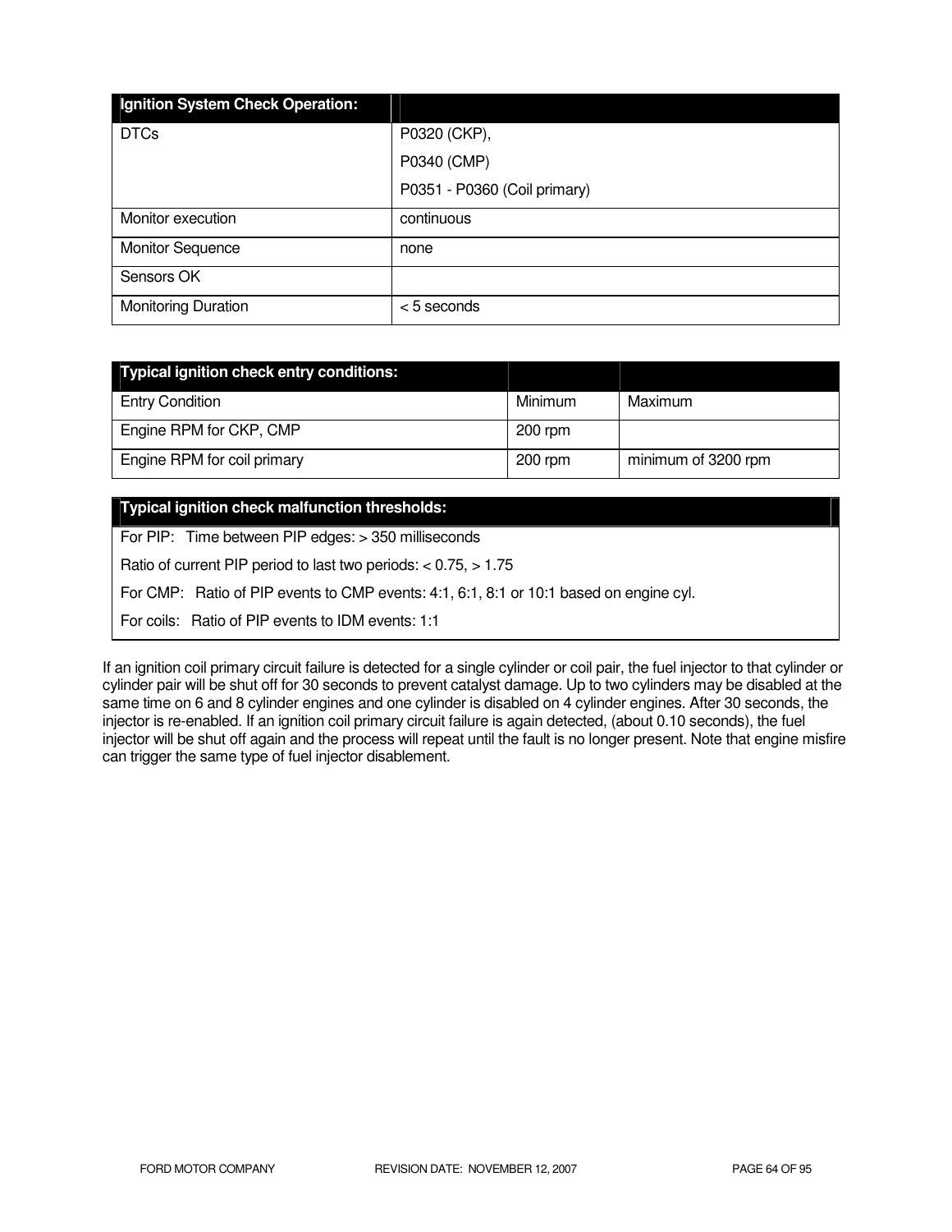| Ignition System Check Operation: | |
|---|---|
| DTCs | P0320 (CKP),<br>P0340 (CMP)<br>P0351 - P0360 (Coil primary) |
| Monitor execution | continuous |
| Monitor Sequence | none |
| Sensors OK | |
| Monitoring Duration | < 5 seconds |

| Typical ignition check entry conditions: | | |
|---|---|---|
| Entry Condition | Minimum | Maximum |
| Engine RPM for CKP, CMP | 200 rpm | |
| Engine RPM for coil primary | 200 rpm | minimum of 3200 rpm |

| Typical ignition check malfunction thresholds: |
|---|
| For PIP: Time between PIP edges: > 350 milliseconds |
| Ratio of current PIP period to last two periods: < 0.75, > 1.75 |
| For CMP: Ratio of PIP events to CMP events: 4:1, 6:1, 8:1 or 10:1 based on engine cyl. |
| For coils: Ratio of PIP events to IDM events: 1:1 |

If an ignition coil primary circuit failure is detected for a single cylinder or coil pair, the fuel injector to that cylinder or cylinder pair will be shut off for 30 seconds to prevent catalyst damage. Up to two cylinders may be disabled at the same time on 6 and 8 cylinder engines and one cylinder is disabled on 4 cylinder engines. After 30 seconds, the injector is re-enabled. If an ignition coil primary circuit failure is again detected, (about 0.10 seconds), the fuel injector will be shut off again and the process will repeat until the fault is no longer present. Note that engine misfire can trigger the same type of fuel injector disablement.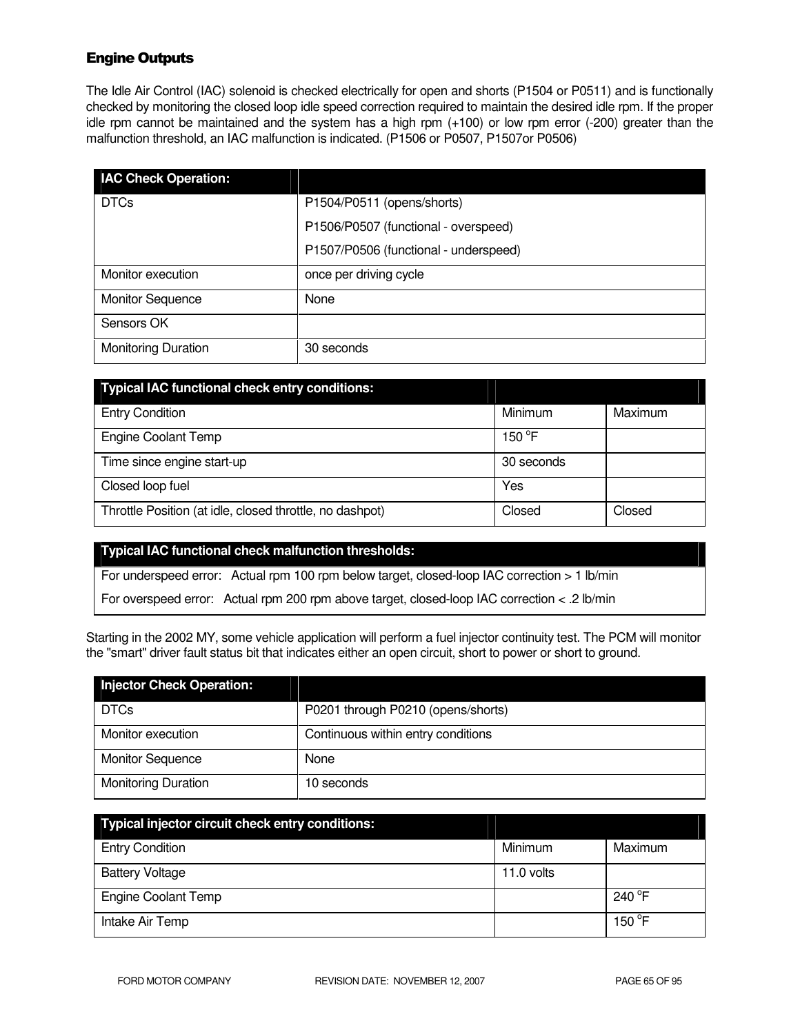## Engine Outputs

The Idle Air Control (IAC) solenoid is checked electrically for open and shorts (P1504 or P0511) and is functionally checked by monitoring the closed loop idle speed correction required to maintain the desired idle rpm. If the proper idle rpm cannot be maintained and the system has a high rpm (+100) or low rpm error (-200) greater than the malfunction threshold, an IAC malfunction is indicated. (P1506 or P0507, P1507or P0506)

| IAC Check Operation: | |
|---|---|
| DTCs | P1504/P0511 (opens/shorts)<br>P1506/P0507 (functional - overspeed)<br>P1507/P0506 (functional - underspeed) |
| Monitor execution | once per driving cycle |
| Monitor Sequence | None |
| Sensors OK | |
| Monitoring Duration | 30 seconds |

| Typical IAC functional check entry conditions: | | |
|---|---|---|
| Entry Condition | Minimum | Maximum |
| Engine Coolant Temp | 150 °F | |
| Time since engine start-up | 30 seconds | |
| Closed loop fuel | Yes | |
| Throttle Position (at idle, closed throttle, no dashpot) | Closed | Closed |

| Typical IAC functional check malfunction thresholds: |
|---|
| For underspeed error: Actual rpm 100 rpm below target, closed-loop IAC correction > 1 lb/min |
| For overspeed error: Actual rpm 200 rpm above target, closed-loop IAC correction < .2 lb/min |

Starting in the 2002 MY, some vehicle application will perform a fuel injector continuity test. The PCM will monitor the "smart" driver fault status bit that indicates either an open circuit, short to power or short to ground.

| Injector Check Operation: | |
|---|---|
| DTCs | P0201 through P0210 (opens/shorts) |
| Monitor execution | Continuous within entry conditions |
| Monitor Sequence | None |
| Monitoring Duration | 10 seconds |

| Typical injector circuit check entry conditions: | | |
|---|---|---|
| Entry Condition | Minimum | Maximum |
| Battery Voltage | 11.0 volts | |
| Engine Coolant Temp | | 240 °F |
| Intake Air Temp | | 150 °F |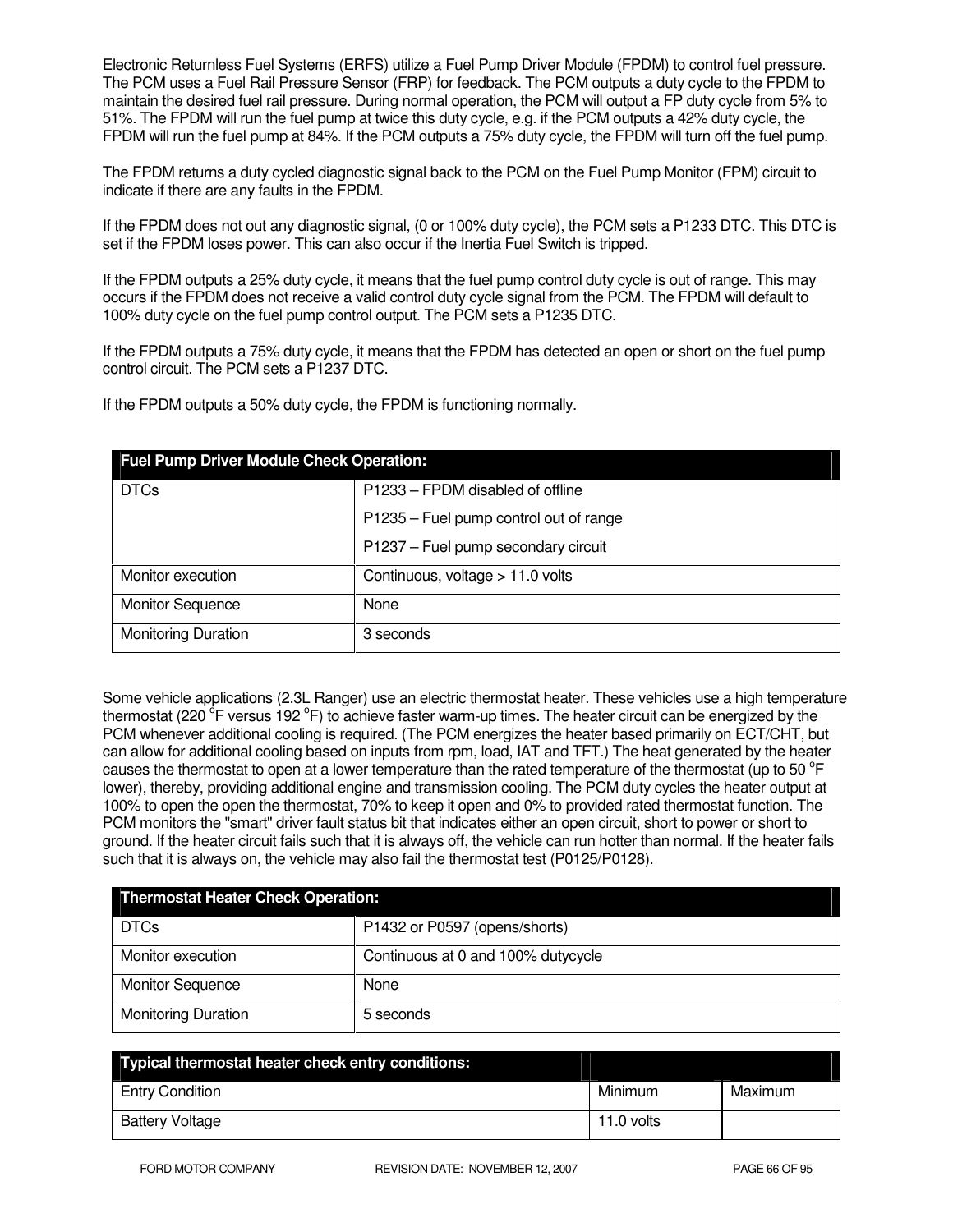Electronic Returnless Fuel Systems (ERFS) utilize a Fuel Pump Driver Module (FPDM) to control fuel pressure. The PCM uses a Fuel Rail Pressure Sensor (FRP) for feedback. The PCM outputs a duty cycle to the FPDM to maintain the desired fuel rail pressure. During normal operation, the PCM will output a FP duty cycle from 5% to 51%. The FPDM will run the fuel pump at twice this duty cycle, e.g. if the PCM outputs a 42% duty cycle, the FPDM will run the fuel pump at 84%. If the PCM outputs a 75% duty cycle, the FPDM will turn off the fuel pump.

The FPDM returns a duty cycled diagnostic signal back to the PCM on the Fuel Pump Monitor (FPM) circuit to indicate if there are any faults in the FPDM.

If the FPDM does not out any diagnostic signal, (0 or 100% duty cycle), the PCM sets a P1233 DTC. This DTC is set if the FPDM loses power. This can also occur if the Inertia Fuel Switch is tripped.

If the FPDM outputs a 25% duty cycle, it means that the fuel pump control duty cycle is out of range. This may occurs if the FPDM does not receive a valid control duty cycle signal from the PCM. The FPDM will default to 100% duty cycle on the fuel pump control output. The PCM sets a P1235 DTC.

If the FPDM outputs a 75% duty cycle, it means that the FPDM has detected an open or short on the fuel pump control circuit. The PCM sets a P1237 DTC.

If the FPDM outputs a 50% duty cycle, the FPDM is functioning normally.

| **Fuel Pump Driver Module Check Operation:** | |
|---|---|
| DTCs | P1233 – FPDM disabled of offline<br>P1235 – Fuel pump control out of range<br>P1237 – Fuel pump secondary circuit |
| Monitor execution | Continuous, voltage > 11.0 volts |
| Monitor Sequence | None |
| Monitoring Duration | 3 seconds |

Some vehicle applications (2.3L Ranger) use an electric thermostat heater. These vehicles use a high temperature thermostat (220 °F versus 192 °F) to achieve faster warm-up times. The heater circuit can be energized by the PCM whenever additional cooling is required. (The PCM energizes the heater based primarily on ECT/CHT, but can allow for additional cooling based on inputs from rpm, load, IAT and TFT.) The heat generated by the heater causes the thermostat to open at a lower temperature than the rated temperature of the thermostat (up to 50 °F lower), thereby, providing additional engine and transmission cooling. The PCM duty cycles the heater output at 100% to open the open the thermostat, 70% to keep it open and 0% to provided rated thermostat function. The PCM monitors the "smart" driver fault status bit that indicates either an open circuit, short to power or short to ground. If the heater circuit fails such that it is always off, the vehicle can run hotter than normal. If the heater fails such that it is always on, the vehicle may also fail the thermostat test (P0125/P0128).

| **Thermostat Heater Check Operation:** | |
|---|---|
| DTCs | P1432 or P0597 (opens/shorts) |
| Monitor execution | Continuous at 0 and 100% dutycycle |
| Monitor Sequence | None |
| Monitoring Duration | 5 seconds |

| **Typical thermostat heater check entry conditions:** | | |
|---|---|---|
| Entry Condition | Minimum | Maximum |
| Battery Voltage | 11.0 volts | |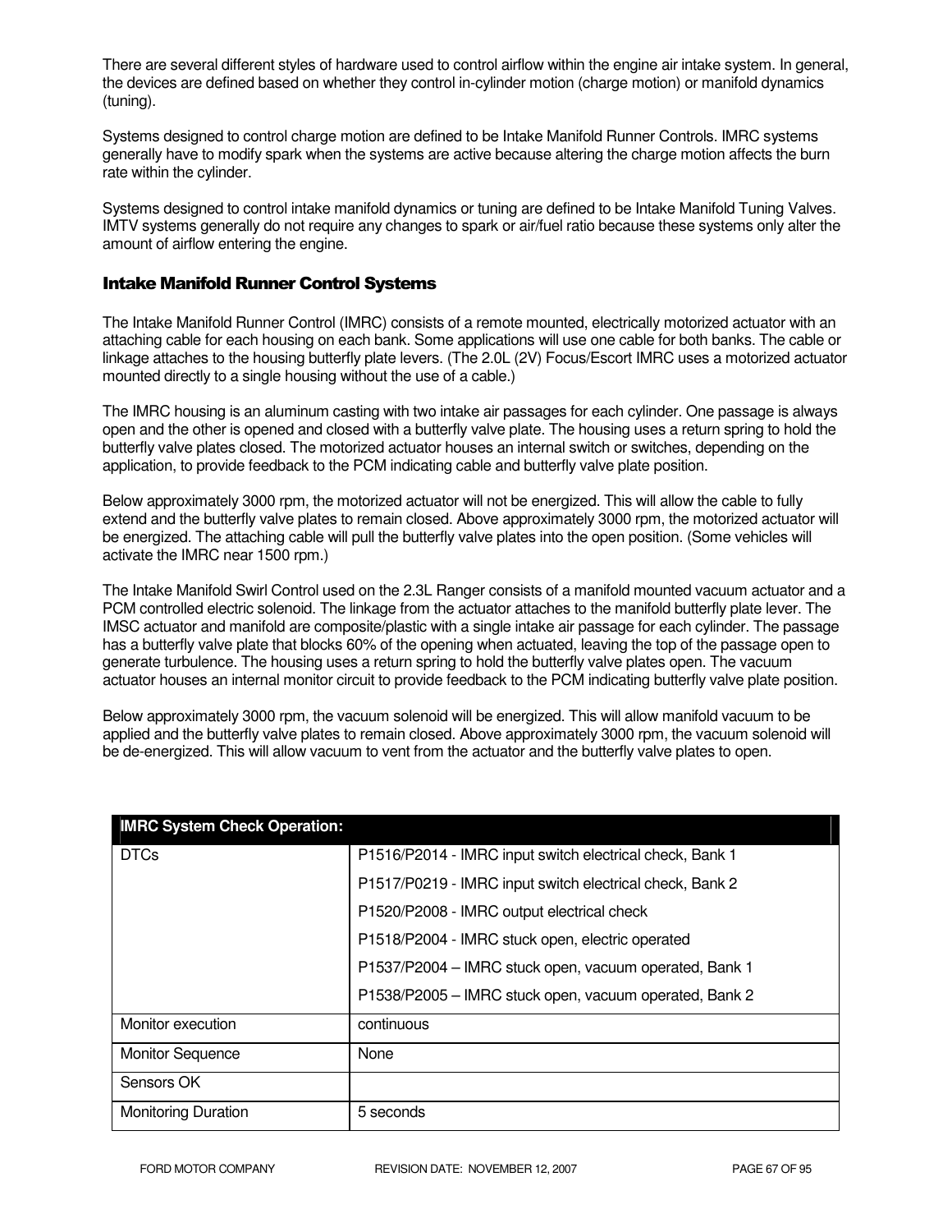There are several different styles of hardware used to control airflow within the engine air intake system. In general, the devices are defined based on whether they control in-cylinder motion (charge motion) or manifold dynamics (tuning).

Systems designed to control charge motion are defined to be Intake Manifold Runner Controls. IMRC systems generally have to modify spark when the systems are active because altering the charge motion affects the burn rate within the cylinder.

Systems designed to control intake manifold dynamics or tuning are defined to be Intake Manifold Tuning Valves. IMTV systems generally do not require any changes to spark or air/fuel ratio because these systems only alter the amount of airflow entering the engine.

## Intake Manifold Runner Control Systems

The Intake Manifold Runner Control (IMRC) consists of a remote mounted, electrically motorized actuator with an attaching cable for each housing on each bank. Some applications will use one cable for both banks. The cable or linkage attaches to the housing butterfly plate levers. (The 2.0L (2V) Focus/Escort IMRC uses a motorized actuator mounted directly to a single housing without the use of a cable.)

The IMRC housing is an aluminum casting with two intake air passages for each cylinder. One passage is always open and the other is opened and closed with a butterfly valve plate. The housing uses a return spring to hold the butterfly valve plates closed. The motorized actuator houses an internal switch or switches, depending on the application, to provide feedback to the PCM indicating cable and butterfly valve plate position.

Below approximately 3000 rpm, the motorized actuator will not be energized. This will allow the cable to fully extend and the butterfly valve plates to remain closed. Above approximately 3000 rpm, the motorized actuator will be energized. The attaching cable will pull the butterfly valve plates into the open position. (Some vehicles will activate the IMRC near 1500 rpm.)

The Intake Manifold Swirl Control used on the 2.3L Ranger consists of a manifold mounted vacuum actuator and a PCM controlled electric solenoid. The linkage from the actuator attaches to the manifold butterfly plate lever. The IMSC actuator and manifold are composite/plastic with a single intake air passage for each cylinder. The passage has a butterfly valve plate that blocks 60% of the opening when actuated, leaving the top of the passage open to generate turbulence. The housing uses a return spring to hold the butterfly valve plates open. The vacuum actuator houses an internal monitor circuit to provide feedback to the PCM indicating butterfly valve plate position.

Below approximately 3000 rpm, the vacuum solenoid will be energized. This will allow manifold vacuum to be applied and the butterfly valve plates to remain closed. Above approximately 3000 rpm, the vacuum solenoid will be de-energized. This will allow vacuum to vent from the actuator and the butterfly valve plates to open.

| IMRC System Check Operation: | |
|---|---|
| DTCs | P1516/P2014 - IMRC input switch electrical check, Bank 1<br>P1517/P0219 - IMRC input switch electrical check, Bank 2<br>P1520/P2008 - IMRC output electrical check<br>P1518/P2004 - IMRC stuck open, electric operated<br>P1537/P2004 – IMRC stuck open, vacuum operated, Bank 1<br>P1538/P2005 – IMRC stuck open, vacuum operated, Bank 2 |
| Monitor execution | continuous |
| Monitor Sequence | None |
| Sensors OK | |
| Monitoring Duration | 5 seconds |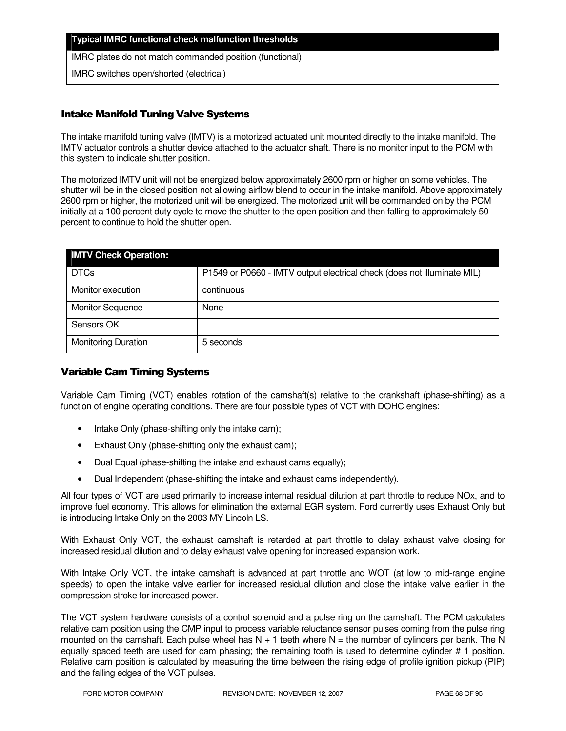| Typical IMRC functional check malfunction thresholds |
| --- |
| IMRC plates do not match commanded position (functional) |
| IMRC switches open/shorted (electrical) |

## Intake Manifold Tuning Valve Systems

The intake manifold tuning valve (IMTV) is a motorized actuated unit mounted directly to the intake manifold. The IMTV actuator controls a shutter device attached to the actuator shaft. There is no monitor input to the PCM with this system to indicate shutter position.

The motorized IMTV unit will not be energized below approximately 2600 rpm or higher on some vehicles. The shutter will be in the closed position not allowing airflow blend to occur in the intake manifold. Above approximately 2600 rpm or higher, the motorized unit will be energized. The motorized unit will be commanded on by the PCM initially at a 100 percent duty cycle to move the shutter to the open position and then falling to approximately 50 percent to continue to hold the shutter open.

| IMTV Check Operation: | |
| --- | --- |
| DTCs | P1549 or P0660 - IMTV output electrical check (does not illuminate MIL) |
| Monitor execution | continuous |
| Monitor Sequence | None |
| Sensors OK | |
| Monitoring Duration | 5 seconds |

## Variable Cam Timing Systems

Variable Cam Timing (VCT) enables rotation of the camshaft(s) relative to the crankshaft (phase-shifting) as a function of engine operating conditions. There are four possible types of VCT with DOHC engines:

- Intake Only (phase-shifting only the intake cam);
- Exhaust Only (phase-shifting only the exhaust cam);
- Dual Equal (phase-shifting the intake and exhaust cams equally);
- Dual Independent (phase-shifting the intake and exhaust cams independently).

All four types of VCT are used primarily to increase internal residual dilution at part throttle to reduce NOx, and to improve fuel economy. This allows for elimination the external EGR system. Ford currently uses Exhaust Only but is introducing Intake Only on the 2003 MY Lincoln LS.

With Exhaust Only VCT, the exhaust camshaft is retarded at part throttle to delay exhaust valve closing for increased residual dilution and to delay exhaust valve opening for increased expansion work.

With Intake Only VCT, the intake camshaft is advanced at part throttle and WOT (at low to mid-range engine speeds) to open the intake valve earlier for increased residual dilution and close the intake valve earlier in the compression stroke for increased power.

The VCT system hardware consists of a control solenoid and a pulse ring on the camshaft. The PCM calculates relative cam position using the CMP input to process variable reluctance sensor pulses coming from the pulse ring mounted on the camshaft. Each pulse wheel has N + 1 teeth where N = the number of cylinders per bank. The N equally spaced teeth are used for cam phasing; the remaining tooth is used to determine cylinder # 1 position. Relative cam position is calculated by measuring the time between the rising edge of profile ignition pickup (PIP) and the falling edges of the VCT pulses.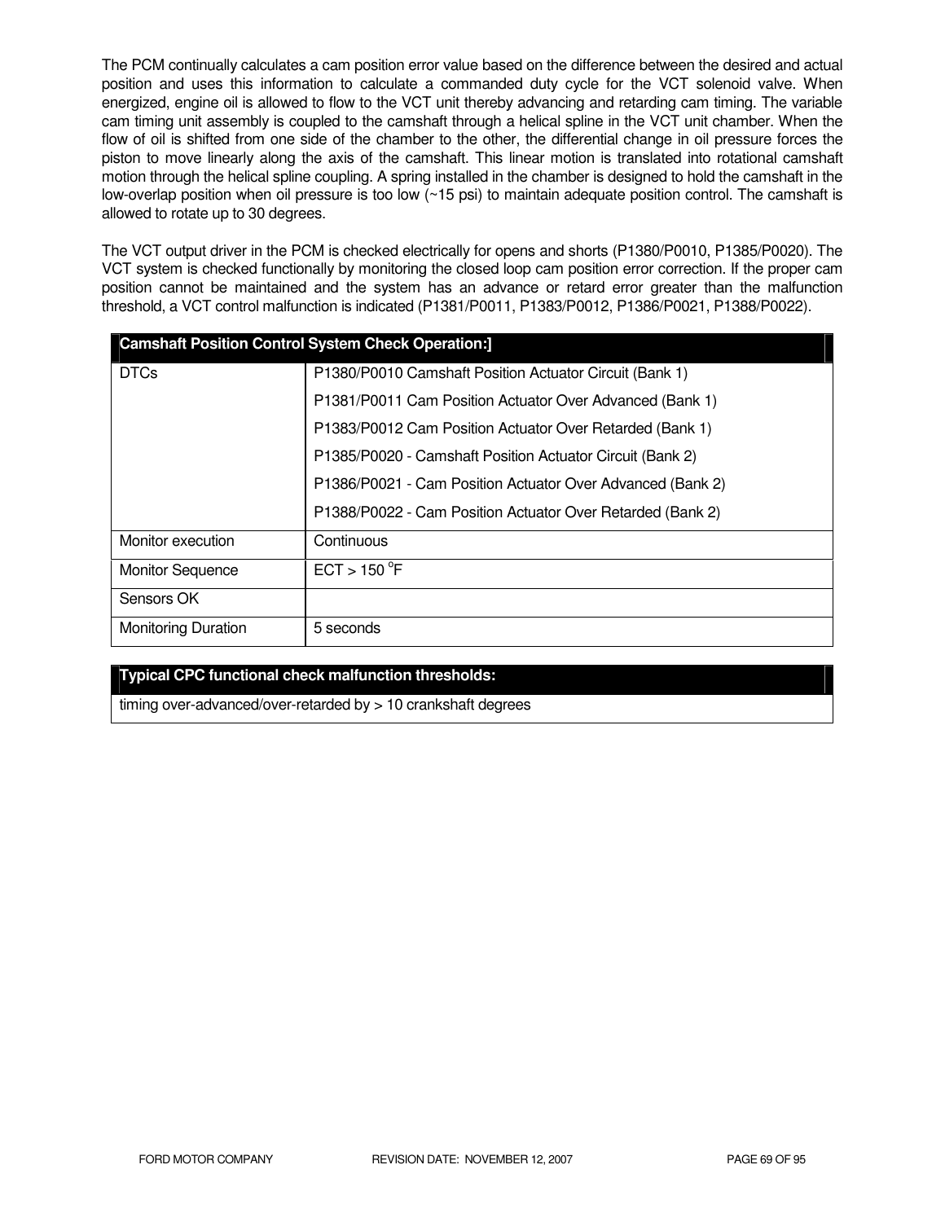The PCM continually calculates a cam position error value based on the difference between the desired and actual position and uses this information to calculate a commanded duty cycle for the VCT solenoid valve. When energized, engine oil is allowed to flow to the VCT unit thereby advancing and retarding cam timing. The variable cam timing unit assembly is coupled to the camshaft through a helical spline in the VCT unit chamber. When the flow of oil is shifted from one side of the chamber to the other, the differential change in oil pressure forces the piston to move linearly along the axis of the camshaft. This linear motion is translated into rotational camshaft motion through the helical spline coupling. A spring installed in the chamber is designed to hold the camshaft in the low-overlap position when oil pressure is too low (~15 psi) to maintain adequate position control. The camshaft is allowed to rotate up to 30 degrees.

The VCT output driver in the PCM is checked electrically for opens and shorts (P1380/P0010, P1385/P0020). The VCT system is checked functionally by monitoring the closed loop cam position error correction. If the proper cam position cannot be maintained and the system has an advance or retard error greater than the malfunction threshold, a VCT control malfunction is indicated (P1381/P0011, P1383/P0012, P1386/P0021, P1388/P0022).

| Camshaft Position Control System Check Operation:] | |
|---|---|
| DTCs | P1380/P0010 Camshaft Position Actuator Circuit (Bank 1) |
| | P1381/P0011 Cam Position Actuator Over Advanced (Bank 1) |
| | P1383/P0012 Cam Position Actuator Over Retarded (Bank 1) |
| | P1385/P0020 - Camshaft Position Actuator Circuit (Bank 2) |
| | P1386/P0021 - Cam Position Actuator Over Advanced (Bank 2) |
| | P1388/P0022 - Cam Position Actuator Over Retarded (Bank 2) |
| Monitor execution | Continuous |
| Monitor Sequence | ECT > 150 $^{o}$F |
| Sensors OK | |
| Monitoring Duration | 5 seconds |

| Typical CPC functional check malfunction thresholds: |
|---|
| timing over-advanced/over-retarded by > 10 crankshaft degrees |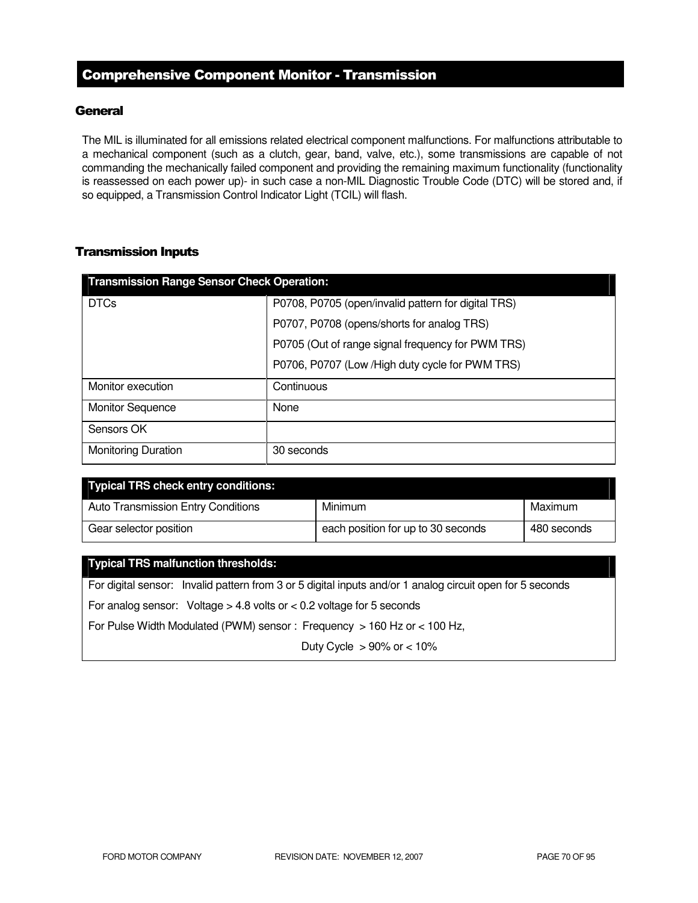# Comprehensive Component Monitor - Transmission

## General

The MIL is illuminated for all emissions related electrical component malfunctions. For malfunctions attributable to a mechanical component (such as a clutch, gear, band, valve, etc.), some transmissions are capable of not commanding the mechanically failed component and providing the remaining maximum functionality (functionality is reassessed on each power up)- in such case a non-MIL Diagnostic Trouble Code (DTC) will be stored and, if so equipped, a Transmission Control Indicator Light (TCIL) will flash.

## Transmission Inputs

| Transmission Range Sensor Check Operation: | |
|---|---|
| DTCs | P0708, P0705 (open/invalid pattern for digital TRS)<br>P0707, P0708 (opens/shorts for analog TRS)<br>P0705 (Out of range signal frequency for PWM TRS)<br>P0706, P0707 (Low /High duty cycle for PWM TRS) |
| Monitor execution | Continuous |
| Monitor Sequence | None |
| Sensors OK | |
| Monitoring Duration | 30 seconds |

| Typical TRS check entry conditions: | | |
|---|---|---|
| Auto Transmission Entry Conditions | Minimum | Maximum |
| Gear selector position | each position for up to 30 seconds | 480 seconds |

| Typical TRS malfunction thresholds: |
|---|
| For digital sensor: Invalid pattern from 3 or 5 digital inputs and/or 1 analog circuit open for 5 seconds |
| For analog sensor: Voltage > 4.8 volts or < 0.2 voltage for 5 seconds |
| For Pulse Width Modulated (PWM) sensor : Frequency > 160 Hz or < 100 Hz,<br>Duty Cycle > 90% or < 10% |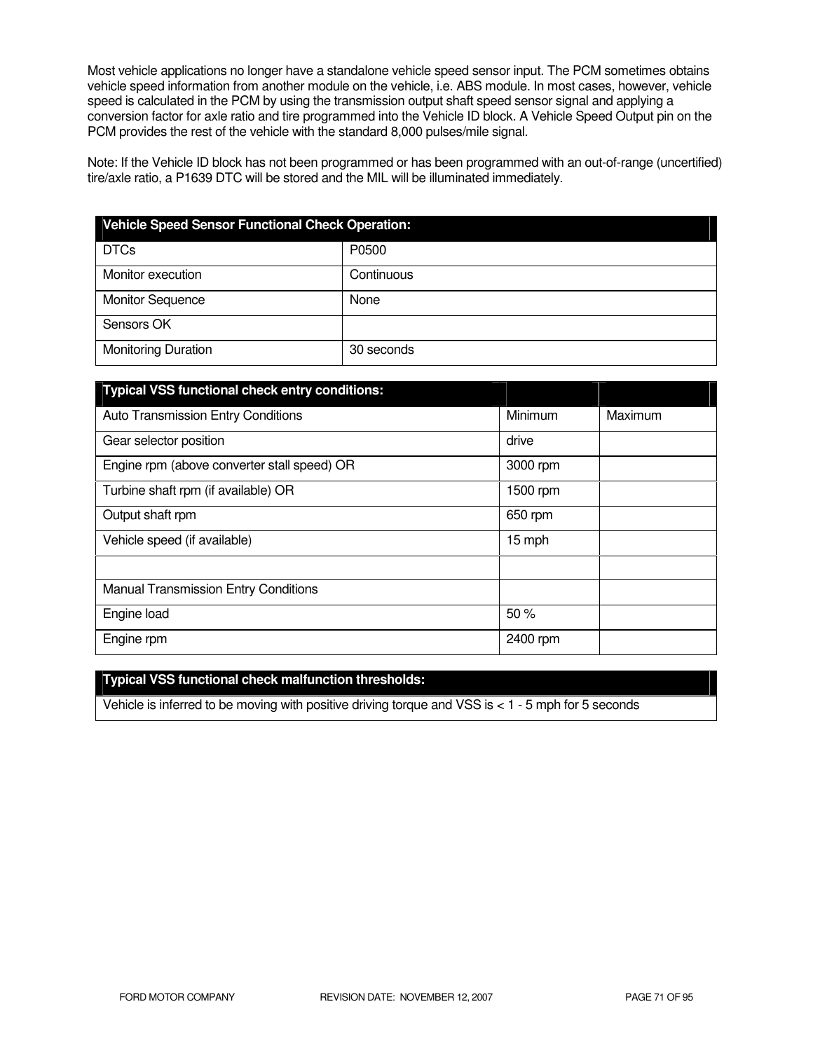Most vehicle applications no longer have a standalone vehicle speed sensor input. The PCM sometimes obtains vehicle speed information from another module on the vehicle, i.e. ABS module. In most cases, however, vehicle speed is calculated in the PCM by using the transmission output shaft speed sensor signal and applying a conversion factor for axle ratio and tire programmed into the Vehicle ID block. A Vehicle Speed Output pin on the PCM provides the rest of the vehicle with the standard 8,000 pulses/mile signal.

Note: If the Vehicle ID block has not been programmed or has been programmed with an out-of-range (uncertified) tire/axle ratio, a P1639 DTC will be stored and the MIL will be illuminated immediately.

| Vehicle Speed Sensor Functional Check Operation: | |
|---|---|
| DTCs | P0500 |
| Monitor execution | Continuous |
| Monitor Sequence | None |
| Sensors OK | |
| Monitoring Duration | 30 seconds |

| Typical VSS functional check entry conditions: | | |
|---|---|---|
| Auto Transmission Entry Conditions | Minimum | Maximum |
| Gear selector position | drive | |
| Engine rpm (above converter stall speed) OR | 3000 rpm | |
| Turbine shaft rpm (if available) OR | 1500 rpm | |
| Output shaft rpm | 650 rpm | |
| Vehicle speed (if available) | 15 mph | |
| | | |
| Manual Transmission Entry Conditions | | |
| Engine load | 50 % | |
| Engine rpm | 2400 rpm | |

| Typical VSS functional check malfunction thresholds: |
|---|
| Vehicle is inferred to be moving with positive driving torque and VSS is < 1 - 5 mph for 5 seconds |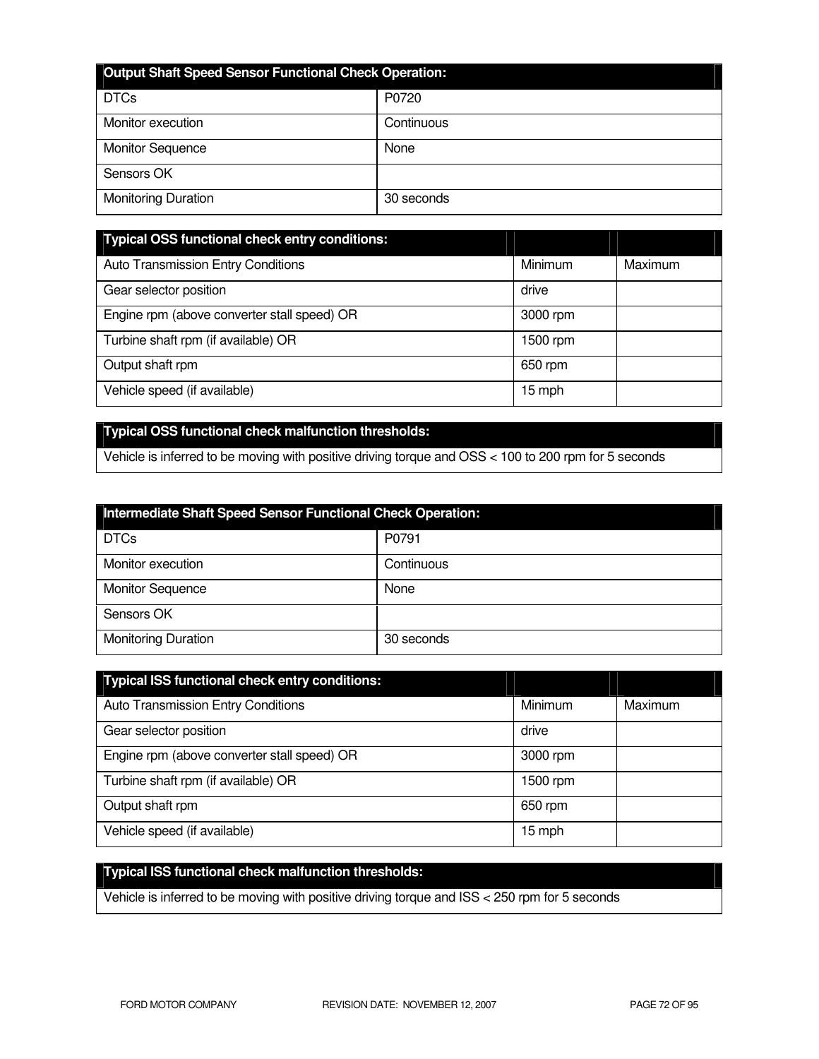| Output Shaft Speed Sensor Functional Check Operation: | |
|---|---|
| DTCs | P0720 |
| Monitor execution | Continuous |
| Monitor Sequence | None |
| Sensors OK | |
| Monitoring Duration | 30 seconds |

| Typical OSS functional check entry conditions: | | |
|---|---|---|
| Auto Transmission Entry Conditions | Minimum | Maximum |
| Gear selector position | drive | |
| Engine rpm (above converter stall speed) OR | 3000 rpm | |
| Turbine shaft rpm (if available) OR | 1500 rpm | |
| Output shaft rpm | 650 rpm | |
| Vehicle speed (if available) | 15 mph | |

| Typical OSS functional check malfunction thresholds: |
|---|
| Vehicle is inferred to be moving with positive driving torque and OSS < 100 to 200 rpm for 5 seconds |

| Intermediate Shaft Speed Sensor Functional Check Operation: | |
|---|---|
| DTCs | P0791 |
| Monitor execution | Continuous |
| Monitor Sequence | None |
| Sensors OK | |
| Monitoring Duration | 30 seconds |

| Typical ISS functional check entry conditions: | | |
|---|---|---|
| Auto Transmission Entry Conditions | Minimum | Maximum |
| Gear selector position | drive | |
| Engine rpm (above converter stall speed) OR | 3000 rpm | |
| Turbine shaft rpm (if available) OR | 1500 rpm | |
| Output shaft rpm | 650 rpm | |
| Vehicle speed (if available) | 15 mph | |

| Typical ISS functional check malfunction thresholds: |
|---|
| Vehicle is inferred to be moving with positive driving torque and ISS < 250 rpm for 5 seconds |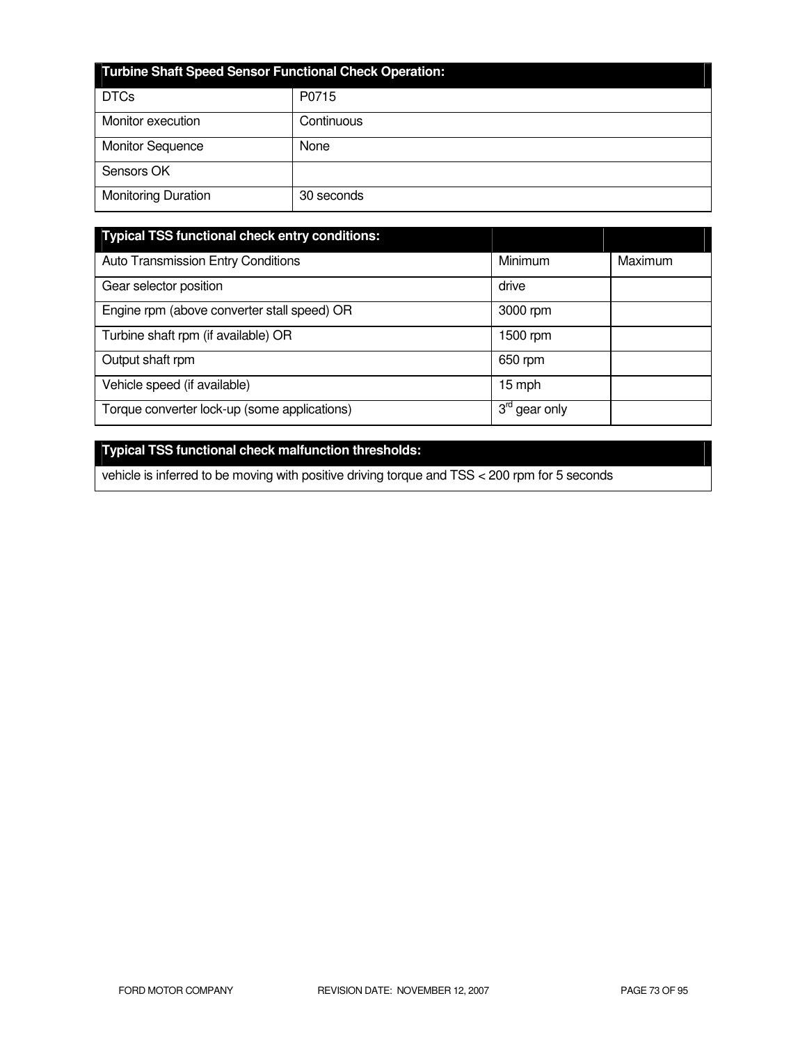| Turbine Shaft Speed Sensor Functional Check Operation: | |
|---|---|
| DTCs | P0715 |
| Monitor execution | Continuous |
| Monitor Sequence | None |
| Sensors OK | |
| Monitoring Duration | 30 seconds |

| Typical TSS functional check entry conditions: | | |
|---|---|---|
| Auto Transmission Entry Conditions | Minimum | Maximum |
| Gear selector position | drive | |
| Engine rpm (above converter stall speed) OR | 3000 rpm | |
| Turbine shaft rpm (if available) OR | 1500 rpm | |
| Output shaft rpm | 650 rpm | |
| Vehicle speed (if available) | 15 mph | |
| Torque converter lock-up (some applications) | 3rd gear only | |

| Typical TSS functional check malfunction thresholds: |
|---|
| vehicle is inferred to be moving with positive driving torque and TSS < 200 rpm for 5 seconds |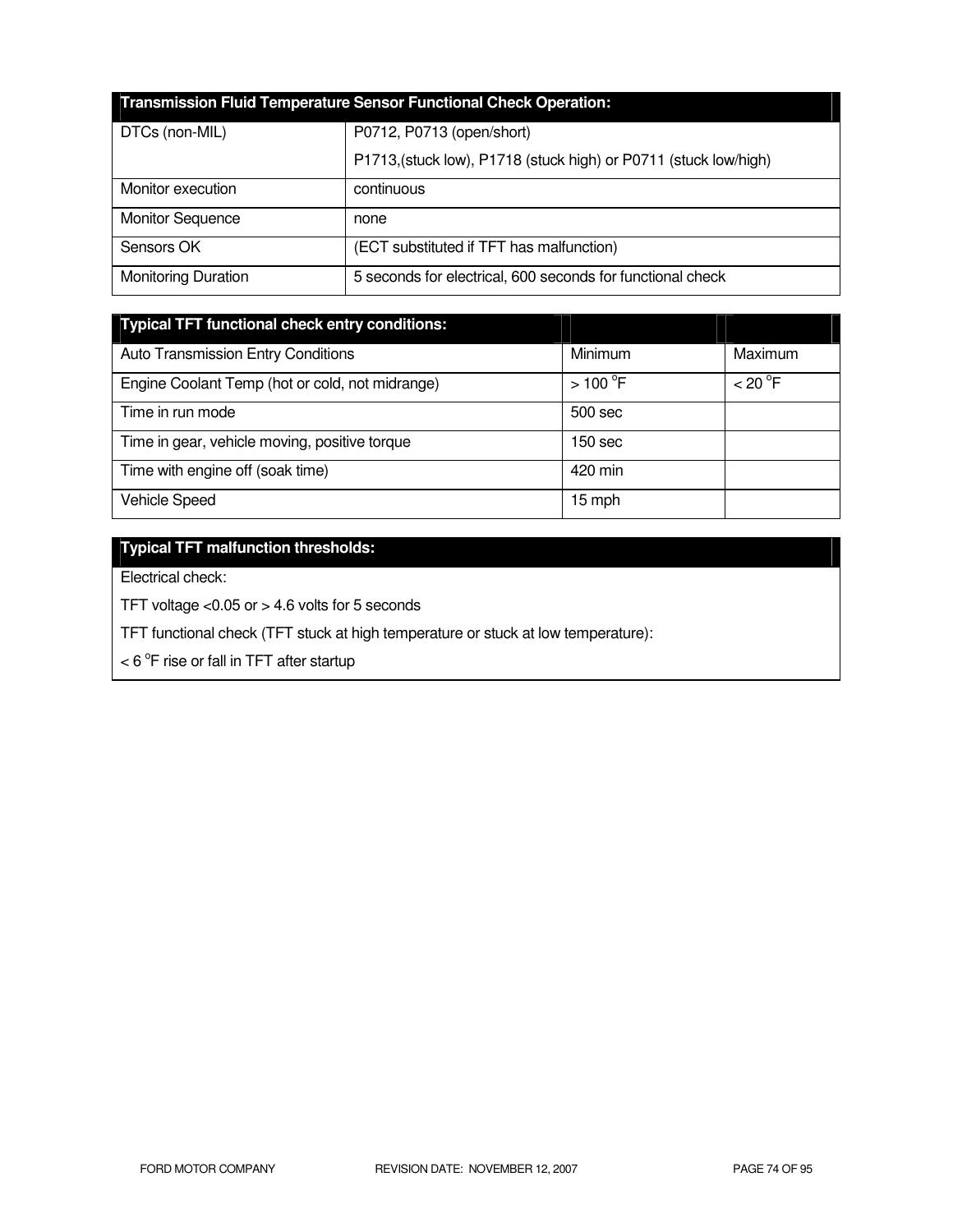| Transmission Fluid Temperature Sensor Functional Check Operation: | |
| --- | --- |
| DTCs (non-MIL) | P0712, P0713 (open/short)<br>P1713,(stuck low), P1718 (stuck high) or P0711 (stuck low/high) |
| Monitor execution | continuous |
| Monitor Sequence | none |
| Sensors OK | (ECT substituted if TFT has malfunction) |
| Monitoring Duration | 5 seconds for electrical, 600 seconds for functional check |

| Typical TFT functional check entry conditions: | | |
| --- | --- | --- |
| Auto Transmission Entry Conditions | Minimum | Maximum |
| Engine Coolant Temp (hot or cold, not midrange) | > 100 $^{o}$F | < 20 $^{o}$F |
| Time in run mode | 500 sec | |
| Time in gear, vehicle moving, positive torque | 150 sec | |
| Time with engine off (soak time) | 420 min | |
| Vehicle Speed | 15 mph | |

| Typical TFT malfunction thresholds: |
| --- |
| Electrical check: |
| TFT voltage <0.05 or > 4.6 volts for 5 seconds |
| TFT functional check (TFT stuck at high temperature or stuck at low temperature): |
| < 6 $^{o}$F rise or fall in TFT after startup |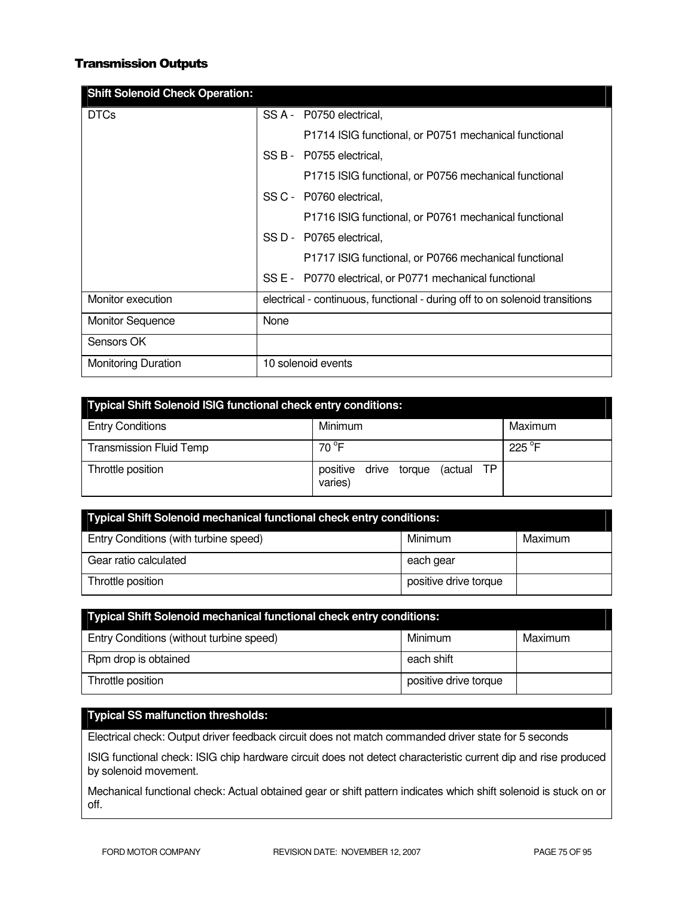## Transmission Outputs

| Shift Solenoid Check Operation: | |
|---|---|
| DTCs | SS A - P0750 electrical,<br>P1714 ISIG functional, or P0751 mechanical functional<br>SS B - P0755 electrical,<br>P1715 ISIG functional, or P0756 mechanical functional<br>SS C - P0760 electrical,<br>P1716 ISIG functional, or P0761 mechanical functional<br>SS D - P0765 electrical,<br>P1717 ISIG functional, or P0766 mechanical functional<br>SS E - P0770 electrical, or P0771 mechanical functional |
| Monitor execution | electrical - continuous, functional - during off to on solenoid transitions |
| Monitor Sequence | None |
| Sensors OK | |
| Monitoring Duration | 10 solenoid events |

| Typical Shift Solenoid ISIG functional check entry conditions: | | |
|---|---|---|
| Entry Conditions | Minimum | Maximum |
| Transmission Fluid Temp | 70 °F | 225 °F |
| Throttle position | positive drive torque (actual TP varies) | |

| Typical Shift Solenoid mechanical functional check entry conditions: | | |
|---|---|---|
| Entry Conditions (with turbine speed) | Minimum | Maximum |
| Gear ratio calculated | each gear | |
| Throttle position | positive drive torque | |

| Typical Shift Solenoid mechanical functional check entry conditions: | | |
|---|---|---|
| Entry Conditions (without turbine speed) | Minimum | Maximum |
| Rpm drop is obtained | each shift | |
| Throttle position | positive drive torque | |

| Typical SS malfunction thresholds: |
|---|
| Electrical check: Output driver feedback circuit does not match commanded driver state for 5 seconds |
| ISIG functional check: ISIG chip hardware circuit does not detect characteristic current dip and rise produced by solenoid movement. |
| Mechanical functional check: Actual obtained gear or shift pattern indicates which shift solenoid is stuck on or off. |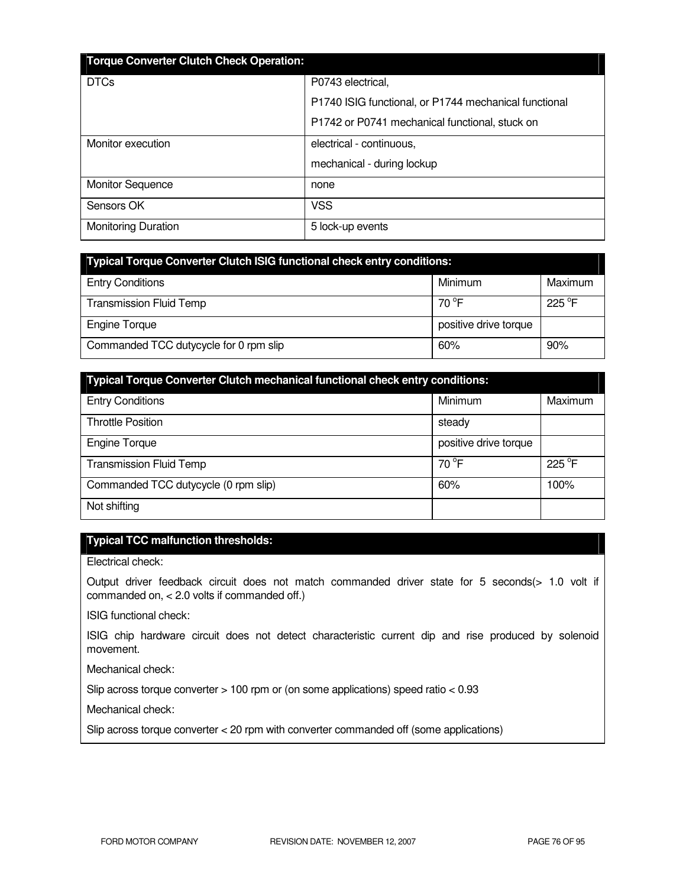| Torque Converter Clutch Check Operation: | |
|---|---|
| DTCs | P0743 electrical,<br>P1740 ISIG functional, or P1744 mechanical functional<br>P1742 or P0741 mechanical functional, stuck on |
| Monitor execution | electrical - continuous,<br>mechanical - during lockup |
| Monitor Sequence | none |
| Sensors OK | VSS |
| Monitoring Duration | 5 lock-up events |

| Typical Torque Converter Clutch ISIG functional check entry conditions: | | |
|---|---|---|
| Entry Conditions | Minimum | Maximum |
| Transmission Fluid Temp | 70 °F | 225 °F |
| Engine Torque | positive drive torque | |
| Commanded TCC dutycycle for 0 rpm slip | 60% | 90% |

| Typical Torque Converter Clutch mechanical functional check entry conditions: | | |
|---|---|---|
| Entry Conditions | Minimum | Maximum |
| Throttle Position | steady | |
| Engine Torque | positive drive torque | |
| Transmission Fluid Temp | 70 °F | 225 °F |
| Commanded TCC dutycycle (0 rpm slip) | 60% | 100% |
| Not shifting | | |

**Typical TCC malfunction thresholds:**

Electrical check:

Output driver feedback circuit does not match commanded driver state for 5 seconds(> 1.0 volt if commanded on, < 2.0 volts if commanded off.)

ISIG functional check:

ISIG chip hardware circuit does not detect characteristic current dip and rise produced by solenoid movement.

Mechanical check:

Slip across torque converter > 100 rpm or (on some applications) speed ratio < 0.93

Mechanical check:

Slip across torque converter < 20 rpm with converter commanded off (some applications)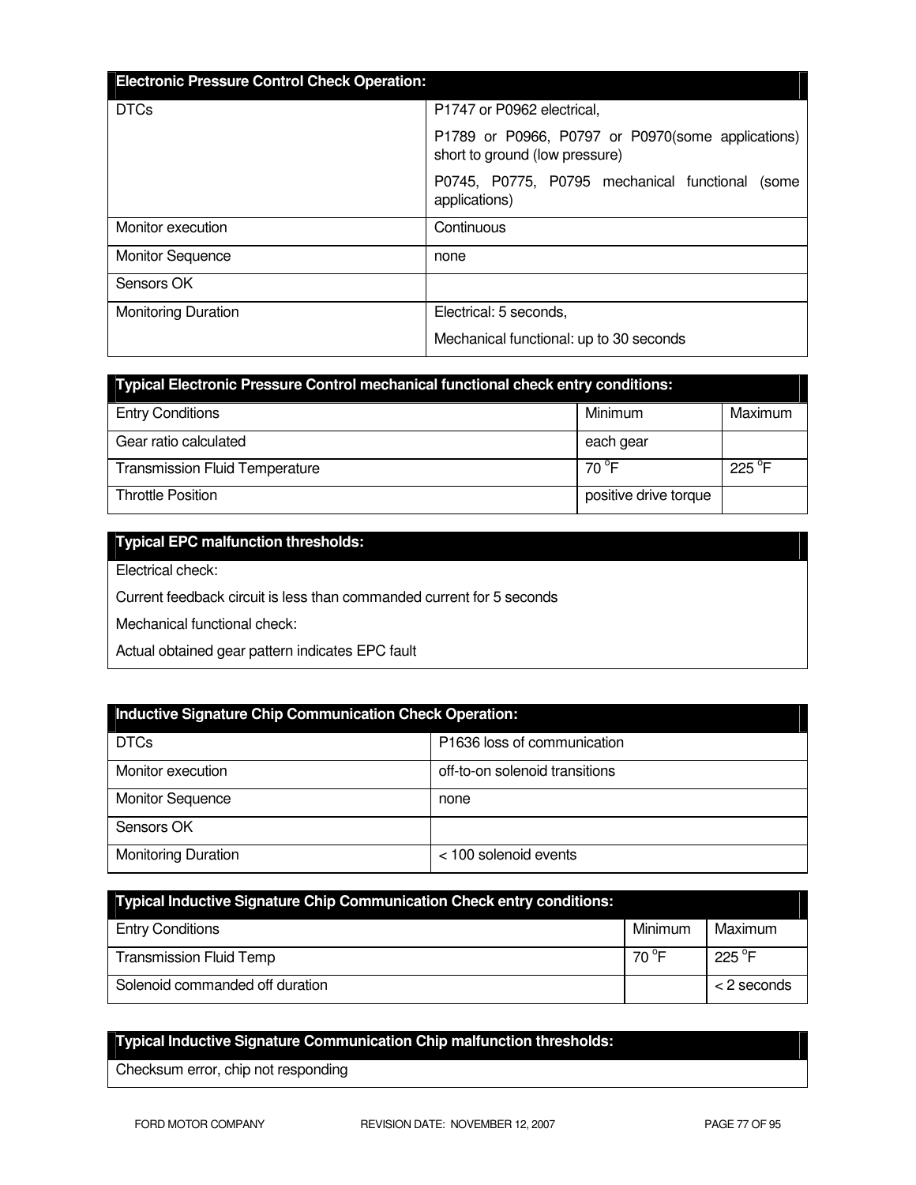| Electronic Pressure Control Check Operation: | |
|---|---|
| DTCs | P1747 or P0962 electrical,<br>P1789 or P0966, P0797 or P0970(some applications) short to ground (low pressure)<br>P0745, P0775, P0795 mechanical functional (some applications) |
| Monitor execution | Continuous |
| Monitor Sequence | none |
| Sensors OK | |
| Monitoring Duration | Electrical: 5 seconds,<br>Mechanical functional: up to 30 seconds |

| Typical Electronic Pressure Control mechanical functional check entry conditions: | | |
|---|---|---|
| Entry Conditions | Minimum | Maximum |
| Gear ratio calculated | each gear | |
| Transmission Fluid Temperature | 70 °F | 225 °F |
| Throttle Position | positive drive torque | |

| Typical EPC malfunction thresholds: |
|---|
| Electrical check: |
| Current feedback circuit is less than commanded current for 5 seconds |
| Mechanical functional check: |
| Actual obtained gear pattern indicates EPC fault |

| Inductive Signature Chip Communication Check Operation: | |
|---|---|
| DTCs | P1636 loss of communication |
| Monitor execution | off-to-on solenoid transitions |
| Monitor Sequence | none |
| Sensors OK | |
| Monitoring Duration | < 100 solenoid events |

| Typical Inductive Signature Chip Communication Check entry conditions: | | |
|---|---|---|
| Entry Conditions | Minimum | Maximum |
| Transmission Fluid Temp | 70 °F | 225 °F |
| Solenoid commanded off duration | | < 2 seconds |

| Typical Inductive Signature Communication Chip malfunction thresholds: |
|---|
| Checksum error, chip not responding |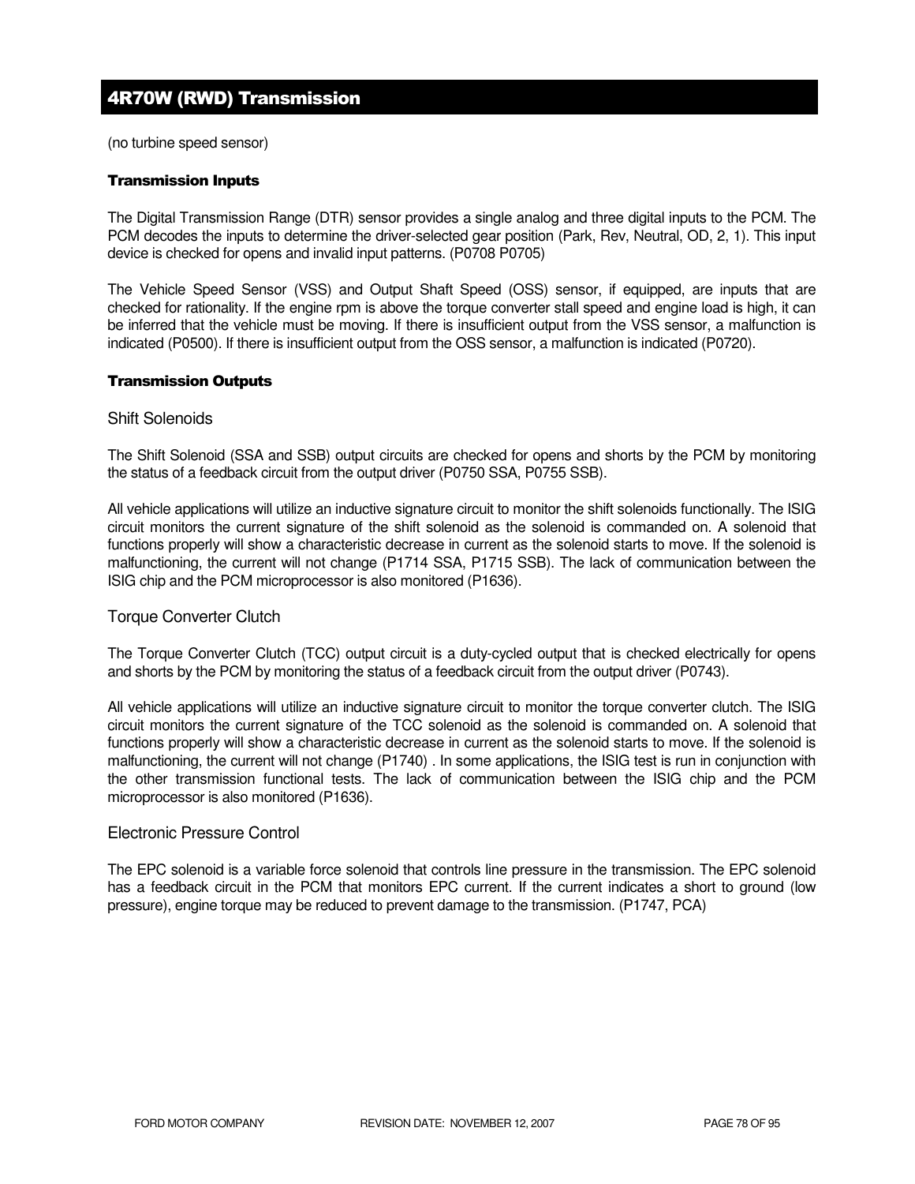## 4R70W (RWD) Transmission

(no turbine speed sensor)

#### Transmission Inputs

The Digital Transmission Range (DTR) sensor provides a single analog and three digital inputs to the PCM. The PCM decodes the inputs to determine the driver-selected gear position (Park, Rev, Neutral, OD, 2, 1). This input device is checked for opens and invalid input patterns. (P0708 P0705)

The Vehicle Speed Sensor (VSS) and Output Shaft Speed (OSS) sensor, if equipped, are inputs that are checked for rationality. If the engine rpm is above the torque converter stall speed and engine load is high, it can be inferred that the vehicle must be moving. If there is insufficient output from the VSS sensor, a malfunction is indicated (P0500). If there is insufficient output from the OSS sensor, a malfunction is indicated (P0720).

#### Transmission Outputs

### Shift Solenoids

The Shift Solenoid (SSA and SSB) output circuits are checked for opens and shorts by the PCM by monitoring the status of a feedback circuit from the output driver (P0750 SSA, P0755 SSB).

All vehicle applications will utilize an inductive signature circuit to monitor the shift solenoids functionally. The ISIG circuit monitors the current signature of the shift solenoid as the solenoid is commanded on. A solenoid that functions properly will show a characteristic decrease in current as the solenoid starts to move. If the solenoid is malfunctioning, the current will not change (P1714 SSA, P1715 SSB). The lack of communication between the ISIG chip and the PCM microprocessor is also monitored (P1636).

### Torque Converter Clutch

The Torque Converter Clutch (TCC) output circuit is a duty-cycled output that is checked electrically for opens and shorts by the PCM by monitoring the status of a feedback circuit from the output driver (P0743).

All vehicle applications will utilize an inductive signature circuit to monitor the torque converter clutch. The ISIG circuit monitors the current signature of the TCC solenoid as the solenoid is commanded on. A solenoid that functions properly will show a characteristic decrease in current as the solenoid starts to move. If the solenoid is malfunctioning, the current will not change (P1740) . In some applications, the ISIG test is run in conjunction with the other transmission functional tests. The lack of communication between the ISIG chip and the PCM microprocessor is also monitored (P1636).

### Electronic Pressure Control

The EPC solenoid is a variable force solenoid that controls line pressure in the transmission. The EPC solenoid has a feedback circuit in the PCM that monitors EPC current. If the current indicates a short to ground (low pressure), engine torque may be reduced to prevent damage to the transmission. (P1747, PCA)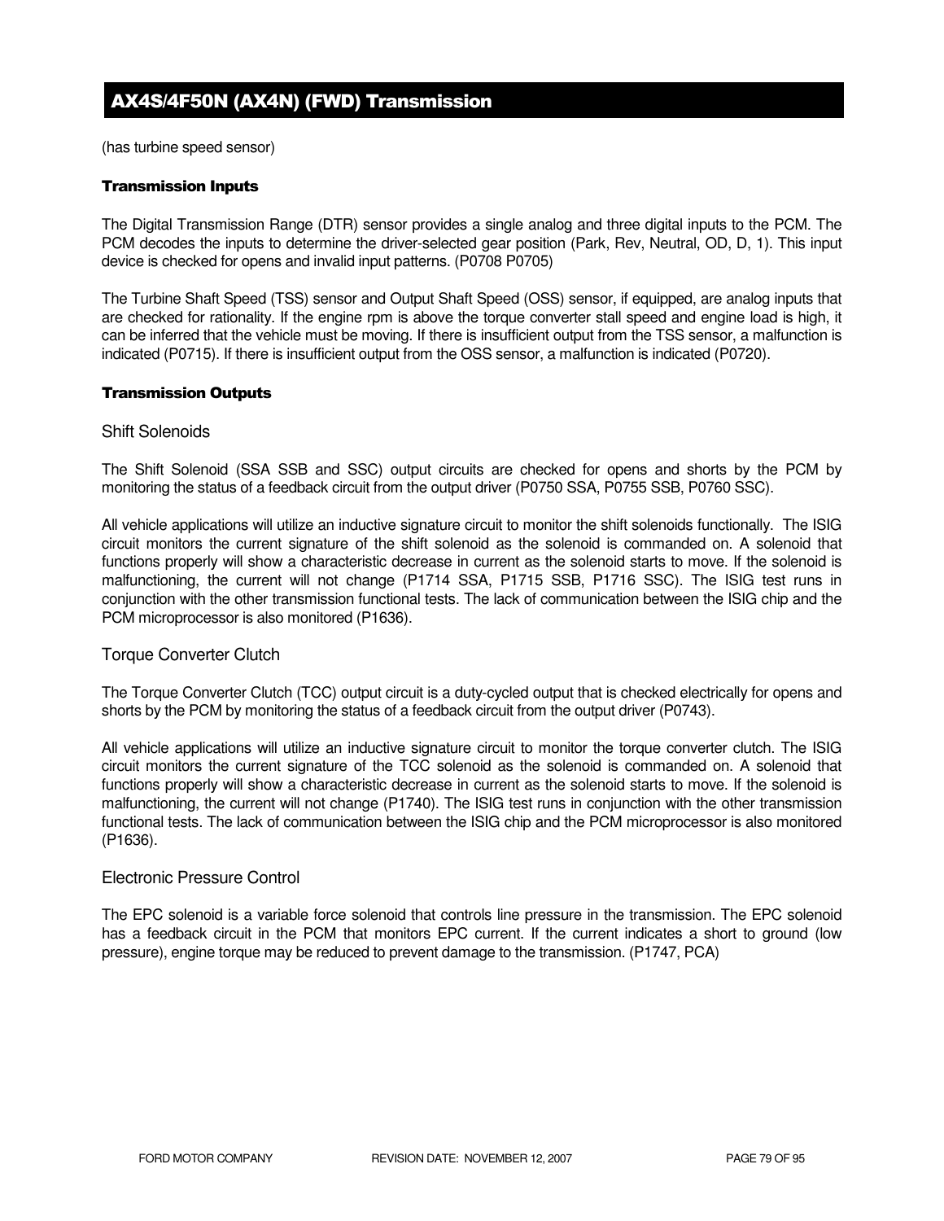## AX4S/4F50N (AX4N) (FWD) Transmission

(has turbine speed sensor)

#### Transmission Inputs

The Digital Transmission Range (DTR) sensor provides a single analog and three digital inputs to the PCM. The PCM decodes the inputs to determine the driver-selected gear position (Park, Rev, Neutral, OD, D, 1). This input device is checked for opens and invalid input patterns. (P0708 P0705)

The Turbine Shaft Speed (TSS) sensor and Output Shaft Speed (OSS) sensor, if equipped, are analog inputs that are checked for rationality. If the engine rpm is above the torque converter stall speed and engine load is high, it can be inferred that the vehicle must be moving. If there is insufficient output from the TSS sensor, a malfunction is indicated (P0715). If there is insufficient output from the OSS sensor, a malfunction is indicated (P0720).

#### Transmission Outputs

### Shift Solenoids

The Shift Solenoid (SSA SSB and SSC) output circuits are checked for opens and shorts by the PCM by monitoring the status of a feedback circuit from the output driver (P0750 SSA, P0755 SSB, P0760 SSC).

All vehicle applications will utilize an inductive signature circuit to monitor the shift solenoids functionally. The ISIG circuit monitors the current signature of the shift solenoid as the solenoid is commanded on. A solenoid that functions properly will show a characteristic decrease in current as the solenoid starts to move. If the solenoid is malfunctioning, the current will not change (P1714 SSA, P1715 SSB, P1716 SSC). The ISIG test runs in conjunction with the other transmission functional tests. The lack of communication between the ISIG chip and the PCM microprocessor is also monitored (P1636).

### Torque Converter Clutch

The Torque Converter Clutch (TCC) output circuit is a duty-cycled output that is checked electrically for opens and shorts by the PCM by monitoring the status of a feedback circuit from the output driver (P0743).

All vehicle applications will utilize an inductive signature circuit to monitor the torque converter clutch. The ISIG circuit monitors the current signature of the TCC solenoid as the solenoid is commanded on. A solenoid that functions properly will show a characteristic decrease in current as the solenoid starts to move. If the solenoid is malfunctioning, the current will not change (P1740). The ISIG test runs in conjunction with the other transmission functional tests. The lack of communication between the ISIG chip and the PCM microprocessor is also monitored (P1636).

### Electronic Pressure Control

The EPC solenoid is a variable force solenoid that controls line pressure in the transmission. The EPC solenoid has a feedback circuit in the PCM that monitors EPC current. If the current indicates a short to ground (low pressure), engine torque may be reduced to prevent damage to the transmission. (P1747, PCA)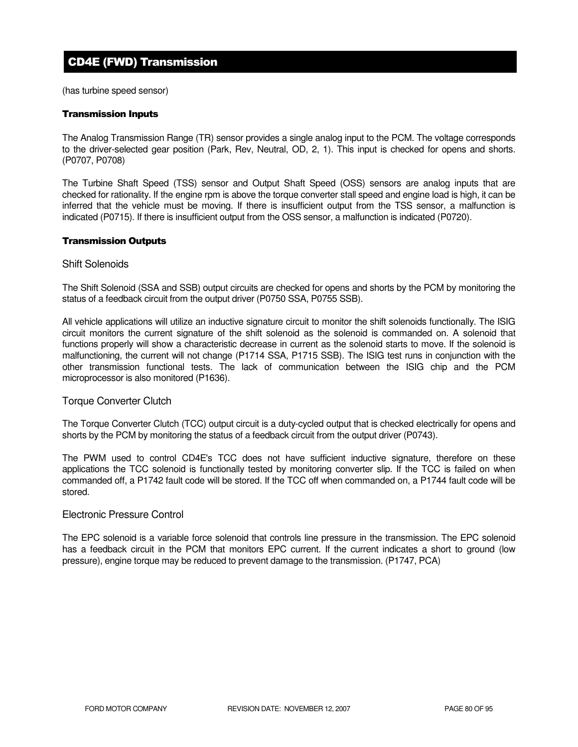# CD4E (FWD) Transmission

(has turbine speed sensor)

### Transmission Inputs

The Analog Transmission Range (TR) sensor provides a single analog input to the PCM. The voltage corresponds to the driver-selected gear position (Park, Rev, Neutral, OD, 2, 1). This input is checked for opens and shorts. (P0707, P0708)

The Turbine Shaft Speed (TSS) sensor and Output Shaft Speed (OSS) sensors are analog inputs that are checked for rationality. If the engine rpm is above the torque converter stall speed and engine load is high, it can be inferred that the vehicle must be moving. If there is insufficient output from the TSS sensor, a malfunction is indicated (P0715). If there is insufficient output from the OSS sensor, a malfunction is indicated (P0720).

### Transmission Outputs

#### Shift Solenoids

The Shift Solenoid (SSA and SSB) output circuits are checked for opens and shorts by the PCM by monitoring the status of a feedback circuit from the output driver (P0750 SSA, P0755 SSB).

All vehicle applications will utilize an inductive signature circuit to monitor the shift solenoids functionally. The ISIG circuit monitors the current signature of the shift solenoid as the solenoid is commanded on. A solenoid that functions properly will show a characteristic decrease in current as the solenoid starts to move. If the solenoid is malfunctioning, the current will not change (P1714 SSA, P1715 SSB). The ISIG test runs in conjunction with the other transmission functional tests. The lack of communication between the ISIG chip and the PCM microprocessor is also monitored (P1636).

#### Torque Converter Clutch

The Torque Converter Clutch (TCC) output circuit is a duty-cycled output that is checked electrically for opens and shorts by the PCM by monitoring the status of a feedback circuit from the output driver (P0743).

The PWM used to control CD4E's TCC does not have sufficient inductive signature, therefore on these applications the TCC solenoid is functionally tested by monitoring converter slip. If the TCC is failed on when commanded off, a P1742 fault code will be stored. If the TCC off when commanded on, a P1744 fault code will be stored.

#### Electronic Pressure Control

The EPC solenoid is a variable force solenoid that controls line pressure in the transmission. The EPC solenoid has a feedback circuit in the PCM that monitors EPC current. If the current indicates a short to ground (low pressure), engine torque may be reduced to prevent damage to the transmission. (P1747, PCA)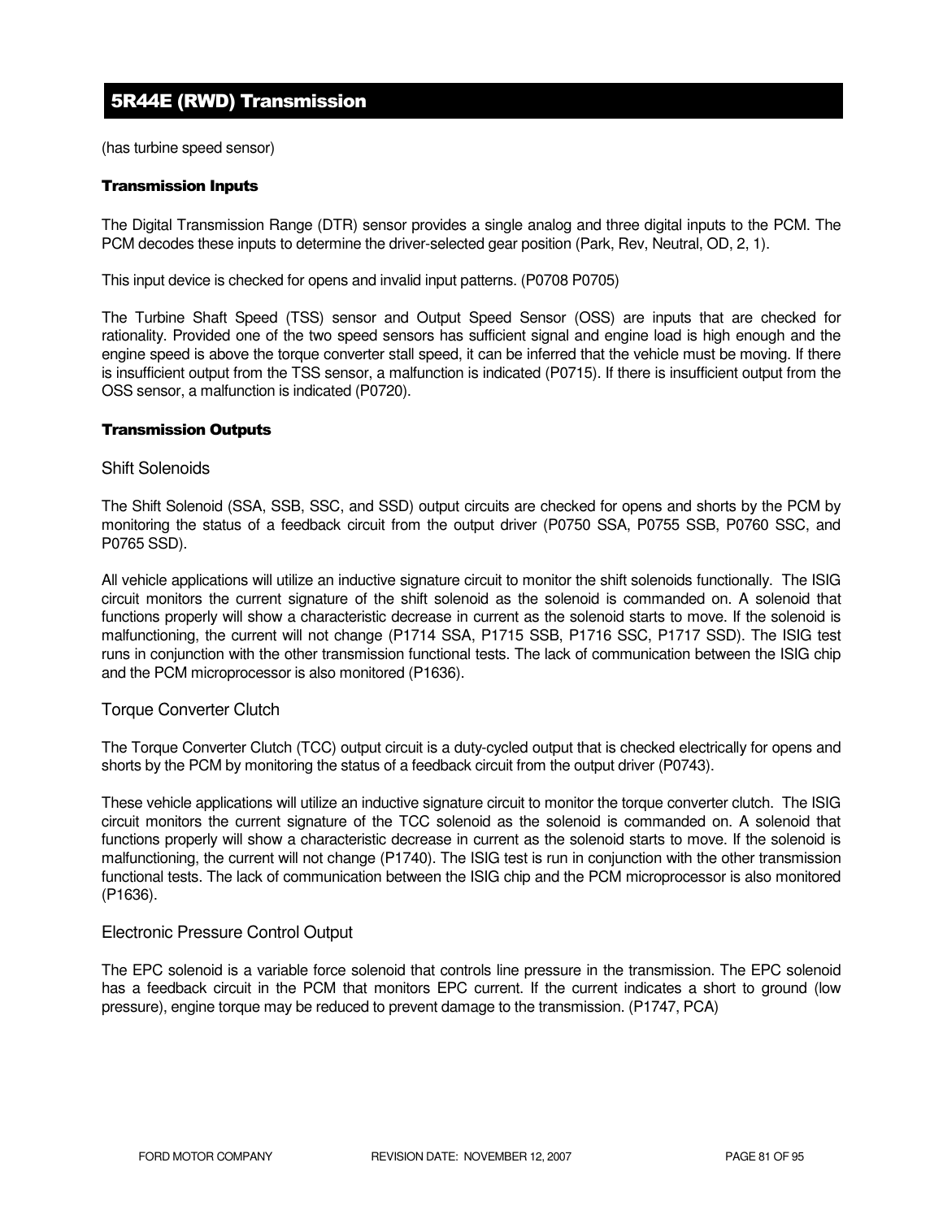## 5R44E (RWD) Transmission

(has turbine speed sensor)

### Transmission Inputs

The Digital Transmission Range (DTR) sensor provides a single analog and three digital inputs to the PCM. The PCM decodes these inputs to determine the driver-selected gear position (Park, Rev, Neutral, OD, 2, 1).

This input device is checked for opens and invalid input patterns. (P0708 P0705)

The Turbine Shaft Speed (TSS) sensor and Output Speed Sensor (OSS) are inputs that are checked for rationality. Provided one of the two speed sensors has sufficient signal and engine load is high enough and the engine speed is above the torque converter stall speed, it can be inferred that the vehicle must be moving. If there is insufficient output from the TSS sensor, a malfunction is indicated (P0715). If there is insufficient output from the OSS sensor, a malfunction is indicated (P0720).

### Transmission Outputs

#### Shift Solenoids

The Shift Solenoid (SSA, SSB, SSC, and SSD) output circuits are checked for opens and shorts by the PCM by monitoring the status of a feedback circuit from the output driver (P0750 SSA, P0755 SSB, P0760 SSC, and P0765 SSD).

All vehicle applications will utilize an inductive signature circuit to monitor the shift solenoids functionally. The ISIG circuit monitors the current signature of the shift solenoid as the solenoid is commanded on. A solenoid that functions properly will show a characteristic decrease in current as the solenoid starts to move. If the solenoid is malfunctioning, the current will not change (P1714 SSA, P1715 SSB, P1716 SSC, P1717 SSD). The ISIG test runs in conjunction with the other transmission functional tests. The lack of communication between the ISIG chip and the PCM microprocessor is also monitored (P1636).

#### Torque Converter Clutch

The Torque Converter Clutch (TCC) output circuit is a duty-cycled output that is checked electrically for opens and shorts by the PCM by monitoring the status of a feedback circuit from the output driver (P0743).

These vehicle applications will utilize an inductive signature circuit to monitor the torque converter clutch. The ISIG circuit monitors the current signature of the TCC solenoid as the solenoid is commanded on. A solenoid that functions properly will show a characteristic decrease in current as the solenoid starts to move. If the solenoid is malfunctioning, the current will not change (P1740). The ISIG test is run in conjunction with the other transmission functional tests. The lack of communication between the ISIG chip and the PCM microprocessor is also monitored (P1636).

#### Electronic Pressure Control Output

The EPC solenoid is a variable force solenoid that controls line pressure in the transmission. The EPC solenoid has a feedback circuit in the PCM that monitors EPC current. If the current indicates a short to ground (low pressure), engine torque may be reduced to prevent damage to the transmission. (P1747, PCA)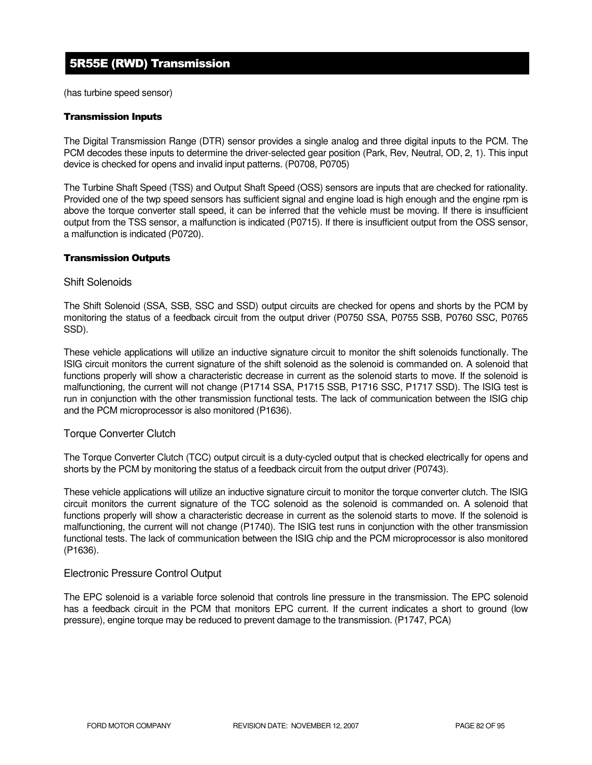# 5R55E (RWD) Transmission

(has turbine speed sensor)

### Transmission Inputs

The Digital Transmission Range (DTR) sensor provides a single analog and three digital inputs to the PCM. The PCM decodes these inputs to determine the driver-selected gear position (Park, Rev, Neutral, OD, 2, 1). This input device is checked for opens and invalid input patterns. (P0708, P0705)

The Turbine Shaft Speed (TSS) and Output Shaft Speed (OSS) sensors are inputs that are checked for rationality. Provided one of the twp speed sensors has sufficient signal and engine load is high enough and the engine rpm is above the torque converter stall speed, it can be inferred that the vehicle must be moving. If there is insufficient output from the TSS sensor, a malfunction is indicated (P0715). If there is insufficient output from the OSS sensor, a malfunction is indicated (P0720).

### Transmission Outputs

#### Shift Solenoids

The Shift Solenoid (SSA, SSB, SSC and SSD) output circuits are checked for opens and shorts by the PCM by monitoring the status of a feedback circuit from the output driver (P0750 SSA, P0755 SSB, P0760 SSC, P0765 SSD).

These vehicle applications will utilize an inductive signature circuit to monitor the shift solenoids functionally. The ISIG circuit monitors the current signature of the shift solenoid as the solenoid is commanded on. A solenoid that functions properly will show a characteristic decrease in current as the solenoid starts to move. If the solenoid is malfunctioning, the current will not change (P1714 SSA, P1715 SSB, P1716 SSC, P1717 SSD). The ISIG test is run in conjunction with the other transmission functional tests. The lack of communication between the ISIG chip and the PCM microprocessor is also monitored (P1636).

#### Torque Converter Clutch

The Torque Converter Clutch (TCC) output circuit is a duty-cycled output that is checked electrically for opens and shorts by the PCM by monitoring the status of a feedback circuit from the output driver (P0743).

These vehicle applications will utilize an inductive signature circuit to monitor the torque converter clutch. The ISIG circuit monitors the current signature of the TCC solenoid as the solenoid is commanded on. A solenoid that functions properly will show a characteristic decrease in current as the solenoid starts to move. If the solenoid is malfunctioning, the current will not change (P1740). The ISIG test runs in conjunction with the other transmission functional tests. The lack of communication between the ISIG chip and the PCM microprocessor is also monitored (P1636).

#### Electronic Pressure Control Output

The EPC solenoid is a variable force solenoid that controls line pressure in the transmission. The EPC solenoid has a feedback circuit in the PCM that monitors EPC current. If the current indicates a short to ground (low pressure), engine torque may be reduced to prevent damage to the transmission. (P1747, PCA)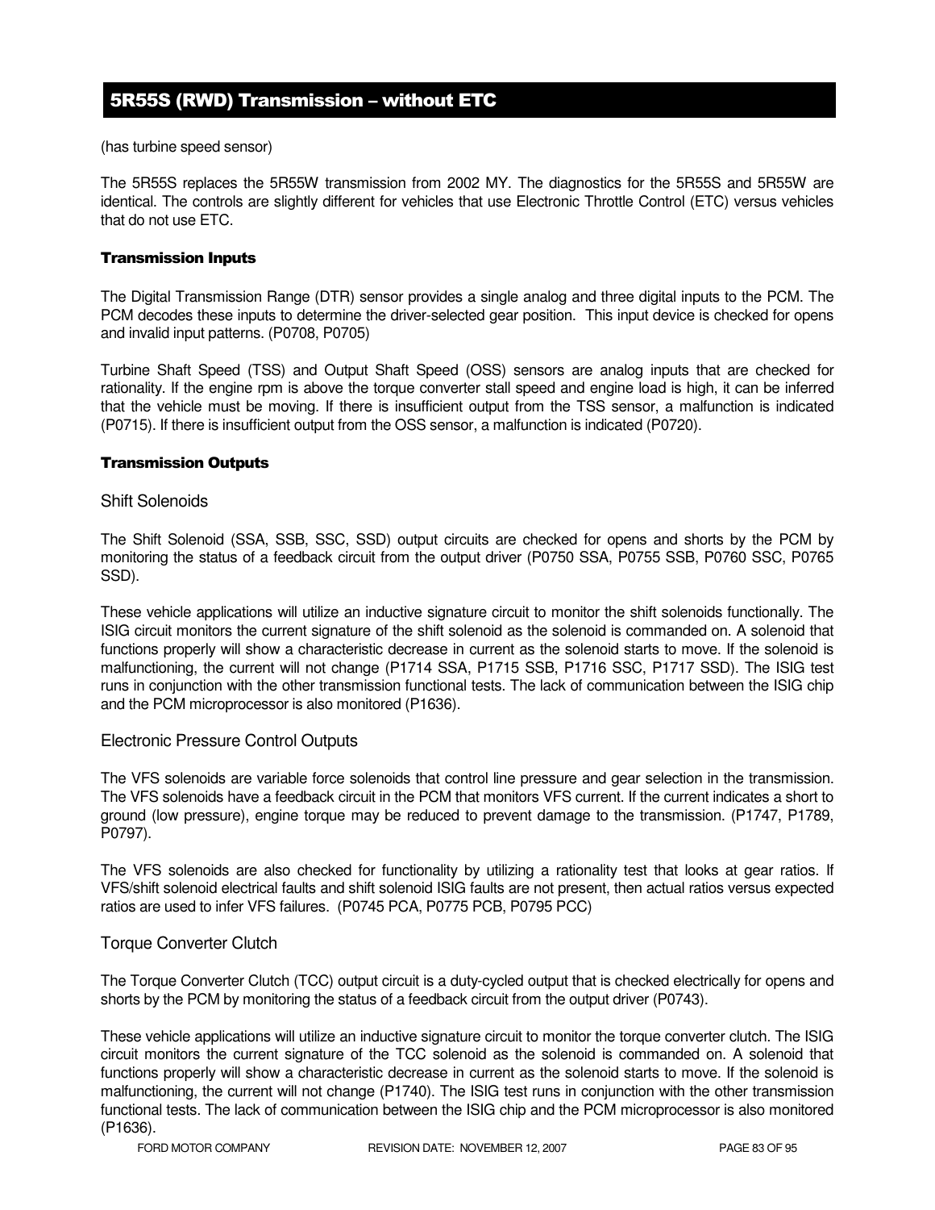## 5R55S (RWD) Transmission – without ETC

(has turbine speed sensor)

The 5R55S replaces the 5R55W transmission from 2002 MY. The diagnostics for the 5R55S and 5R55W are identical. The controls are slightly different for vehicles that use Electronic Throttle Control (ETC) versus vehicles that do not use ETC.

#### Transmission Inputs

The Digital Transmission Range (DTR) sensor provides a single analog and three digital inputs to the PCM. The PCM decodes these inputs to determine the driver-selected gear position. This input device is checked for opens and invalid input patterns. (P0708, P0705)

Turbine Shaft Speed (TSS) and Output Shaft Speed (OSS) sensors are analog inputs that are checked for rationality. If the engine rpm is above the torque converter stall speed and engine load is high, it can be inferred that the vehicle must be moving. If there is insufficient output from the TSS sensor, a malfunction is indicated (P0715). If there is insufficient output from the OSS sensor, a malfunction is indicated (P0720).

#### Transmission Outputs

### Shift Solenoids

The Shift Solenoid (SSA, SSB, SSC, SSD) output circuits are checked for opens and shorts by the PCM by monitoring the status of a feedback circuit from the output driver (P0750 SSA, P0755 SSB, P0760 SSC, P0765 SSD).

These vehicle applications will utilize an inductive signature circuit to monitor the shift solenoids functionally. The ISIG circuit monitors the current signature of the shift solenoid as the solenoid is commanded on. A solenoid that functions properly will show a characteristic decrease in current as the solenoid starts to move. If the solenoid is malfunctioning, the current will not change (P1714 SSA, P1715 SSB, P1716 SSC, P1717 SSD). The ISIG test runs in conjunction with the other transmission functional tests. The lack of communication between the ISIG chip and the PCM microprocessor is also monitored (P1636).

### Electronic Pressure Control Outputs

The VFS solenoids are variable force solenoids that control line pressure and gear selection in the transmission. The VFS solenoids have a feedback circuit in the PCM that monitors VFS current. If the current indicates a short to ground (low pressure), engine torque may be reduced to prevent damage to the transmission. (P1747, P1789, P0797).

The VFS solenoids are also checked for functionality by utilizing a rationality test that looks at gear ratios. If VFS/shift solenoid electrical faults and shift solenoid ISIG faults are not present, then actual ratios versus expected ratios are used to infer VFS failures. (P0745 PCA, P0775 PCB, P0795 PCC)

### Torque Converter Clutch

The Torque Converter Clutch (TCC) output circuit is a duty-cycled output that is checked electrically for opens and shorts by the PCM by monitoring the status of a feedback circuit from the output driver (P0743).

These vehicle applications will utilize an inductive signature circuit to monitor the torque converter clutch. The ISIG circuit monitors the current signature of the TCC solenoid as the solenoid is commanded on. A solenoid that functions properly will show a characteristic decrease in current as the solenoid starts to move. If the solenoid is malfunctioning, the current will not change (P1740). The ISIG test runs in conjunction with the other transmission functional tests. The lack of communication between the ISIG chip and the PCM microprocessor is also monitored (P1636).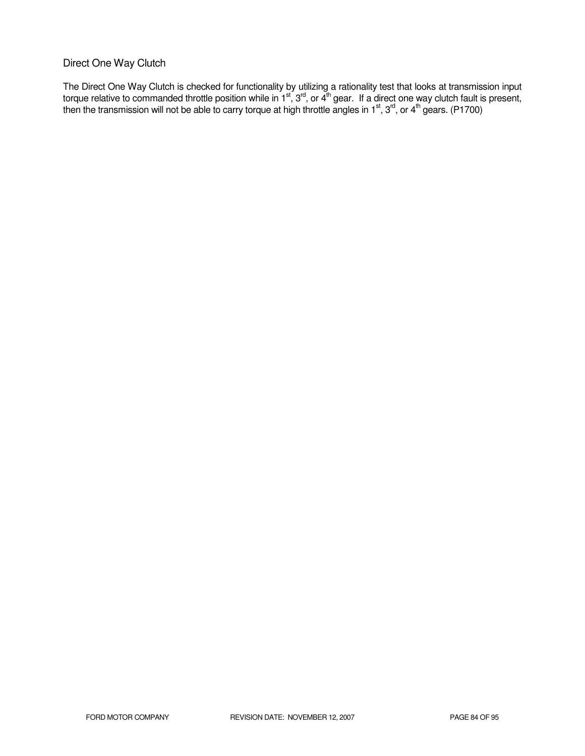## Direct One Way Clutch

The Direct One Way Clutch is checked for functionality by utilizing a rationality test that looks at transmission input torque relative to commanded throttle position while in 1st, 3rd, or 4th gear. If a direct one way clutch fault is present, then the transmission will not be able to carry torque at high throttle angles in 1st, 3rd, or 4th gears. (P1700)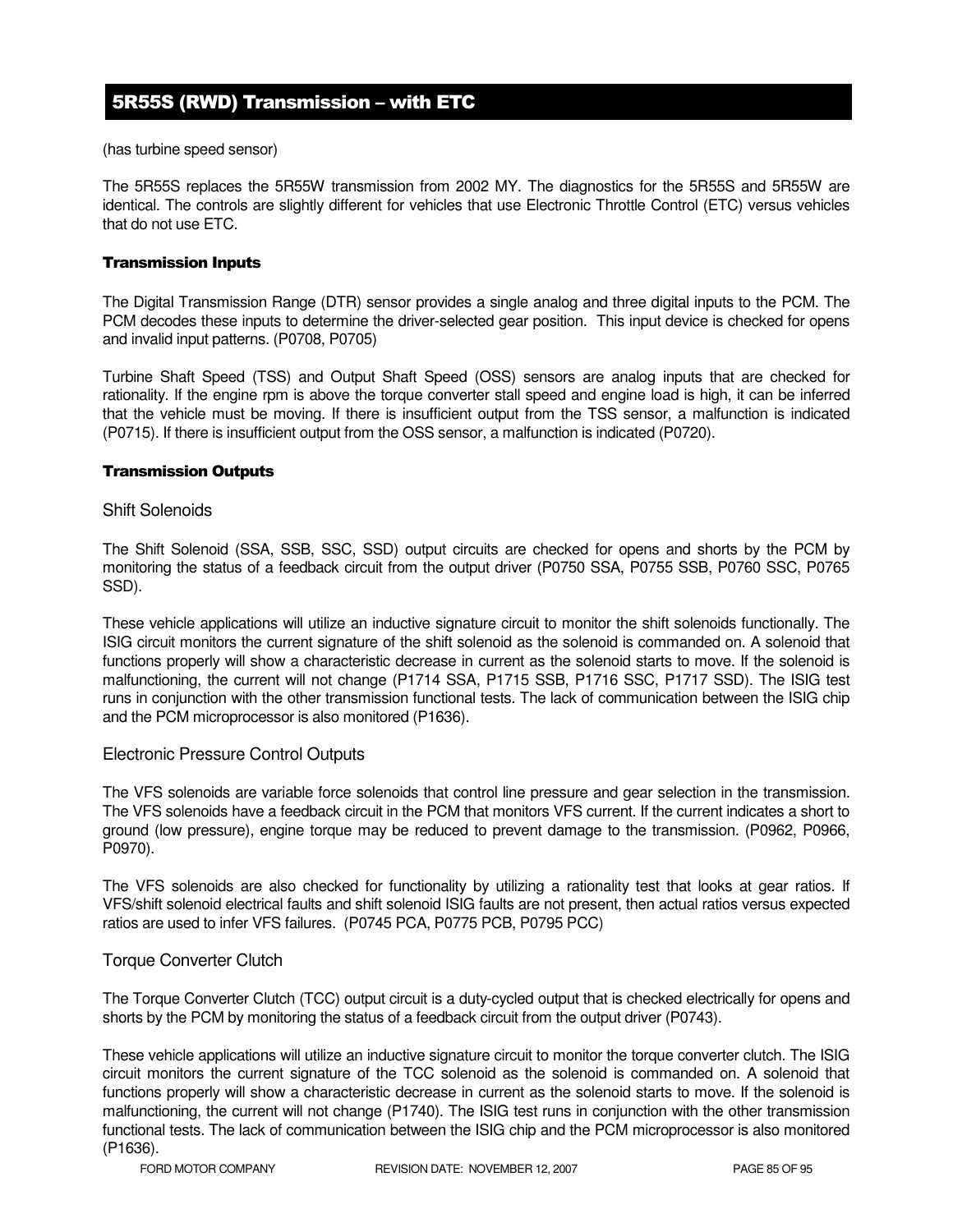## 5R55S (RWD) Transmission – with ETC

(has turbine speed sensor)

The 5R55S replaces the 5R55W transmission from 2002 MY. The diagnostics for the 5R55S and 5R55W are identical. The controls are slightly different for vehicles that use Electronic Throttle Control (ETC) versus vehicles that do not use ETC.

### Transmission Inputs

The Digital Transmission Range (DTR) sensor provides a single analog and three digital inputs to the PCM. The PCM decodes these inputs to determine the driver-selected gear position. This input device is checked for opens and invalid input patterns. (P0708, P0705)

Turbine Shaft Speed (TSS) and Output Shaft Speed (OSS) sensors are analog inputs that are checked for rationality. If the engine rpm is above the torque converter stall speed and engine load is high, it can be inferred that the vehicle must be moving. If there is insufficient output from the TSS sensor, a malfunction is indicated (P0715). If there is insufficient output from the OSS sensor, a malfunction is indicated (P0720).

### Transmission Outputs

#### Shift Solenoids

The Shift Solenoid (SSA, SSB, SSC, SSD) output circuits are checked for opens and shorts by the PCM by monitoring the status of a feedback circuit from the output driver (P0750 SSA, P0755 SSB, P0760 SSC, P0765 SSD).

These vehicle applications will utilize an inductive signature circuit to monitor the shift solenoids functionally. The ISIG circuit monitors the current signature of the shift solenoid as the solenoid is commanded on. A solenoid that functions properly will show a characteristic decrease in current as the solenoid starts to move. If the solenoid is malfunctioning, the current will not change (P1714 SSA, P1715 SSB, P1716 SSC, P1717 SSD). The ISIG test runs in conjunction with the other transmission functional tests. The lack of communication between the ISIG chip and the PCM microprocessor is also monitored (P1636).

#### Electronic Pressure Control Outputs

The VFS solenoids are variable force solenoids that control line pressure and gear selection in the transmission. The VFS solenoids have a feedback circuit in the PCM that monitors VFS current. If the current indicates a short to ground (low pressure), engine torque may be reduced to prevent damage to the transmission. (P0962, P0966, P0970).

The VFS solenoids are also checked for functionality by utilizing a rationality test that looks at gear ratios. If VFS/shift solenoid electrical faults and shift solenoid ISIG faults are not present, then actual ratios versus expected ratios are used to infer VFS failures. (P0745 PCA, P0775 PCB, P0795 PCC)

#### Torque Converter Clutch

The Torque Converter Clutch (TCC) output circuit is a duty-cycled output that is checked electrically for opens and shorts by the PCM by monitoring the status of a feedback circuit from the output driver (P0743).

These vehicle applications will utilize an inductive signature circuit to monitor the torque converter clutch. The ISIG circuit monitors the current signature of the TCC solenoid as the solenoid is commanded on. A solenoid that functions properly will show a characteristic decrease in current as the solenoid starts to move. If the solenoid is malfunctioning, the current will not change (P1740). The ISIG test runs in conjunction with the other transmission functional tests. The lack of communication between the ISIG chip and the PCM microprocessor is also monitored (P1636).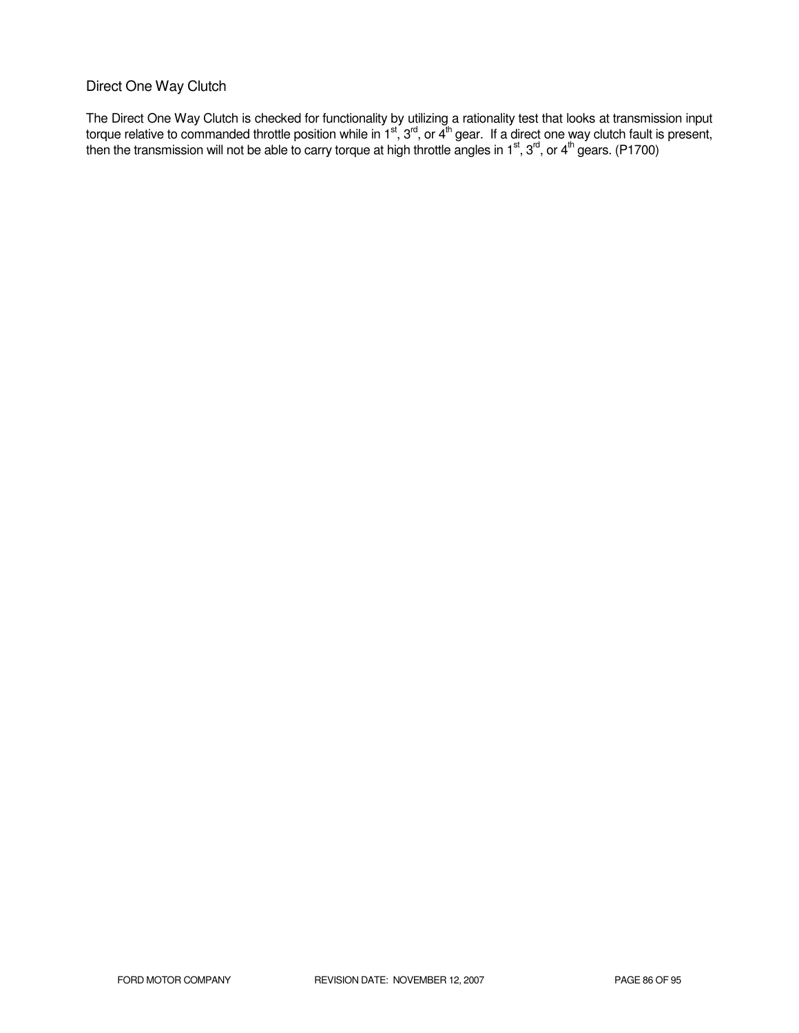## Direct One Way Clutch

The Direct One Way Clutch is checked for functionality by utilizing a rationality test that looks at transmission input torque relative to commanded throttle position while in 1st, 3rd, or 4th gear. If a direct one way clutch fault is present, then the transmission will not be able to carry torque at high throttle angles in 1st, 3rd, or 4th gears. (P1700)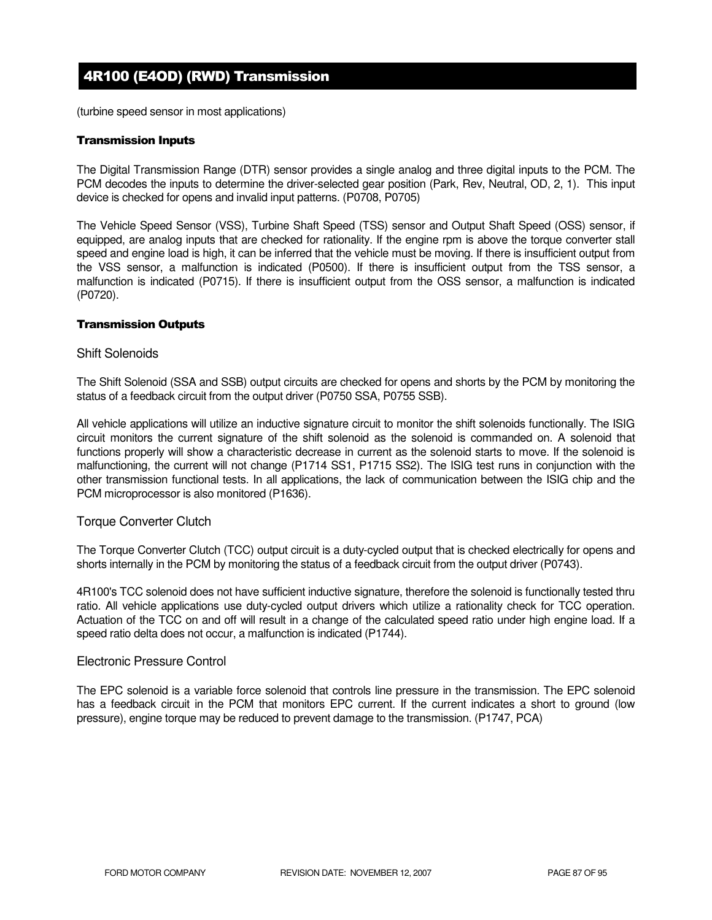# 4R100 (E4OD) (RWD) Transmission

(turbine speed sensor in most applications)

### Transmission Inputs

The Digital Transmission Range (DTR) sensor provides a single analog and three digital inputs to the PCM. The PCM decodes the inputs to determine the driver-selected gear position (Park, Rev, Neutral, OD, 2, 1). This input device is checked for opens and invalid input patterns. (P0708, P0705)

The Vehicle Speed Sensor (VSS), Turbine Shaft Speed (TSS) sensor and Output Shaft Speed (OSS) sensor, if equipped, are analog inputs that are checked for rationality. If the engine rpm is above the torque converter stall speed and engine load is high, it can be inferred that the vehicle must be moving. If there is insufficient output from the VSS sensor, a malfunction is indicated (P0500). If there is insufficient output from the TSS sensor, a malfunction is indicated (P0715). If there is insufficient output from the OSS sensor, a malfunction is indicated (P0720).

### Transmission Outputs

#### Shift Solenoids

The Shift Solenoid (SSA and SSB) output circuits are checked for opens and shorts by the PCM by monitoring the status of a feedback circuit from the output driver (P0750 SSA, P0755 SSB).

All vehicle applications will utilize an inductive signature circuit to monitor the shift solenoids functionally. The ISIG circuit monitors the current signature of the shift solenoid as the solenoid is commanded on. A solenoid that functions properly will show a characteristic decrease in current as the solenoid starts to move. If the solenoid is malfunctioning, the current will not change (P1714 SS1, P1715 SS2). The ISIG test runs in conjunction with the other transmission functional tests. In all applications, the lack of communication between the ISIG chip and the PCM microprocessor is also monitored (P1636).

#### Torque Converter Clutch

The Torque Converter Clutch (TCC) output circuit is a duty-cycled output that is checked electrically for opens and shorts internally in the PCM by monitoring the status of a feedback circuit from the output driver (P0743).

4R100's TCC solenoid does not have sufficient inductive signature, therefore the solenoid is functionally tested thru ratio. All vehicle applications use duty-cycled output drivers which utilize a rationality check for TCC operation. Actuation of the TCC on and off will result in a change of the calculated speed ratio under high engine load. If a speed ratio delta does not occur, a malfunction is indicated (P1744).

#### Electronic Pressure Control

The EPC solenoid is a variable force solenoid that controls line pressure in the transmission. The EPC solenoid has a feedback circuit in the PCM that monitors EPC current. If the current indicates a short to ground (low pressure), engine torque may be reduced to prevent damage to the transmission. (P1747, PCA)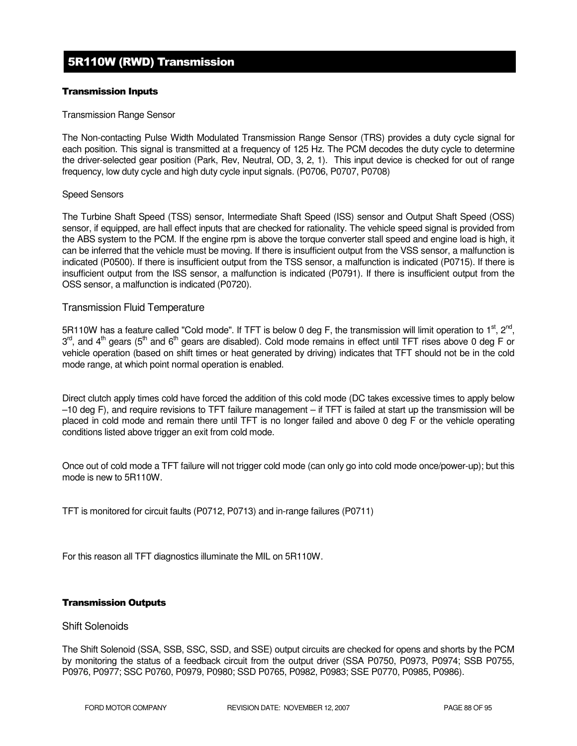# 5R110W (RWD) Transmission

**Transmission Inputs**

Transmission Range Sensor

The Non-contacting Pulse Width Modulated Transmission Range Sensor (TRS) provides a duty cycle signal for each position. This signal is transmitted at a frequency of 125 Hz. The PCM decodes the duty cycle to determine the driver-selected gear position (Park, Rev, Neutral, OD, 3, 2, 1). This input device is checked for out of range frequency, low duty cycle and high duty cycle input signals. (P0706, P0707, P0708)

Speed Sensors

The Turbine Shaft Speed (TSS) sensor, Intermediate Shaft Speed (ISS) sensor and Output Shaft Speed (OSS) sensor, if equipped, are hall effect inputs that are checked for rationality. The vehicle speed signal is provided from the ABS system to the PCM. If the engine rpm is above the torque converter stall speed and engine load is high, it can be inferred that the vehicle must be moving. If there is insufficient output from the VSS sensor, a malfunction is indicated (P0500). If there is insufficient output from the TSS sensor, a malfunction is indicated (P0715). If there is insufficient output from the ISS sensor, a malfunction is indicated (P0791). If there is insufficient output from the OSS sensor, a malfunction is indicated (P0720).

### Transmission Fluid Temperature

5R110W has a feature called "Cold mode". If TFT is below 0 deg F, the transmission will limit operation to 1st, 2nd, 3rd, and 4th gears (5th and 6th gears are disabled). Cold mode remains in effect until TFT rises above 0 deg F or vehicle operation (based on shift times or heat generated by driving) indicates that TFT should not be in the cold mode range, at which point normal operation is enabled.

Direct clutch apply times cold have forced the addition of this cold mode (DC takes excessive times to apply below –10 deg F), and require revisions to TFT failure management – if TFT is failed at start up the transmission will be placed in cold mode and remain there until TFT is no longer failed and above 0 deg F or the vehicle operating conditions listed above trigger an exit from cold mode.

Once out of cold mode a TFT failure will not trigger cold mode (can only go into cold mode once/power-up); but this mode is new to 5R110W.

TFT is monitored for circuit faults (P0712, P0713) and in-range failures (P0711)

For this reason all TFT diagnostics illuminate the MIL on 5R110W.

**Transmission Outputs**

### Shift Solenoids

The Shift Solenoid (SSA, SSB, SSC, SSD, and SSE) output circuits are checked for opens and shorts by the PCM by monitoring the status of a feedback circuit from the output driver (SSA P0750, P0973, P0974; SSB P0755, P0976, P0977; SSC P0760, P0979, P0980; SSD P0765, P0982, P0983; SSE P0770, P0985, P0986).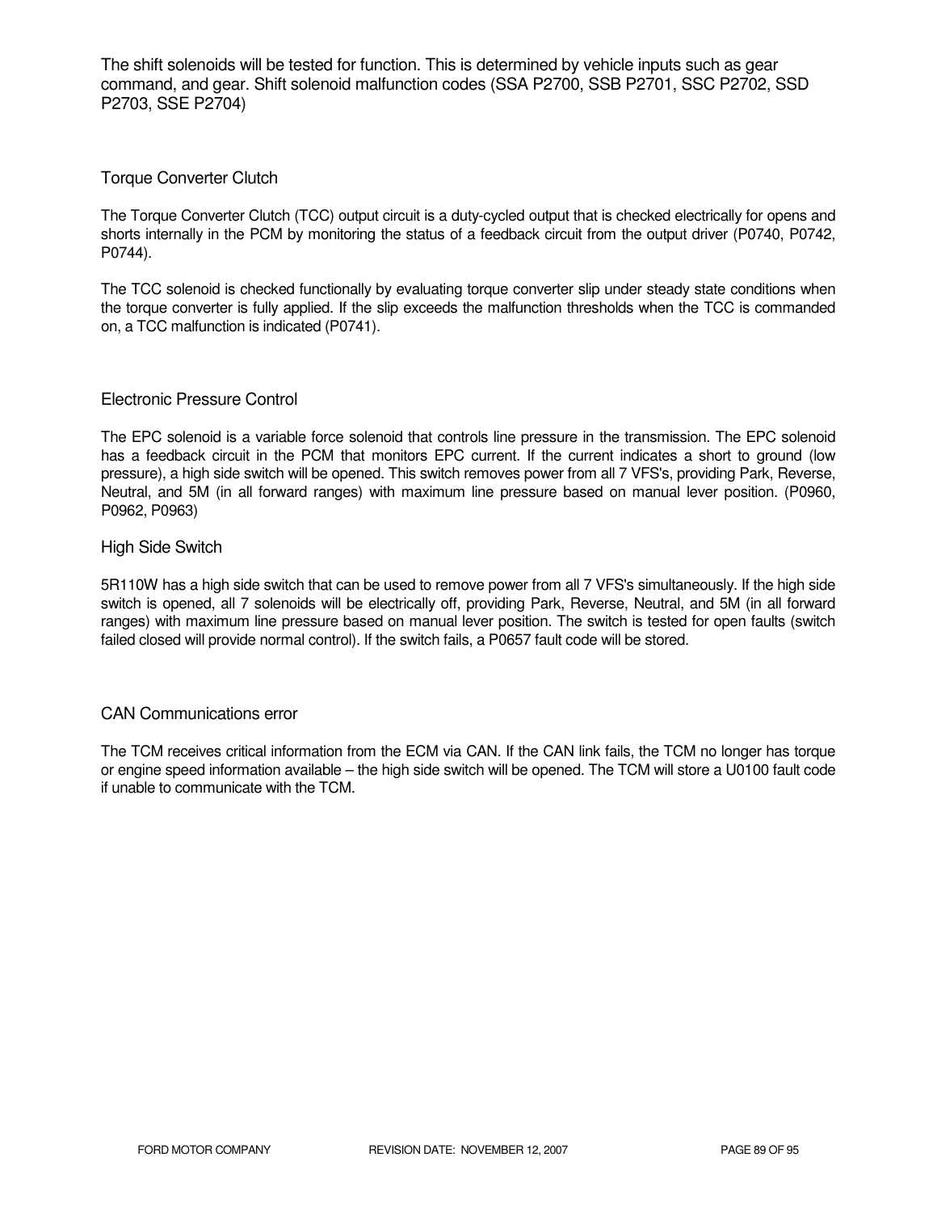The shift solenoids will be tested for function. This is determined by vehicle inputs such as gear command, and gear. Shift solenoid malfunction codes (SSA P2700, SSB P2701, SSC P2702, SSD P2703, SSE P2704)

## Torque Converter Clutch

The Torque Converter Clutch (TCC) output circuit is a duty-cycled output that is checked electrically for opens and shorts internally in the PCM by monitoring the status of a feedback circuit from the output driver (P0740, P0742, P0744).

The TCC solenoid is checked functionally by evaluating torque converter slip under steady state conditions when the torque converter is fully applied. If the slip exceeds the malfunction thresholds when the TCC is commanded on, a TCC malfunction is indicated (P0741).

## Electronic Pressure Control

The EPC solenoid is a variable force solenoid that controls line pressure in the transmission. The EPC solenoid has a feedback circuit in the PCM that monitors EPC current. If the current indicates a short to ground (low pressure), a high side switch will be opened. This switch removes power from all 7 VFS's, providing Park, Reverse, Neutral, and 5M (in all forward ranges) with maximum line pressure based on manual lever position. (P0960, P0962, P0963)

## High Side Switch

5R110W has a high side switch that can be used to remove power from all 7 VFS's simultaneously. If the high side switch is opened, all 7 solenoids will be electrically off, providing Park, Reverse, Neutral, and 5M (in all forward ranges) with maximum line pressure based on manual lever position. The switch is tested for open faults (switch failed closed will provide normal control). If the switch fails, a P0657 fault code will be stored.

## CAN Communications error

The TCM receives critical information from the ECM via CAN. If the CAN link fails, the TCM no longer has torque or engine speed information available – the high side switch will be opened. The TCM will store a U0100 fault code if unable to communicate with the TCM.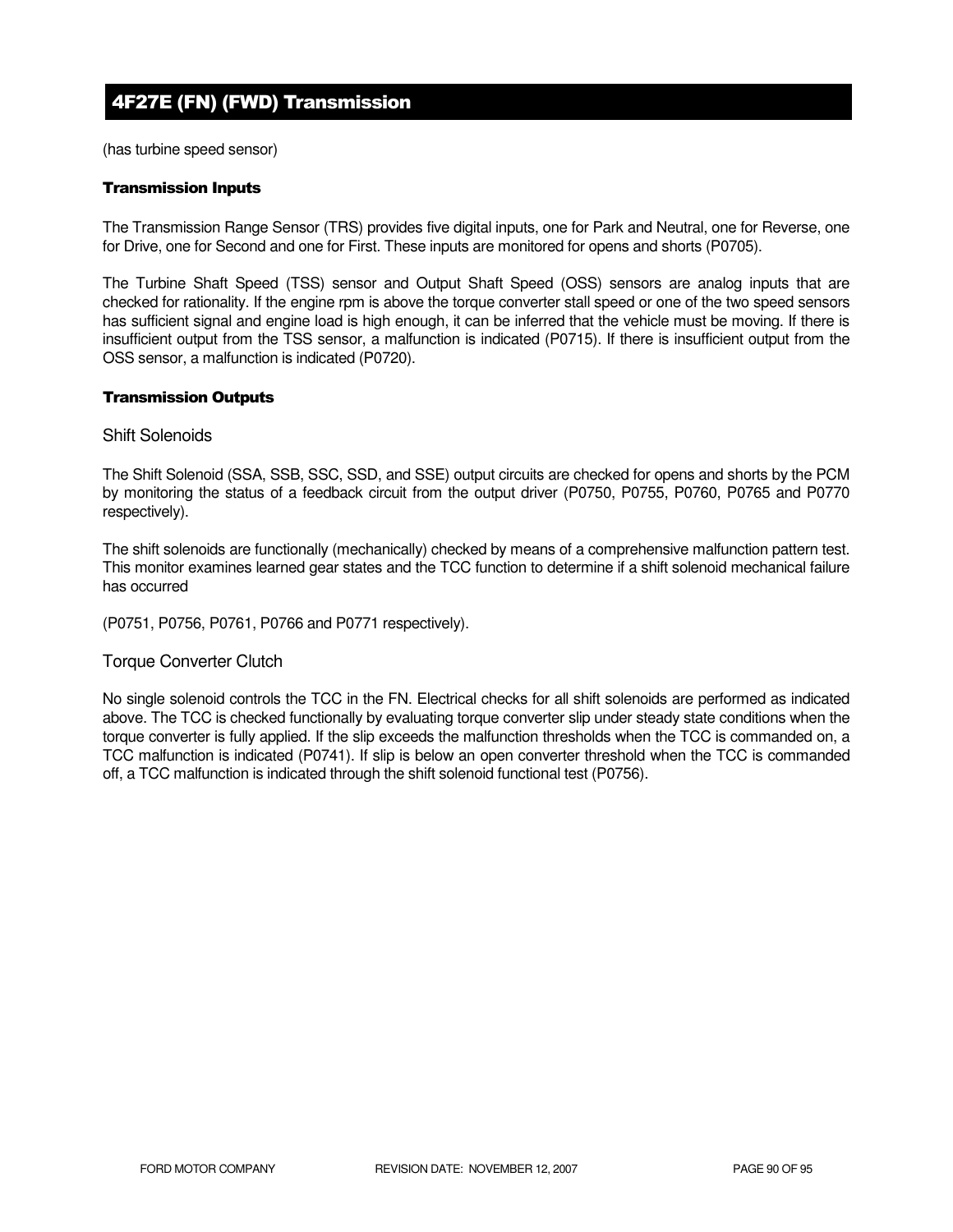# 4F27E (FN) (FWD) Transmission

(has turbine speed sensor)

### Transmission Inputs

The Transmission Range Sensor (TRS) provides five digital inputs, one for Park and Neutral, one for Reverse, one for Drive, one for Second and one for First. These inputs are monitored for opens and shorts (P0705).

The Turbine Shaft Speed (TSS) sensor and Output Shaft Speed (OSS) sensors are analog inputs that are checked for rationality. If the engine rpm is above the torque converter stall speed or one of the two speed sensors has sufficient signal and engine load is high enough, it can be inferred that the vehicle must be moving. If there is insufficient output from the TSS sensor, a malfunction is indicated (P0715). If there is insufficient output from the OSS sensor, a malfunction is indicated (P0720).

### Transmission Outputs

#### Shift Solenoids

The Shift Solenoid (SSA, SSB, SSC, SSD, and SSE) output circuits are checked for opens and shorts by the PCM by monitoring the status of a feedback circuit from the output driver (P0750, P0755, P0760, P0765 and P0770 respectively).

The shift solenoids are functionally (mechanically) checked by means of a comprehensive malfunction pattern test. This monitor examines learned gear states and the TCC function to determine if a shift solenoid mechanical failure has occurred

(P0751, P0756, P0761, P0766 and P0771 respectively).

#### Torque Converter Clutch

No single solenoid controls the TCC in the FN. Electrical checks for all shift solenoids are performed as indicated above. The TCC is checked functionally by evaluating torque converter slip under steady state conditions when the torque converter is fully applied. If the slip exceeds the malfunction thresholds when the TCC is commanded on, a TCC malfunction is indicated (P0741). If slip is below an open converter threshold when the TCC is commanded off, a TCC malfunction is indicated through the shift solenoid functional test (P0756).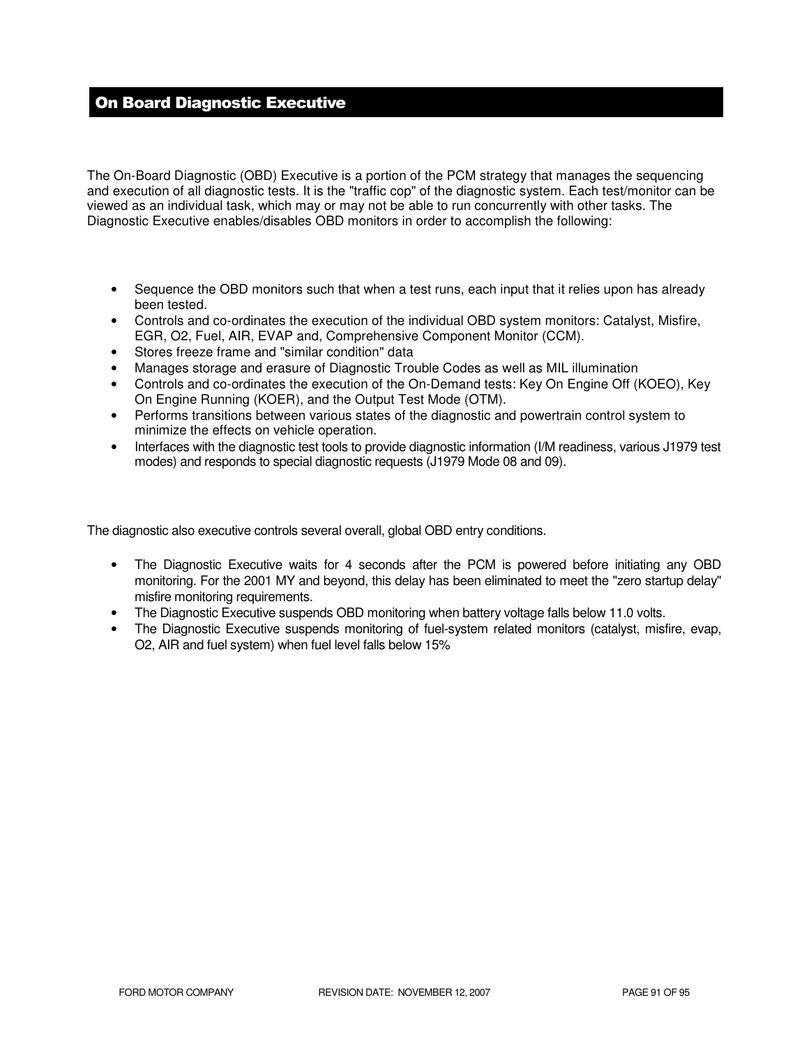## On Board Diagnostic Executive

The On-Board Diagnostic (OBD) Executive is a portion of the PCM strategy that manages the sequencing and execution of all diagnostic tests. It is the "traffic cop" of the diagnostic system. Each test/monitor can be viewed as an individual task, which may or may not be able to run concurrently with other tasks. The Diagnostic Executive enables/disables OBD monitors in order to accomplish the following:

- Sequence the OBD monitors such that when a test runs, each input that it relies upon has already been tested.
- Controls and co-ordinates the execution of the individual OBD system monitors: Catalyst, Misfire, EGR, O2, Fuel, AIR, EVAP and, Comprehensive Component Monitor (CCM).
- Stores freeze frame and "similar condition" data
- Manages storage and erasure of Diagnostic Trouble Codes as well as MIL illumination
- Controls and co-ordinates the execution of the On-Demand tests: Key On Engine Off (KOEO), Key On Engine Running (KOER), and the Output Test Mode (OTM).
- Performs transitions between various states of the diagnostic and powertrain control system to minimize the effects on vehicle operation.
- Interfaces with the diagnostic test tools to provide diagnostic information (I/M readiness, various J1979 test modes) and responds to special diagnostic requests (J1979 Mode 08 and 09).

The diagnostic also executive controls several overall, global OBD entry conditions.

- The Diagnostic Executive waits for 4 seconds after the PCM is powered before initiating any OBD monitoring. For the 2001 MY and beyond, this delay has been eliminated to meet the "zero startup delay" misfire monitoring requirements.
- The Diagnostic Executive suspends OBD monitoring when battery voltage falls below 11.0 volts.
- The Diagnostic Executive suspends monitoring of fuel-system related monitors (catalyst, misfire, evap, O2, AIR and fuel system) when fuel level falls below 15%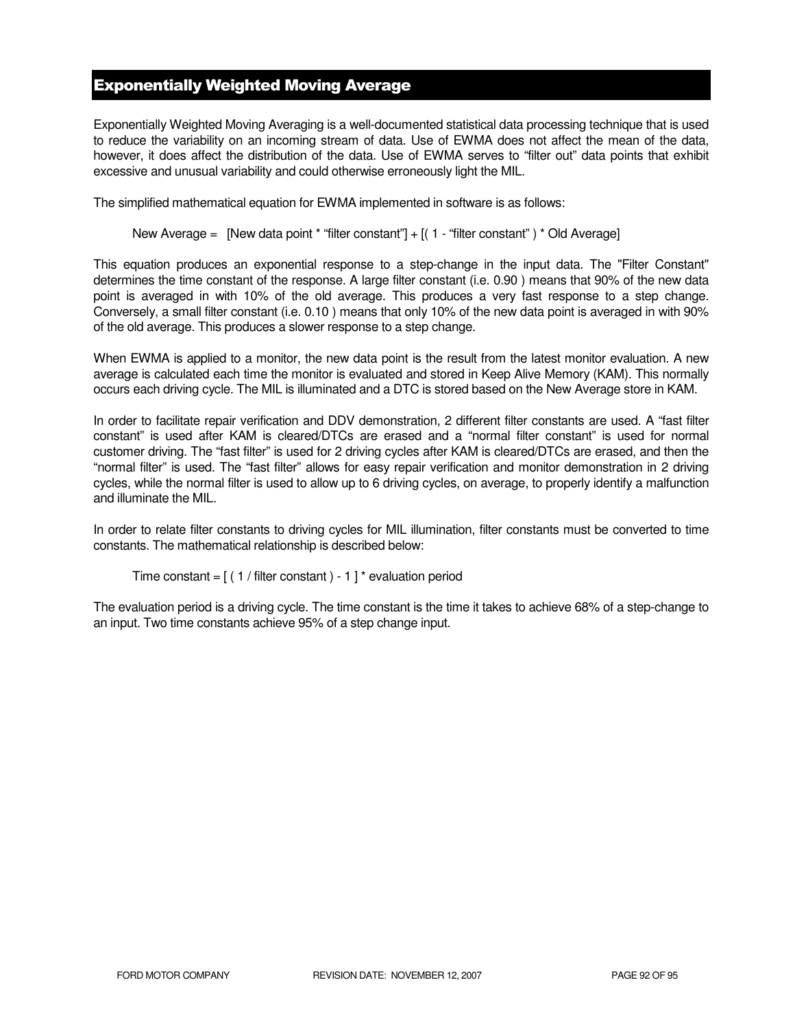## Exponentially Weighted Moving Average

Exponentially Weighted Moving Averaging is a well-documented statistical data processing technique that is used to reduce the variability on an incoming stream of data. Use of EWMA does not affect the mean of the data, however, it does affect the distribution of the data. Use of EWMA serves to “filter out” data points that exhibit excessive and unusual variability and could otherwise erroneously light the MIL.

The simplified mathematical equation for EWMA implemented in software is as follows:

New Average = [New data point * “filter constant”] + [( 1 - “filter constant” ) * Old Average]

This equation produces an exponential response to a step-change in the input data. The "Filter Constant" determines the time constant of the response. A large filter constant (i.e. 0.90 ) means that 90% of the new data point is averaged in with 10% of the old average. This produces a very fast response to a step change. Conversely, a small filter constant (i.e. 0.10 ) means that only 10% of the new data point is averaged in with 90% of the old average. This produces a slower response to a step change.

When EWMA is applied to a monitor, the new data point is the result from the latest monitor evaluation. A new average is calculated each time the monitor is evaluated and stored in Keep Alive Memory (KAM). This normally occurs each driving cycle. The MIL is illuminated and a DTC is stored based on the New Average store in KAM.

In order to facilitate repair verification and DDV demonstration, 2 different filter constants are used. A “fast filter constant” is used after KAM is cleared/DTCs are erased and a “normal filter constant” is used for normal customer driving. The “fast filter” is used for 2 driving cycles after KAM is cleared/DTCs are erased, and then the “normal filter” is used. The “fast filter” allows for easy repair verification and monitor demonstration in 2 driving cycles, while the normal filter is used to allow up to 6 driving cycles, on average, to properly identify a malfunction and illuminate the MIL.

In order to relate filter constants to driving cycles for MIL illumination, filter constants must be converted to time constants. The mathematical relationship is described below:

Time constant = [ ( 1 / filter constant ) - 1 ] * evaluation period

The evaluation period is a driving cycle. The time constant is the time it takes to achieve 68% of a step-change to an input. Two time constants achieve 95% of a step change input.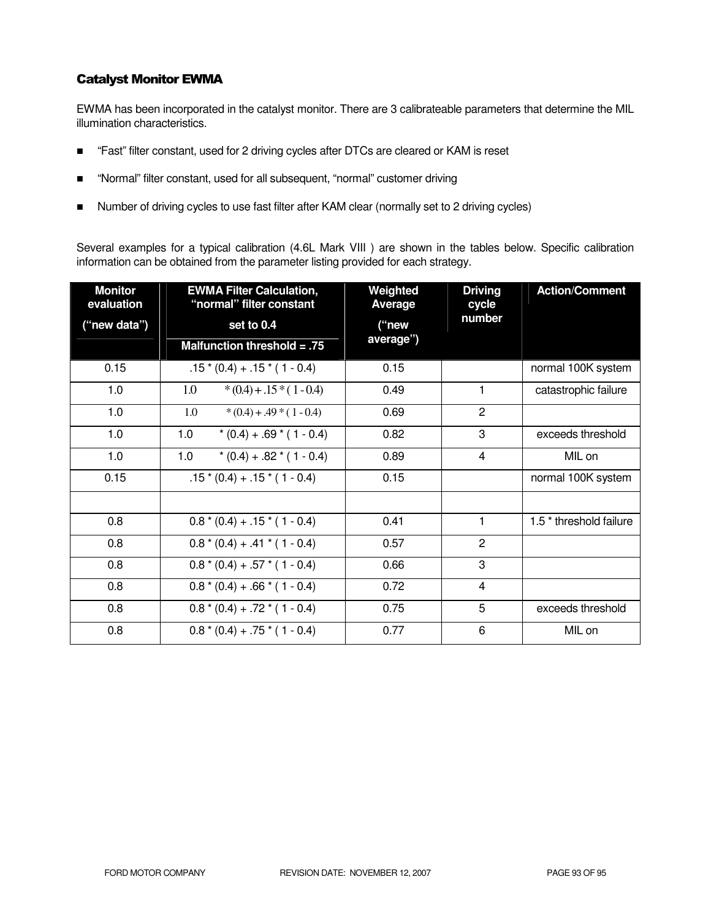### Catalyst Monitor EWMA

EWMA has been incorporated in the catalyst monitor. There are 3 calibrateable parameters that determine the MIL illumination characteristics.

- "Fast" filter constant, used for 2 driving cycles after DTCs are cleared or KAM is reset
- "Normal" filter constant, used for all subsequent, "normal" customer driving
- Number of driving cycles to use fast filter after KAM clear (normally set to 2 driving cycles)

Several examples for a typical calibration (4.6L Mark VIII ) are shown in the tables below. Specific calibration information can be obtained from the parameter listing provided for each strategy.

| Monitor evaluation ("new data") | EWMA Filter Calculation, "normal" filter constant set to 0.4 Malfunction threshold = .75 | Weighted Average ("new average") | Driving cycle number | Action/Comment |
|---|---|---|---|---|
| 0.15 | .15 * (0.4) + .15 * ( 1 - 0.4) | 0.15 | | normal 100K system |
| 1.0 | 1.0 * (0.4) + .15 * ( 1 - 0.4) | 0.49 | 1 | catastrophic failure |
| 1.0 | 1.0 * (0.4) + .49 * ( 1 - 0.4) | 0.69 | 2 | |
| 1.0 | 1.0 * (0.4) + .69 * ( 1 - 0.4) | 0.82 | 3 | exceeds threshold |
| 1.0 | 1.0 * (0.4) + .82 * ( 1 - 0.4) | 0.89 | 4 | MIL on |
| 0.15 | .15 * (0.4) + .15 * ( 1 - 0.4) | 0.15 | | normal 100K system |
| | | | | |
| 0.8 | 0.8 * (0.4) + .15 * ( 1 - 0.4) | 0.41 | 1 | 1.5 * threshold failure |
| 0.8 | 0.8 * (0.4) + .41 * ( 1 - 0.4) | 0.57 | 2 | |
| 0.8 | 0.8 * (0.4) + .57 * ( 1 - 0.4) | 0.66 | 3 | |
| 0.8 | 0.8 * (0.4) + .66 * ( 1 - 0.4) | 0.72 | 4 | |
| 0.8 | 0.8 * (0.4) + .72 * ( 1 - 0.4) | 0.75 | 5 | exceeds threshold |
| 0.8 | 0.8 * (0.4) + .75 * ( 1 - 0.4) | 0.77 | 6 | MIL on |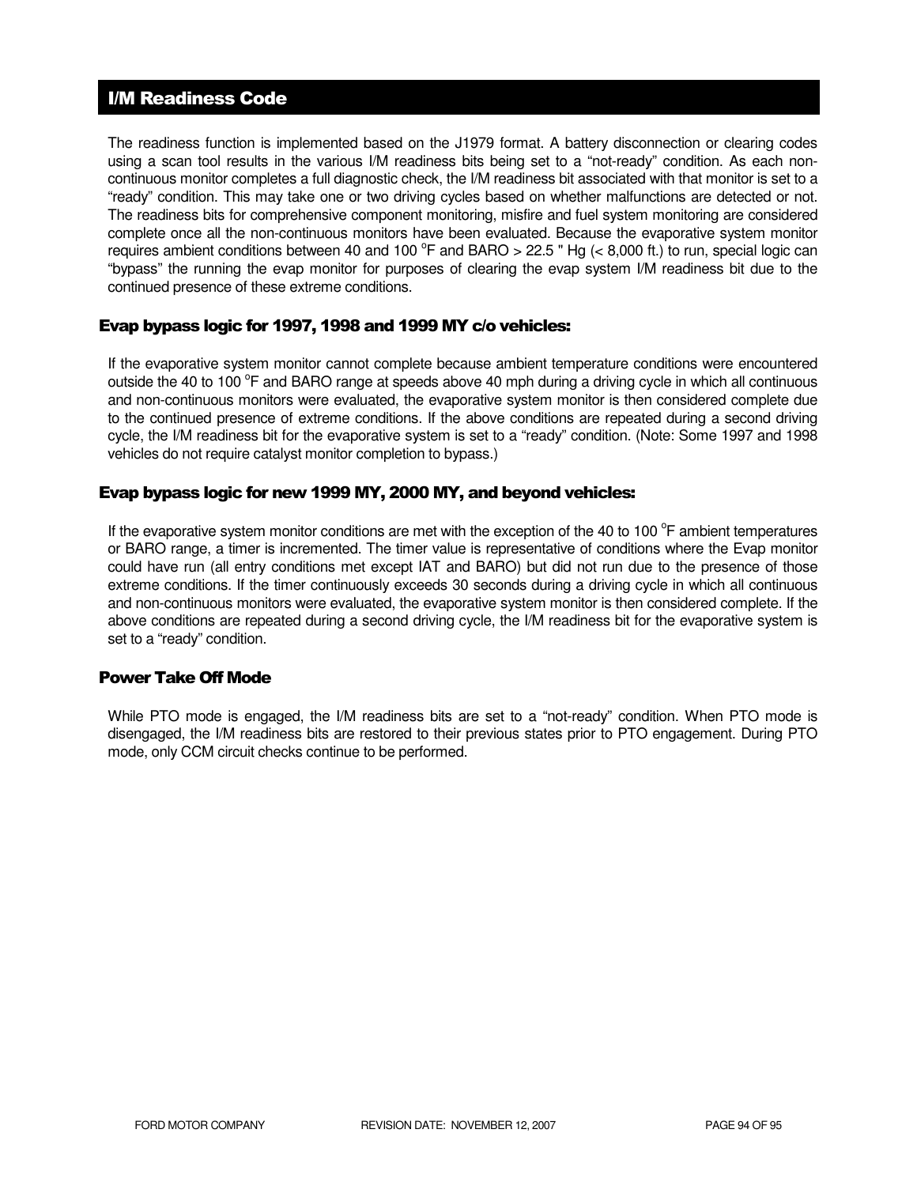## I/M Readiness Code

The readiness function is implemented based on the J1979 format. A battery disconnection or clearing codes using a scan tool results in the various I/M readiness bits being set to a "not-ready" condition. As each non-continuous monitor completes a full diagnostic check, the I/M readiness bit associated with that monitor is set to a "ready" condition. This may take one or two driving cycles based on whether malfunctions are detected or not. The readiness bits for comprehensive component monitoring, misfire and fuel system monitoring are considered complete once all the non-continuous monitors have been evaluated. Because the evaporative system monitor requires ambient conditions between 40 and 100 $^{o}$F and BARO > 22.5 " Hg (< 8,000 ft.) to run, special logic can "bypass" the running the evap monitor for purposes of clearing the evap system I/M readiness bit due to the continued presence of these extreme conditions.

### Evap bypass logic for 1997, 1998 and 1999 MY c/o vehicles:

If the evaporative system monitor cannot complete because ambient temperature conditions were encountered outside the 40 to 100 $^{o}$F and BARO range at speeds above 40 mph during a driving cycle in which all continuous and non-continuous monitors were evaluated, the evaporative system monitor is then considered complete due to the continued presence of extreme conditions. If the above conditions are repeated during a second driving cycle, the I/M readiness bit for the evaporative system is set to a "ready" condition. (Note: Some 1997 and 1998 vehicles do not require catalyst monitor completion to bypass.)

### Evap bypass logic for new 1999 MY, 2000 MY, and beyond vehicles:

If the evaporative system monitor conditions are met with the exception of the 40 to 100 $^{o}$F ambient temperatures or BARO range, a timer is incremented. The timer value is representative of conditions where the Evap monitor could have run (all entry conditions met except IAT and BARO) but did not run due to the presence of those extreme conditions. If the timer continuously exceeds 30 seconds during a driving cycle in which all continuous and non-continuous monitors were evaluated, the evaporative system monitor is then considered complete. If the above conditions are repeated during a second driving cycle, the I/M readiness bit for the evaporative system is set to a "ready" condition.

### Power Take Off Mode

While PTO mode is engaged, the I/M readiness bits are set to a "not-ready" condition. When PTO mode is disengaged, the I/M readiness bits are restored to their previous states prior to PTO engagement. During PTO mode, only CCM circuit checks continue to be performed.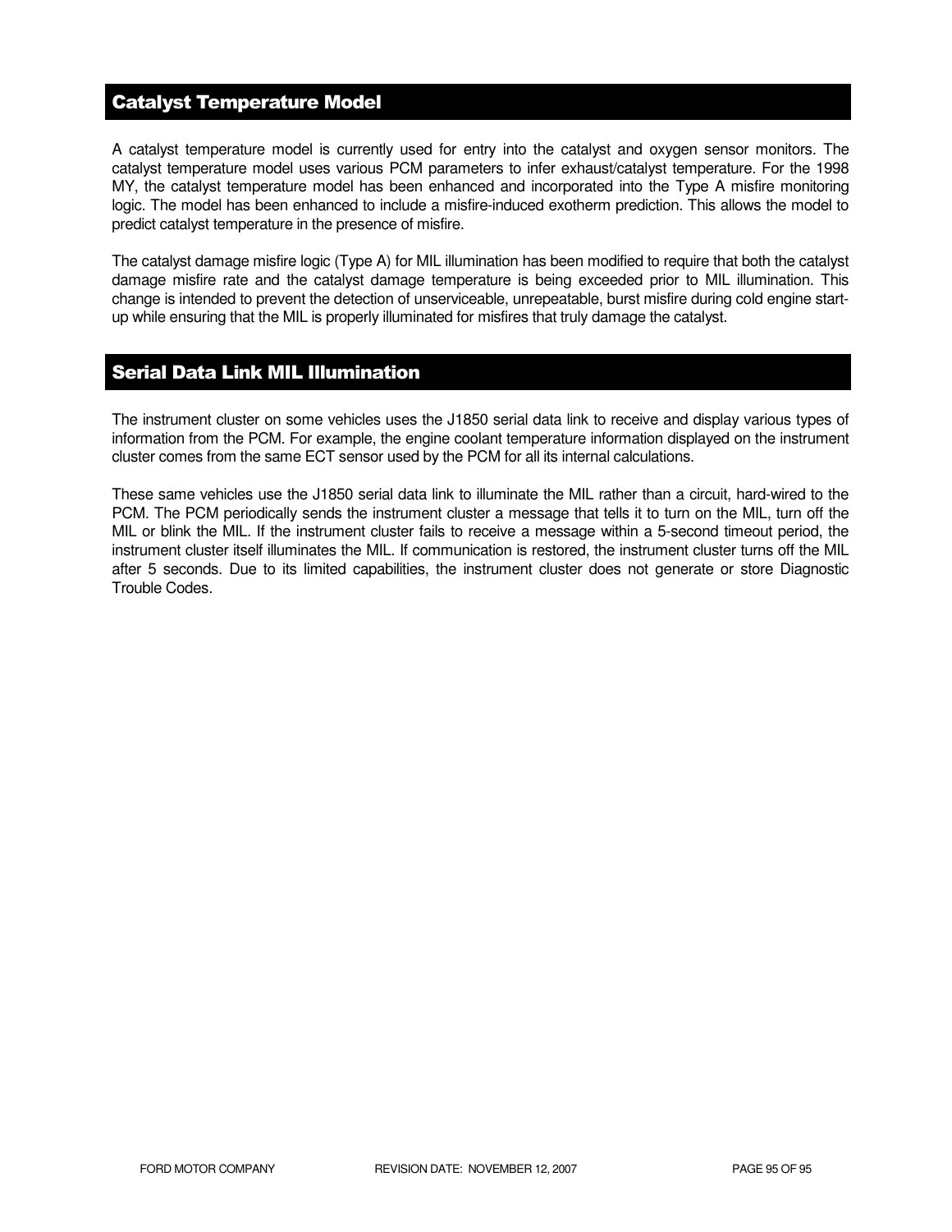## Catalyst Temperature Model

A catalyst temperature model is currently used for entry into the catalyst and oxygen sensor monitors. The catalyst temperature model uses various PCM parameters to infer exhaust/catalyst temperature. For the 1998 MY, the catalyst temperature model has been enhanced and incorporated into the Type A misfire monitoring logic. The model has been enhanced to include a misfire-induced exotherm prediction. This allows the model to predict catalyst temperature in the presence of misfire.

The catalyst damage misfire logic (Type A) for MIL illumination has been modified to require that both the catalyst damage misfire rate and the catalyst damage temperature is being exceeded prior to MIL illumination. This change is intended to prevent the detection of unserviceable, unrepeatable, burst misfire during cold engine start-up while ensuring that the MIL is properly illuminated for misfires that truly damage the catalyst.

## Serial Data Link MIL Illumination

The instrument cluster on some vehicles uses the J1850 serial data link to receive and display various types of information from the PCM. For example, the engine coolant temperature information displayed on the instrument cluster comes from the same ECT sensor used by the PCM for all its internal calculations.

These same vehicles use the J1850 serial data link to illuminate the MIL rather than a circuit, hard-wired to the PCM. The PCM periodically sends the instrument cluster a message that tells it to turn on the MIL, turn off the MIL or blink the MIL. If the instrument cluster fails to receive a message within a 5-second timeout period, the instrument cluster itself illuminates the MIL. If communication is restored, the instrument cluster turns off the MIL after 5 seconds. Due to its limited capabilities, the instrument cluster does not generate or store Diagnostic Trouble Codes.